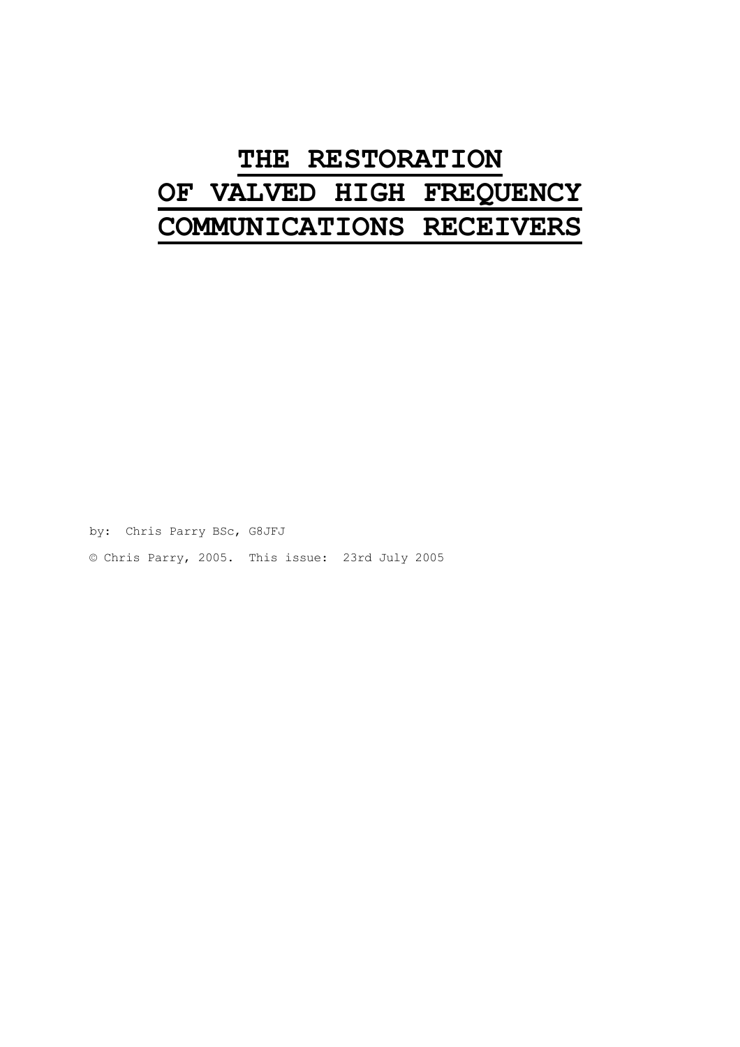# THE RESTORATION OF VALVED HIGH FREQUENCY COMMUNICATIONS RECEIVERS

by: Chris Parry BSc, G8JFJ

© Chris Parry, 2005. This issue: 23rd July 2005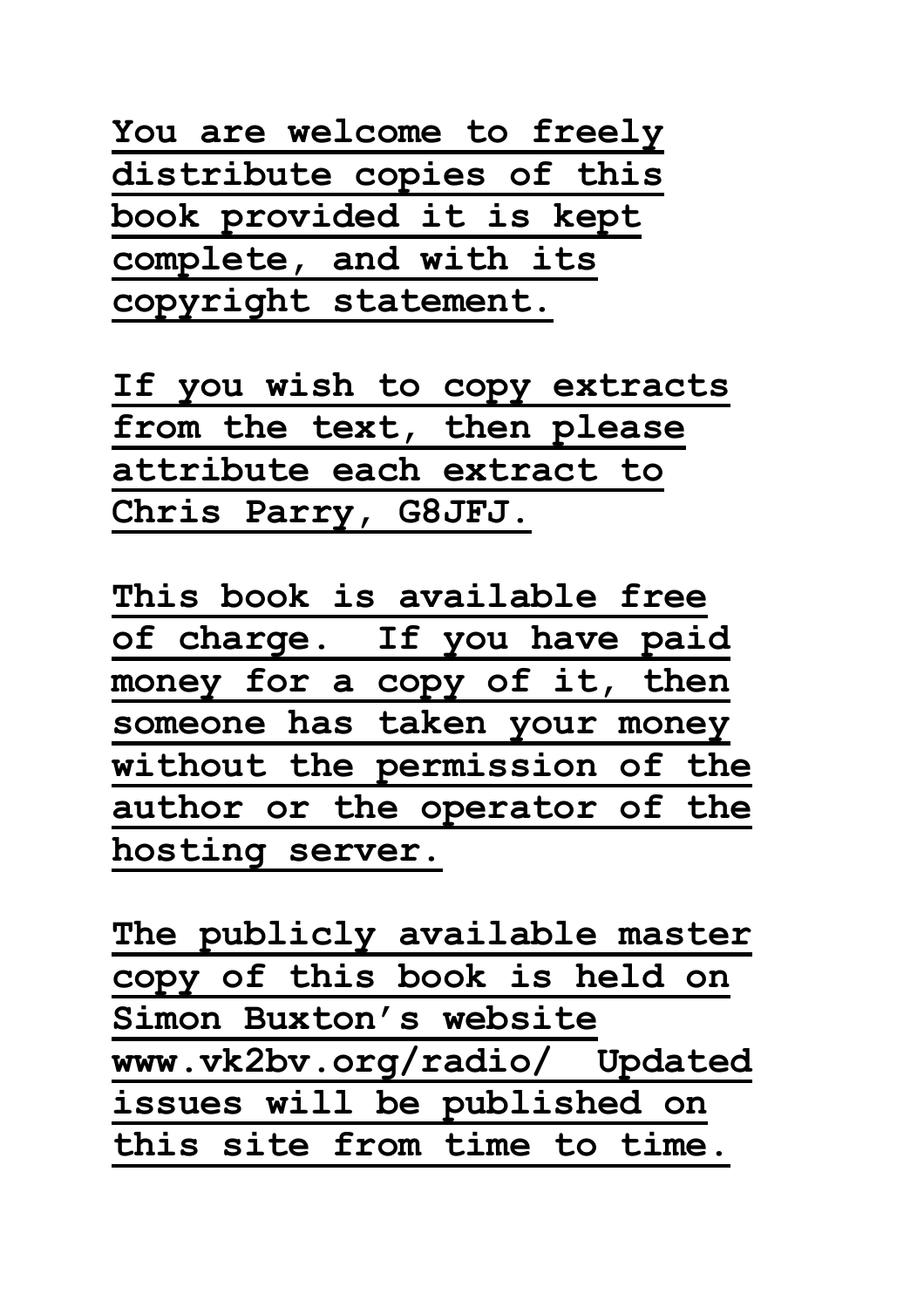**You are welcome to freely distribute copies of this book provided it is kept complete, and with its copyright statement.**

**If you wish to copy extracts from the text, then please attribute each extract to Chris Parry, G8JFJ.**

**This book is available free of charge.  If you have paid money for a copy of it, then someone has taken your money without the permission of the author or the operator of the hosting server.**

**The publicly available master copy of this book is held on Simon Buxton's website www.vk2bv.org/radio/  Updated issues will be published on this site from time to time.**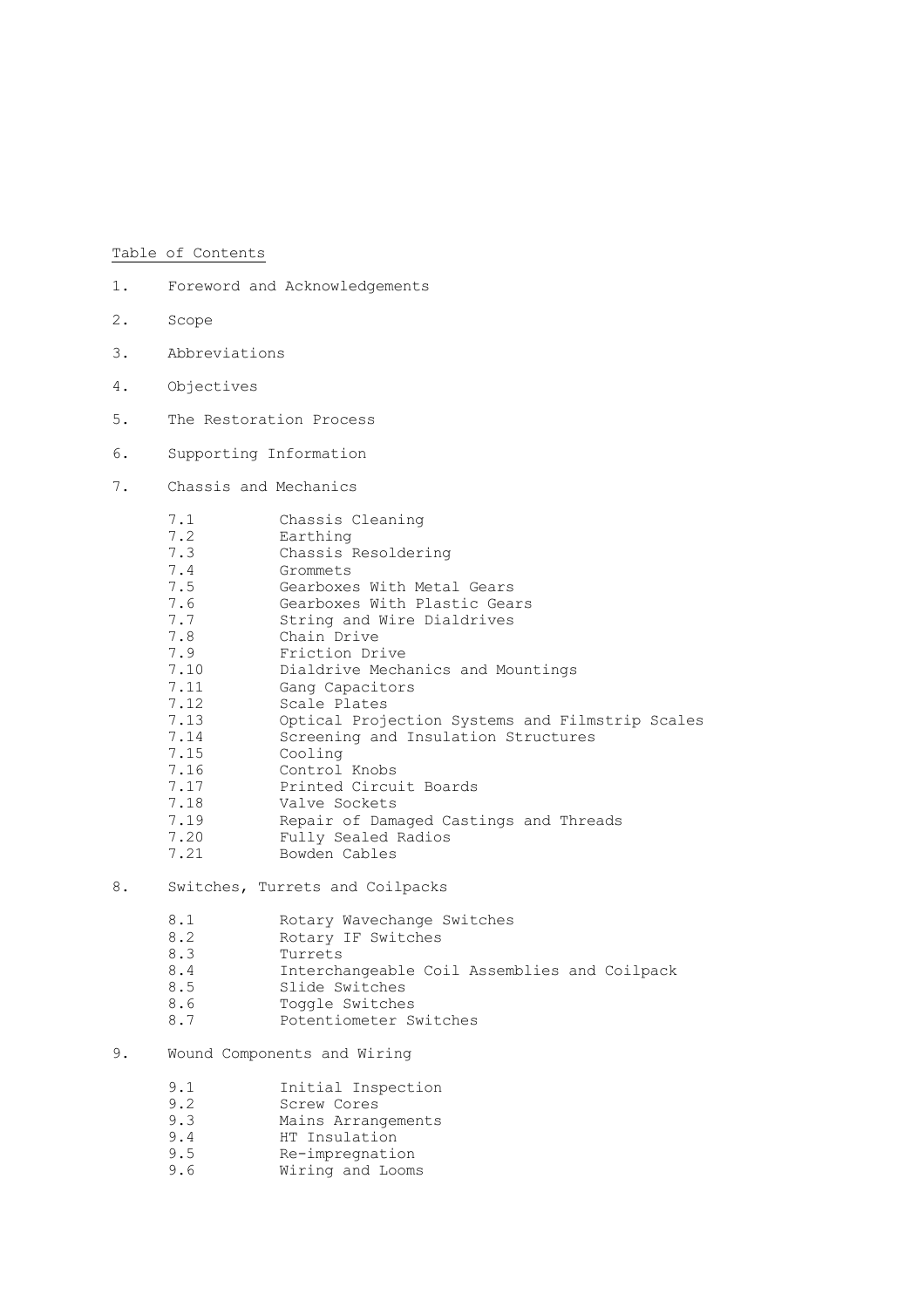Table of Contents

1. Foreword and Acknowledgements

2. Scope

3. Abbreviations

4. Objectives

5. The Restoration Process

6. Supporting Information

7. Chassis and Mechanics

   - 7.1 Chassis Cleaning
   - 7.2 Earthing
   - 7.3 Chassis Resoldering
   - 7.4 Grommets
   - 7.5 Gearboxes With Metal Gears
   - 7.6 Gearboxes With Plastic Gears
   - 7.7 String and Wire Dialdrives
   - 7.8 Chain Drive
   - 7.9 Friction Drive
   - 7.10 Dialdrive Mechanics and Mountings
   - 7.11 Gang Capacitors
   - 7.12 Scale Plates
   - 7.13 Optical Projection Systems and Filmstrip Scales
   - 7.14 Screening and Insulation Structures
   - 7.15 Cooling
   - 7.16 Control Knobs
   - 7.17 Printed Circuit Boards
   - 7.18 Valve Sockets
   - 7.19 Repair of Damaged Castings and Threads
   - 7.20 Fully Sealed Radios
   - 7.21 Bowden Cables

8. Switches, Turrets and Coilpacks

   - 8.1 Rotary Wavechange Switches
   - 8.2 Rotary IF Switches
   - 8.3 Turrets
   - 8.4 Interchangeable Coil Assemblies and Coilpack
   - 8.5 Slide Switches
   - 8.6 Toggle Switches
   - 8.7 Potentiometer Switches

9. Wound Components and Wiring

   - 9.1 Initial Inspection
   - 9.2 Screw Cores
   - 9.3 Mains Arrangements
   - 9.4 HT Insulation
   - 9.5 Re-impregnation
   - 9.6 Wiring and Looms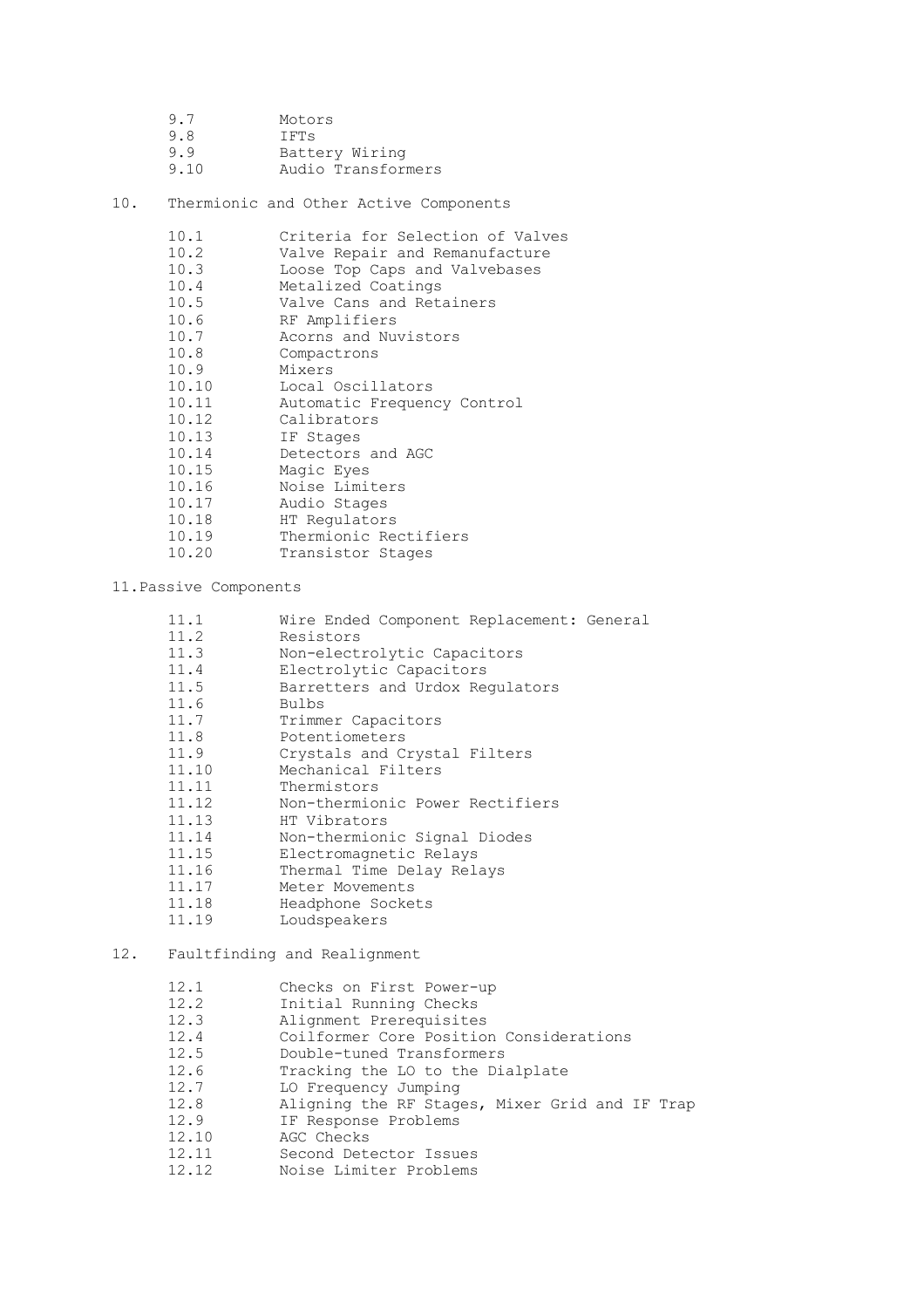- 9.7 Motors
- 9.8 IFTs
- 9.9 Battery Wiring
- 9.10 Audio Transformers

10. Thermionic and Other Active Components

- 10.1 Criteria for Selection of Valves
- 10.2 Valve Repair and Remanufacture
- 10.3 Loose Top Caps and Valvebases
- 10.4 Metalized Coatings
- 10.5 Valve Cans and Retainers
- 10.6 RF Amplifiers
- 10.7 Acorns and Nuvistors
- 10.8 Compactrons
- 10.9 Mixers
- 10.10 Local Oscillators
- 10.11 Automatic Frequency Control
- 10.12 Calibrators
- 10.13 IF Stages
- 10.14 Detectors and AGC
- 10.15 Magic Eyes
- 10.16 Noise Limiters
- 10.17 Audio Stages
- 10.18 HT Regulators
- 10.19 Thermionic Rectifiers
- 10.20 Transistor Stages

11. Passive Components

- 11.1 Wire Ended Component Replacement: General
- 11.2 Resistors
- 11.3 Non-electrolytic Capacitors
- 11.4 Electrolytic Capacitors
- 11.5 Barretters and Urdox Regulators
- 11.6 Bulbs
- 11.7 Trimmer Capacitors
- 11.8 Potentiometers
- 11.9 Crystals and Crystal Filters
- 11.10 Mechanical Filters
- 11.11 Thermistors
- 11.12 Non-thermionic Power Rectifiers
- 11.13 HT Vibrators
- 11.14 Non-thermionic Signal Diodes
- 11.15 Electromagnetic Relays
- 11.16 Thermal Time Delay Relays
- 11.17 Meter Movements
- 11.18 Headphone Sockets
- 11.19 Loudspeakers

12. Faultfinding and Realignment

- 12.1 Checks on First Power-up
- 12.2 Initial Running Checks
- 12.3 Alignment Prerequisites
- 12.4 Coilformer Core Position Considerations
- 12.5 Double-tuned Transformers
- 12.6 Tracking the LO to the Dialplate
- 12.7 LO Frequency Jumping
- 12.8 Aligning the RF Stages, Mixer Grid and IF Trap
- 12.9 IF Response Problems
- 12.10 AGC Checks
- 12.11 Second Detector Issues
- 12.12 Noise Limiter Problems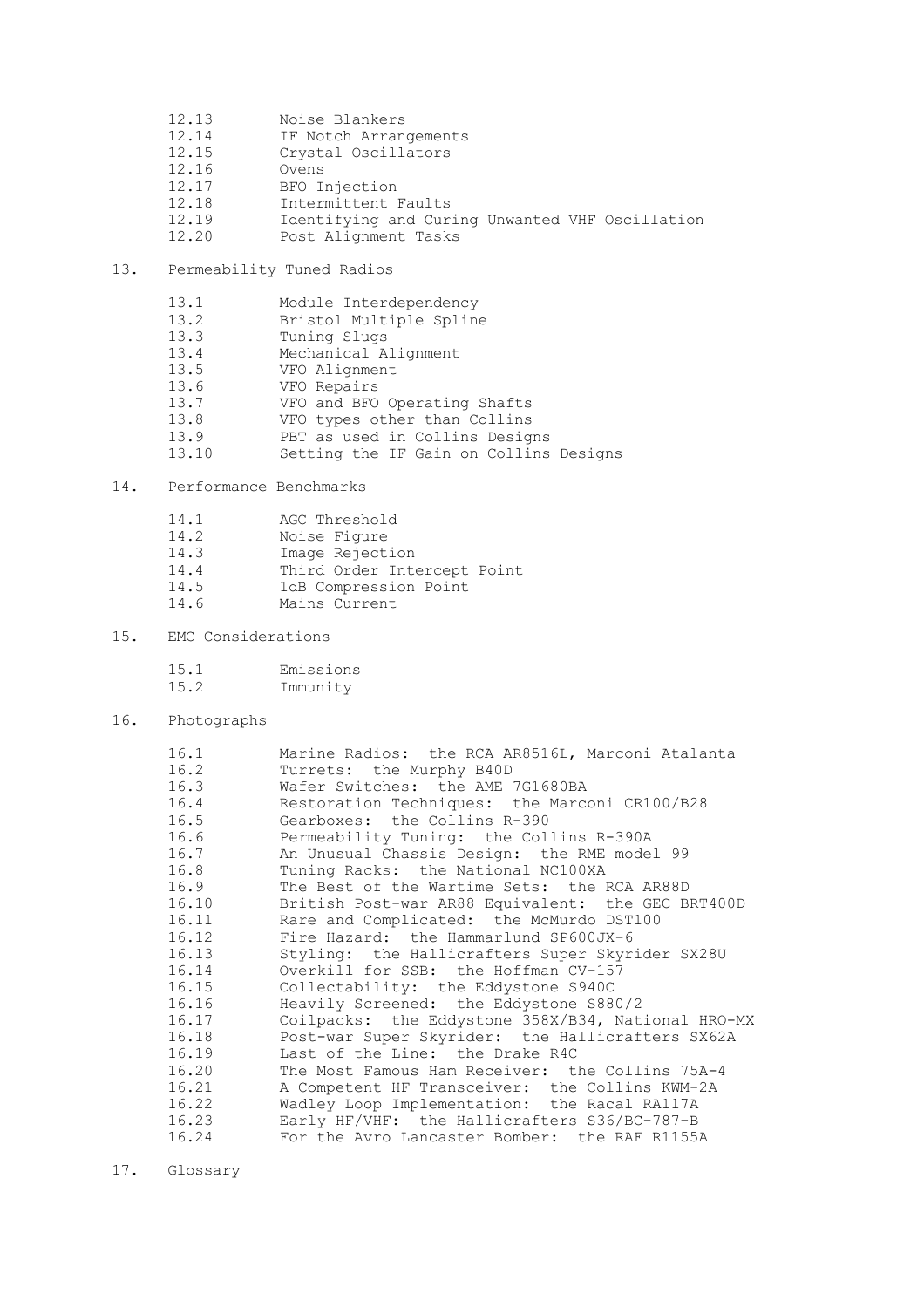12.13 Noise Blankers
12.14 IF Notch Arrangements
12.15 Crystal Oscillators
12.16 Ovens
12.17 BFO Injection
12.18 Intermittent Faults
12.19 Identifying and Curing Unwanted VHF Oscillation
12.20 Post Alignment Tasks

13. Permeability Tuned Radios

13.1 Module Interdependency
13.2 Bristol Multiple Spline
13.3 Tuning Slugs
13.4 Mechanical Alignment
13.5 VFO Alignment
13.6 VFO Repairs
13.7 VFO and BFO Operating Shafts
13.8 VFO types other than Collins
13.9 PBT as used in Collins Designs
13.10 Setting the IF Gain on Collins Designs

14. Performance Benchmarks

14.1 AGC Threshold
14.2 Noise Figure
14.3 Image Rejection
14.4 Third Order Intercept Point
14.5 1dB Compression Point
14.6 Mains Current

15. EMC Considerations

15.1 Emissions
15.2 Immunity

16. Photographs

16.1 Marine Radios: the RCA AR8516L, Marconi Atalanta
16.2 Turrets: the Murphy B40D
16.3 Wafer Switches: the AME 7G1680BA
16.4 Restoration Techniques: the Marconi CR100/B28
16.5 Gearboxes: the Collins R-390
16.6 Permeability Tuning: the Collins R-390A
16.7 An Unusual Chassis Design: the RME model 99
16.8 Tuning Racks: the National NC100XA
16.9 The Best of the Wartime Sets: the RCA AR88D
16.10 British Post-war AR88 Equivalent: the GEC BRT400D
16.11 Rare and Complicated: the McMurdo DST100
16.12 Fire Hazard: the Hammarlund SP600JX-6
16.13 Styling: the Hallicrafters Super Skyrider SX28U
16.14 Overkill for SSB: the Hoffman CV-157
16.15 Collectability: the Eddystone S940C
16.16 Heavily Screened: the Eddystone S880/2
16.17 Coilpacks: the Eddystone 358X/B34, National HRO-MX
16.18 Post-war Super Skyrider: the Hallicrafters SX62A
16.19 Last of the Line: the Drake R4C
16.20 The Most Famous Ham Receiver: the Collins 75A-4
16.21 A Competent HF Transceiver: the Collins KWM-2A
16.22 Wadley Loop Implementation: the Racal RA117A
16.23 Early HF/VHF: the Hallicrafters S36/BC-787-B
16.24 For the Avro Lancaster Bomber: the RAF R1155A

17. Glossary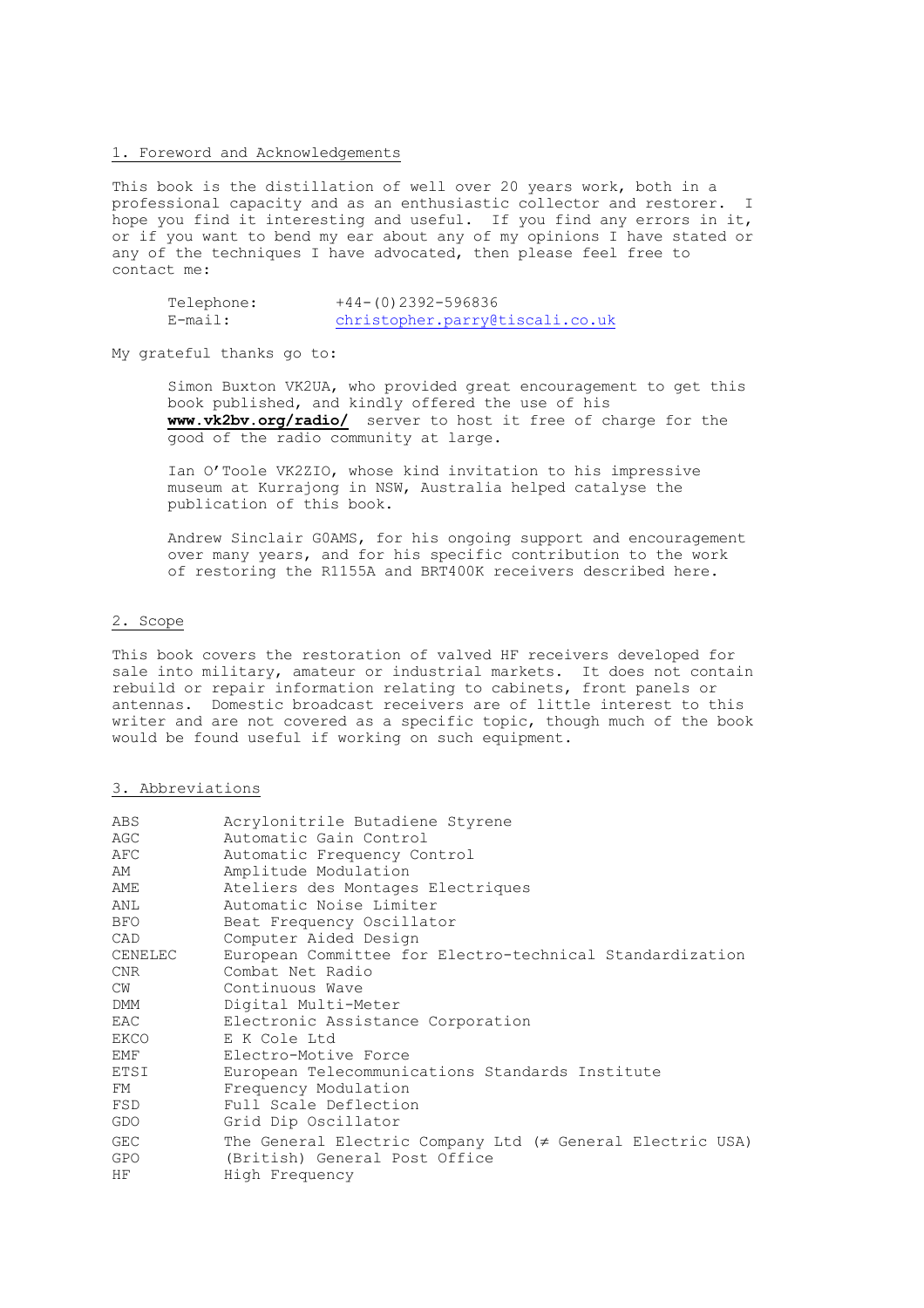## 1. Foreword and Acknowledgements

This book is the distillation of well over 20 years work, both in a professional capacity and as an enthusiastic collector and restorer. I hope you find it interesting and useful. If you find any errors in it, or if you want to bend my ear about any of my opinions I have stated or any of the techniques I have advocated, then please feel free to contact me:

Telephone: +44-(0)2392-596836
E-mail: christopher.parry@tiscali.co.uk

My grateful thanks go to:

Simon Buxton VK2UA, who provided great encouragement to get this book published, and kindly offered the use of his **www.vk2bv.org/radio/** server to host it free of charge for the good of the radio community at large.

Ian O'Toole VK2ZIO, whose kind invitation to his impressive museum at Kurrajong in NSW, Australia helped catalyse the publication of this book.

Andrew Sinclair G0AMS, for his ongoing support and encouragement over many years, and for his specific contribution to the work of restoring the R1155A and BRT400K receivers described here.

## 2. Scope

This book covers the restoration of valved HF receivers developed for sale into military, amateur or industrial markets. It does not contain rebuild or repair information relating to cabinets, front panels or antennas. Domestic broadcast receivers are of little interest to this writer and are not covered as a specific topic, though much of the book would be found useful if working on such equipment.

## 3. Abbreviations

| | |
|---|---|
| ABS | Acrylonitrile Butadiene Styrene |
| AGC | Automatic Gain Control |
| AFC | Automatic Frequency Control |
| AM | Amplitude Modulation |
| AME | Ateliers des Montages Electriques |
| ANL | Automatic Noise Limiter |
| BFO | Beat Frequency Oscillator |
| CAD | Computer Aided Design |
| CENELEC | European Committee for Electro-technical Standardization |
| CNR | Combat Net Radio |
| CW | Continuous Wave |
| DMM | Digital Multi-Meter |
| EAC | Electronic Assistance Corporation |
| EKCO | E K Cole Ltd |
| EMF | Electro-Motive Force |
| ETSI | European Telecommunications Standards Institute |
| FM | Frequency Modulation |
| FSD | Full Scale Deflection |
| GDO | Grid Dip Oscillator |
| GEC | The General Electric Company Ltd (≠ General Electric USA) |
| GPO | (British) General Post Office |
| HF | High Frequency |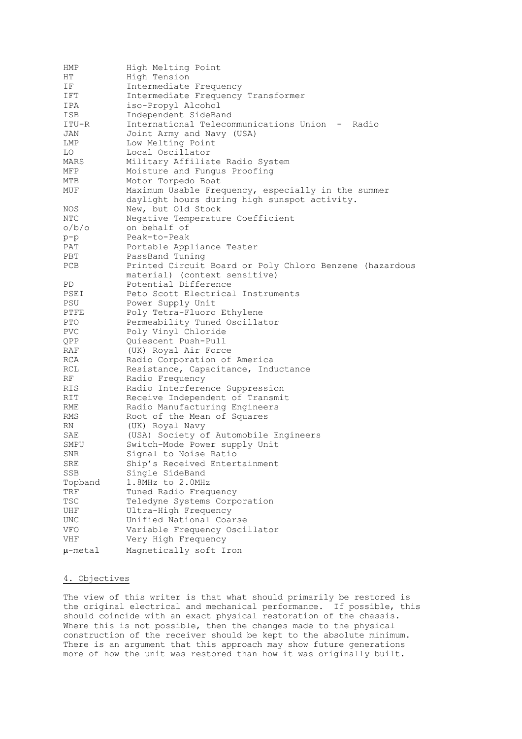| | |
|---|---|
| HMP | High Melting Point |
| HT | High Tension |
| IF | Intermediate Frequency |
| IFT | Intermediate Frequency Transformer |
| IPA | iso-Propyl Alcohol |
| ISB | Independent SideBand |
| ITU-R | International Telecommunications Union - Radio |
| JAN | Joint Army and Navy (USA) |
| LMP | Low Melting Point |
| LO | Local Oscillator |
| MARS | Military Affiliate Radio System |
| MFP | Moisture and Fungus Proofing |
| MTB | Motor Torpedo Boat |
| MUF | Maximum Usable Frequency, especially in the summer daylight hours during high sunspot activity. |
| NOS | New, but Old Stock |
| NTC | Negative Temperature Coefficient |
| o/b/o | on behalf of |
| p-p | Peak-to-Peak |
| PAT | Portable Appliance Tester |
| PBT | PassBand Tuning |
| PCB | Printed Circuit Board or Poly Chloro Benzene (hazardous material) (context sensitive) |
| PD | Potential Difference |
| PSEI | Peto Scott Electrical Instruments |
| PSU | Power Supply Unit |
| PTFE | Poly Tetra-Fluoro Ethylene |
| PTO | Permeability Tuned Oscillator |
| PVC | Poly Vinyl Chloride |
| QPP | Quiescent Push-Pull |
| RAF | (UK) Royal Air Force |
| RCA | Radio Corporation of America |
| RCL | Resistance, Capacitance, Inductance |
| RF | Radio Frequency |
| RIS | Radio Interference Suppression |
| RIT | Receive Independent of Transmit |
| RME | Radio Manufacturing Engineers |
| RMS | Root of the Mean of Squares |
| RN | (UK) Royal Navy |
| SAE | (USA) Society of Automobile Engineers |
| SMPU | Switch-Mode Power supply Unit |
| SNR | Signal to Noise Ratio |
| SRE | Ship's Received Entertainment |
| SSB | Single SideBand |
| Topband | 1.8MHz to 2.0MHz |
| TRF | Tuned Radio Frequency |
| TSC | Teledyne Systems Corporation |
| UHF | Ultra-High Frequency |
| UNC | Unified National Coarse |
| VFO | Variable Frequency Oscillator |
| VHF | Very High Frequency |
| μ-metal | Magnetically soft Iron |

## 4. Objectives

The view of this writer is that what should primarily be restored is the original electrical and mechanical performance. If possible, this should coincide with an exact physical restoration of the chassis. Where this is not possible, then the changes made to the physical construction of the receiver should be kept to the absolute minimum. There is an argument that this approach may show future generations more of how the unit was restored than how it was originally built.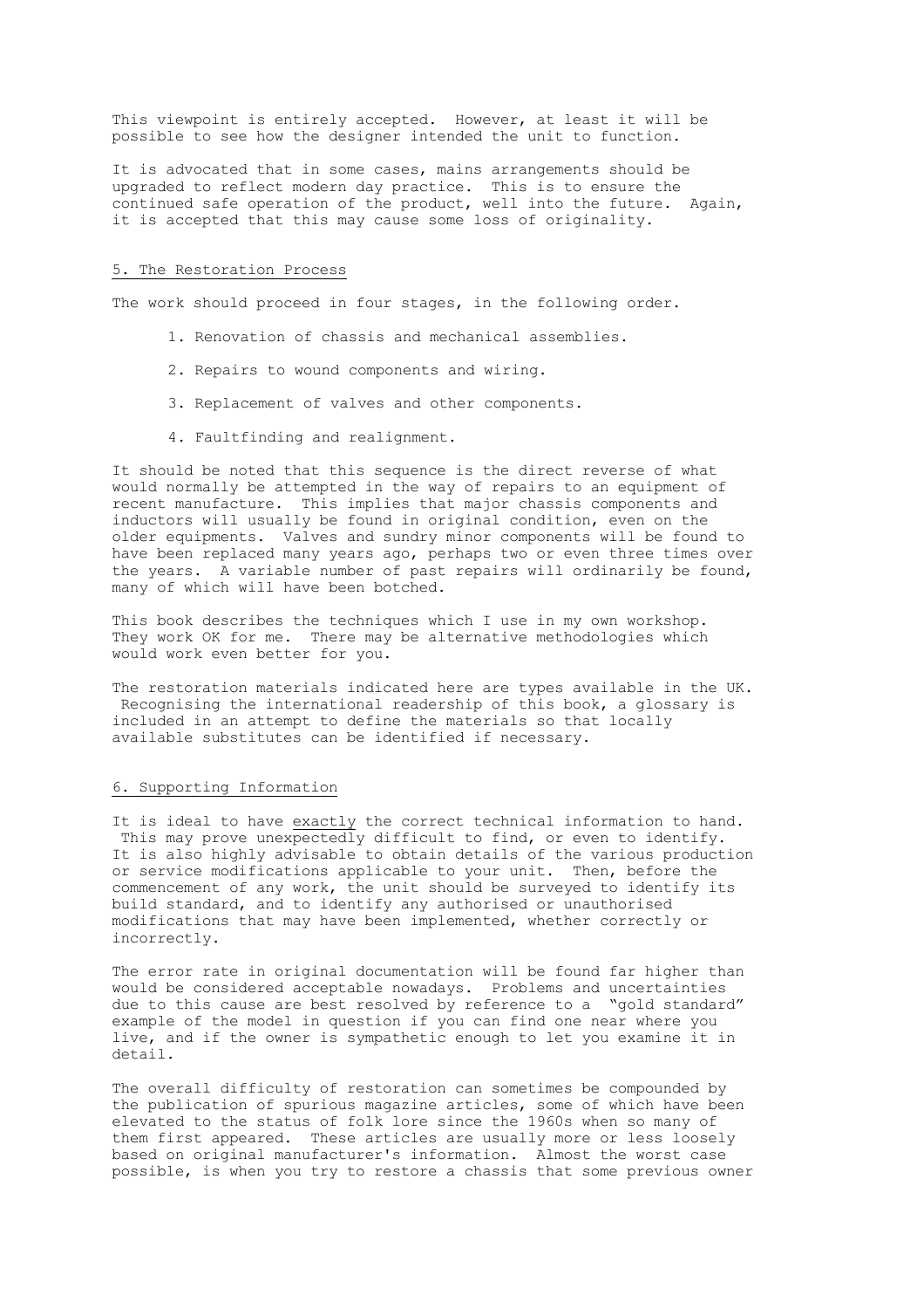This viewpoint is entirely accepted. However, at least it will be possible to see how the designer intended the unit to function.

It is advocated that in some cases, mains arrangements should be upgraded to reflect modern day practice. This is to ensure the continued safe operation of the product, well into the future. Again, it is accepted that this may cause some loss of originality.

## 5. The Restoration Process

The work should proceed in four stages, in the following order.

1. Renovation of chassis and mechanical assemblies.
2. Repairs to wound components and wiring.
3. Replacement of valves and other components.
4. Faultfinding and realignment.

It should be noted that this sequence is the direct reverse of what would normally be attempted in the way of repairs to an equipment of recent manufacture. This implies that major chassis components and inductors will usually be found in original condition, even on the older equipments. Valves and sundry minor components will be found to have been replaced many years ago, perhaps two or even three times over the years. A variable number of past repairs will ordinarily be found, many of which will have been botched.

This book describes the techniques which I use in my own workshop. They work OK for me. There may be alternative methodologies which would work even better for you.

The restoration materials indicated here are types available in the UK. Recognising the international readership of this book, a glossary is included in an attempt to define the materials so that locally available substitutes can be identified if necessary.

## 6. Supporting Information

It is ideal to have exactly the correct technical information to hand. This may prove unexpectedly difficult to find, or even to identify. It is also highly advisable to obtain details of the various production or service modifications applicable to your unit. Then, before the commencement of any work, the unit should be surveyed to identify its build standard, and to identify any authorised or unauthorised modifications that may have been implemented, whether correctly or incorrectly.

The error rate in original documentation will be found far higher than would be considered acceptable nowadays. Problems and uncertainties due to this cause are best resolved by reference to a "gold standard" example of the model in question if you can find one near where you live, and if the owner is sympathetic enough to let you examine it in detail.

The overall difficulty of restoration can sometimes be compounded by the publication of spurious magazine articles, some of which have been elevated to the status of folk lore since the 1960s when so many of them first appeared. These articles are usually more or less loosely based on original manufacturer's information. Almost the worst case possible, is when you try to restore a chassis that some previous owner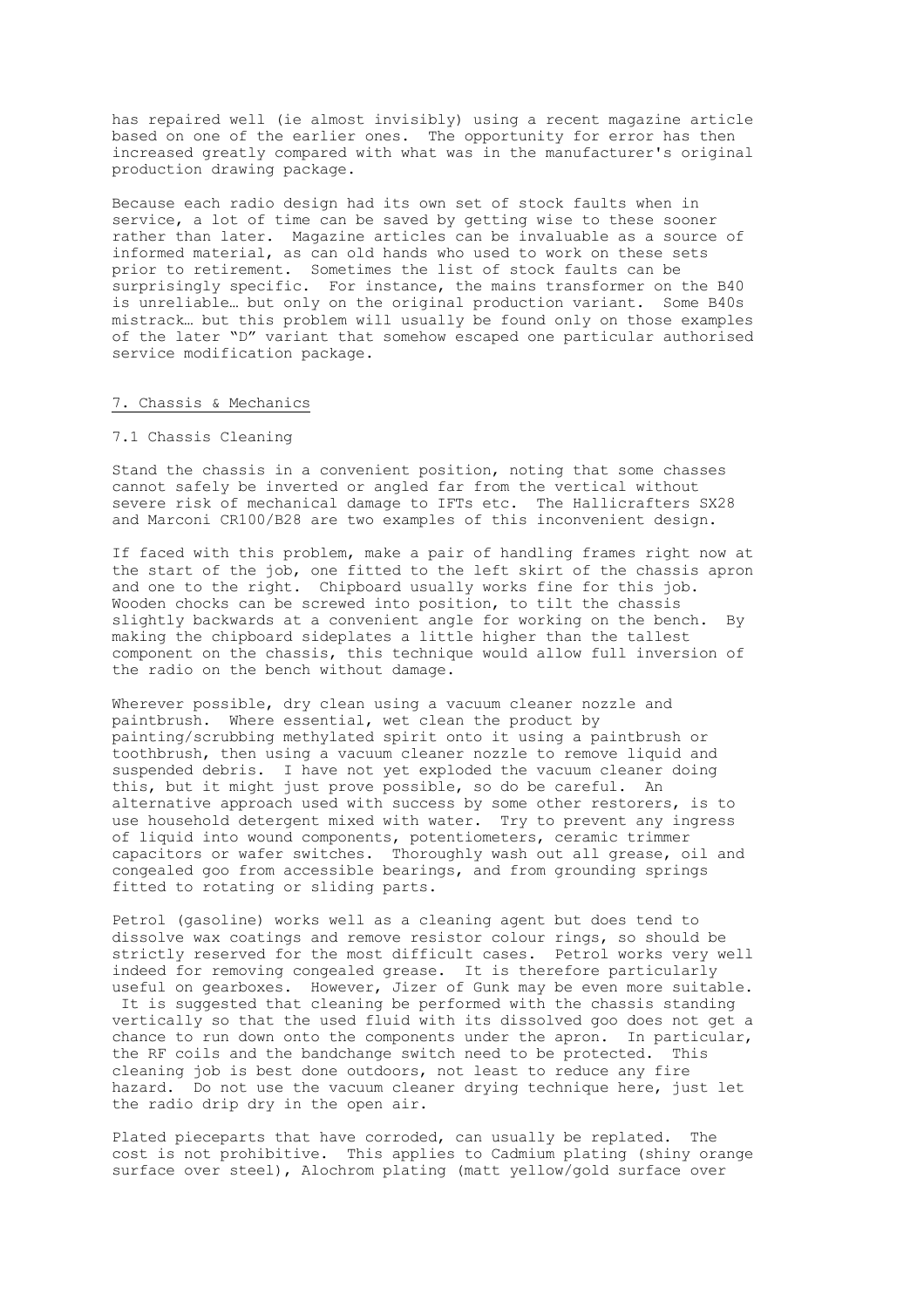has repaired well (ie almost invisibly) using a recent magazine article based on one of the earlier ones. The opportunity for error has then increased greatly compared with what was in the manufacturer's original production drawing package.

Because each radio design had its own set of stock faults when in service, a lot of time can be saved by getting wise to these sooner rather than later. Magazine articles can be invaluable as a source of informed material, as can old hands who used to work on these sets prior to retirement. Sometimes the list of stock faults can be surprisingly specific. For instance, the mains transformer on the B40 is unreliable… but only on the original production variant. Some B40s mistrack… but this problem will usually be found only on those examples of the later "D" variant that somehow escaped one particular authorised service modification package.

## 7. Chassis & Mechanics

### 7.1 Chassis Cleaning

Stand the chassis in a convenient position, noting that some chasses cannot safely be inverted or angled far from the vertical without severe risk of mechanical damage to IFTs etc. The Hallicrafters SX28 and Marconi CR100/B28 are two examples of this inconvenient design.

If faced with this problem, make a pair of handling frames right now at the start of the job, one fitted to the left skirt of the chassis apron and one to the right. Chipboard usually works fine for this job. Wooden chocks can be screwed into position, to tilt the chassis slightly backwards at a convenient angle for working on the bench. By making the chipboard sideplates a little higher than the tallest component on the chassis, this technique would allow full inversion of the radio on the bench without damage.

Wherever possible, dry clean using a vacuum cleaner nozzle and paintbrush. Where essential, wet clean the product by painting/scrubbing methylated spirit onto it using a paintbrush or toothbrush, then using a vacuum cleaner nozzle to remove liquid and suspended debris. I have not yet exploded the vacuum cleaner doing this, but it might just prove possible, so do be careful. An alternative approach used with success by some other restorers, is to use household detergent mixed with water. Try to prevent any ingress of liquid into wound components, potentiometers, ceramic trimmer capacitors or wafer switches. Thoroughly wash out all grease, oil and congealed goo from accessible bearings, and from grounding springs fitted to rotating or sliding parts.

Petrol (gasoline) works well as a cleaning agent but does tend to dissolve wax coatings and remove resistor colour rings, so should be strictly reserved for the most difficult cases. Petrol works very well indeed for removing congealed grease. It is therefore particularly useful on gearboxes. However, Jizer of Gunk may be even more suitable. It is suggested that cleaning be performed with the chassis standing vertically so that the used fluid with its dissolved goo does not get a chance to run down onto the components under the apron. In particular, the RF coils and the bandchange switch need to be protected. This cleaning job is best done outdoors, not least to reduce any fire hazard. Do not use the vacuum cleaner drying technique here, just let the radio drip dry in the open air.

Plated pieceparts that have corroded, can usually be replated. The cost is not prohibitive. This applies to Cadmium plating (shiny orange surface over steel), Alochrom plating (matt yellow/gold surface over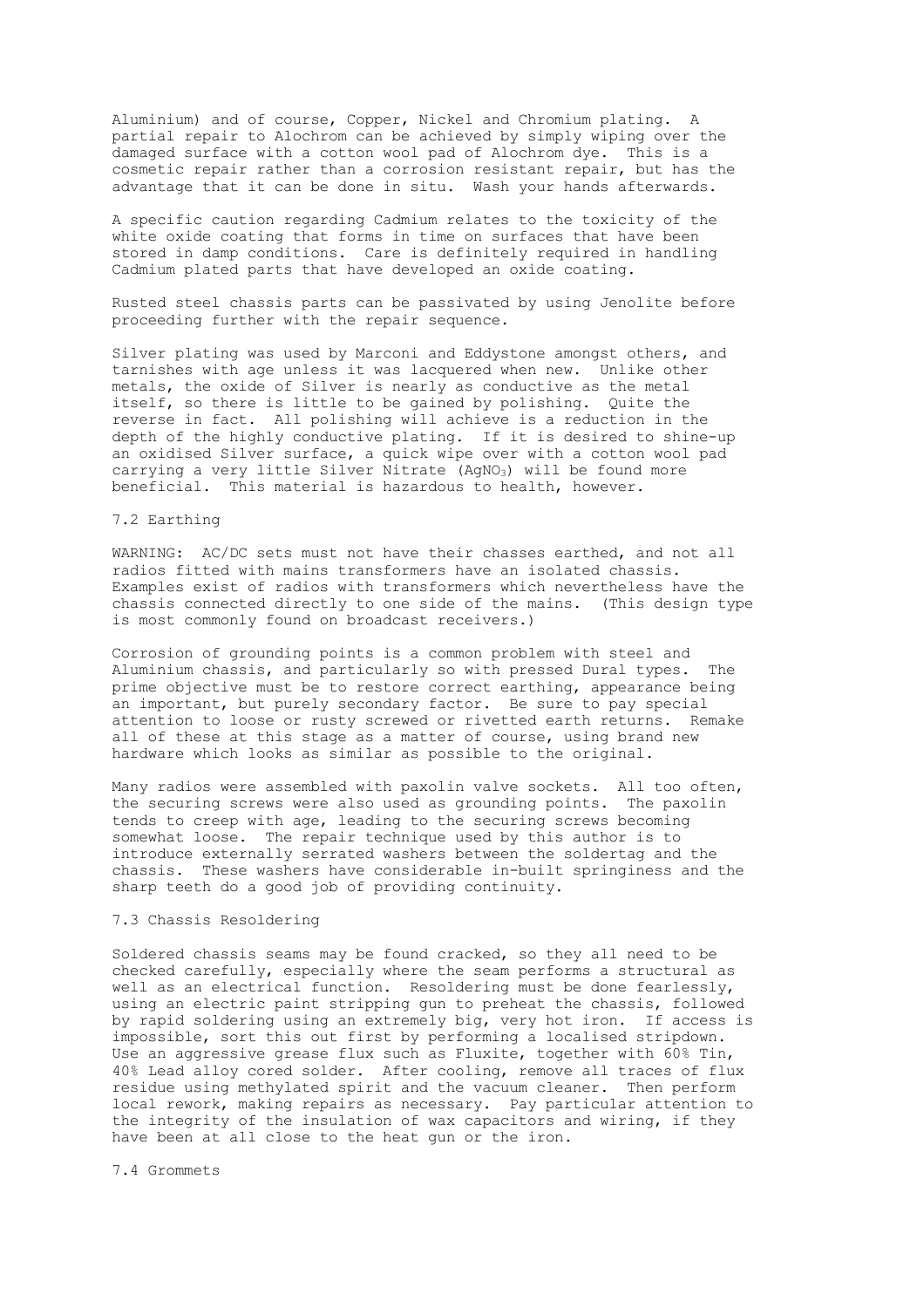Aluminium) and of course, Copper, Nickel and Chromium plating. A partial repair to Alochrom can be achieved by simply wiping over the damaged surface with a cotton wool pad of Alochrom dye. This is a cosmetic repair rather than a corrosion resistant repair, but has the advantage that it can be done in situ. Wash your hands afterwards.

A specific caution regarding Cadmium relates to the toxicity of the white oxide coating that forms in time on surfaces that have been stored in damp conditions. Care is definitely required in handling Cadmium plated parts that have developed an oxide coating.

Rusted steel chassis parts can be passivated by using Jenolite before proceeding further with the repair sequence.

Silver plating was used by Marconi and Eddystone amongst others, and tarnishes with age unless it was lacquered when new. Unlike other metals, the oxide of Silver is nearly as conductive as the metal itself, so there is little to be gained by polishing. Quite the reverse in fact. All polishing will achieve is a reduction in the depth of the highly conductive plating. If it is desired to shine-up an oxidised Silver surface, a quick wipe over with a cotton wool pad carrying a very little Silver Nitrate ($AgNO_3$) will be found more beneficial. This material is hazardous to health, however.

## 7.2 Earthing

WARNING: AC/DC sets must not have their chasses earthed, and not all radios fitted with mains transformers have an isolated chassis. Examples exist of radios with transformers which nevertheless have the chassis connected directly to one side of the mains. (This design type is most commonly found on broadcast receivers.)

Corrosion of grounding points is a common problem with steel and Aluminium chassis, and particularly so with pressed Dural types. The prime objective must be to restore correct earthing, appearance being an important, but purely secondary factor. Be sure to pay special attention to loose or rusty screwed or rivetted earth returns. Remake all of these at this stage as a matter of course, using brand new hardware which looks as similar as possible to the original.

Many radios were assembled with paxolin valve sockets. All too often, the securing screws were also used as grounding points. The paxolin tends to creep with age, leading to the securing screws becoming somewhat loose. The repair technique used by this author is to introduce externally serrated washers between the soldertag and the chassis. These washers have considerable in-built springiness and the sharp teeth do a good job of providing continuity.

## 7.3 Chassis Resoldering

Soldered chassis seams may be found cracked, so they all need to be checked carefully, especially where the seam performs a structural as well as an electrical function. Resoldering must be done fearlessly, using an electric paint stripping gun to preheat the chassis, followed by rapid soldering using an extremely big, very hot iron. If access is impossible, sort this out first by performing a localised stripdown. Use an aggressive grease flux such as Fluxite, together with 60% Tin, 40% Lead alloy cored solder. After cooling, remove all traces of flux residue using methylated spirit and the vacuum cleaner. Then perform local rework, making repairs as necessary. Pay particular attention to the integrity of the insulation of wax capacitors and wiring, if they have been at all close to the heat gun or the iron.

## 7.4 Grommets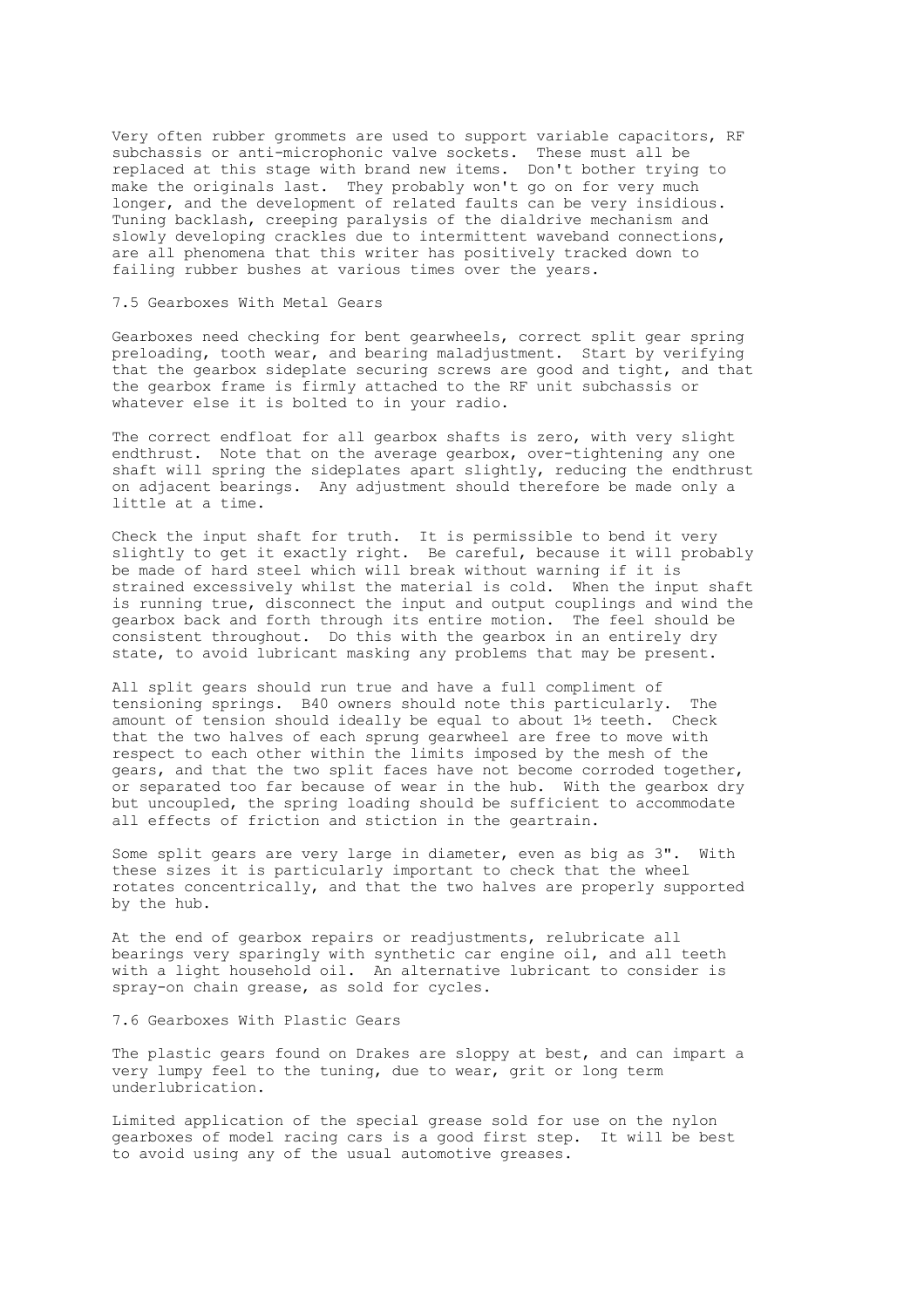Very often rubber grommets are used to support variable capacitors, RF subchassis or anti-microphonic valve sockets. These must all be replaced at this stage with brand new items. Don't bother trying to make the originals last. They probably won't go on for very much longer, and the development of related faults can be very insidious. Tuning backlash, creeping paralysis of the dialdrive mechanism and slowly developing crackles due to intermittent waveband connections, are all phenomena that this writer has positively tracked down to failing rubber bushes at various times over the years.

## 7.5 Gearboxes With Metal Gears

Gearboxes need checking for bent gearwheels, correct split gear spring preloading, tooth wear, and bearing maladjustment. Start by verifying that the gearbox sideplate securing screws are good and tight, and that the gearbox frame is firmly attached to the RF unit subchassis or whatever else it is bolted to in your radio.

The correct endfloat for all gearbox shafts is zero, with very slight endthrust. Note that on the average gearbox, over-tightening any one shaft will spring the sideplates apart slightly, reducing the endthrust on adjacent bearings. Any adjustment should therefore be made only a little at a time.

Check the input shaft for truth. It is permissible to bend it very slightly to get it exactly right. Be careful, because it will probably be made of hard steel which will break without warning if it is strained excessively whilst the material is cold. When the input shaft is running true, disconnect the input and output couplings and wind the gearbox back and forth through its entire motion. The feel should be consistent throughout. Do this with the gearbox in an entirely dry state, to avoid lubricant masking any problems that may be present.

All split gears should run true and have a full compliment of tensioning springs. B40 owners should note this particularly. The amount of tension should ideally be equal to about 1½ teeth. Check that the two halves of each sprung gearwheel are free to move with respect to each other within the limits imposed by the mesh of the gears, and that the two split faces have not become corroded together, or separated too far because of wear in the hub. With the gearbox dry but uncoupled, the spring loading should be sufficient to accommodate all effects of friction and stiction in the geartrain.

Some split gears are very large in diameter, even as big as 3". With these sizes it is particularly important to check that the wheel rotates concentrically, and that the two halves are properly supported by the hub.

At the end of gearbox repairs or readjustments, relubricate all bearings very sparingly with synthetic car engine oil, and all teeth with a light household oil. An alternative lubricant to consider is spray-on chain grease, as sold for cycles.

## 7.6 Gearboxes With Plastic Gears

The plastic gears found on Drakes are sloppy at best, and can impart a very lumpy feel to the tuning, due to wear, grit or long term underlubrication.

Limited application of the special grease sold for use on the nylon gearboxes of model racing cars is a good first step. It will be best to avoid using any of the usual automotive greases.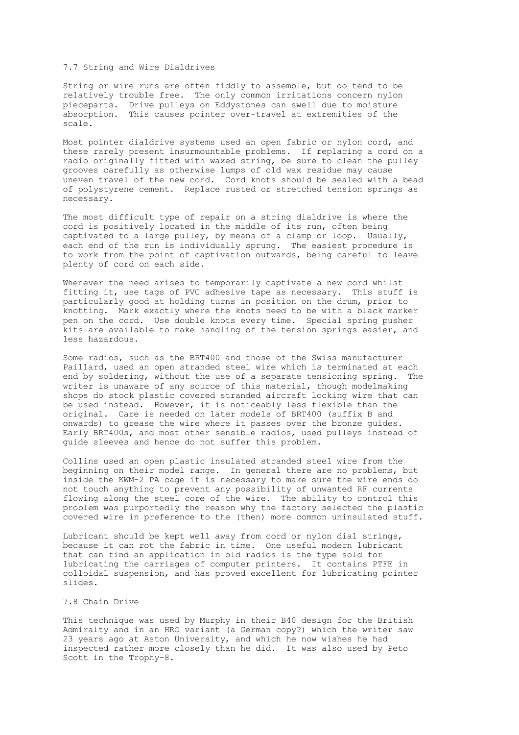## 7.7 String and Wire Dialdrives

String or wire runs are often fiddly to assemble, but do tend to be relatively trouble free. The only common irritations concern nylon pieceparts. Drive pulleys on Eddystones can swell due to moisture absorption. This causes pointer over-travel at extremities of the scale.

Most pointer dialdrive systems used an open fabric or nylon cord, and these rarely present insurmountable problems. If replacing a cord on a radio originally fitted with waxed string, be sure to clean the pulley grooves carefully as otherwise lumps of old wax residue may cause uneven travel of the new cord. Cord knots should be sealed with a bead of polystyrene cement. Replace rusted or stretched tension springs as necessary.

The most difficult type of repair on a string dialdrive is where the cord is positively located in the middle of its run, often being captivated to a large pulley, by means of a clamp or loop. Usually, each end of the run is individually sprung. The easiest procedure is to work from the point of captivation outwards, being careful to leave plenty of cord on each side.

Whenever the need arises to temporarily captivate a new cord whilst fitting it, use tags of PVC adhesive tape as necessary. This stuff is particularly good at holding turns in position on the drum, prior to knotting. Mark exactly where the knots need to be with a black marker pen on the cord. Use double knots every time. Special spring pusher kits are available to make handling of the tension springs easier, and less hazardous.

Some radios, such as the BRT400 and those of the Swiss manufacturer Paillard, used an open stranded steel wire which is terminated at each end by soldering, without the use of a separate tensioning spring. The writer is unaware of any source of this material, though modelmaking shops do stock plastic covered stranded aircraft locking wire that can be used instead. However, it is noticeably less flexible than the original. Care is needed on later models of BRT400 (suffix B and onwards) to grease the wire where it passes over the bronze guides. Early BRT400s, and most other sensible radios, used pulleys instead of guide sleeves and hence do not suffer this problem.

Collins used an open plastic insulated stranded steel wire from the beginning on their model range. In general there are no problems, but inside the KWM-2 PA cage it is necessary to make sure the wire ends do not touch anything to prevent any possibility of unwanted RF currents flowing along the steel core of the wire. The ability to control this problem was purportedly the reason why the factory selected the plastic covered wire in preference to the (then) more common uninsulated stuff.

Lubricant should be kept well away from cord or nylon dial strings, because it can rot the fabric in time. One useful modern lubricant that can find an application in old radios is the type sold for lubricating the carriages of computer printers. It contains PTFE in colloidal suspension, and has proved excellent for lubricating pointer slides.

## 7.8 Chain Drive

This technique was used by Murphy in their B40 design for the British Admiralty and in an HRO variant (a German copy?) which the writer saw 23 years ago at Aston University, and which he now wishes he had inspected rather more closely than he did. It was also used by Peto Scott in the Trophy-8.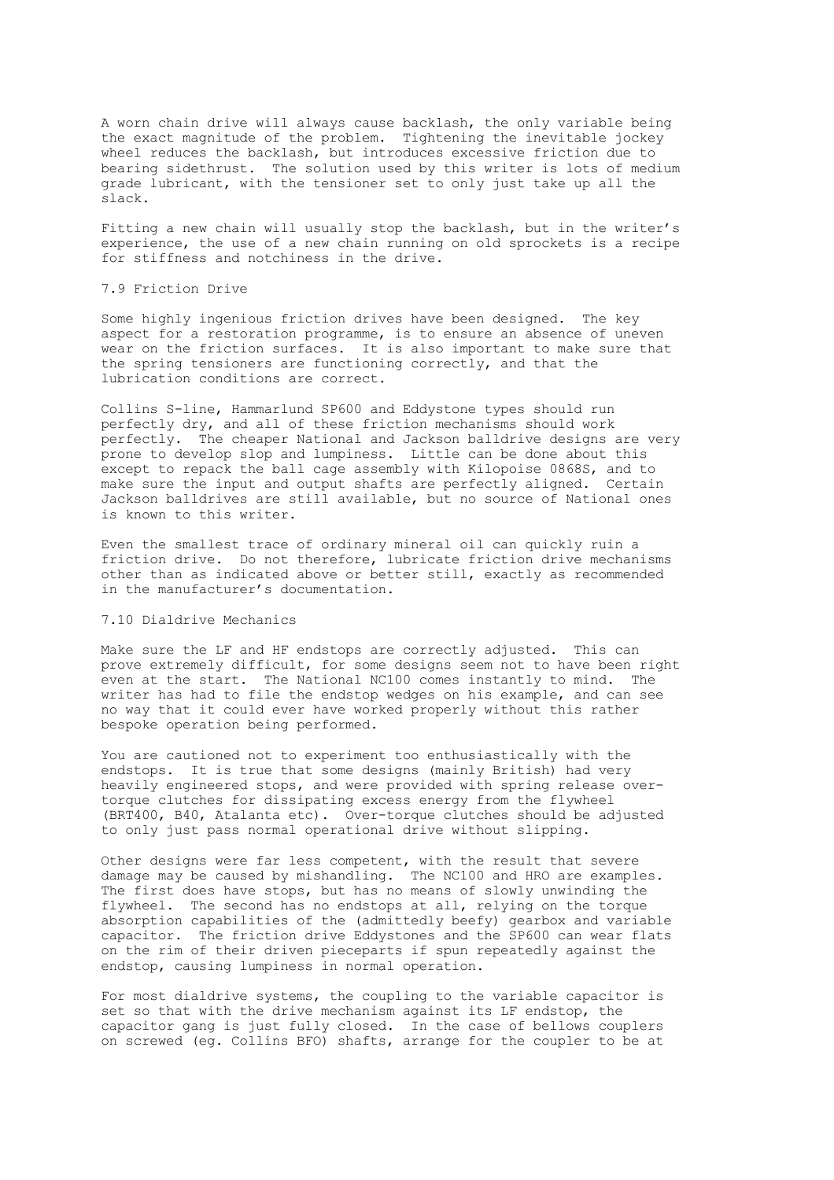A worn chain drive will always cause backlash, the only variable being the exact magnitude of the problem. Tightening the inevitable jockey wheel reduces the backlash, but introduces excessive friction due to bearing sidethrust. The solution used by this writer is lots of medium grade lubricant, with the tensioner set to only just take up all the slack.

Fitting a new chain will usually stop the backlash, but in the writer's experience, the use of a new chain running on old sprockets is a recipe for stiffness and notchiness in the drive.

## 7.9 Friction Drive

Some highly ingenious friction drives have been designed. The key aspect for a restoration programme, is to ensure an absence of uneven wear on the friction surfaces. It is also important to make sure that the spring tensioners are functioning correctly, and that the lubrication conditions are correct.

Collins S-line, Hammarlund SP600 and Eddystone types should run perfectly dry, and all of these friction mechanisms should work perfectly. The cheaper National and Jackson balldrive designs are very prone to develop slop and lumpiness. Little can be done about this except to repack the ball cage assembly with Kilopoise 0868S, and to make sure the input and output shafts are perfectly aligned. Certain Jackson balldrives are still available, but no source of National ones is known to this writer.

Even the smallest trace of ordinary mineral oil can quickly ruin a friction drive. Do not therefore, lubricate friction drive mechanisms other than as indicated above or better still, exactly as recommended in the manufacturer's documentation.

## 7.10 Dialdrive Mechanics

Make sure the LF and HF endstops are correctly adjusted. This can prove extremely difficult, for some designs seem not to have been right even at the start. The National NC100 comes instantly to mind. The writer has had to file the endstop wedges on his example, and can see no way that it could ever have worked properly without this rather bespoke operation being performed.

You are cautioned not to experiment too enthusiastically with the endstops. It is true that some designs (mainly British) had very heavily engineered stops, and were provided with spring release over-torque clutches for dissipating excess energy from the flywheel (BRT400, B40, Atalanta etc). Over-torque clutches should be adjusted to only just pass normal operational drive without slipping.

Other designs were far less competent, with the result that severe damage may be caused by mishandling. The NC100 and HRO are examples. The first does have stops, but has no means of slowly unwinding the flywheel. The second has no endstops at all, relying on the torque absorption capabilities of the (admittedly beefy) gearbox and variable capacitor. The friction drive Eddystones and the SP600 can wear flats on the rim of their driven pieceparts if spun repeatedly against the endstop, causing lumpiness in normal operation.

For most dialdrive systems, the coupling to the variable capacitor is set so that with the drive mechanism against its LF endstop, the capacitor gang is just fully closed. In the case of bellows couplers on screwed (eg. Collins BFO) shafts, arrange for the coupler to be at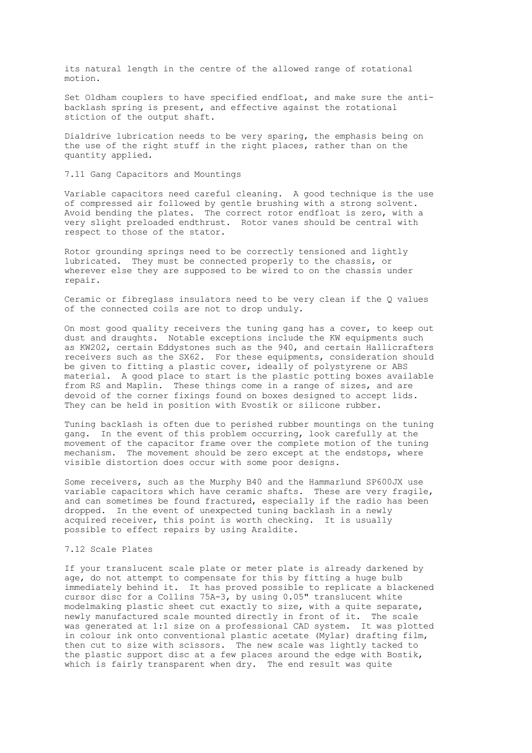its natural length in the centre of the allowed range of rotational motion.

Set Oldham couplers to have specified endfloat, and make sure the anti-backlash spring is present, and effective against the rotational stiction of the output shaft.

Dialdrive lubrication needs to be very sparing, the emphasis being on the use of the right stuff in the right places, rather than on the quantity applied.

## 7.11 Gang Capacitors and Mountings

Variable capacitors need careful cleaning. A good technique is the use of compressed air followed by gentle brushing with a strong solvent. Avoid bending the plates. The correct rotor endfloat is zero, with a very slight preloaded endthrust. Rotor vanes should be central with respect to those of the stator.

Rotor grounding springs need to be correctly tensioned and lightly lubricated. They must be connected properly to the chassis, or wherever else they are supposed to be wired to on the chassis under repair.

Ceramic or fibreglass insulators need to be very clean if the Q values of the connected coils are not to drop unduly.

On most good quality receivers the tuning gang has a cover, to keep out dust and draughts. Notable exceptions include the KW equipments such as KW202, certain Eddystones such as the 940, and certain Hallicrafters receivers such as the SX62. For these equipments, consideration should be given to fitting a plastic cover, ideally of polystyrene or ABS material. A good place to start is the plastic potting boxes available from RS and Maplin. These things come in a range of sizes, and are devoid of the corner fixings found on boxes designed to accept lids. They can be held in position with Evostik or silicone rubber.

Tuning backlash is often due to perished rubber mountings on the tuning gang. In the event of this problem occurring, look carefully at the movement of the capacitor frame over the complete motion of the tuning mechanism. The movement should be zero except at the endstops, where visible distortion does occur with some poor designs.

Some receivers, such as the Murphy B40 and the Hammarlund SP600JX use variable capacitors which have ceramic shafts. These are very fragile, and can sometimes be found fractured, especially if the radio has been dropped. In the event of unexpected tuning backlash in a newly acquired receiver, this point is worth checking. It is usually possible to effect repairs by using Araldite.

## 7.12 Scale Plates

If your translucent scale plate or meter plate is already darkened by age, do not attempt to compensate for this by fitting a huge bulb immediately behind it. It has proved possible to replicate a blackened cursor disc for a Collins 75A-3, by using 0.05" translucent white modelmaking plastic sheet cut exactly to size, with a quite separate, newly manufactured scale mounted directly in front of it. The scale was generated at 1:1 size on a professional CAD system. It was plotted in colour ink onto conventional plastic acetate (Mylar) drafting film, then cut to size with scissors. The new scale was lightly tacked to the plastic support disc at a few places around the edge with Bostik, which is fairly transparent when dry. The end result was quite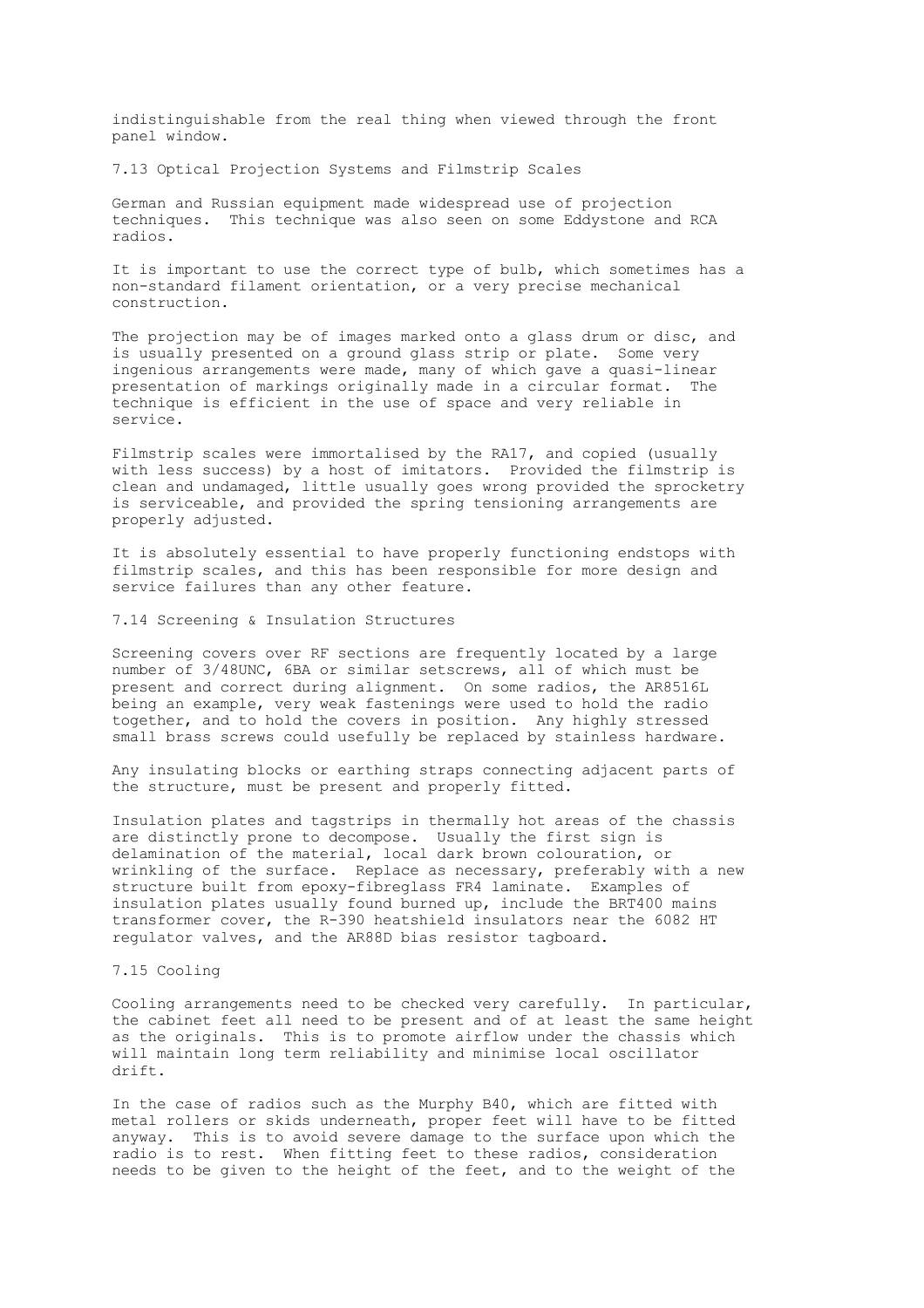indistinguishable from the real thing when viewed through the front panel window.

### 7.13 Optical Projection Systems and Filmstrip Scales

German and Russian equipment made widespread use of projection techniques. This technique was also seen on some Eddystone and RCA radios.

It is important to use the correct type of bulb, which sometimes has a non-standard filament orientation, or a very precise mechanical construction.

The projection may be of images marked onto a glass drum or disc, and is usually presented on a ground glass strip or plate. Some very ingenious arrangements were made, many of which gave a quasi-linear presentation of markings originally made in a circular format. The technique is efficient in the use of space and very reliable in service.

Filmstrip scales were immortalised by the RA17, and copied (usually with less success) by a host of imitators. Provided the filmstrip is clean and undamaged, little usually goes wrong provided the sprocketry is serviceable, and provided the spring tensioning arrangements are properly adjusted.

It is absolutely essential to have properly functioning endstops with filmstrip scales, and this has been responsible for more design and service failures than any other feature.

### 7.14 Screening & Insulation Structures

Screening covers over RF sections are frequently located by a large number of 3/48UNC, 6BA or similar setscrews, all of which must be present and correct during alignment. On some radios, the AR8516L being an example, very weak fastenings were used to hold the radio together, and to hold the covers in position. Any highly stressed small brass screws could usefully be replaced by stainless hardware.

Any insulating blocks or earthing straps connecting adjacent parts of the structure, must be present and properly fitted.

Insulation plates and tagstrips in thermally hot areas of the chassis are distinctly prone to decompose. Usually the first sign is delamination of the material, local dark brown colouration, or wrinkling of the surface. Replace as necessary, preferably with a new structure built from epoxy-fibreglass FR4 laminate. Examples of insulation plates usually found burned up, include the BRT400 mains transformer cover, the R-390 heatshield insulators near the 6082 HT regulator valves, and the AR88D bias resistor tagboard.

### 7.15 Cooling

Cooling arrangements need to be checked very carefully. In particular, the cabinet feet all need to be present and of at least the same height as the originals. This is to promote airflow under the chassis which will maintain long term reliability and minimise local oscillator drift.

In the case of radios such as the Murphy B40, which are fitted with metal rollers or skids underneath, proper feet will have to be fitted anyway. This is to avoid severe damage to the surface upon which the radio is to rest. When fitting feet to these radios, consideration needs to be given to the height of the feet, and to the weight of the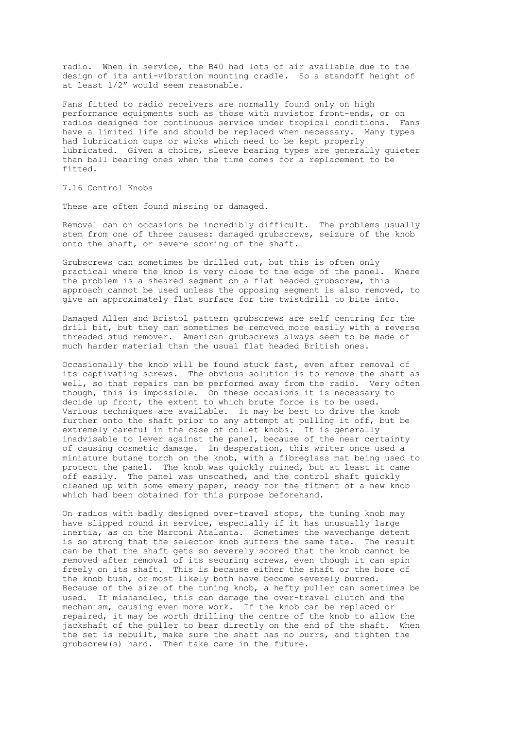radio. When in service, the B40 had lots of air available due to the design of its anti-vibration mounting cradle. So a standoff height of at least 1/2" would seem reasonable.

Fans fitted to radio receivers are normally found only on high performance equipments such as those with nuvistor front-ends, or on radios designed for continuous service under tropical conditions. Fans have a limited life and should be replaced when necessary. Many types had lubrication cups or wicks which need to be kept properly lubricated. Given a choice, sleeve bearing types are generally quieter than ball bearing ones when the time comes for a replacement to be fitted.

## 7.16 Control Knobs

These are often found missing or damaged.

Removal can on occasions be incredibly difficult. The problems usually stem from one of three causes: damaged grubscrews, seizure of the knob onto the shaft, or severe scoring of the shaft.

Grubscrews can sometimes be drilled out, but this is often only practical where the knob is very close to the edge of the panel. Where the problem is a sheared segment on a flat headed grubscrew, this approach cannot be used unless the opposing segment is also removed, to give an approximately flat surface for the twistdrill to bite into.

Damaged Allen and Bristol pattern grubscrews are self centring for the drill bit, but they can sometimes be removed more easily with a reverse threaded stud remover. American grubscrews always seem to be made of much harder material than the usual flat headed British ones.

Occasionally the knob will be found stuck fast, even after removal of its captivating screws. The obvious solution is to remove the shaft as well, so that repairs can be performed away from the radio. Very often though, this is impossible. On these occasions it is necessary to decide up front, the extent to which brute force is to be used. Various techniques are available. It may be best to drive the knob further onto the shaft prior to any attempt at pulling it off, but be extremely careful in the case of collet knobs. It is generally inadvisable to lever against the panel, because of the near certainty of causing cosmetic damage. In desperation, this writer once used a miniature butane torch on the knob, with a fibreglass mat being used to protect the panel. The knob was quickly ruined, but at least it came off easily. The panel was unscathed, and the control shaft quickly cleaned up with some emery paper, ready for the fitment of a new knob which had been obtained for this purpose beforehand.

On radios with badly designed over-travel stops, the tuning knob may have slipped round in service, especially if it has unusually large inertia, as on the Marconi Atalanta. Sometimes the wavechange detent is so strong that the selector knob suffers the same fate. The result can be that the shaft gets so severely scored that the knob cannot be removed after removal of its securing screws, even though it can spin freely on its shaft. This is because either the shaft or the bore of the knob bush, or most likely both have become severely burred. Because of the size of the tuning knob, a hefty puller can sometimes be used. If mishandled, this can damage the over-travel clutch and the mechanism, causing even more work. If the knob can be replaced or repaired, it may be worth drilling the centre of the knob to allow the jackshaft of the puller to bear directly on the end of the shaft. When the set is rebuilt, make sure the shaft has no burrs, and tighten the grubscrew(s) hard. Then take care in the future.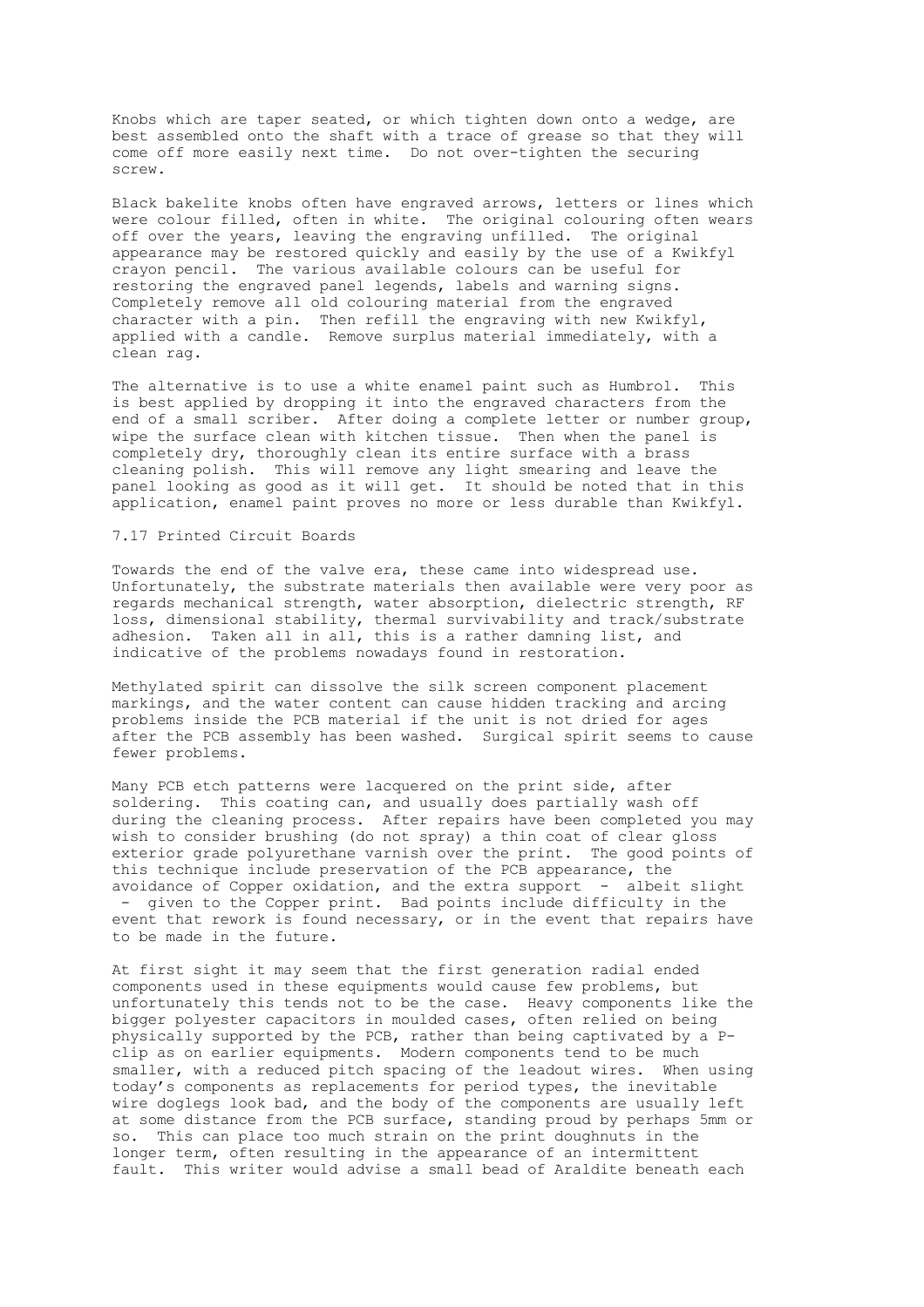Knobs which are taper seated, or which tighten down onto a wedge, are best assembled onto the shaft with a trace of grease so that they will come off more easily next time. Do not over-tighten the securing screw.

Black bakelite knobs often have engraved arrows, letters or lines which were colour filled, often in white. The original colouring often wears off over the years, leaving the engraving unfilled. The original appearance may be restored quickly and easily by the use of a Kwikfyl crayon pencil. The various available colours can be useful for restoring the engraved panel legends, labels and warning signs. Completely remove all old colouring material from the engraved character with a pin. Then refill the engraving with new Kwikfyl, applied with a candle. Remove surplus material immediately, with a clean rag.

The alternative is to use a white enamel paint such as Humbrol. This is best applied by dropping it into the engraved characters from the end of a small scriber. After doing a complete letter or number group, wipe the surface clean with kitchen tissue. Then when the panel is completely dry, thoroughly clean its entire surface with a brass cleaning polish. This will remove any light smearing and leave the panel looking as good as it will get. It should be noted that in this application, enamel paint proves no more or less durable than Kwikfyl.

## 7.17 Printed Circuit Boards

Towards the end of the valve era, these came into widespread use. Unfortunately, the substrate materials then available were very poor as regards mechanical strength, water absorption, dielectric strength, RF loss, dimensional stability, thermal survivability and track/substrate adhesion. Taken all in all, this is a rather damning list, and indicative of the problems nowadays found in restoration.

Methylated spirit can dissolve the silk screen component placement markings, and the water content can cause hidden tracking and arcing problems inside the PCB material if the unit is not dried for ages after the PCB assembly has been washed. Surgical spirit seems to cause fewer problems.

Many PCB etch patterns were lacquered on the print side, after soldering. This coating can, and usually does partially wash off during the cleaning process. After repairs have been completed you may wish to consider brushing (do not spray) a thin coat of clear gloss exterior grade polyurethane varnish over the print. The good points of this technique include preservation of the PCB appearance, the avoidance of Copper oxidation, and the extra support - albeit slight - given to the Copper print. Bad points include difficulty in the event that rework is found necessary, or in the event that repairs have to be made in the future.

At first sight it may seem that the first generation radial ended components used in these equipments would cause few problems, but unfortunately this tends not to be the case. Heavy components like the bigger polyester capacitors in moulded cases, often relied on being physically supported by the PCB, rather than being captivated by a P-clip as on earlier equipments. Modern components tend to be much smaller, with a reduced pitch spacing of the leadout wires. When using today's components as replacements for period types, the inevitable wire doglegs look bad, and the body of the components are usually left at some distance from the PCB surface, standing proud by perhaps 5mm or so. This can place too much strain on the print doughnuts in the longer term, often resulting in the appearance of an intermittent fault. This writer would advise a small bead of Araldite beneath each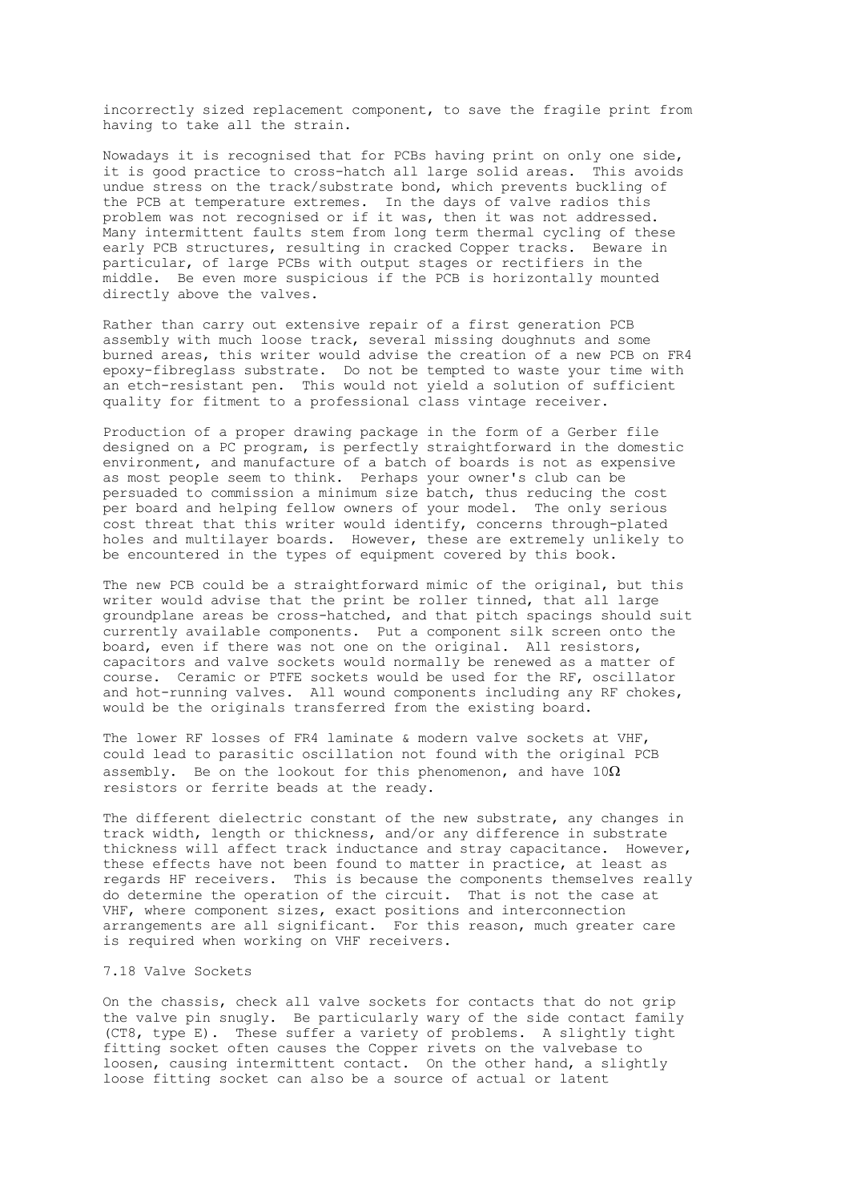incorrectly sized replacement component, to save the fragile print from having to take all the strain.

Nowadays it is recognised that for PCBs having print on only one side, it is good practice to cross-hatch all large solid areas. This avoids undue stress on the track/substrate bond, which prevents buckling of the PCB at temperature extremes. In the days of valve radios this problem was not recognised or if it was, then it was not addressed. Many intermittent faults stem from long term thermal cycling of these early PCB structures, resulting in cracked Copper tracks. Beware in particular, of large PCBs with output stages or rectifiers in the middle. Be even more suspicious if the PCB is horizontally mounted directly above the valves.

Rather than carry out extensive repair of a first generation PCB assembly with much loose track, several missing doughnuts and some burned areas, this writer would advise the creation of a new PCB on FR4 epoxy-fibreglass substrate. Do not be tempted to waste your time with an etch-resistant pen. This would not yield a solution of sufficient quality for fitment to a professional class vintage receiver.

Production of a proper drawing package in the form of a Gerber file designed on a PC program, is perfectly straightforward in the domestic environment, and manufacture of a batch of boards is not as expensive as most people seem to think. Perhaps your owner's club can be persuaded to commission a minimum size batch, thus reducing the cost per board and helping fellow owners of your model. The only serious cost threat that this writer would identify, concerns through-plated holes and multilayer boards. However, these are extremely unlikely to be encountered in the types of equipment covered by this book.

The new PCB could be a straightforward mimic of the original, but this writer would advise that the print be roller tinned, that all large groundplane areas be cross-hatched, and that pitch spacings should suit currently available components. Put a component silk screen onto the board, even if there was not one on the original. All resistors, capacitors and valve sockets would normally be renewed as a matter of course. Ceramic or PTFE sockets would be used for the RF, oscillator and hot-running valves. All wound components including any RF chokes, would be the originals transferred from the existing board.

The lower RF losses of FR4 laminate & modern valve sockets at VHF, could lead to parasitic oscillation not found with the original PCB assembly. Be on the lookout for this phenomenon, and have 10Ω resistors or ferrite beads at the ready.

The different dielectric constant of the new substrate, any changes in track width, length or thickness, and/or any difference in substrate thickness will affect track inductance and stray capacitance. However, these effects have not been found to matter in practice, at least as regards HF receivers. This is because the components themselves really do determine the operation of the circuit. That is not the case at VHF, where component sizes, exact positions and interconnection arrangements are all significant. For this reason, much greater care is required when working on VHF receivers.

## 7.18 Valve Sockets

On the chassis, check all valve sockets for contacts that do not grip the valve pin snugly. Be particularly wary of the side contact family (CT8, type E). These suffer a variety of problems. A slightly tight fitting socket often causes the Copper rivets on the valvebase to loosen, causing intermittent contact. On the other hand, a slightly loose fitting socket can also be a source of actual or latent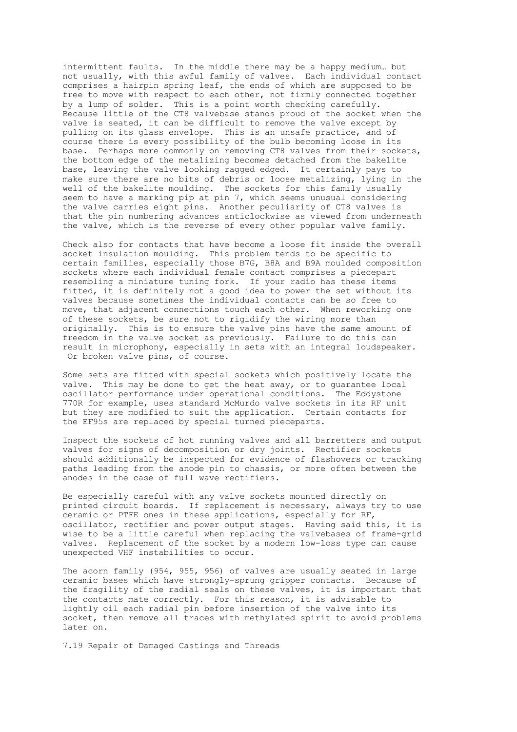intermittent faults. In the middle there may be a happy medium… but not usually, with this awful family of valves. Each individual contact comprises a hairpin spring leaf, the ends of which are supposed to be free to move with respect to each other, not firmly connected together by a lump of solder. This is a point worth checking carefully. Because little of the CT8 valvebase stands proud of the socket when the valve is seated, it can be difficult to remove the valve except by pulling on its glass envelope. This is an unsafe practice, and of course there is every possibility of the bulb becoming loose in its base. Perhaps more commonly on removing CT8 valves from their sockets, the bottom edge of the metalizing becomes detached from the bakelite base, leaving the valve looking ragged edged. It certainly pays to make sure there are no bits of debris or loose metalizing, lying in the well of the bakelite moulding. The sockets for this family usually seem to have a marking pip at pin 7, which seems unusual considering the valve carries eight pins. Another peculiarity of CT8 valves is that the pin numbering advances anticlockwise as viewed from underneath the valve, which is the reverse of every other popular valve family.

Check also for contacts that have become a loose fit inside the overall socket insulation moulding. This problem tends to be specific to certain families, especially those B7G, B8A and B9A moulded composition sockets where each individual female contact comprises a piecepart resembling a miniature tuning fork. If your radio has these items fitted, it is definitely not a good idea to power the set without its valves because sometimes the individual contacts can be so free to move, that adjacent connections touch each other. When reworking one of these sockets, be sure not to rigidify the wiring more than originally. This is to ensure the valve pins have the same amount of freedom in the valve socket as previously. Failure to do this can result in microphony, especially in sets with an integral loudspeaker. Or broken valve pins, of course.

Some sets are fitted with special sockets which positively locate the valve. This may be done to get the heat away, or to guarantee local oscillator performance under operational conditions. The Eddystone 770R for example, uses standard McMurdo valve sockets in its RF unit but they are modified to suit the application. Certain contacts for the EF95s are replaced by special turned pieceparts.

Inspect the sockets of hot running valves and all barretters and output valves for signs of decomposition or dry joints. Rectifier sockets should additionally be inspected for evidence of flashovers or tracking paths leading from the anode pin to chassis, or more often between the anodes in the case of full wave rectifiers.

Be especially careful with any valve sockets mounted directly on printed circuit boards. If replacement is necessary, always try to use ceramic or PTFE ones in these applications, especially for RF, oscillator, rectifier and power output stages. Having said this, it is wise to be a little careful when replacing the valvebases of frame-grid valves. Replacement of the socket by a modern low-loss type can cause unexpected VHF instabilities to occur.

The acorn family (954, 955, 956) of valves are usually seated in large ceramic bases which have strongly-sprung gripper contacts. Because of the fragility of the radial seals on these valves, it is important that the contacts mate correctly. For this reason, it is advisable to lightly oil each radial pin before insertion of the valve into its socket, then remove all traces with methylated spirit to avoid problems later on.

## 7.19 Repair of Damaged Castings and Threads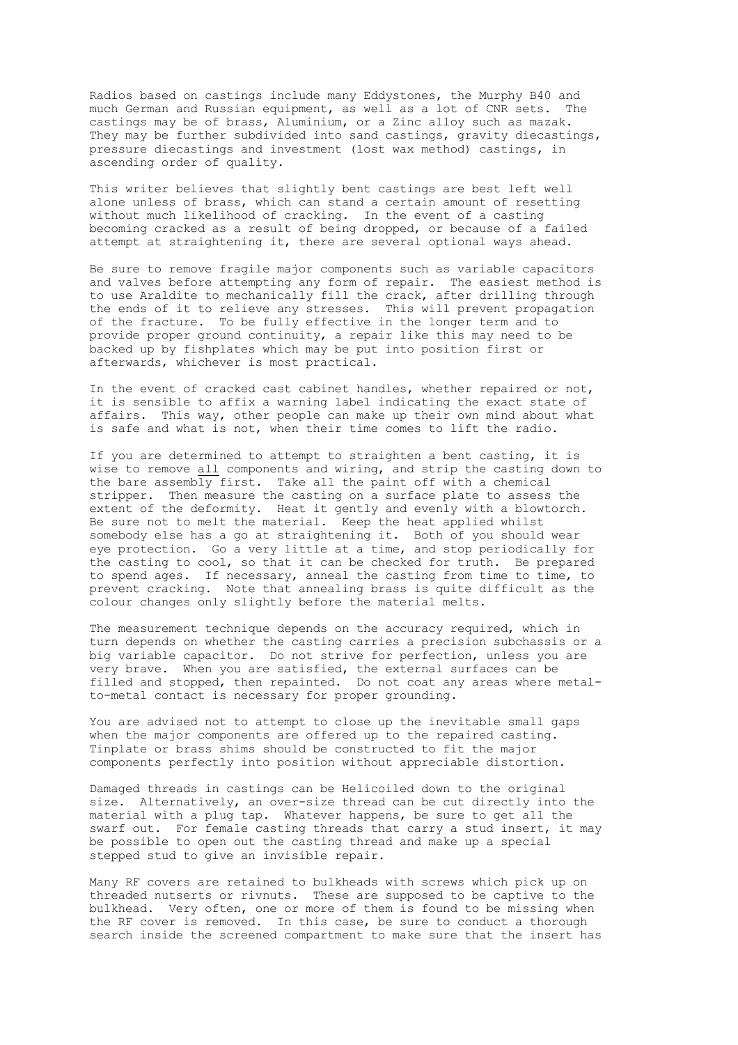Radios based on castings include many Eddystones, the Murphy B40 and much German and Russian equipment, as well as a lot of CNR sets. The castings may be of brass, Aluminium, or a Zinc alloy such as mazak. They may be further subdivided into sand castings, gravity diecastings, pressure diecastings and investment (lost wax method) castings, in ascending order of quality.

This writer believes that slightly bent castings are best left well alone unless of brass, which can stand a certain amount of resetting without much likelihood of cracking. In the event of a casting becoming cracked as a result of being dropped, or because of a failed attempt at straightening it, there are several optional ways ahead.

Be sure to remove fragile major components such as variable capacitors and valves before attempting any form of repair. The easiest method is to use Araldite to mechanically fill the crack, after drilling through the ends of it to relieve any stresses. This will prevent propagation of the fracture. To be fully effective in the longer term and to provide proper ground continuity, a repair like this may need to be backed up by fishplates which may be put into position first or afterwards, whichever is most practical.

In the event of cracked cast cabinet handles, whether repaired or not, it is sensible to affix a warning label indicating the exact state of affairs. This way, other people can make up their own mind about what is safe and what is not, when their time comes to lift the radio.

If you are determined to attempt to straighten a bent casting, it is wise to remove <u>all</u> components and wiring, and strip the casting down to the bare assembly first. Take all the paint off with a chemical stripper. Then measure the casting on a surface plate to assess the extent of the deformity. Heat it gently and evenly with a blowtorch. Be sure not to melt the material. Keep the heat applied whilst somebody else has a go at straightening it. Both of you should wear eye protection. Go a very little at a time, and stop periodically for the casting to cool, so that it can be checked for truth. Be prepared to spend ages. If necessary, anneal the casting from time to time, to prevent cracking. Note that annealing brass is quite difficult as the colour changes only slightly before the material melts.

The measurement technique depends on the accuracy required, which in turn depends on whether the casting carries a precision subchassis or a big variable capacitor. Do not strive for perfection, unless you are very brave. When you are satisfied, the external surfaces can be filled and stopped, then repainted. Do not coat any areas where metal-to-metal contact is necessary for proper grounding.

You are advised not to attempt to close up the inevitable small gaps when the major components are offered up to the repaired casting. Tinplate or brass shims should be constructed to fit the major components perfectly into position without appreciable distortion.

Damaged threads in castings can be Helicoiled down to the original size. Alternatively, an over-size thread can be cut directly into the material with a plug tap. Whatever happens, be sure to get all the swarf out. For female casting threads that carry a stud insert, it may be possible to open out the casting thread and make up a special stepped stud to give an invisible repair.

Many RF covers are retained to bulkheads with screws which pick up on threaded nutserts or rivnuts. These are supposed to be captive to the bulkhead. Very often, one or more of them is found to be missing when the RF cover is removed. In this case, be sure to conduct a thorough search inside the screened compartment to make sure that the insert has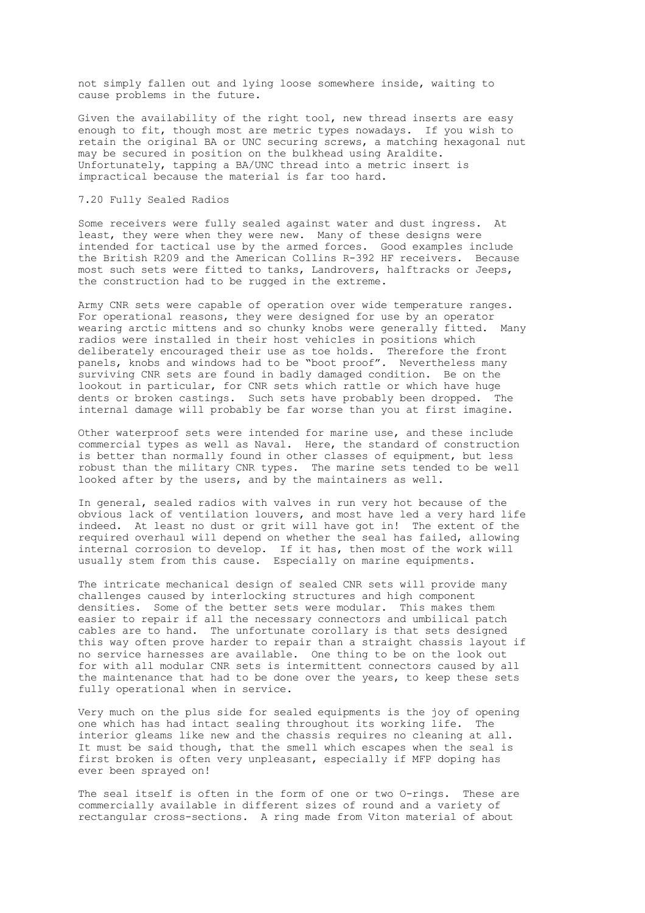not simply fallen out and lying loose somewhere inside, waiting to cause problems in the future.

Given the availability of the right tool, new thread inserts are easy enough to fit, though most are metric types nowadays. If you wish to retain the original BA or UNC securing screws, a matching hexagonal nut may be secured in position on the bulkhead using Araldite. Unfortunately, tapping a BA/UNC thread into a metric insert is impractical because the material is far too hard.

## 7.20 Fully Sealed Radios

Some receivers were fully sealed against water and dust ingress. At least, they were when they were new. Many of these designs were intended for tactical use by the armed forces. Good examples include the British R209 and the American Collins R-392 HF receivers. Because most such sets were fitted to tanks, Landrovers, halftracks or Jeeps, the construction had to be rugged in the extreme.

Army CNR sets were capable of operation over wide temperature ranges. For operational reasons, they were designed for use by an operator wearing arctic mittens and so chunky knobs were generally fitted. Many radios were installed in their host vehicles in positions which deliberately encouraged their use as toe holds. Therefore the front panels, knobs and windows had to be “boot proof”. Nevertheless many surviving CNR sets are found in badly damaged condition. Be on the lookout in particular, for CNR sets which rattle or which have huge dents or broken castings. Such sets have probably been dropped. The internal damage will probably be far worse than you at first imagine.

Other waterproof sets were intended for marine use, and these include commercial types as well as Naval. Here, the standard of construction is better than normally found in other classes of equipment, but less robust than the military CNR types. The marine sets tended to be well looked after by the users, and by the maintainers as well.

In general, sealed radios with valves in run very hot because of the obvious lack of ventilation louvers, and most have led a very hard life indeed. At least no dust or grit will have got in! The extent of the required overhaul will depend on whether the seal has failed, allowing internal corrosion to develop. If it has, then most of the work will usually stem from this cause. Especially on marine equipments.

The intricate mechanical design of sealed CNR sets will provide many challenges caused by interlocking structures and high component densities. Some of the better sets were modular. This makes them easier to repair if all the necessary connectors and umbilical patch cables are to hand. The unfortunate corollary is that sets designed this way often prove harder to repair than a straight chassis layout if no service harnesses are available. One thing to be on the look out for with all modular CNR sets is intermittent connectors caused by all the maintenance that had to be done over the years, to keep these sets fully operational when in service.

Very much on the plus side for sealed equipments is the joy of opening one which has had intact sealing throughout its working life. The interior gleams like new and the chassis requires no cleaning at all. It must be said though, that the smell which escapes when the seal is first broken is often very unpleasant, especially if MFP doping has ever been sprayed on!

The seal itself is often in the form of one or two O-rings. These are commercially available in different sizes of round and a variety of rectangular cross-sections. A ring made from Viton material of about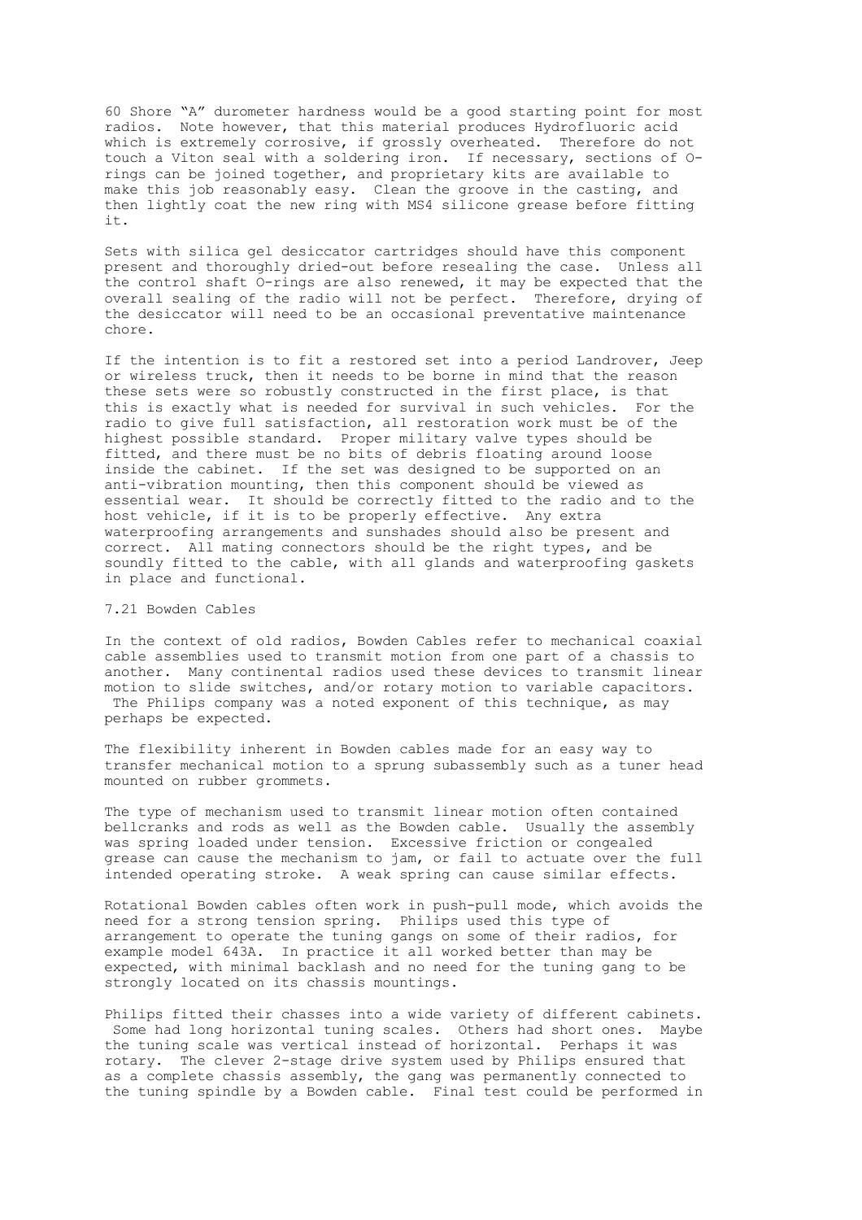60 Shore "A" durometer hardness would be a good starting point for most radios. Note however, that this material produces Hydrofluoric acid which is extremely corrosive, if grossly overheated. Therefore do not touch a Viton seal with a soldering iron. If necessary, sections of O-rings can be joined together, and proprietary kits are available to make this job reasonably easy. Clean the groove in the casting, and then lightly coat the new ring with MS4 silicone grease before fitting it.

Sets with silica gel desiccator cartridges should have this component present and thoroughly dried-out before resealing the case. Unless all the control shaft O-rings are also renewed, it may be expected that the overall sealing of the radio will not be perfect. Therefore, drying of the desiccator will need to be an occasional preventative maintenance chore.

If the intention is to fit a restored set into a period Landrover, Jeep or wireless truck, then it needs to be borne in mind that the reason these sets were so robustly constructed in the first place, is that this is exactly what is needed for survival in such vehicles. For the radio to give full satisfaction, all restoration work must be of the highest possible standard. Proper military valve types should be fitted, and there must be no bits of debris floating around loose inside the cabinet. If the set was designed to be supported on an anti-vibration mounting, then this component should be viewed as essential wear. It should be correctly fitted to the radio and to the host vehicle, if it is to be properly effective. Any extra waterproofing arrangements and sunshades should also be present and correct. All mating connectors should be the right types, and be soundly fitted to the cable, with all glands and waterproofing gaskets in place and functional.

## 7.21 Bowden Cables

In the context of old radios, Bowden Cables refer to mechanical coaxial cable assemblies used to transmit motion from one part of a chassis to another. Many continental radios used these devices to transmit linear motion to slide switches, and/or rotary motion to variable capacitors. The Philips company was a noted exponent of this technique, as may perhaps be expected.

The flexibility inherent in Bowden cables made for an easy way to transfer mechanical motion to a sprung subassembly such as a tuner head mounted on rubber grommets.

The type of mechanism used to transmit linear motion often contained bellcranks and rods as well as the Bowden cable. Usually the assembly was spring loaded under tension. Excessive friction or congealed grease can cause the mechanism to jam, or fail to actuate over the full intended operating stroke. A weak spring can cause similar effects.

Rotational Bowden cables often work in push-pull mode, which avoids the need for a strong tension spring. Philips used this type of arrangement to operate the tuning gangs on some of their radios, for example model 643A. In practice it all worked better than may be expected, with minimal backlash and no need for the tuning gang to be strongly located on its chassis mountings.

Philips fitted their chasses into a wide variety of different cabinets. Some had long horizontal tuning scales. Others had short ones. Maybe the tuning scale was vertical instead of horizontal. Perhaps it was rotary. The clever 2-stage drive system used by Philips ensured that as a complete chassis assembly, the gang was permanently connected to the tuning spindle by a Bowden cable. Final test could be performed in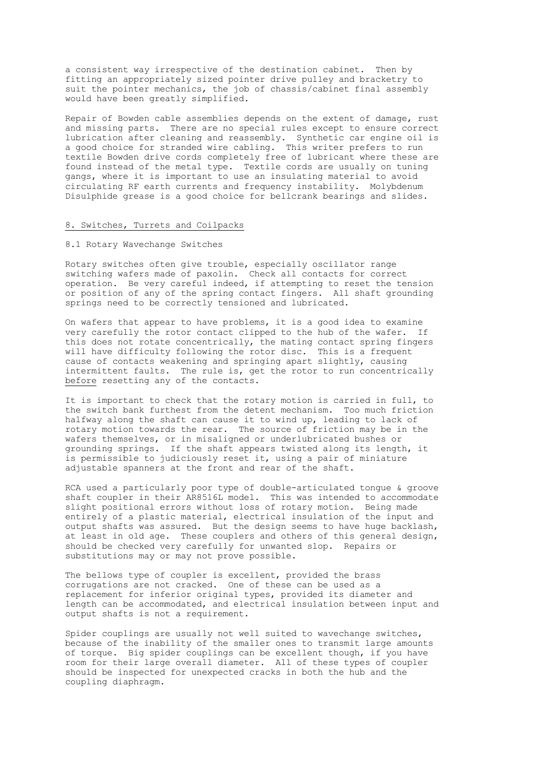a consistent way irrespective of the destination cabinet. Then by fitting an appropriately sized pointer drive pulley and bracketry to suit the pointer mechanics, the job of chassis/cabinet final assembly would have been greatly simplified.

Repair of Bowden cable assemblies depends on the extent of damage, rust and missing parts. There are no special rules except to ensure correct lubrication after cleaning and reassembly. Synthetic car engine oil is a good choice for stranded wire cabling. This writer prefers to run textile Bowden drive cords completely free of lubricant where these are found instead of the metal type. Textile cords are usually on tuning gangs, where it is important to use an insulating material to avoid circulating RF earth currents and frequency instability. Molybdenum Disulphide grease is a good choice for bellcrank bearings and slides.

## 8. Switches, Turrets and Coilpacks

### 8.1 Rotary Wavechange Switches

Rotary switches often give trouble, especially oscillator range switching wafers made of paxolin. Check all contacts for correct operation. Be very careful indeed, if attempting to reset the tension or position of any of the spring contact fingers. All shaft grounding springs need to be correctly tensioned and lubricated.

On wafers that appear to have problems, it is a good idea to examine very carefully the rotor contact clipped to the hub of the wafer. If this does not rotate concentrically, the mating contact spring fingers will have difficulty following the rotor disc. This is a frequent cause of contacts weakening and springing apart slightly, causing intermittent faults. The rule is, get the rotor to run concentrically <u>before</u> resetting any of the contacts.

It is important to check that the rotary motion is carried in full, to the switch bank furthest from the detent mechanism. Too much friction halfway along the shaft can cause it to wind up, leading to lack of rotary motion towards the rear. The source of friction may be in the wafers themselves, or in misaligned or underlubricated bushes or grounding springs. If the shaft appears twisted along its length, it is permissible to judiciously reset it, using a pair of miniature adjustable spanners at the front and rear of the shaft.

RCA used a particularly poor type of double-articulated tongue & groove shaft coupler in their AR8516L model. This was intended to accommodate slight positional errors without loss of rotary motion. Being made entirely of a plastic material, electrical insulation of the input and output shafts was assured. But the design seems to have huge backlash, at least in old age. These couplers and others of this general design, should be checked very carefully for unwanted slop. Repairs or substitutions may or may not prove possible.

The bellows type of coupler is excellent, provided the brass corrugations are not cracked. One of these can be used as a replacement for inferior original types, provided its diameter and length can be accommodated, and electrical insulation between input and output shafts is not a requirement.

Spider couplings are usually not well suited to wavechange switches, because of the inability of the smaller ones to transmit large amounts of torque. Big spider couplings can be excellent though, if you have room for their large overall diameter. All of these types of coupler should be inspected for unexpected cracks in both the hub and the coupling diaphragm.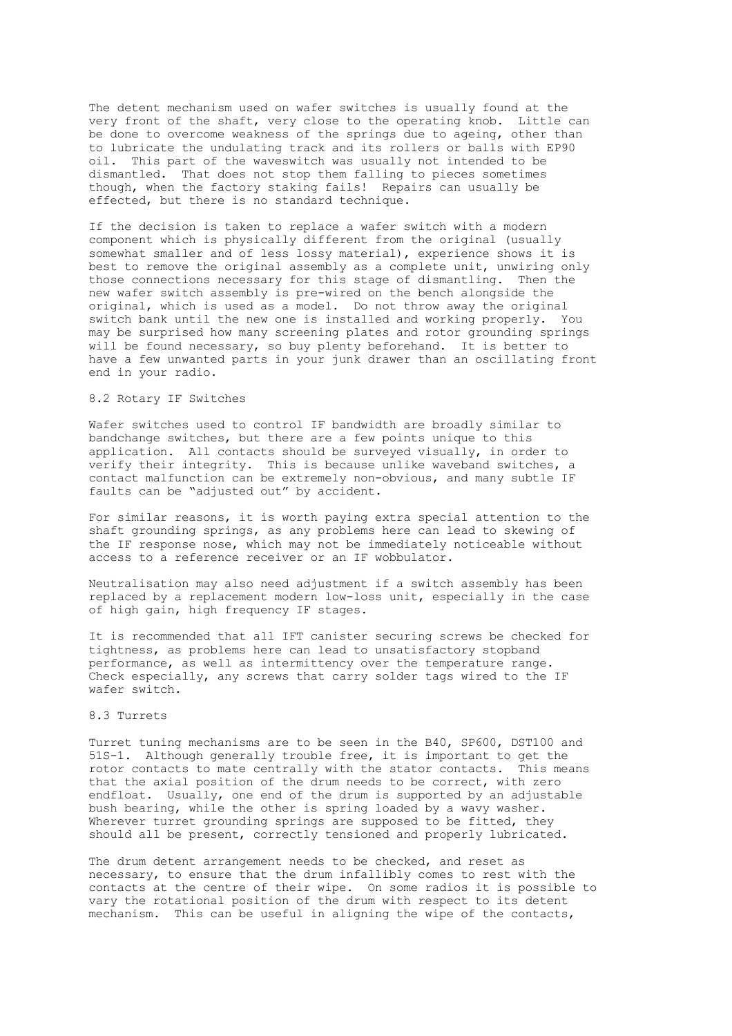The detent mechanism used on wafer switches is usually found at the very front of the shaft, very close to the operating knob. Little can be done to overcome weakness of the springs due to ageing, other than to lubricate the undulating track and its rollers or balls with EP90 oil. This part of the waveswitch was usually not intended to be dismantled. That does not stop them falling to pieces sometimes though, when the factory staking fails! Repairs can usually be effected, but there is no standard technique.

If the decision is taken to replace a wafer switch with a modern component which is physically different from the original (usually somewhat smaller and of less lossy material), experience shows it is best to remove the original assembly as a complete unit, unwiring only those connections necessary for this stage of dismantling. Then the new wafer switch assembly is pre-wired on the bench alongside the original, which is used as a model. Do not throw away the original switch bank until the new one is installed and working properly. You may be surprised how many screening plates and rotor grounding springs will be found necessary, so buy plenty beforehand. It is better to have a few unwanted parts in your junk drawer than an oscillating front end in your radio.

## 8.2 Rotary IF Switches

Wafer switches used to control IF bandwidth are broadly similar to bandchange switches, but there are a few points unique to this application. All contacts should be surveyed visually, in order to verify their integrity. This is because unlike waveband switches, a contact malfunction can be extremely non-obvious, and many subtle IF faults can be "adjusted out" by accident.

For similar reasons, it is worth paying extra special attention to the shaft grounding springs, as any problems here can lead to skewing of the IF response nose, which may not be immediately noticeable without access to a reference receiver or an IF wobbulator.

Neutralisation may also need adjustment if a switch assembly has been replaced by a replacement modern low-loss unit, especially in the case of high gain, high frequency IF stages.

It is recommended that all IFT canister securing screws be checked for tightness, as problems here can lead to unsatisfactory stopband performance, as well as intermittency over the temperature range. Check especially, any screws that carry solder tags wired to the IF wafer switch.

## 8.3 Turrets

Turret tuning mechanisms are to be seen in the B40, SP600, DST100 and 51S-1. Although generally trouble free, it is important to get the rotor contacts to mate centrally with the stator contacts. This means that the axial position of the drum needs to be correct, with zero endfloat. Usually, one end of the drum is supported by an adjustable bush bearing, while the other is spring loaded by a wavy washer. Wherever turret grounding springs are supposed to be fitted, they should all be present, correctly tensioned and properly lubricated.

The drum detent arrangement needs to be checked, and reset as necessary, to ensure that the drum infallibly comes to rest with the contacts at the centre of their wipe. On some radios it is possible to vary the rotational position of the drum with respect to its detent mechanism. This can be useful in aligning the wipe of the contacts,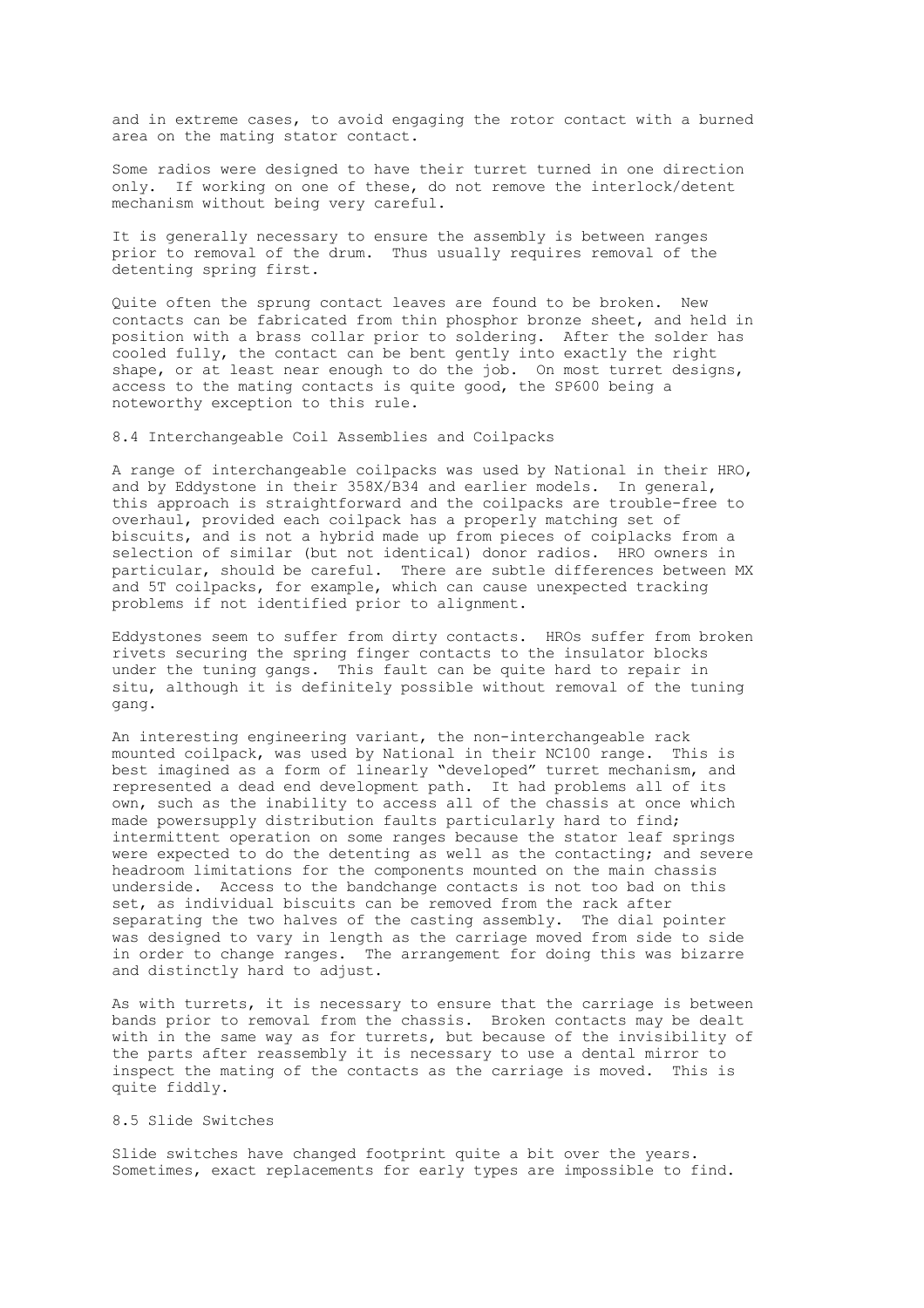and in extreme cases, to avoid engaging the rotor contact with a burned area on the mating stator contact.

Some radios were designed to have their turret turned in one direction only. If working on one of these, do not remove the interlock/detent mechanism without being very careful.

It is generally necessary to ensure the assembly is between ranges prior to removal of the drum. Thus usually requires removal of the detenting spring first.

Quite often the sprung contact leaves are found to be broken. New contacts can be fabricated from thin phosphor bronze sheet, and held in position with a brass collar prior to soldering. After the solder has cooled fully, the contact can be bent gently into exactly the right shape, or at least near enough to do the job. On most turret designs, access to the mating contacts is quite good, the SP600 being a noteworthy exception to this rule.

## 8.4 Interchangeable Coil Assemblies and Coilpacks

A range of interchangeable coilpacks was used by National in their HRO, and by Eddystone in their 358X/B34 and earlier models. In general, this approach is straightforward and the coilpacks are trouble-free to overhaul, provided each coilpack has a properly matching set of biscuits, and is not a hybrid made up from pieces of coiplacks from a selection of similar (but not identical) donor radios. HRO owners in particular, should be careful. There are subtle differences between MX and 5T coilpacks, for example, which can cause unexpected tracking problems if not identified prior to alignment.

Eddystones seem to suffer from dirty contacts. HROs suffer from broken rivets securing the spring finger contacts to the insulator blocks under the tuning gangs. This fault can be quite hard to repair in situ, although it is definitely possible without removal of the tuning gang.

An interesting engineering variant, the non-interchangeable rack mounted coilpack, was used by National in their NC100 range. This is best imagined as a form of linearly "developed" turret mechanism, and represented a dead end development path. It had problems all of its own, such as the inability to access all of the chassis at once which made powersupply distribution faults particularly hard to find; intermittent operation on some ranges because the stator leaf springs were expected to do the detenting as well as the contacting; and severe headroom limitations for the components mounted on the main chassis underside. Access to the bandchange contacts is not too bad on this set, as individual biscuits can be removed from the rack after separating the two halves of the casting assembly. The dial pointer was designed to vary in length as the carriage moved from side to side in order to change ranges. The arrangement for doing this was bizarre and distinctly hard to adjust.

As with turrets, it is necessary to ensure that the carriage is between bands prior to removal from the chassis. Broken contacts may be dealt with in the same way as for turrets, but because of the invisibility of the parts after reassembly it is necessary to use a dental mirror to inspect the mating of the contacts as the carriage is moved. This is quite fiddly.

## 8.5 Slide Switches

Slide switches have changed footprint quite a bit over the years. Sometimes, exact replacements for early types are impossible to find.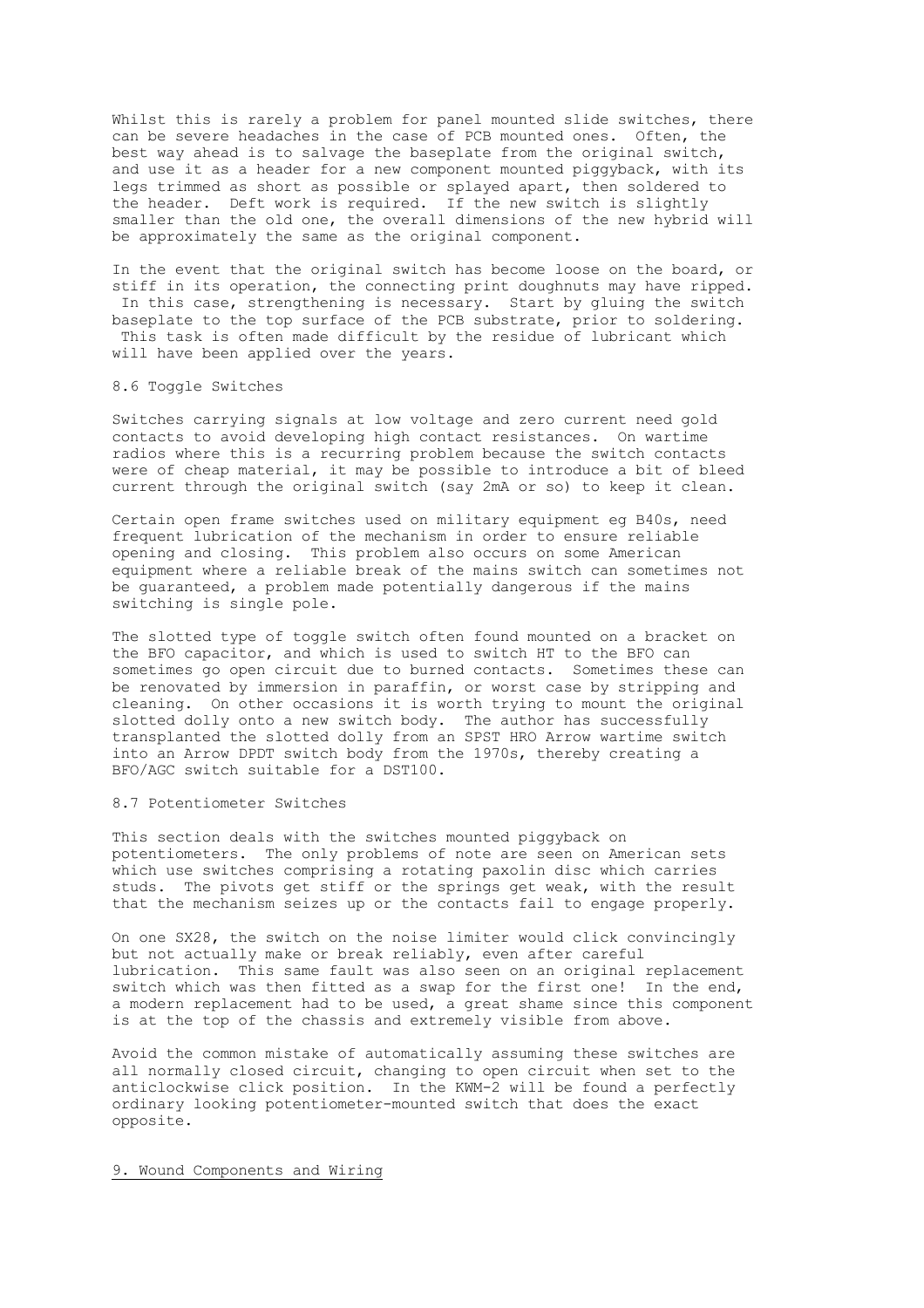Whilst this is rarely a problem for panel mounted slide switches, there can be severe headaches in the case of PCB mounted ones. Often, the best way ahead is to salvage the baseplate from the original switch, and use it as a header for a new component mounted piggyback, with its legs trimmed as short as possible or splayed apart, then soldered to the header. Deft work is required. If the new switch is slightly smaller than the old one, the overall dimensions of the new hybrid will be approximately the same as the original component.

In the event that the original switch has become loose on the board, or stiff in its operation, the connecting print doughnuts may have ripped. In this case, strengthening is necessary. Start by gluing the switch baseplate to the top surface of the PCB substrate, prior to soldering. This task is often made difficult by the residue of lubricant which will have been applied over the years.

### 8.6 Toggle Switches

Switches carrying signals at low voltage and zero current need gold contacts to avoid developing high contact resistances. On wartime radios where this is a recurring problem because the switch contacts were of cheap material, it may be possible to introduce a bit of bleed current through the original switch (say 2mA or so) to keep it clean.

Certain open frame switches used on military equipment eg B40s, need frequent lubrication of the mechanism in order to ensure reliable opening and closing. This problem also occurs on some American equipment where a reliable break of the mains switch can sometimes not be guaranteed, a problem made potentially dangerous if the mains switching is single pole.

The slotted type of toggle switch often found mounted on a bracket on the BFO capacitor, and which is used to switch HT to the BFO can sometimes go open circuit due to burned contacts. Sometimes these can be renovated by immersion in paraffin, or worst case by stripping and cleaning. On other occasions it is worth trying to mount the original slotted dolly onto a new switch body. The author has successfully transplanted the slotted dolly from an SPST HRO Arrow wartime switch into an Arrow DPDT switch body from the 1970s, thereby creating a BFO/AGC switch suitable for a DST100.

### 8.7 Potentiometer Switches

This section deals with the switches mounted piggyback on potentiometers. The only problems of note are seen on American sets which use switches comprising a rotating paxolin disc which carries studs. The pivots get stiff or the springs get weak, with the result that the mechanism seizes up or the contacts fail to engage properly.

On one SX28, the switch on the noise limiter would click convincingly but not actually make or break reliably, even after careful lubrication. This same fault was also seen on an original replacement switch which was then fitted as a swap for the first one! In the end, a modern replacement had to be used, a great shame since this component is at the top of the chassis and extremely visible from above.

Avoid the common mistake of automatically assuming these switches are all normally closed circuit, changing to open circuit when set to the anticlockwise click position. In the KWM-2 will be found a perfectly ordinary looking potentiometer-mounted switch that does the exact opposite.

## 9. Wound Components and Wiring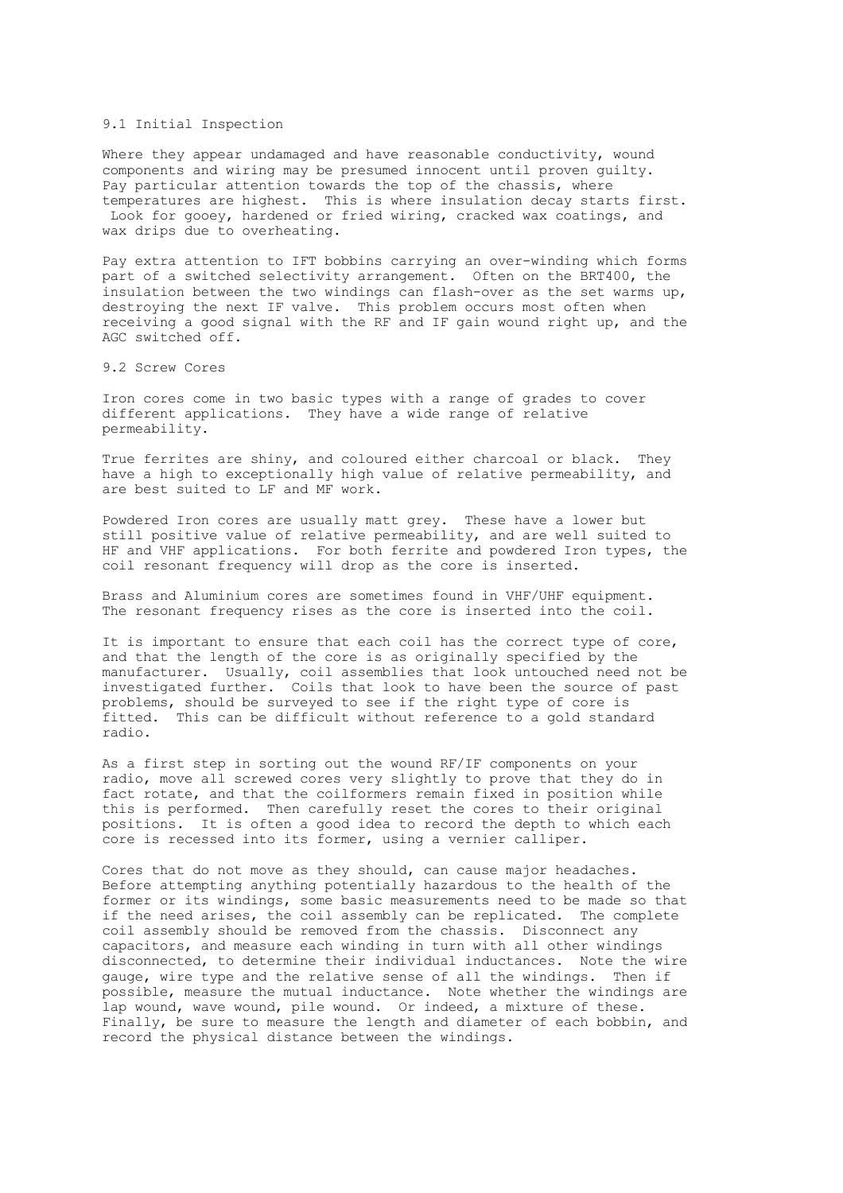### 9.1 Initial Inspection

Where they appear undamaged and have reasonable conductivity, wound components and wiring may be presumed innocent until proven guilty. Pay particular attention towards the top of the chassis, where temperatures are highest. This is where insulation decay starts first. Look for gooey, hardened or fried wiring, cracked wax coatings, and wax drips due to overheating.

Pay extra attention to IFT bobbins carrying an over-winding which forms part of a switched selectivity arrangement. Often on the BRT400, the insulation between the two windings can flash-over as the set warms up, destroying the next IF valve. This problem occurs most often when receiving a good signal with the RF and IF gain wound right up, and the AGC switched off.

### 9.2 Screw Cores

Iron cores come in two basic types with a range of grades to cover different applications. They have a wide range of relative permeability.

True ferrites are shiny, and coloured either charcoal or black. They have a high to exceptionally high value of relative permeability, and are best suited to LF and MF work.

Powdered Iron cores are usually matt grey. These have a lower but still positive value of relative permeability, and are well suited to HF and VHF applications. For both ferrite and powdered Iron types, the coil resonant frequency will drop as the core is inserted.

Brass and Aluminium cores are sometimes found in VHF/UHF equipment. The resonant frequency rises as the core is inserted into the coil.

It is important to ensure that each coil has the correct type of core, and that the length of the core is as originally specified by the manufacturer. Usually, coil assemblies that look untouched need not be investigated further. Coils that look to have been the source of past problems, should be surveyed to see if the right type of core is fitted. This can be difficult without reference to a gold standard radio.

As a first step in sorting out the wound RF/IF components on your radio, move all screwed cores very slightly to prove that they do in fact rotate, and that the coilformers remain fixed in position while this is performed. Then carefully reset the cores to their original positions. It is often a good idea to record the depth to which each core is recessed into its former, using a vernier calliper.

Cores that do not move as they should, can cause major headaches. Before attempting anything potentially hazardous to the health of the former or its windings, some basic measurements need to be made so that if the need arises, the coil assembly can be replicated. The complete coil assembly should be removed from the chassis. Disconnect any capacitors, and measure each winding in turn with all other windings disconnected, to determine their individual inductances. Note the wire gauge, wire type and the relative sense of all the windings. Then if possible, measure the mutual inductance. Note whether the windings are lap wound, wave wound, pile wound. Or indeed, a mixture of these. Finally, be sure to measure the length and diameter of each bobbin, and record the physical distance between the windings.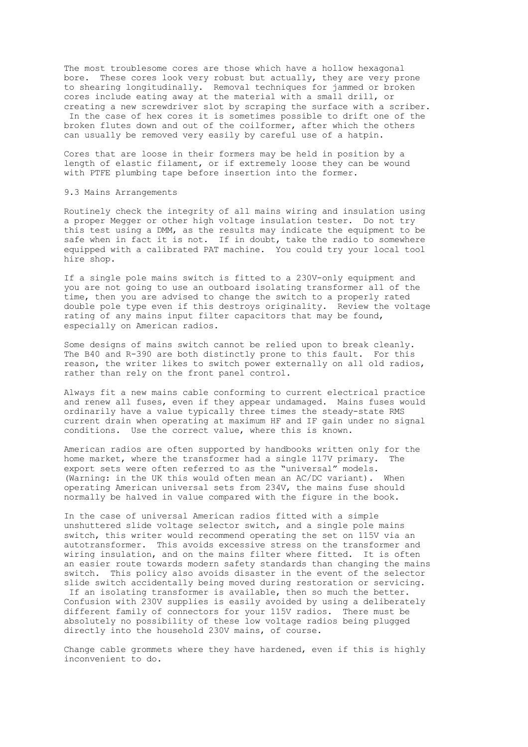The most troublesome cores are those which have a hollow hexagonal bore. These cores look very robust but actually, they are very prone to shearing longitudinally. Removal techniques for jammed or broken cores include eating away at the material with a small drill, or creating a new screwdriver slot by scraping the surface with a scriber. In the case of hex cores it is sometimes possible to drift one of the broken flutes down and out of the coilformer, after which the others can usually be removed very easily by careful use of a hatpin.

Cores that are loose in their formers may be held in position by a length of elastic filament, or if extremely loose they can be wound with PTFE plumbing tape before insertion into the former.

## 9.3 Mains Arrangements

Routinely check the integrity of all mains wiring and insulation using a proper Megger or other high voltage insulation tester. Do not try this test using a DMM, as the results may indicate the equipment to be safe when in fact it is not. If in doubt, take the radio to somewhere equipped with a calibrated PAT machine. You could try your local tool hire shop.

If a single pole mains switch is fitted to a 230V-only equipment and you are not going to use an outboard isolating transformer all of the time, then you are advised to change the switch to a properly rated double pole type even if this destroys originality. Review the voltage rating of any mains input filter capacitors that may be found, especially on American radios.

Some designs of mains switch cannot be relied upon to break cleanly. The B40 and R-390 are both distinctly prone to this fault. For this reason, the writer likes to switch power externally on all old radios, rather than rely on the front panel control.

Always fit a new mains cable conforming to current electrical practice and renew all fuses, even if they appear undamaged. Mains fuses would ordinarily have a value typically three times the steady-state RMS current drain when operating at maximum HF and IF gain under no signal conditions. Use the correct value, where this is known.

American radios are often supported by handbooks written only for the home market, where the transformer had a single 117V primary. The export sets were often referred to as the "universal" models. (Warning: in the UK this would often mean an AC/DC variant). When operating American universal sets from 234V, the mains fuse should normally be halved in value compared with the figure in the book.

In the case of universal American radios fitted with a simple unshuttered slide voltage selector switch, and a single pole mains switch, this writer would recommend operating the set on 115V via an autotransformer. This avoids excessive stress on the transformer and wiring insulation, and on the mains filter where fitted. It is often an easier route towards modern safety standards than changing the mains switch. This policy also avoids disaster in the event of the selector slide switch accidentally being moved during restoration or servicing. If an isolating transformer is available, then so much the better. Confusion with 230V supplies is easily avoided by using a deliberately different family of connectors for your 115V radios. There must be absolutely no possibility of these low voltage radios being plugged directly into the household 230V mains, of course.

Change cable grommets where they have hardened, even if this is highly inconvenient to do.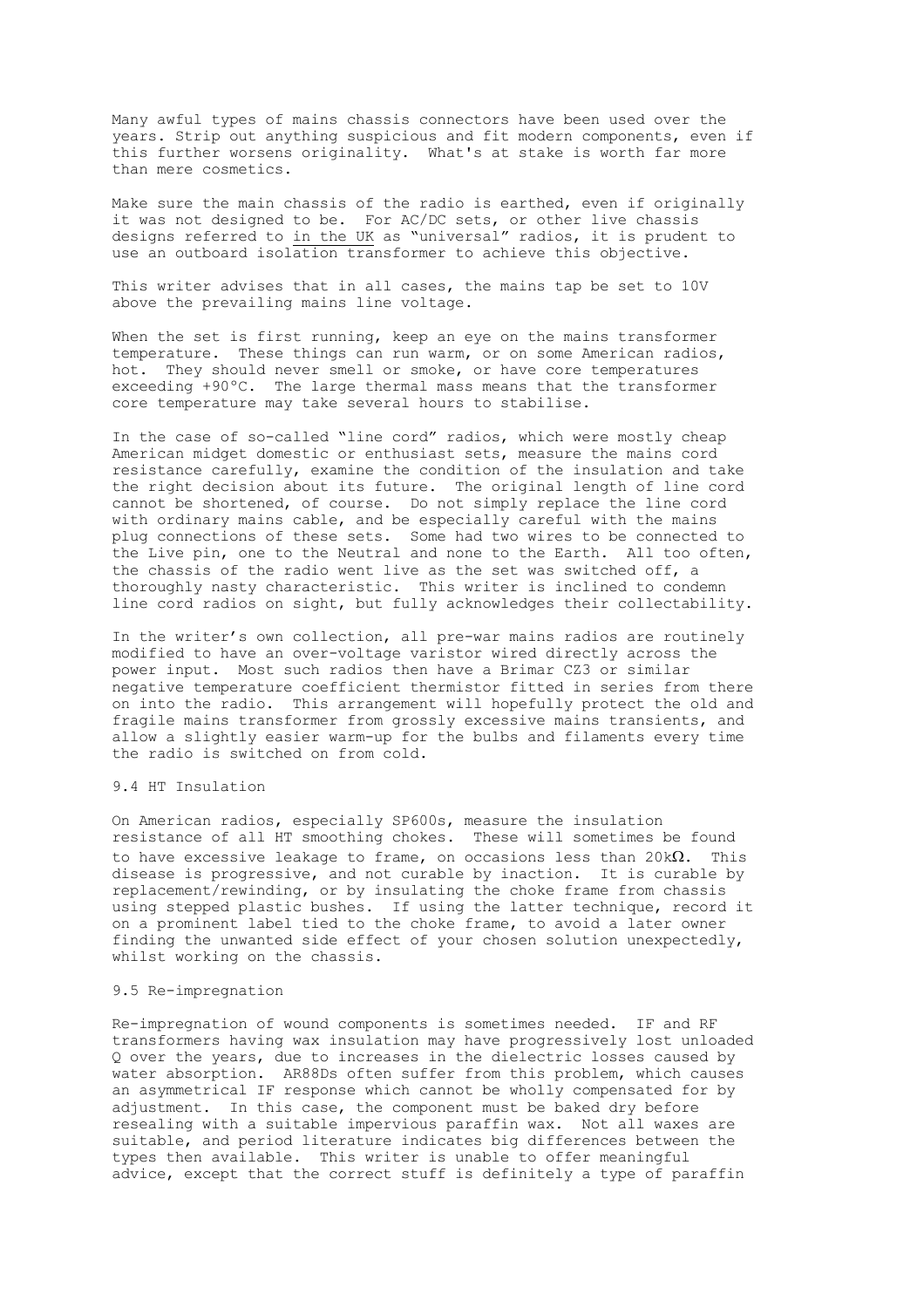Many awful types of mains chassis connectors have been used over the years. Strip out anything suspicious and fit modern components, even if this further worsens originality. What's at stake is worth far more than mere cosmetics.

Make sure the main chassis of the radio is earthed, even if originally it was not designed to be. For AC/DC sets, or other live chassis designs referred to <u>in the UK</u> as "universal" radios, it is prudent to use an outboard isolation transformer to achieve this objective.

This writer advises that in all cases, the mains tap be set to 10V above the prevailing mains line voltage.

When the set is first running, keep an eye on the mains transformer temperature. These things can run warm, or on some American radios, hot. They should never smell or smoke, or have core temperatures exceeding +90°C. The large thermal mass means that the transformer core temperature may take several hours to stabilise.

In the case of so-called "line cord" radios, which were mostly cheap American midget domestic or enthusiast sets, measure the mains cord resistance carefully, examine the condition of the insulation and take the right decision about its future. The original length of line cord cannot be shortened, of course. Do not simply replace the line cord with ordinary mains cable, and be especially careful with the mains plug connections of these sets. Some had two wires to be connected to the Live pin, one to the Neutral and none to the Earth. All too often, the chassis of the radio went live as the set was switched off, a thoroughly nasty characteristic. This writer is inclined to condemn line cord radios on sight, but fully acknowledges their collectability.

In the writer's own collection, all pre-war mains radios are routinely modified to have an over-voltage varistor wired directly across the power input. Most such radios then have a Brimar CZ3 or similar negative temperature coefficient thermistor fitted in series from there on into the radio. This arrangement will hopefully protect the old and fragile mains transformer from grossly excessive mains transients, and allow a slightly easier warm-up for the bulbs and filaments every time the radio is switched on from cold.

### 9.4 HT Insulation

On American radios, especially SP600s, measure the insulation resistance of all HT smoothing chokes. These will sometimes be found to have excessive leakage to frame, on occasions less than 20kΩ. This disease is progressive, and not curable by inaction. It is curable by replacement/rewinding, or by insulating the choke frame from chassis using stepped plastic bushes. If using the latter technique, record it on a prominent label tied to the choke frame, to avoid a later owner finding the unwanted side effect of your chosen solution unexpectedly, whilst working on the chassis.

### 9.5 Re-impregnation

Re-impregnation of wound components is sometimes needed. IF and RF transformers having wax insulation may have progressively lost unloaded Q over the years, due to increases in the dielectric losses caused by water absorption. AR88Ds often suffer from this problem, which causes an asymmetrical IF response which cannot be wholly compensated for by adjustment. In this case, the component must be baked dry before resealing with a suitable impervious paraffin wax. Not all waxes are suitable, and period literature indicates big differences between the types then available. This writer is unable to offer meaningful advice, except that the correct stuff is definitely a type of paraffin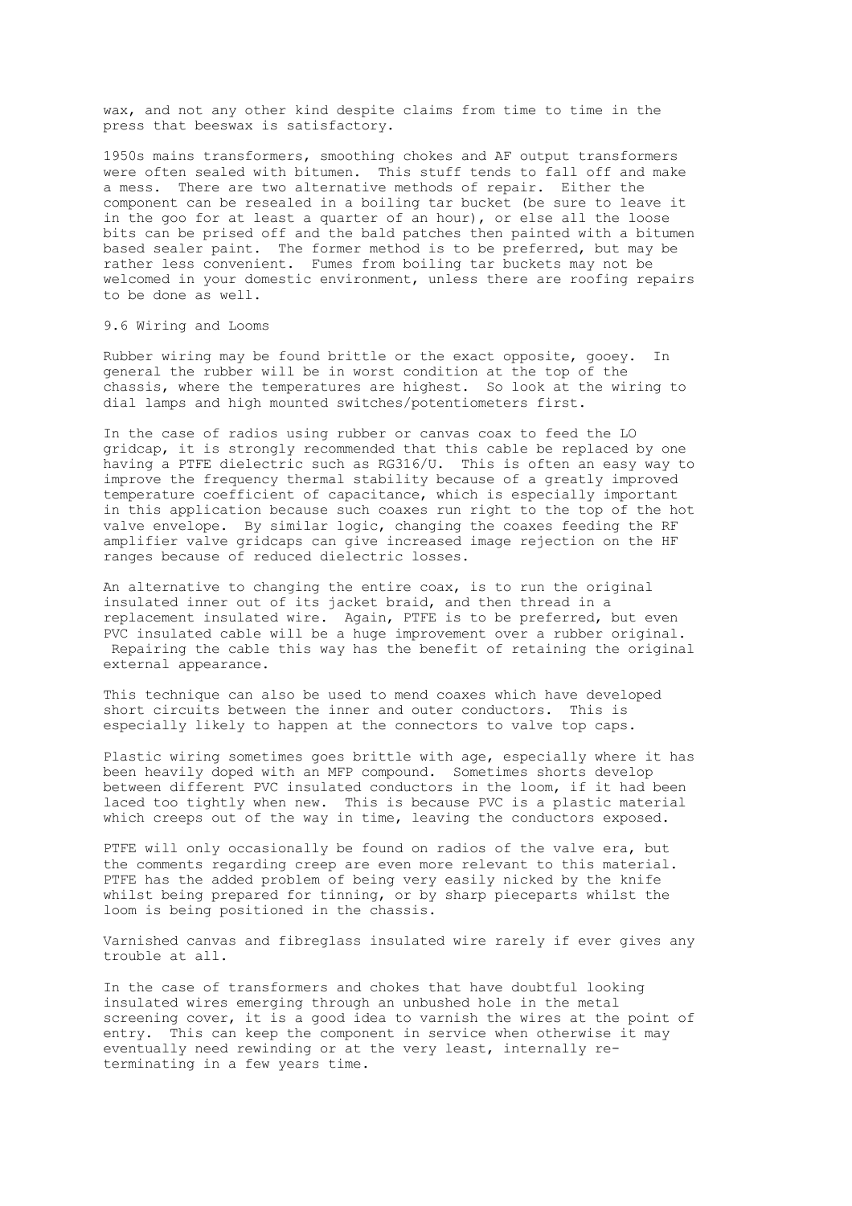wax, and not any other kind despite claims from time to time in the press that beeswax is satisfactory.

1950s mains transformers, smoothing chokes and AF output transformers were often sealed with bitumen. This stuff tends to fall off and make a mess. There are two alternative methods of repair. Either the component can be resealed in a boiling tar bucket (be sure to leave it in the goo for at least a quarter of an hour), or else all the loose bits can be prised off and the bald patches then painted with a bitumen based sealer paint. The former method is to be preferred, but may be rather less convenient. Fumes from boiling tar buckets may not be welcomed in your domestic environment, unless there are roofing repairs to be done as well.

## 9.6 Wiring and Looms

Rubber wiring may be found brittle or the exact opposite, gooey. In general the rubber will be in worst condition at the top of the chassis, where the temperatures are highest. So look at the wiring to dial lamps and high mounted switches/potentiometers first.

In the case of radios using rubber or canvas coax to feed the LO gridcap, it is strongly recommended that this cable be replaced by one having a PTFE dielectric such as RG316/U. This is often an easy way to improve the frequency thermal stability because of a greatly improved temperature coefficient of capacitance, which is especially important in this application because such coaxes run right to the top of the hot valve envelope. By similar logic, changing the coaxes feeding the RF amplifier valve gridcaps can give increased image rejection on the HF ranges because of reduced dielectric losses.

An alternative to changing the entire coax, is to run the original insulated inner out of its jacket braid, and then thread in a replacement insulated wire. Again, PTFE is to be preferred, but even PVC insulated cable will be a huge improvement over a rubber original. Repairing the cable this way has the benefit of retaining the original external appearance.

This technique can also be used to mend coaxes which have developed short circuits between the inner and outer conductors. This is especially likely to happen at the connectors to valve top caps.

Plastic wiring sometimes goes brittle with age, especially where it has been heavily doped with an MFP compound. Sometimes shorts develop between different PVC insulated conductors in the loom, if it had been laced too tightly when new. This is because PVC is a plastic material which creeps out of the way in time, leaving the conductors exposed.

PTFE will only occasionally be found on radios of the valve era, but the comments regarding creep are even more relevant to this material. PTFE has the added problem of being very easily nicked by the knife whilst being prepared for tinning, or by sharp pieceparts whilst the loom is being positioned in the chassis.

Varnished canvas and fibreglass insulated wire rarely if ever gives any trouble at all.

In the case of transformers and chokes that have doubtful looking insulated wires emerging through an unbushed hole in the metal screening cover, it is a good idea to varnish the wires at the point of entry. This can keep the component in service when otherwise it may eventually need rewinding or at the very least, internally re-terminating in a few years time.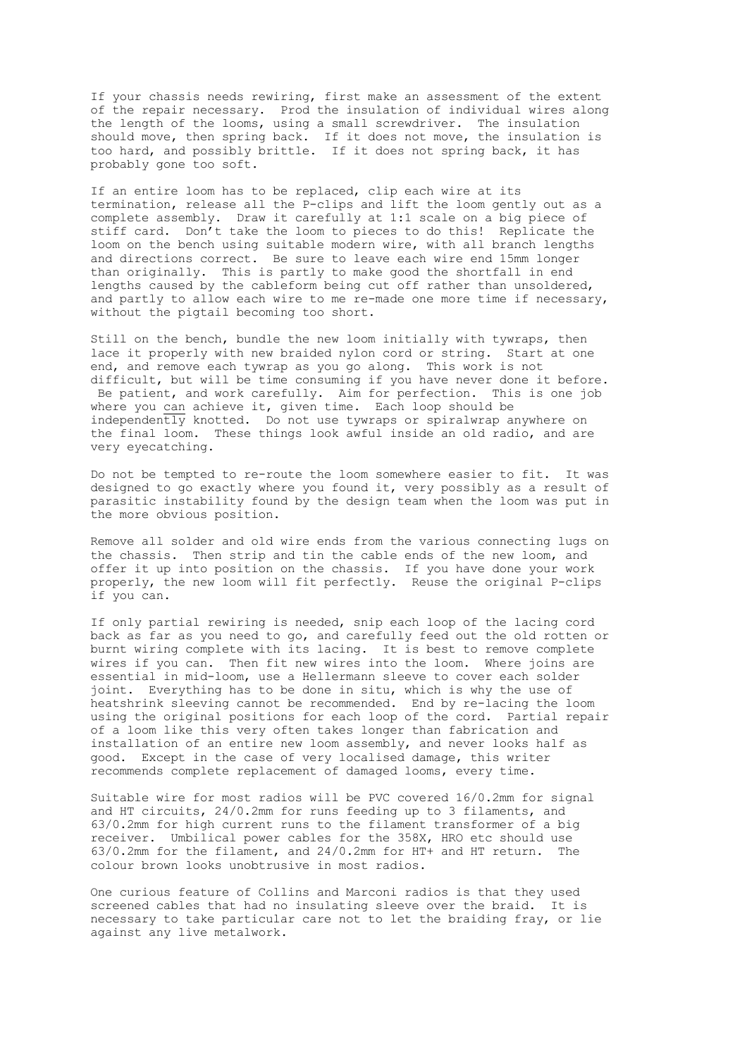If your chassis needs rewiring, first make an assessment of the extent of the repair necessary. Prod the insulation of individual wires along the length of the looms, using a small screwdriver. The insulation should move, then spring back. If it does not move, the insulation is too hard, and possibly brittle. If it does not spring back, it has probably gone too soft.

If an entire loom has to be replaced, clip each wire at its termination, release all the P-clips and lift the loom gently out as a complete assembly. Draw it carefully at 1:1 scale on a big piece of stiff card. Don't take the loom to pieces to do this! Replicate the loom on the bench using suitable modern wire, with all branch lengths and directions correct. Be sure to leave each wire end 15mm longer than originally. This is partly to make good the shortfall in end lengths caused by the cableform being cut off rather than unsoldered, and partly to allow each wire to me re-made one more time if necessary, without the pigtail becoming too short.

Still on the bench, bundle the new loom initially with tywraps, then lace it properly with new braided nylon cord or string. Start at one end, and remove each tywrap as you go along. This work is not difficult, but will be time consuming if you have never done it before. Be patient, and work carefully. Aim for perfection. This is one job where you <u>can</u> achieve it, given time. Each loop should be independently knotted. Do not use tywraps or spiralwrap anywhere on the final loom. These things look awful inside an old radio, and are very eyecatching.

Do not be tempted to re-route the loom somewhere easier to fit. It was designed to go exactly where you found it, very possibly as a result of parasitic instability found by the design team when the loom was put in the more obvious position.

Remove all solder and old wire ends from the various connecting lugs on the chassis. Then strip and tin the cable ends of the new loom, and offer it up into position on the chassis. If you have done your work properly, the new loom will fit perfectly. Reuse the original P-clips if you can.

If only partial rewiring is needed, snip each loop of the lacing cord back as far as you need to go, and carefully feed out the old rotten or burnt wiring complete with its lacing. It is best to remove complete wires if you can. Then fit new wires into the loom. Where joins are essential in mid-loom, use a Hellermann sleeve to cover each solder joint. Everything has to be done in situ, which is why the use of heatshrink sleeving cannot be recommended. End by re-lacing the loom using the original positions for each loop of the cord. Partial repair of a loom like this very often takes longer than fabrication and installation of an entire new loom assembly, and never looks half as good. Except in the case of very localised damage, this writer recommends complete replacement of damaged looms, every time.

Suitable wire for most radios will be PVC covered 16/0.2mm for signal and HT circuits, 24/0.2mm for runs feeding up to 3 filaments, and 63/0.2mm for high current runs to the filament transformer of a big receiver. Umbilical power cables for the 358X, HRO etc should use 63/0.2mm for the filament, and 24/0.2mm for HT+ and HT return. The colour brown looks unobtrusive in most radios.

One curious feature of Collins and Marconi radios is that they used screened cables that had no insulating sleeve over the braid. It is necessary to take particular care not to let the braiding fray, or lie against any live metalwork.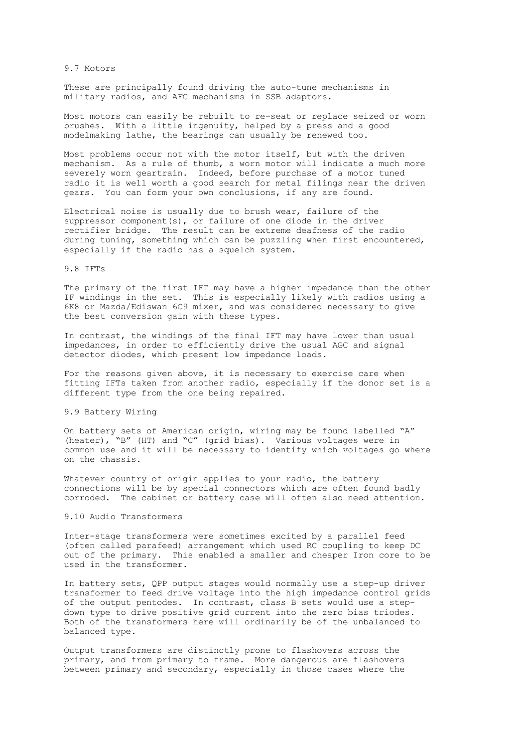## 9.7 Motors

These are principally found driving the auto-tune mechanisms in military radios, and AFC mechanisms in SSB adaptors.

Most motors can easily be rebuilt to re-seat or replace seized or worn brushes. With a little ingenuity, helped by a press and a good modelmaking lathe, the bearings can usually be renewed too.

Most problems occur not with the motor itself, but with the driven mechanism. As a rule of thumb, a worn motor will indicate a much more severely worn geartrain. Indeed, before purchase of a motor tuned radio it is well worth a good search for metal filings near the driven gears. You can form your own conclusions, if any are found.

Electrical noise is usually due to brush wear, failure of the suppressor component(s), or failure of one diode in the driver rectifier bridge. The result can be extreme deafness of the radio during tuning, something which can be puzzling when first encountered, especially if the radio has a squelch system.

## 9.8 IFTs

The primary of the first IFT may have a higher impedance than the other IF windings in the set. This is especially likely with radios using a 6K8 or Mazda/Ediswan 6C9 mixer, and was considered necessary to give the best conversion gain with these types.

In contrast, the windings of the final IFT may have lower than usual impedances, in order to efficiently drive the usual AGC and signal detector diodes, which present low impedance loads.

For the reasons given above, it is necessary to exercise care when fitting IFTs taken from another radio, especially if the donor set is a different type from the one being repaired.

## 9.9 Battery Wiring

On battery sets of American origin, wiring may be found labelled "A" (heater), "B" (HT) and "C" (grid bias). Various voltages were in common use and it will be necessary to identify which voltages go where on the chassis.

Whatever country of origin applies to your radio, the battery connections will be by special connectors which are often found badly corroded. The cabinet or battery case will often also need attention.

## 9.10 Audio Transformers

Inter-stage transformers were sometimes excited by a parallel feed (often called parafeed) arrangement which used RC coupling to keep DC out of the primary. This enabled a smaller and cheaper Iron core to be used in the transformer.

In battery sets, QPP output stages would normally use a step-up driver transformer to feed drive voltage into the high impedance control grids of the output pentodes. In contrast, class B sets would use a step-down type to drive positive grid current into the zero bias triodes. Both of the transformers here will ordinarily be of the unbalanced to balanced type.

Output transformers are distinctly prone to flashovers across the primary, and from primary to frame. More dangerous are flashovers between primary and secondary, especially in those cases where the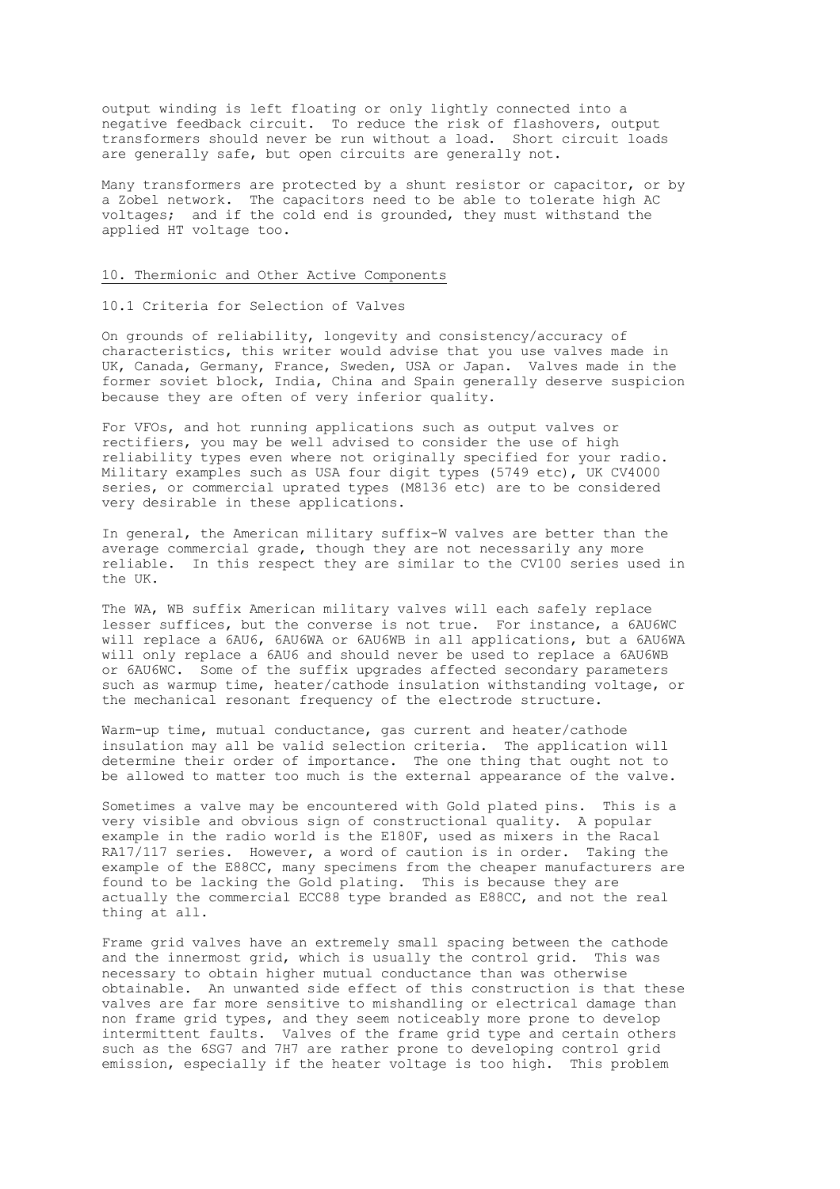output winding is left floating or only lightly connected into a negative feedback circuit. To reduce the risk of flashovers, output transformers should never be run without a load. Short circuit loads are generally safe, but open circuits are generally not.

Many transformers are protected by a shunt resistor or capacitor, or by a Zobel network. The capacitors need to be able to tolerate high AC voltages; and if the cold end is grounded, they must withstand the applied HT voltage too.

## 10. Thermionic and Other Active Components

### 10.1 Criteria for Selection of Valves

On grounds of reliability, longevity and consistency/accuracy of characteristics, this writer would advise that you use valves made in UK, Canada, Germany, France, Sweden, USA or Japan. Valves made in the former soviet block, India, China and Spain generally deserve suspicion because they are often of very inferior quality.

For VFOs, and hot running applications such as output valves or rectifiers, you may be well advised to consider the use of high reliability types even where not originally specified for your radio. Military examples such as USA four digit types (5749 etc), UK CV4000 series, or commercial uprated types (M8136 etc) are to be considered very desirable in these applications.

In general, the American military suffix-W valves are better than the average commercial grade, though they are not necessarily any more reliable. In this respect they are similar to the CV100 series used in the UK.

The WA, WB suffix American military valves will each safely replace lesser suffices, but the converse is not true. For instance, a 6AU6WC will replace a 6AU6, 6AU6WA or 6AU6WB in all applications, but a 6AU6WA will only replace a 6AU6 and should never be used to replace a 6AU6WB or 6AU6WC. Some of the suffix upgrades affected secondary parameters such as warmup time, heater/cathode insulation withstanding voltage, or the mechanical resonant frequency of the electrode structure.

Warm-up time, mutual conductance, gas current and heater/cathode insulation may all be valid selection criteria. The application will determine their order of importance. The one thing that ought not to be allowed to matter too much is the external appearance of the valve.

Sometimes a valve may be encountered with Gold plated pins. This is a very visible and obvious sign of constructional quality. A popular example in the radio world is the E180F, used as mixers in the Racal RA17/117 series. However, a word of caution is in order. Taking the example of the E88CC, many specimens from the cheaper manufacturers are found to be lacking the Gold plating. This is because they are actually the commercial ECC88 type branded as E88CC, and not the real thing at all.

Frame grid valves have an extremely small spacing between the cathode and the innermost grid, which is usually the control grid. This was necessary to obtain higher mutual conductance than was otherwise obtainable. An unwanted side effect of this construction is that these valves are far more sensitive to mishandling or electrical damage than non frame grid types, and they seem noticeably more prone to develop intermittent faults. Valves of the frame grid type and certain others such as the 6SG7 and 7H7 are rather prone to developing control grid emission, especially if the heater voltage is too high. This problem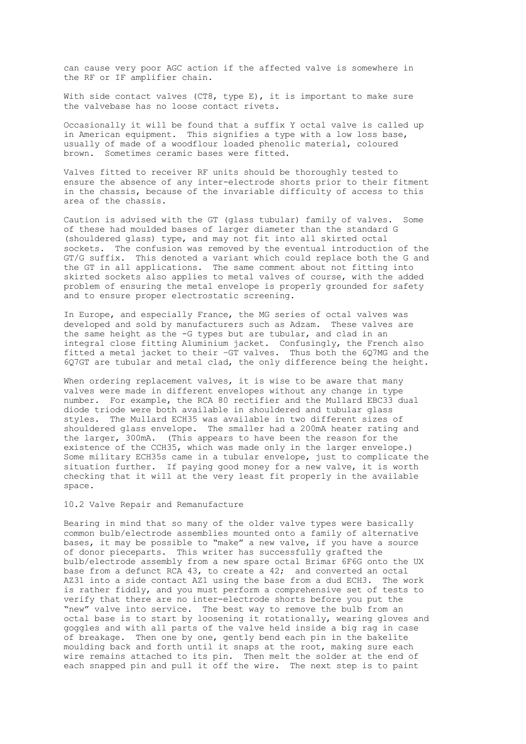can cause very poor AGC action if the affected valve is somewhere in the RF or IF amplifier chain.

With side contact valves (CT8, type E), it is important to make sure the valvebase has no loose contact rivets.

Occasionally it will be found that a suffix Y octal valve is called up in American equipment. This signifies a type with a low loss base, usually of made of a woodflour loaded phenolic material, coloured brown. Sometimes ceramic bases were fitted.

Valves fitted to receiver RF units should be thoroughly tested to ensure the absence of any inter-electrode shorts prior to their fitment in the chassis, because of the invariable difficulty of access to this area of the chassis.

Caution is advised with the GT (glass tubular) family of valves. Some of these had moulded bases of larger diameter than the standard G (shouldered glass) type, and may not fit into all skirted octal sockets. The confusion was removed by the eventual introduction of the GT/G suffix. This denoted a variant which could replace both the G and the GT in all applications. The same comment about not fitting into skirted sockets also applies to metal valves of course, with the added problem of ensuring the metal envelope is properly grounded for safety and to ensure proper electrostatic screening.

In Europe, and especially France, the MG series of octal valves was developed and sold by manufacturers such as Adzam. These valves are the same height as the -G types but are tubular, and clad in an integral close fitting Aluminium jacket. Confusingly, the French also fitted a metal jacket to their –GT valves. Thus both the 6Q7MG and the 6Q7GT are tubular and metal clad, the only difference being the height.

When ordering replacement valves, it is wise to be aware that many valves were made in different envelopes without any change in type number. For example, the RCA 80 rectifier and the Mullard EBC33 dual diode triode were both available in shouldered and tubular glass styles. The Mullard ECH35 was available in two different sizes of shouldered glass envelope. The smaller had a 200mA heater rating and the larger, 300mA. (This appears to have been the reason for the existence of the CCH35, which was made only in the larger envelope.) Some military ECH35s came in a tubular envelope, just to complicate the situation further. If paying good money for a new valve, it is worth checking that it will at the very least fit properly in the available space.

## 10.2 Valve Repair and Remanufacture

Bearing in mind that so many of the older valve types were basically common bulb/electrode assemblies mounted onto a family of alternative bases, it may be possible to "make" a new valve, if you have a source of donor pieceparts. This writer has successfully grafted the bulb/electrode assembly from a new spare octal Brimar 6F6G onto the UX base from a defunct RCA 43, to create a 42; and converted an octal AZ31 into a side contact AZ1 using the base from a dud ECH3. The work is rather fiddly, and you must perform a comprehensive set of tests to verify that there are no inter-electrode shorts before you put the "new" valve into service. The best way to remove the bulb from an octal base is to start by loosening it rotationally, wearing gloves and goggles and with all parts of the valve held inside a big rag in case of breakage. Then one by one, gently bend each pin in the bakelite moulding back and forth until it snaps at the root, making sure each wire remains attached to its pin. Then melt the solder at the end of each snapped pin and pull it off the wire. The next step is to paint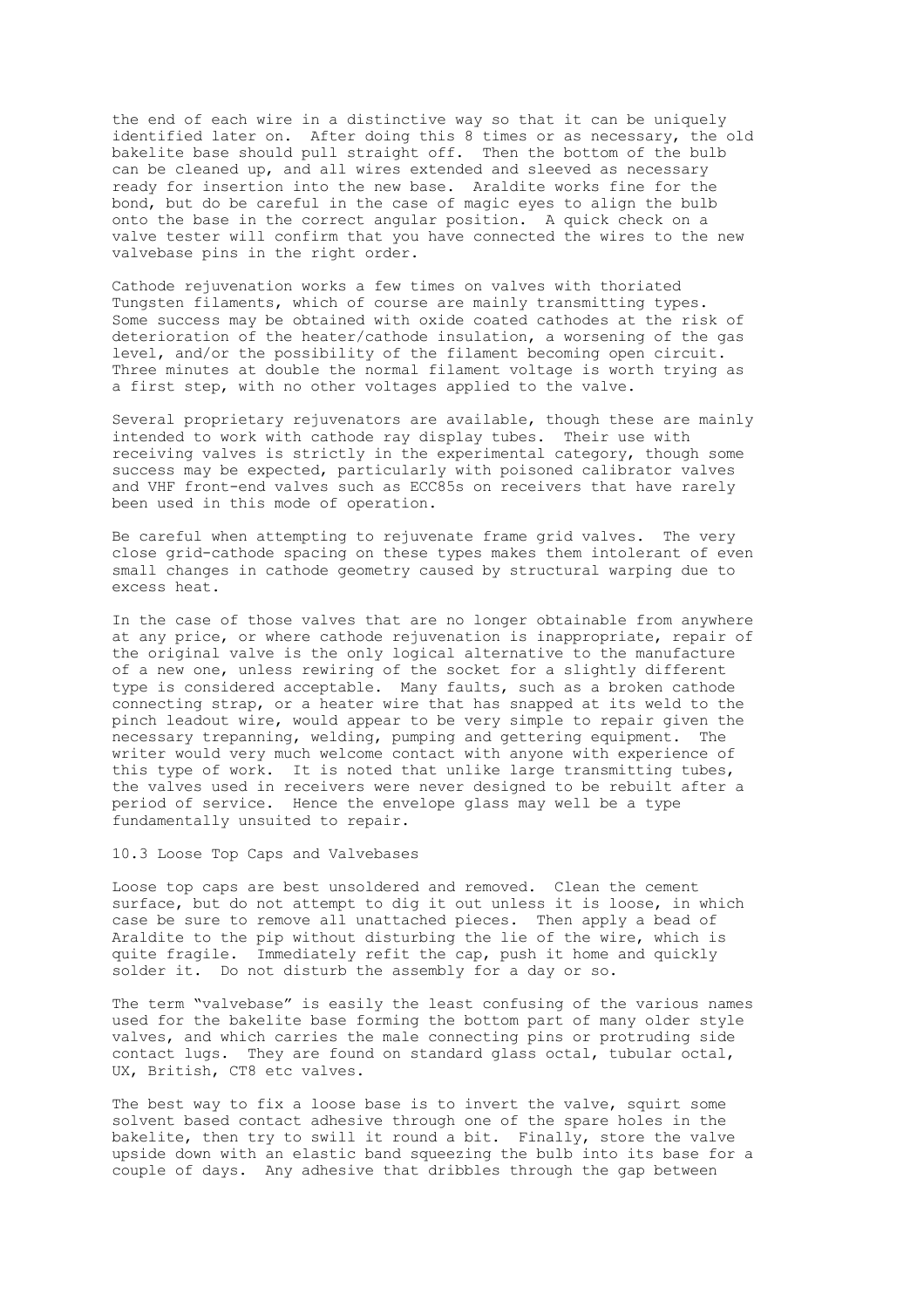the end of each wire in a distinctive way so that it can be uniquely identified later on. After doing this 8 times or as necessary, the old bakelite base should pull straight off. Then the bottom of the bulb can be cleaned up, and all wires extended and sleeved as necessary ready for insertion into the new base. Araldite works fine for the bond, but do be careful in the case of magic eyes to align the bulb onto the base in the correct angular position. A quick check on a valve tester will confirm that you have connected the wires to the new valvebase pins in the right order.

Cathode rejuvenation works a few times on valves with thoriated Tungsten filaments, which of course are mainly transmitting types. Some success may be obtained with oxide coated cathodes at the risk of deterioration of the heater/cathode insulation, a worsening of the gas level, and/or the possibility of the filament becoming open circuit. Three minutes at double the normal filament voltage is worth trying as a first step, with no other voltages applied to the valve.

Several proprietary rejuvenators are available, though these are mainly intended to work with cathode ray display tubes. Their use with receiving valves is strictly in the experimental category, though some success may be expected, particularly with poisoned calibrator valves and VHF front-end valves such as ECC85s on receivers that have rarely been used in this mode of operation.

Be careful when attempting to rejuvenate frame grid valves. The very close grid-cathode spacing on these types makes them intolerant of even small changes in cathode geometry caused by structural warping due to excess heat.

In the case of those valves that are no longer obtainable from anywhere at any price, or where cathode rejuvenation is inappropriate, repair of the original valve is the only logical alternative to the manufacture of a new one, unless rewiring of the socket for a slightly different type is considered acceptable. Many faults, such as a broken cathode connecting strap, or a heater wire that has snapped at its weld to the pinch leadout wire, would appear to be very simple to repair given the necessary trepanning, welding, pumping and gettering equipment. The writer would very much welcome contact with anyone with experience of this type of work. It is noted that unlike large transmitting tubes, the valves used in receivers were never designed to be rebuilt after a period of service. Hence the envelope glass may well be a type fundamentally unsuited to repair.

## 10.3 Loose Top Caps and Valvebases

Loose top caps are best unsoldered and removed. Clean the cement surface, but do not attempt to dig it out unless it is loose, in which case be sure to remove all unattached pieces. Then apply a bead of Araldite to the pip without disturbing the lie of the wire, which is quite fragile. Immediately refit the cap, push it home and quickly solder it. Do not disturb the assembly for a day or so.

The term "valvebase" is easily the least confusing of the various names used for the bakelite base forming the bottom part of many older style valves, and which carries the male connecting pins or protruding side contact lugs. They are found on standard glass octal, tubular octal, UX, British, CT8 etc valves.

The best way to fix a loose base is to invert the valve, squirt some solvent based contact adhesive through one of the spare holes in the bakelite, then try to swill it round a bit. Finally, store the valve upside down with an elastic band squeezing the bulb into its base for a couple of days. Any adhesive that dribbles through the gap between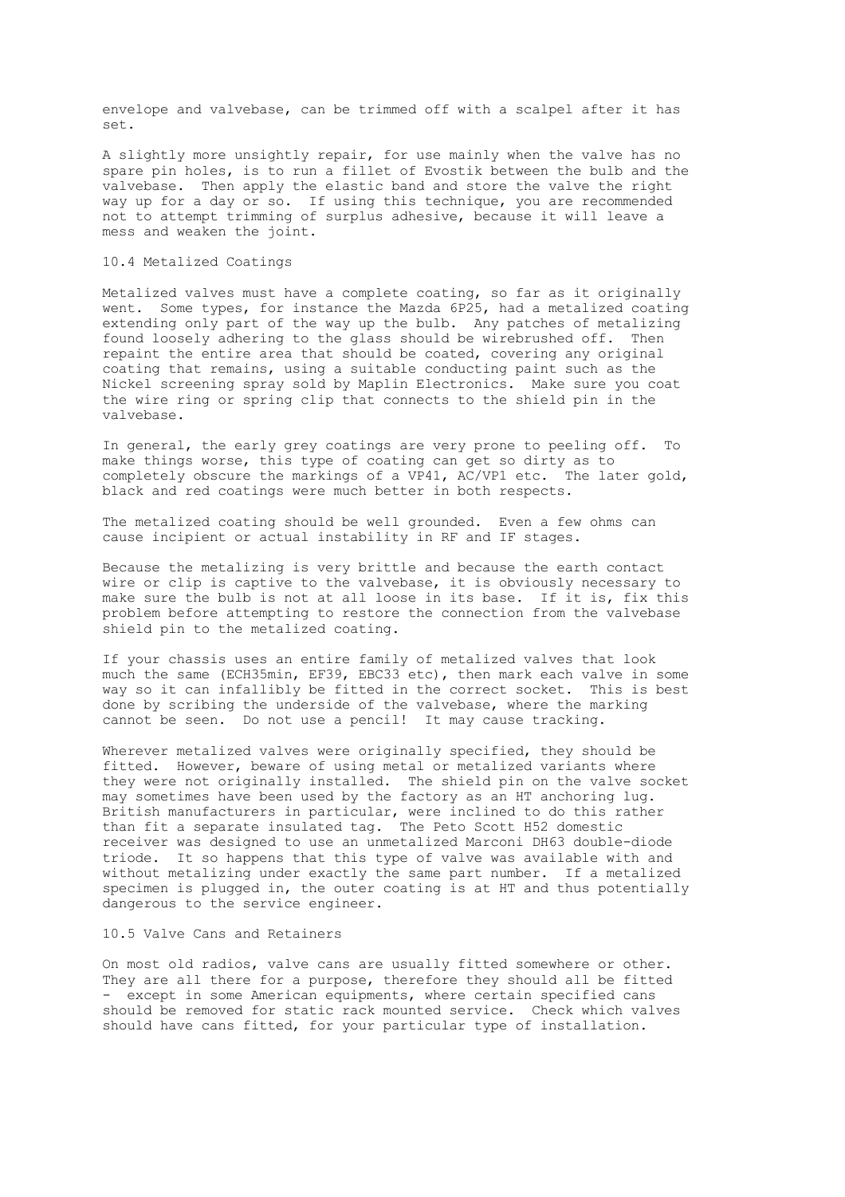envelope and valvebase, can be trimmed off with a scalpel after it has set.

A slightly more unsightly repair, for use mainly when the valve has no spare pin holes, is to run a fillet of Evostik between the bulb and the valvebase. Then apply the elastic band and store the valve the right way up for a day or so. If using this technique, you are recommended not to attempt trimming of surplus adhesive, because it will leave a mess and weaken the joint.

## 10.4 Metalized Coatings

Metalized valves must have a complete coating, so far as it originally went. Some types, for instance the Mazda 6P25, had a metalized coating extending only part of the way up the bulb. Any patches of metalizing found loosely adhering to the glass should be wirebrushed off. Then repaint the entire area that should be coated, covering any original coating that remains, using a suitable conducting paint such as the Nickel screening spray sold by Maplin Electronics. Make sure you coat the wire ring or spring clip that connects to the shield pin in the valvebase.

In general, the early grey coatings are very prone to peeling off. To make things worse, this type of coating can get so dirty as to completely obscure the markings of a VP41, AC/VP1 etc. The later gold, black and red coatings were much better in both respects.

The metalized coating should be well grounded. Even a few ohms can cause incipient or actual instability in RF and IF stages.

Because the metalizing is very brittle and because the earth contact wire or clip is captive to the valvebase, it is obviously necessary to make sure the bulb is not at all loose in its base. If it is, fix this problem before attempting to restore the connection from the valvebase shield pin to the metalized coating.

If your chassis uses an entire family of metalized valves that look much the same (ECH35min, EF39, EBC33 etc), then mark each valve in some way so it can infallibly be fitted in the correct socket. This is best done by scribing the underside of the valvebase, where the marking cannot be seen. Do not use a pencil! It may cause tracking.

Wherever metalized valves were originally specified, they should be fitted. However, beware of using metal or metalized variants where they were not originally installed. The shield pin on the valve socket may sometimes have been used by the factory as an HT anchoring lug. British manufacturers in particular, were inclined to do this rather than fit a separate insulated tag. The Peto Scott H52 domestic receiver was designed to use an unmetalized Marconi DH63 double-diode triode. It so happens that this type of valve was available with and without metalizing under exactly the same part number. If a metalized specimen is plugged in, the outer coating is at HT and thus potentially dangerous to the service engineer.

## 10.5 Valve Cans and Retainers

On most old radios, valve cans are usually fitted somewhere or other. They are all there for a purpose, therefore they should all be fitted - except in some American equipments, where certain specified cans should be removed for static rack mounted service. Check which valves should have cans fitted, for your particular type of installation.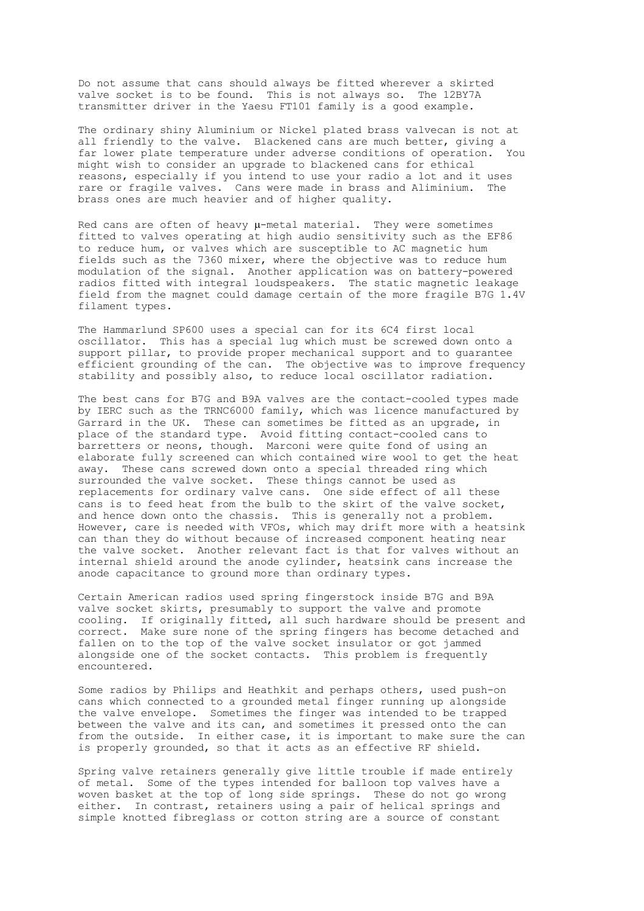Do not assume that cans should always be fitted wherever a skirted valve socket is to be found. This is not always so. The 12BY7A transmitter driver in the Yaesu FT101 family is a good example.

The ordinary shiny Aluminium or Nickel plated brass valvecan is not at all friendly to the valve. Blackened cans are much better, giving a far lower plate temperature under adverse conditions of operation. You might wish to consider an upgrade to blackened cans for ethical reasons, especially if you intend to use your radio a lot and it uses rare or fragile valves. Cans were made in brass and Aliminium. The brass ones are much heavier and of higher quality.

Red cans are often of heavy µ-metal material. They were sometimes fitted to valves operating at high audio sensitivity such as the EF86 to reduce hum, or valves which are susceptible to AC magnetic hum fields such as the 7360 mixer, where the objective was to reduce hum modulation of the signal. Another application was on battery-powered radios fitted with integral loudspeakers. The static magnetic leakage field from the magnet could damage certain of the more fragile B7G 1.4V filament types.

The Hammarlund SP600 uses a special can for its 6C4 first local oscillator. This has a special lug which must be screwed down onto a support pillar, to provide proper mechanical support and to guarantee efficient grounding of the can. The objective was to improve frequency stability and possibly also, to reduce local oscillator radiation.

The best cans for B7G and B9A valves are the contact-cooled types made by IERC such as the TRNC6000 family, which was licence manufactured by Garrard in the UK. These can sometimes be fitted as an upgrade, in place of the standard type. Avoid fitting contact-cooled cans to barretters or neons, though. Marconi were quite fond of using an elaborate fully screened can which contained wire wool to get the heat away. These cans screwed down onto a special threaded ring which surrounded the valve socket. These things cannot be used as replacements for ordinary valve cans. One side effect of all these cans is to feed heat from the bulb to the skirt of the valve socket, and hence down onto the chassis. This is generally not a problem. However, care is needed with VFOs, which may drift more with a heatsink can than they do without because of increased component heating near the valve socket. Another relevant fact is that for valves without an internal shield around the anode cylinder, heatsink cans increase the anode capacitance to ground more than ordinary types.

Certain American radios used spring fingerstock inside B7G and B9A valve socket skirts, presumably to support the valve and promote cooling. If originally fitted, all such hardware should be present and correct. Make sure none of the spring fingers has become detached and fallen on to the top of the valve socket insulator or got jammed alongside one of the socket contacts. This problem is frequently encountered.

Some radios by Philips and Heathkit and perhaps others, used push-on cans which connected to a grounded metal finger running up alongside the valve envelope. Sometimes the finger was intended to be trapped between the valve and its can, and sometimes it pressed onto the can from the outside. In either case, it is important to make sure the can is properly grounded, so that it acts as an effective RF shield.

Spring valve retainers generally give little trouble if made entirely of metal. Some of the types intended for balloon top valves have a woven basket at the top of long side springs. These do not go wrong either. In contrast, retainers using a pair of helical springs and simple knotted fibreglass or cotton string are a source of constant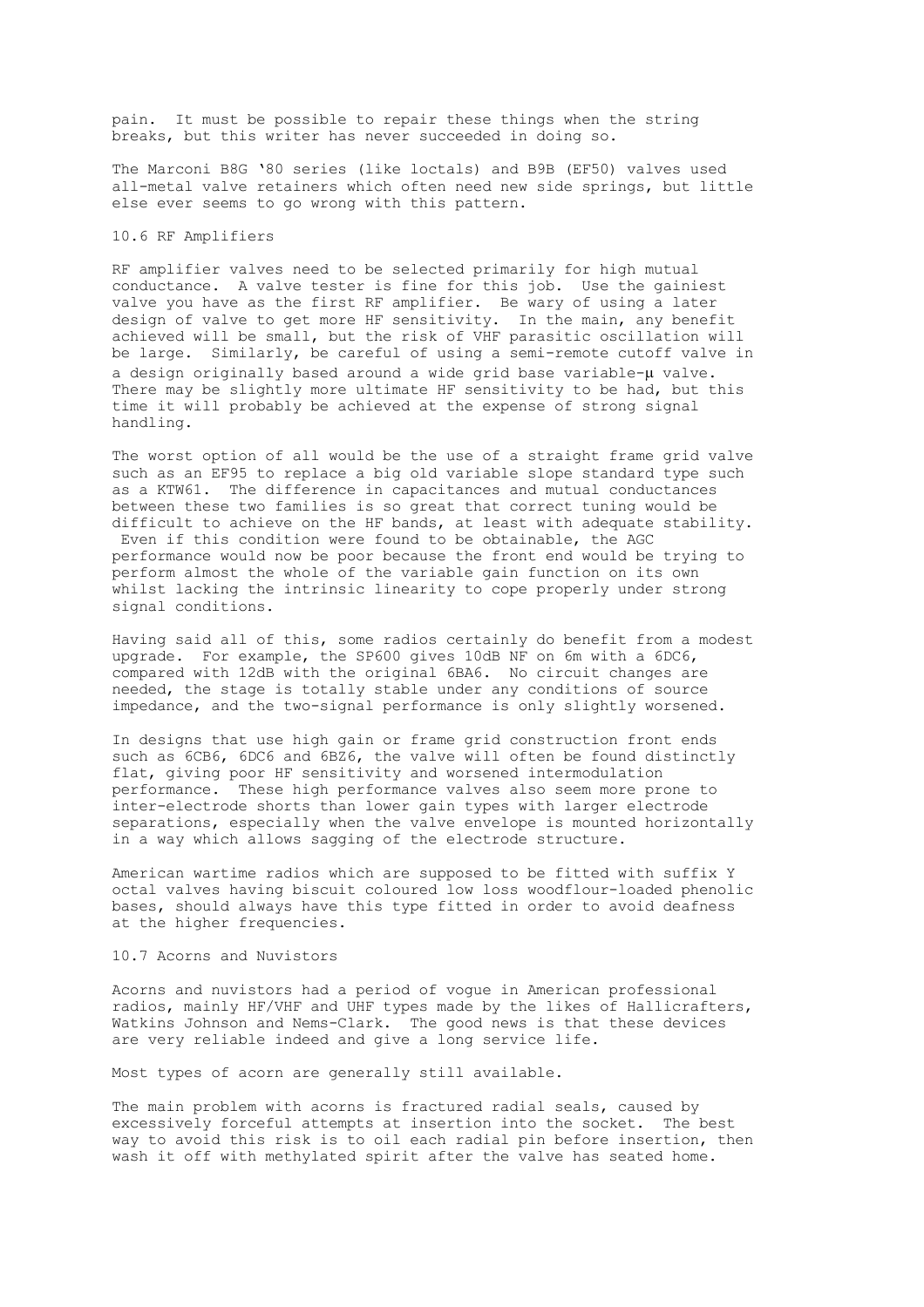pain. It must be possible to repair these things when the string breaks, but this writer has never succeeded in doing so.

The Marconi B8G '80 series (like loctals) and B9B (EF50) valves used all-metal valve retainers which often need new side springs, but little else ever seems to go wrong with this pattern.

## 10.6 RF Amplifiers

RF amplifier valves need to be selected primarily for high mutual conductance. A valve tester is fine for this job. Use the gainiest valve you have as the first RF amplifier. Be wary of using a later design of valve to get more HF sensitivity. In the main, any benefit achieved will be small, but the risk of VHF parasitic oscillation will be large. Similarly, be careful of using a semi-remote cutoff valve in a design originally based around a wide grid base variable-μ valve. There may be slightly more ultimate HF sensitivity to be had, but this time it will probably be achieved at the expense of strong signal handling.

The worst option of all would be the use of a straight frame grid valve such as an EF95 to replace a big old variable slope standard type such as a KTW61. The difference in capacitances and mutual conductances between these two families is so great that correct tuning would be difficult to achieve on the HF bands, at least with adequate stability. Even if this condition were found to be obtainable, the AGC performance would now be poor because the front end would be trying to perform almost the whole of the variable gain function on its own whilst lacking the intrinsic linearity to cope properly under strong signal conditions.

Having said all of this, some radios certainly do benefit from a modest upgrade. For example, the SP600 gives 10dB NF on 6m with a 6DC6, compared with 12dB with the original 6BA6. No circuit changes are needed, the stage is totally stable under any conditions of source impedance, and the two-signal performance is only slightly worsened.

In designs that use high gain or frame grid construction front ends such as 6CB6, 6DC6 and 6BZ6, the valve will often be found distinctly flat, giving poor HF sensitivity and worsened intermodulation performance. These high performance valves also seem more prone to inter-electrode shorts than lower gain types with larger electrode separations, especially when the valve envelope is mounted horizontally in a way which allows sagging of the electrode structure.

American wartime radios which are supposed to be fitted with suffix Y octal valves having biscuit coloured low loss woodflour-loaded phenolic bases, should always have this type fitted in order to avoid deafness at the higher frequencies.

## 10.7 Acorns and Nuvistors

Acorns and nuvistors had a period of vogue in American professional radios, mainly HF/VHF and UHF types made by the likes of Hallicrafters, Watkins Johnson and Nems-Clark. The good news is that these devices are very reliable indeed and give a long service life.

Most types of acorn are generally still available.

The main problem with acorns is fractured radial seals, caused by excessively forceful attempts at insertion into the socket. The best way to avoid this risk is to oil each radial pin before insertion, then wash it off with methylated spirit after the valve has seated home.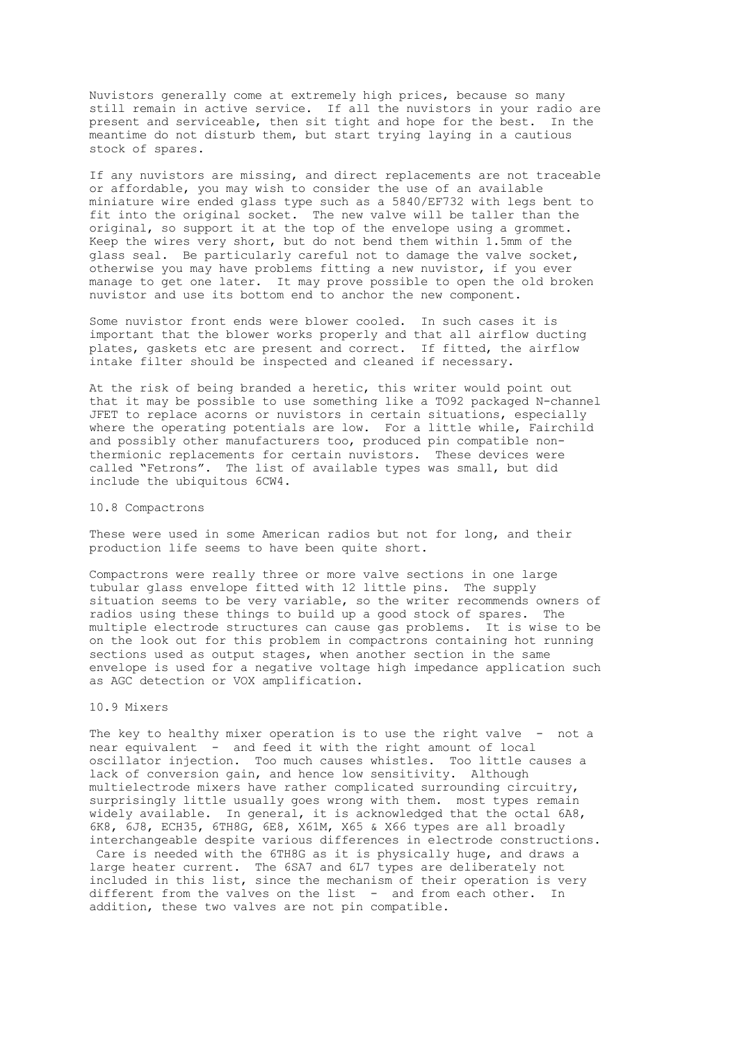Nuvistors generally come at extremely high prices, because so many still remain in active service. If all the nuvistors in your radio are present and serviceable, then sit tight and hope for the best. In the meantime do not disturb them, but start trying laying in a cautious stock of spares.

If any nuvistors are missing, and direct replacements are not traceable or affordable, you may wish to consider the use of an available miniature wire ended glass type such as a 5840/EF732 with legs bent to fit into the original socket. The new valve will be taller than the original, so support it at the top of the envelope using a grommet. Keep the wires very short, but do not bend them within 1.5mm of the glass seal. Be particularly careful not to damage the valve socket, otherwise you may have problems fitting a new nuvistor, if you ever manage to get one later. It may prove possible to open the old broken nuvistor and use its bottom end to anchor the new component.

Some nuvistor front ends were blower cooled. In such cases it is important that the blower works properly and that all airflow ducting plates, gaskets etc are present and correct. If fitted, the airflow intake filter should be inspected and cleaned if necessary.

At the risk of being branded a heretic, this writer would point out that it may be possible to use something like a TO92 packaged N-channel JFET to replace acorns or nuvistors in certain situations, especially where the operating potentials are low. For a little while, Fairchild and possibly other manufacturers too, produced pin compatible non-thermionic replacements for certain nuvistors. These devices were called "Fetrons". The list of available types was small, but did include the ubiquitous 6CW4.

## 10.8 Compactrons

These were used in some American radios but not for long, and their production life seems to have been quite short.

Compactrons were really three or more valve sections in one large tubular glass envelope fitted with 12 little pins. The supply situation seems to be very variable, so the writer recommends owners of radios using these things to build up a good stock of spares. The multiple electrode structures can cause gas problems. It is wise to be on the look out for this problem in compactrons containing hot running sections used as output stages, when another section in the same envelope is used for a negative voltage high impedance application such as AGC detection or VOX amplification.

## 10.9 Mixers

The key to healthy mixer operation is to use the right valve - not a near equivalent - and feed it with the right amount of local oscillator injection. Too much causes whistles. Too little causes a lack of conversion gain, and hence low sensitivity. Although multielectrode mixers have rather complicated surrounding circuitry, surprisingly little usually goes wrong with them. most types remain widely available. In general, it is acknowledged that the octal 6A8, 6K8, 6J8, ECH35, 6TH8G, 6E8, X61M, X65 & X66 types are all broadly interchangeable despite various differences in electrode constructions. Care is needed with the 6TH8G as it is physically huge, and draws a large heater current. The 6SA7 and 6L7 types are deliberately not included in this list, since the mechanism of their operation is very different from the valves on the list - and from each other. In addition, these two valves are not pin compatible.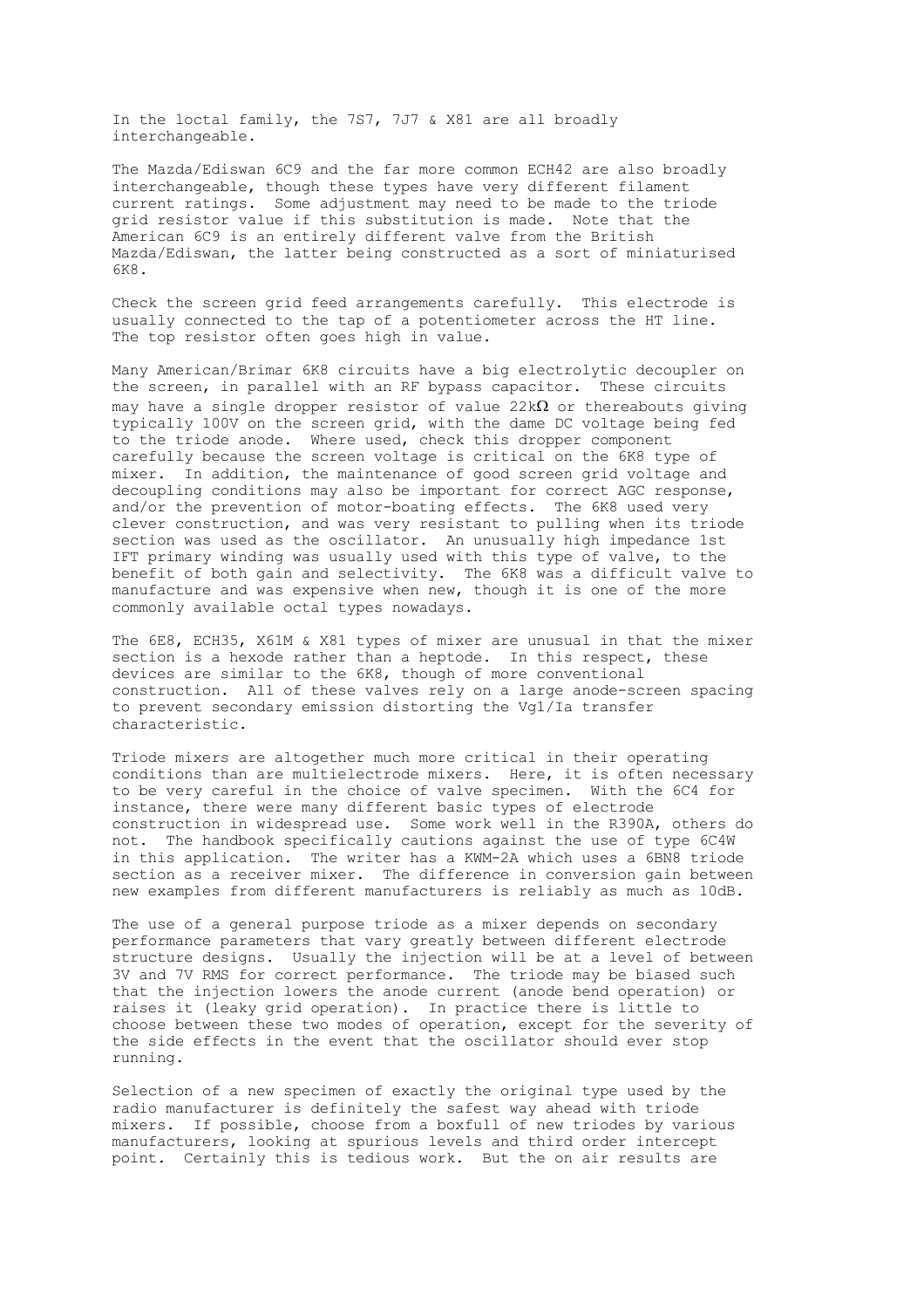In the loctal family, the 7S7, 7J7 & X81 are all broadly interchangeable.

The Mazda/Ediswan 6C9 and the far more common ECH42 are also broadly interchangeable, though these types have very different filament current ratings. Some adjustment may need to be made to the triode grid resistor value if this substitution is made. Note that the American 6C9 is an entirely different valve from the British Mazda/Ediswan, the latter being constructed as a sort of miniaturised 6K8.

Check the screen grid feed arrangements carefully. This electrode is usually connected to the tap of a potentiometer across the HT line. The top resistor often goes high in value.

Many American/Brimar 6K8 circuits have a big electrolytic decoupler on the screen, in parallel with an RF bypass capacitor. These circuits may have a single dropper resistor of value 22kΩ or thereabouts giving typically 100V on the screen grid, with the dame DC voltage being fed to the triode anode. Where used, check this dropper component carefully because the screen voltage is critical on the 6K8 type of mixer. In addition, the maintenance of good screen grid voltage and decoupling conditions may also be important for correct AGC response, and/or the prevention of motor-boating effects. The 6K8 used very clever construction, and was very resistant to pulling when its triode section was used as the oscillator. An unusually high impedance 1st IFT primary winding was usually used with this type of valve, to the benefit of both gain and selectivity. The 6K8 was a difficult valve to manufacture and was expensive when new, though it is one of the more commonly available octal types nowadays.

The 6E8, ECH35, X61M & X81 types of mixer are unusual in that the mixer section is a hexode rather than a heptode. In this respect, these devices are similar to the 6K8, though of more conventional construction. All of these valves rely on a large anode-screen spacing to prevent secondary emission distorting the Vg1/Ia transfer characteristic.

Triode mixers are altogether much more critical in their operating conditions than are multielectrode mixers. Here, it is often necessary to be very careful in the choice of valve specimen. With the 6C4 for instance, there were many different basic types of electrode construction in widespread use. Some work well in the R390A, others do not. The handbook specifically cautions against the use of type 6C4W in this application. The writer has a KWM-2A which uses a 6BN8 triode section as a receiver mixer. The difference in conversion gain between new examples from different manufacturers is reliably as much as 10dB.

The use of a general purpose triode as a mixer depends on secondary performance parameters that vary greatly between different electrode structure designs. Usually the injection will be at a level of between 3V and 7V RMS for correct performance. The triode may be biased such that the injection lowers the anode current (anode bend operation) or raises it (leaky grid operation). In practice there is little to choose between these two modes of operation, except for the severity of the side effects in the event that the oscillator should ever stop running.

Selection of a new specimen of exactly the original type used by the radio manufacturer is definitely the safest way ahead with triode mixers. If possible, choose from a boxfull of new triodes by various manufacturers, looking at spurious levels and third order intercept point. Certainly this is tedious work. But the on air results are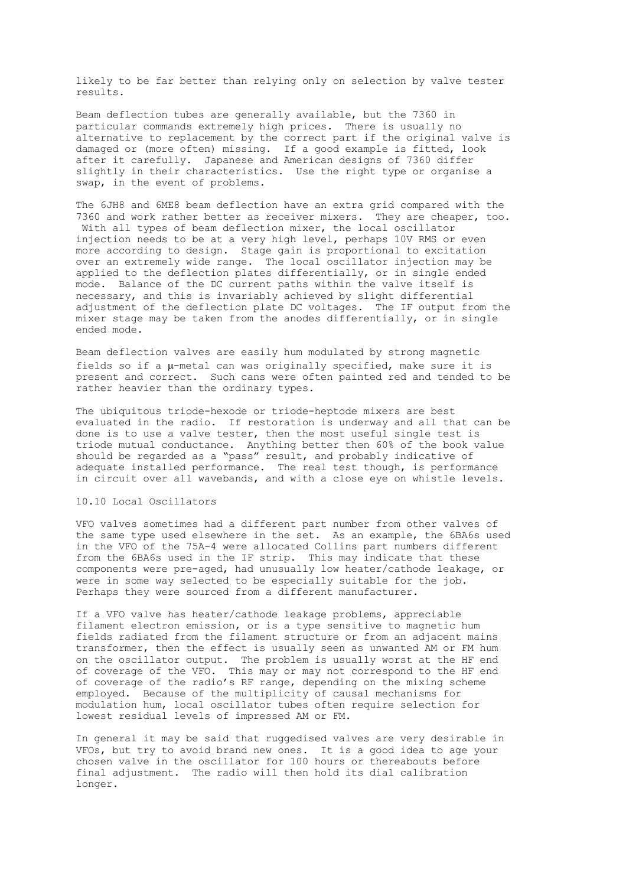likely to be far better than relying only on selection by valve tester results.

Beam deflection tubes are generally available, but the 7360 in particular commands extremely high prices. There is usually no alternative to replacement by the correct part if the original valve is damaged or (more often) missing. If a good example is fitted, look after it carefully. Japanese and American designs of 7360 differ slightly in their characteristics. Use the right type or organise a swap, in the event of problems.

The 6JH8 and 6ME8 beam deflection have an extra grid compared with the 7360 and work rather better as receiver mixers. They are cheaper, too. With all types of beam deflection mixer, the local oscillator injection needs to be at a very high level, perhaps 10V RMS or even more according to design. Stage gain is proportional to excitation over an extremely wide range. The local oscillator injection may be applied to the deflection plates differentially, or in single ended mode. Balance of the DC current paths within the valve itself is necessary, and this is invariably achieved by slight differential adjustment of the deflection plate DC voltages. The IF output from the mixer stage may be taken from the anodes differentially, or in single ended mode.

Beam deflection valves are easily hum modulated by strong magnetic fields so if a μ-metal can was originally specified, make sure it is present and correct. Such cans were often painted red and tended to be rather heavier than the ordinary types.

The ubiquitous triode-hexode or triode-heptode mixers are best evaluated in the radio. If restoration is underway and all that can be done is to use a valve tester, then the most useful single test is triode mutual conductance. Anything better then 60% of the book value should be regarded as a "pass" result, and probably indicative of adequate installed performance. The real test though, is performance in circuit over all wavebands, and with a close eye on whistle levels.

## 10.10 Local Oscillators

VFO valves sometimes had a different part number from other valves of the same type used elsewhere in the set. As an example, the 6BA6s used in the VFO of the 75A-4 were allocated Collins part numbers different from the 6BA6s used in the IF strip. This may indicate that these components were pre-aged, had unusually low heater/cathode leakage, or were in some way selected to be especially suitable for the job. Perhaps they were sourced from a different manufacturer.

If a VFO valve has heater/cathode leakage problems, appreciable filament electron emission, or is a type sensitive to magnetic hum fields radiated from the filament structure or from an adjacent mains transformer, then the effect is usually seen as unwanted AM or FM hum on the oscillator output. The problem is usually worst at the HF end of coverage of the VFO. This may or may not correspond to the HF end of coverage of the radio's RF range, depending on the mixing scheme employed. Because of the multiplicity of causal mechanisms for modulation hum, local oscillator tubes often require selection for lowest residual levels of impressed AM or FM.

In general it may be said that ruggedised valves are very desirable in VFOs, but try to avoid brand new ones. It is a good idea to age your chosen valve in the oscillator for 100 hours or thereabouts before final adjustment. The radio will then hold its dial calibration longer.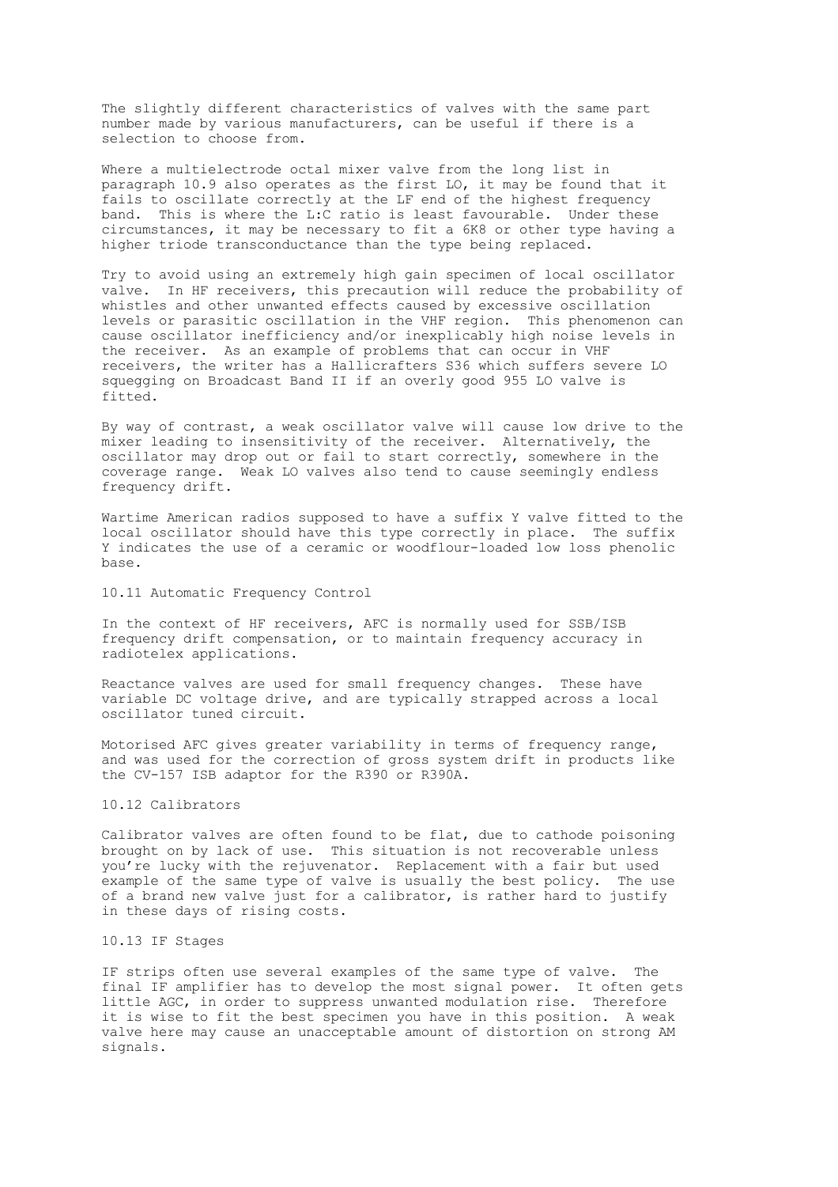The slightly different characteristics of valves with the same part number made by various manufacturers, can be useful if there is a selection to choose from.

Where a multielectrode octal mixer valve from the long list in paragraph 10.9 also operates as the first LO, it may be found that it fails to oscillate correctly at the LF end of the highest frequency band. This is where the L:C ratio is least favourable. Under these circumstances, it may be necessary to fit a 6K8 or other type having a higher triode transconductance than the type being replaced.

Try to avoid using an extremely high gain specimen of local oscillator valve. In HF receivers, this precaution will reduce the probability of whistles and other unwanted effects caused by excessive oscillation levels or parasitic oscillation in the VHF region. This phenomenon can cause oscillator inefficiency and/or inexplicably high noise levels in the receiver. As an example of problems that can occur in VHF receivers, the writer has a Hallicrafters S36 which suffers severe LO squegging on Broadcast Band II if an overly good 955 LO valve is fitted.

By way of contrast, a weak oscillator valve will cause low drive to the mixer leading to insensitivity of the receiver. Alternatively, the oscillator may drop out or fail to start correctly, somewhere in the coverage range. Weak LO valves also tend to cause seemingly endless frequency drift.

Wartime American radios supposed to have a suffix Y valve fitted to the local oscillator should have this type correctly in place. The suffix Y indicates the use of a ceramic or woodflour-loaded low loss phenolic base.

## 10.11 Automatic Frequency Control

In the context of HF receivers, AFC is normally used for SSB/ISB frequency drift compensation, or to maintain frequency accuracy in radiotelex applications.

Reactance valves are used for small frequency changes. These have variable DC voltage drive, and are typically strapped across a local oscillator tuned circuit.

Motorised AFC gives greater variability in terms of frequency range, and was used for the correction of gross system drift in products like the CV-157 ISB adaptor for the R390 or R390A.

## 10.12 Calibrators

Calibrator valves are often found to be flat, due to cathode poisoning brought on by lack of use. This situation is not recoverable unless you're lucky with the rejuvenator. Replacement with a fair but used example of the same type of valve is usually the best policy. The use of a brand new valve just for a calibrator, is rather hard to justify in these days of rising costs.

## 10.13 IF Stages

IF strips often use several examples of the same type of valve. The final IF amplifier has to develop the most signal power. It often gets little AGC, in order to suppress unwanted modulation rise. Therefore it is wise to fit the best specimen you have in this position. A weak valve here may cause an unacceptable amount of distortion on strong AM signals.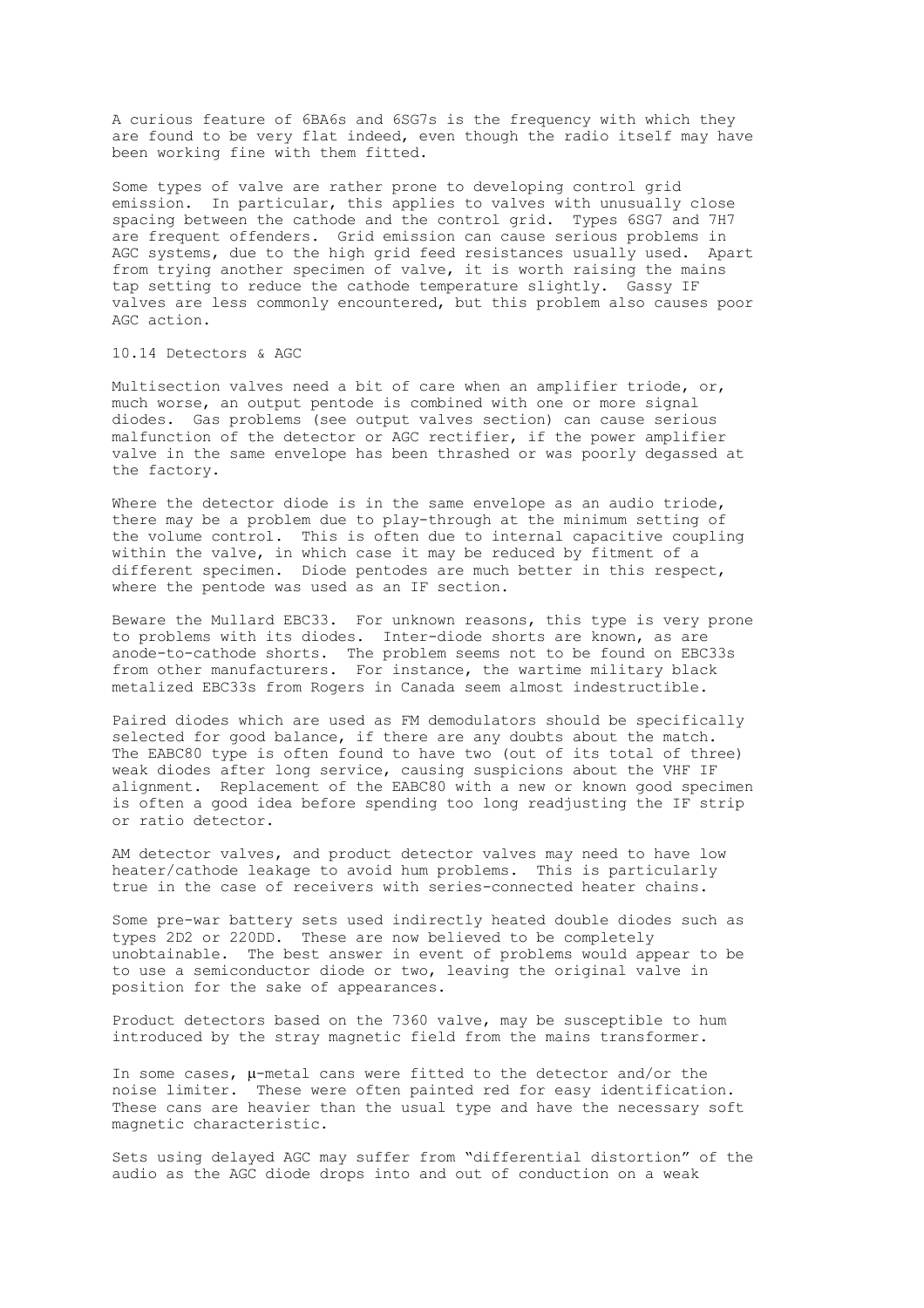A curious feature of 6BA6s and 6SG7s is the frequency with which they are found to be very flat indeed, even though the radio itself may have been working fine with them fitted.

Some types of valve are rather prone to developing control grid emission. In particular, this applies to valves with unusually close spacing between the cathode and the control grid. Types 6SG7 and 7H7 are frequent offenders. Grid emission can cause serious problems in AGC systems, due to the high grid feed resistances usually used. Apart from trying another specimen of valve, it is worth raising the mains tap setting to reduce the cathode temperature slightly. Gassy IF valves are less commonly encountered, but this problem also causes poor AGC action.

## 10.14 Detectors & AGC

Multisection valves need a bit of care when an amplifier triode, or, much worse, an output pentode is combined with one or more signal diodes. Gas problems (see output valves section) can cause serious malfunction of the detector or AGC rectifier, if the power amplifier valve in the same envelope has been thrashed or was poorly degassed at the factory.

Where the detector diode is in the same envelope as an audio triode, there may be a problem due to play-through at the minimum setting of the volume control. This is often due to internal capacitive coupling within the valve, in which case it may be reduced by fitment of a different specimen. Diode pentodes are much better in this respect, where the pentode was used as an IF section.

Beware the Mullard EBC33. For unknown reasons, this type is very prone to problems with its diodes. Inter-diode shorts are known, as are anode-to-cathode shorts. The problem seems not to be found on EBC33s from other manufacturers. For instance, the wartime military black metalized EBC33s from Rogers in Canada seem almost indestructible.

Paired diodes which are used as FM demodulators should be specifically selected for good balance, if there are any doubts about the match. The EABC80 type is often found to have two (out of its total of three) weak diodes after long service, causing suspicions about the VHF IF alignment. Replacement of the EABC80 with a new or known good specimen is often a good idea before spending too long readjusting the IF strip or ratio detector.

AM detector valves, and product detector valves may need to have low heater/cathode leakage to avoid hum problems. This is particularly true in the case of receivers with series-connected heater chains.

Some pre-war battery sets used indirectly heated double diodes such as types 2D2 or 220DD. These are now believed to be completely unobtainable. The best answer in event of problems would appear to be to use a semiconductor diode or two, leaving the original valve in position for the sake of appearances.

Product detectors based on the 7360 valve, may be susceptible to hum introduced by the stray magnetic field from the mains transformer.

In some cases, µ-metal cans were fitted to the detector and/or the noise limiter. These were often painted red for easy identification. These cans are heavier than the usual type and have the necessary soft magnetic characteristic.

Sets using delayed AGC may suffer from "differential distortion" of the audio as the AGC diode drops into and out of conduction on a weak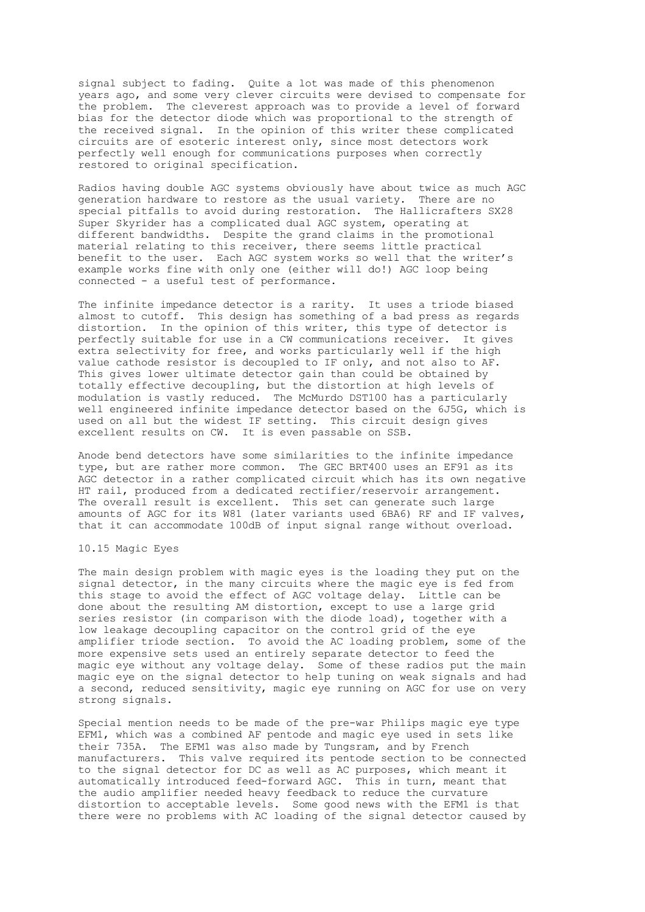signal subject to fading. Quite a lot was made of this phenomenon years ago, and some very clever circuits were devised to compensate for the problem. The cleverest approach was to provide a level of forward bias for the detector diode which was proportional to the strength of the received signal. In the opinion of this writer these complicated circuits are of esoteric interest only, since most detectors work perfectly well enough for communications purposes when correctly restored to original specification.

Radios having double AGC systems obviously have about twice as much AGC generation hardware to restore as the usual variety. There are no special pitfalls to avoid during restoration. The Hallicrafters SX28 Super Skyrider has a complicated dual AGC system, operating at different bandwidths. Despite the grand claims in the promotional material relating to this receiver, there seems little practical benefit to the user. Each AGC system works so well that the writer's example works fine with only one (either will do!) AGC loop being connected - a useful test of performance.

The infinite impedance detector is a rarity. It uses a triode biased almost to cutoff. This design has something of a bad press as regards distortion. In the opinion of this writer, this type of detector is perfectly suitable for use in a CW communications receiver. It gives extra selectivity for free, and works particularly well if the high value cathode resistor is decoupled to IF only, and not also to AF. This gives lower ultimate detector gain than could be obtained by totally effective decoupling, but the distortion at high levels of modulation is vastly reduced. The McMurdo DST100 has a particularly well engineered infinite impedance detector based on the 6J5G, which is used on all but the widest IF setting. This circuit design gives excellent results on CW. It is even passable on SSB.

Anode bend detectors have some similarities to the infinite impedance type, but are rather more common. The GEC BRT400 uses an EF91 as its AGC detector in a rather complicated circuit which has its own negative HT rail, produced from a dedicated rectifier/reservoir arrangement. The overall result is excellent. This set can generate such large amounts of AGC for its W81 (later variants used 6BA6) RF and IF valves, that it can accommodate 100dB of input signal range without overload.

## 10.15 Magic Eyes

The main design problem with magic eyes is the loading they put on the signal detector, in the many circuits where the magic eye is fed from this stage to avoid the effect of AGC voltage delay. Little can be done about the resulting AM distortion, except to use a large grid series resistor (in comparison with the diode load), together with a low leakage decoupling capacitor on the control grid of the eye amplifier triode section. To avoid the AC loading problem, some of the more expensive sets used an entirely separate detector to feed the magic eye without any voltage delay. Some of these radios put the main magic eye on the signal detector to help tuning on weak signals and had a second, reduced sensitivity, magic eye running on AGC for use on very strong signals.

Special mention needs to be made of the pre-war Philips magic eye type EFM1, which was a combined AF pentode and magic eye used in sets like their 735A. The EFM1 was also made by Tungsram, and by French manufacturers. This valve required its pentode section to be connected to the signal detector for DC as well as AC purposes, which meant it automatically introduced feed-forward AGC. This in turn, meant that the audio amplifier needed heavy feedback to reduce the curvature distortion to acceptable levels. Some good news with the EFM1 is that there were no problems with AC loading of the signal detector caused by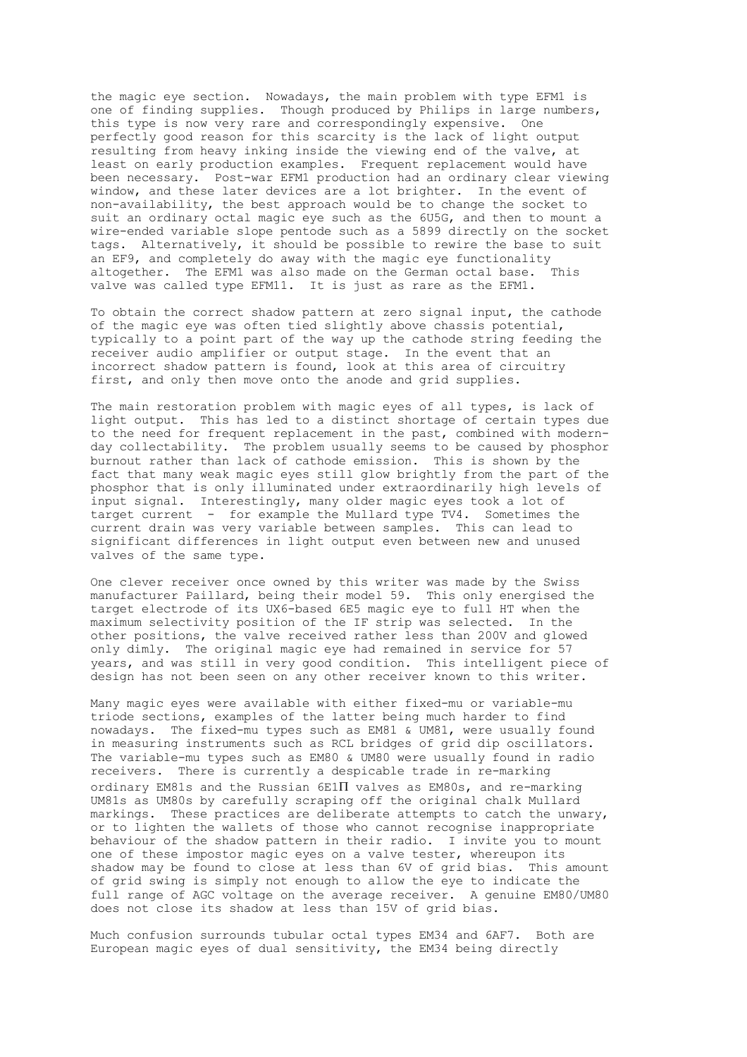the magic eye section. Nowadays, the main problem with type EFM1 is one of finding supplies. Though produced by Philips in large numbers, this type is now very rare and correspondingly expensive. One perfectly good reason for this scarcity is the lack of light output resulting from heavy inking inside the viewing end of the valve, at least on early production examples. Frequent replacement would have been necessary. Post-war EFM1 production had an ordinary clear viewing window, and these later devices are a lot brighter. In the event of non-availability, the best approach would be to change the socket to suit an ordinary octal magic eye such as the 6U5G, and then to mount a wire-ended variable slope pentode such as a 5899 directly on the socket tags. Alternatively, it should be possible to rewire the base to suit an EF9, and completely do away with the magic eye functionality altogether. The EFM1 was also made on the German octal base. This valve was called type EFM11. It is just as rare as the EFM1.

To obtain the correct shadow pattern at zero signal input, the cathode of the magic eye was often tied slightly above chassis potential, typically to a point part of the way up the cathode string feeding the receiver audio amplifier or output stage. In the event that an incorrect shadow pattern is found, look at this area of circuitry first, and only then move onto the anode and grid supplies.

The main restoration problem with magic eyes of all types, is lack of light output. This has led to a distinct shortage of certain types due to the need for frequent replacement in the past, combined with modern-day collectability. The problem usually seems to be caused by phosphor burnout rather than lack of cathode emission. This is shown by the fact that many weak magic eyes still glow brightly from the part of the phosphor that is only illuminated under extraordinarily high levels of input signal. Interestingly, many older magic eyes took a lot of target current - for example the Mullard type TV4. Sometimes the current drain was very variable between samples. This can lead to significant differences in light output even between new and unused valves of the same type.

One clever receiver once owned by this writer was made by the Swiss manufacturer Paillard, being their model 59. This only energised the target electrode of its UX6-based 6E5 magic eye to full HT when the maximum selectivity position of the IF strip was selected. In the other positions, the valve received rather less than 200V and glowed only dimly. The original magic eye had remained in service for 57 years, and was still in very good condition. This intelligent piece of design has not been seen on any other receiver known to this writer.

Many magic eyes were available with either fixed-mu or variable-mu triode sections, examples of the latter being much harder to find nowadays. The fixed-mu types such as EM81 & UM81, were usually found in measuring instruments such as RCL bridges of grid dip oscillators. The variable-mu types such as EM80 & UM80 were usually found in radio receivers. There is currently a despicable trade in re-marking ordinary EM81s and the Russian 6E1П valves as EM80s, and re-marking UM81s as UM80s by carefully scraping off the original chalk Mullard markings. These practices are deliberate attempts to catch the unwary, or to lighten the wallets of those who cannot recognise inappropriate behaviour of the shadow pattern in their radio. I invite you to mount one of these impostor magic eyes on a valve tester, whereupon its shadow may be found to close at less than 6V of grid bias. This amount of grid swing is simply not enough to allow the eye to indicate the full range of AGC voltage on the average receiver. A genuine EM80/UM80 does not close its shadow at less than 15V of grid bias.

Much confusion surrounds tubular octal types EM34 and 6AF7. Both are European magic eyes of dual sensitivity, the EM34 being directly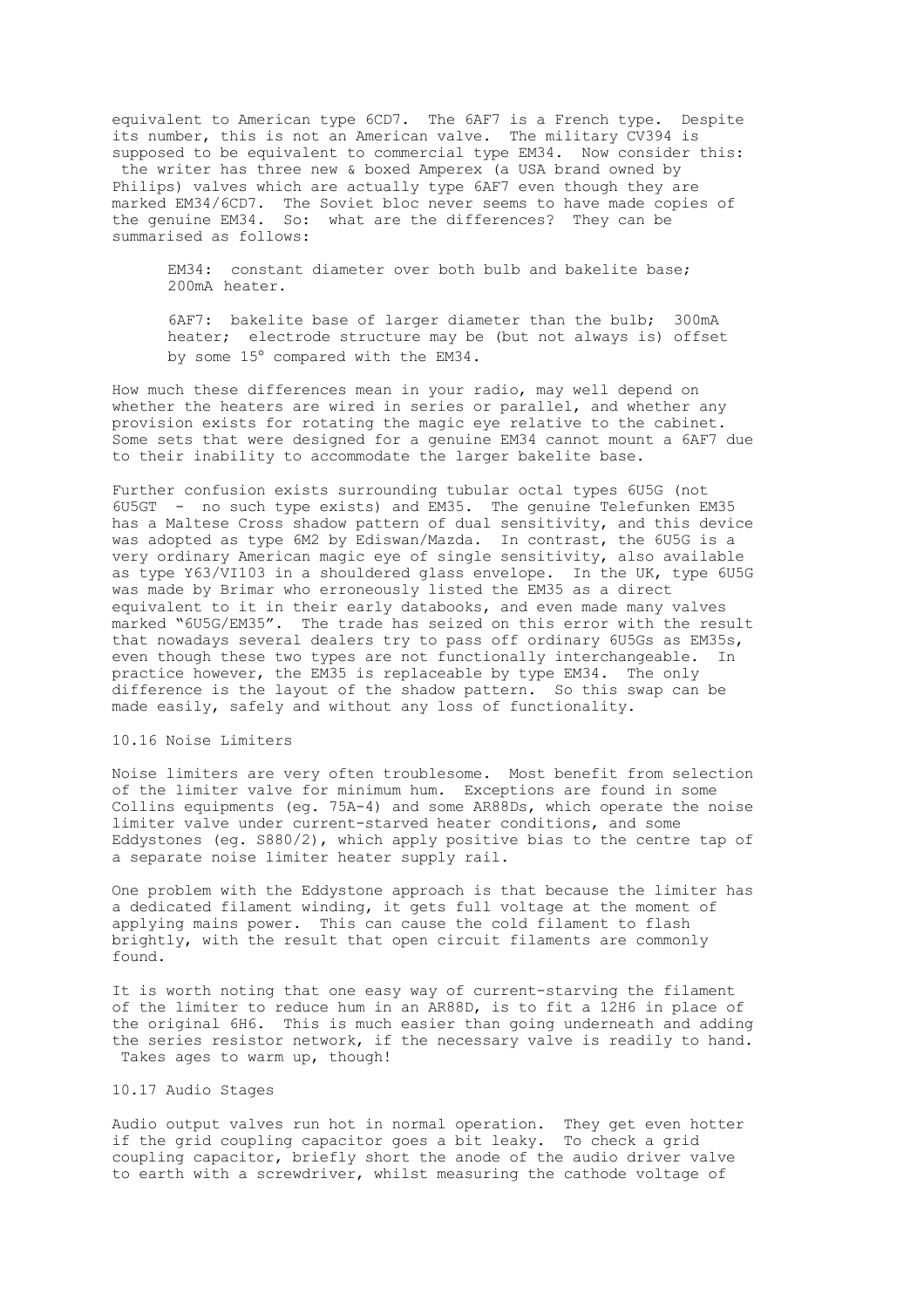equivalent to American type 6CD7. The 6AF7 is a French type. Despite its number, this is not an American valve. The military CV394 is supposed to be equivalent to commercial type EM34. Now consider this: the writer has three new & boxed Amperex (a USA brand owned by Philips) valves which are actually type 6AF7 even though they are marked EM34/6CD7. The Soviet bloc never seems to have made copies of the genuine EM34. So: what are the differences? They can be summarised as follows:

> EM34: constant diameter over both bulb and bakelite base; 200mA heater.
>
> 6AF7: bakelite base of larger diameter than the bulb; 300mA heater; electrode structure may be (but not always is) offset by some 15° compared with the EM34.

How much these differences mean in your radio, may well depend on whether the heaters are wired in series or parallel, and whether any provision exists for rotating the magic eye relative to the cabinet. Some sets that were designed for a genuine EM34 cannot mount a 6AF7 due to their inability to accommodate the larger bakelite base.

Further confusion exists surrounding tubular octal types 6U5G (not 6U5GT - no such type exists) and EM35. The genuine Telefunken EM35 has a Maltese Cross shadow pattern of dual sensitivity, and this device was adopted as type 6M2 by Ediswan/Mazda. In contrast, the 6U5G is a very ordinary American magic eye of single sensitivity, also available as type Y63/VI103 in a shouldered glass envelope. In the UK, type 6U5G was made by Brimar who erroneously listed the EM35 as a direct equivalent to it in their early databooks, and even made many valves marked "6U5G/EM35". The trade has seized on this error with the result that nowadays several dealers try to pass off ordinary 6U5Gs as EM35s, even though these two types are not functionally interchangeable. In practice however, the EM35 is replaceable by type EM34. The only difference is the layout of the shadow pattern. So this swap can be made easily, safely and without any loss of functionality.

## 10.16 Noise Limiters

Noise limiters are very often troublesome. Most benefit from selection of the limiter valve for minimum hum. Exceptions are found in some Collins equipments (eg. 75A-4) and some AR88Ds, which operate the noise limiter valve under current-starved heater conditions, and some Eddystones (eg. S880/2), which apply positive bias to the centre tap of a separate noise limiter heater supply rail.

One problem with the Eddystone approach is that because the limiter has a dedicated filament winding, it gets full voltage at the moment of applying mains power. This can cause the cold filament to flash brightly, with the result that open circuit filaments are commonly found.

It is worth noting that one easy way of current-starving the filament of the limiter to reduce hum in an AR88D, is to fit a 12H6 in place of the original 6H6. This is much easier than going underneath and adding the series resistor network, if the necessary valve is readily to hand. Takes ages to warm up, though!

## 10.17 Audio Stages

Audio output valves run hot in normal operation. They get even hotter if the grid coupling capacitor goes a bit leaky. To check a grid coupling capacitor, briefly short the anode of the audio driver valve to earth with a screwdriver, whilst measuring the cathode voltage of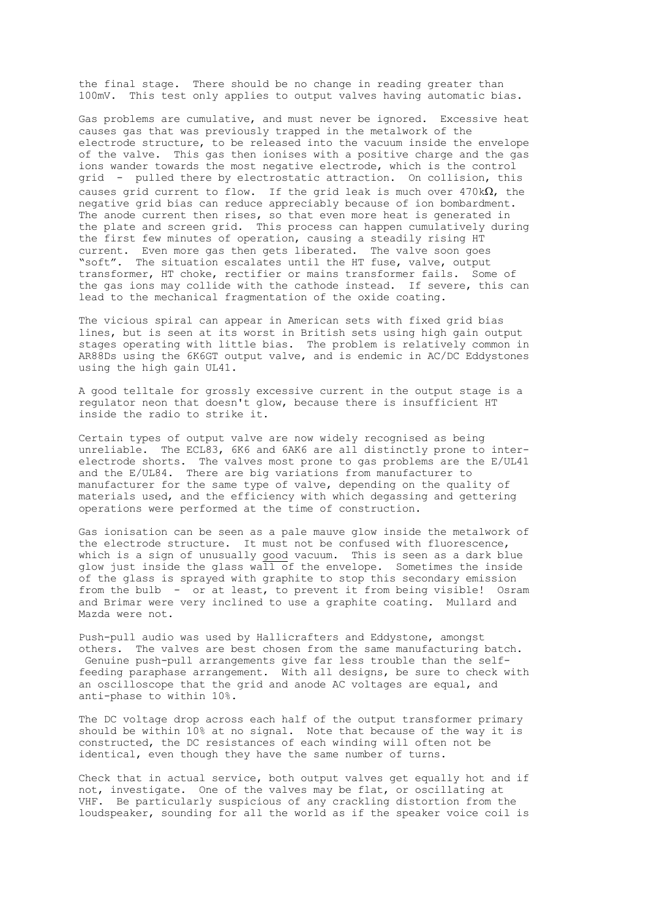the final stage. There should be no change in reading greater than 100mV. This test only applies to output valves having automatic bias.

Gas problems are cumulative, and must never be ignored. Excessive heat causes gas that was previously trapped in the metalwork of the electrode structure, to be released into the vacuum inside the envelope of the valve. This gas then ionises with a positive charge and the gas ions wander towards the most negative electrode, which is the control grid - pulled there by electrostatic attraction. On collision, this causes grid current to flow. If the grid leak is much over 470k$\Omega$, the negative grid bias can reduce appreciably because of ion bombardment. The anode current then rises, so that even more heat is generated in the plate and screen grid. This process can happen cumulatively during the first few minutes of operation, causing a steadily rising HT current. Even more gas then gets liberated. The valve soon goes "soft". The situation escalates until the HT fuse, valve, output transformer, HT choke, rectifier or mains transformer fails. Some of the gas ions may collide with the cathode instead. If severe, this can lead to the mechanical fragmentation of the oxide coating.

The vicious spiral can appear in American sets with fixed grid bias lines, but is seen at its worst in British sets using high gain output stages operating with little bias. The problem is relatively common in AR88Ds using the 6K6GT output valve, and is endemic in AC/DC Eddystones using the high gain UL41.

A good telltale for grossly excessive current in the output stage is a regulator neon that doesn't glow, because there is insufficient HT inside the radio to strike it.

Certain types of output valve are now widely recognised as being unreliable. The ECL83, 6K6 and 6AK6 are all distinctly prone to inter-electrode shorts. The valves most prone to gas problems are the E/UL41 and the E/UL84. There are big variations from manufacturer to manufacturer for the same type of valve, depending on the quality of materials used, and the efficiency with which degassing and gettering operations were performed at the time of construction.

Gas ionisation can be seen as a pale mauve glow inside the metalwork of the electrode structure. It must not be confused with fluorescence, which is a sign of unusually good vacuum. This is seen as a dark blue glow just inside the glass wall of the envelope. Sometimes the inside of the glass is sprayed with graphite to stop this secondary emission from the bulb - or at least, to prevent it from being visible! Osram and Brimar were very inclined to use a graphite coating. Mullard and Mazda were not.

Push-pull audio was used by Hallicrafters and Eddystone, amongst others. The valves are best chosen from the same manufacturing batch. Genuine push-pull arrangements give far less trouble than the self-feeding paraphase arrangement. With all designs, be sure to check with an oscilloscope that the grid and anode AC voltages are equal, and anti-phase to within 10%.

The DC voltage drop across each half of the output transformer primary should be within 10% at no signal. Note that because of the way it is constructed, the DC resistances of each winding will often not be identical, even though they have the same number of turns.

Check that in actual service, both output valves get equally hot and if not, investigate. One of the valves may be flat, or oscillating at VHF. Be particularly suspicious of any crackling distortion from the loudspeaker, sounding for all the world as if the speaker voice coil is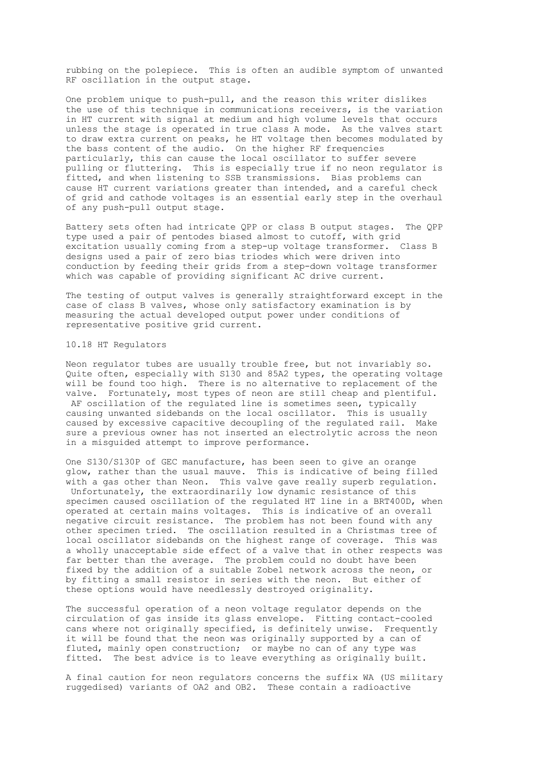rubbing on the polepiece. This is often an audible symptom of unwanted RF oscillation in the output stage.

One problem unique to push-pull, and the reason this writer dislikes the use of this technique in communications receivers, is the variation in HT current with signal at medium and high volume levels that occurs unless the stage is operated in true class A mode. As the valves start to draw extra current on peaks, he HT voltage then becomes modulated by the bass content of the audio. On the higher RF frequencies particularly, this can cause the local oscillator to suffer severe pulling or fluttering. This is especially true if no neon regulator is fitted, and when listening to SSB transmissions. Bias problems can cause HT current variations greater than intended, and a careful check of grid and cathode voltages is an essential early step in the overhaul of any push-pull output stage.

Battery sets often had intricate QPP or class B output stages. The QPP type used a pair of pentodes biased almost to cutoff, with grid excitation usually coming from a step-up voltage transformer. Class B designs used a pair of zero bias triodes which were driven into conduction by feeding their grids from a step-down voltage transformer which was capable of providing significant AC drive current.

The testing of output valves is generally straightforward except in the case of class B valves, whose only satisfactory examination is by measuring the actual developed output power under conditions of representative positive grid current.

## 10.18 HT Regulators

Neon regulator tubes are usually trouble free, but not invariably so. Quite often, especially with S130 and 85A2 types, the operating voltage will be found too high. There is no alternative to replacement of the valve. Fortunately, most types of neon are still cheap and plentiful. AF oscillation of the regulated line is sometimes seen, typically causing unwanted sidebands on the local oscillator. This is usually caused by excessive capacitive decoupling of the regulated rail. Make sure a previous owner has not inserted an electrolytic across the neon in a misguided attempt to improve performance.

One S130/S130P of GEC manufacture, has been seen to give an orange glow, rather than the usual mauve. This is indicative of being filled with a gas other than Neon. This valve gave really superb regulation. Unfortunately, the extraordinarily low dynamic resistance of this specimen caused oscillation of the regulated HT line in a BRT400D, when operated at certain mains voltages. This is indicative of an overall negative circuit resistance. The problem has not been found with any other specimen tried. The oscillation resulted in a Christmas tree of local oscillator sidebands on the highest range of coverage. This was a wholly unacceptable side effect of a valve that in other respects was far better than the average. The problem could no doubt have been fixed by the addition of a suitable Zobel network across the neon, or by fitting a small resistor in series with the neon. But either of these options would have needlessly destroyed originality.

The successful operation of a neon voltage regulator depends on the circulation of gas inside its glass envelope. Fitting contact-cooled cans where not originally specified, is definitely unwise. Frequently it will be found that the neon was originally supported by a can of fluted, mainly open construction; or maybe no can of any type was fitted. The best advice is to leave everything as originally built.

A final caution for neon regulators concerns the suffix WA (US military ruggedised) variants of OA2 and OB2. These contain a radioactive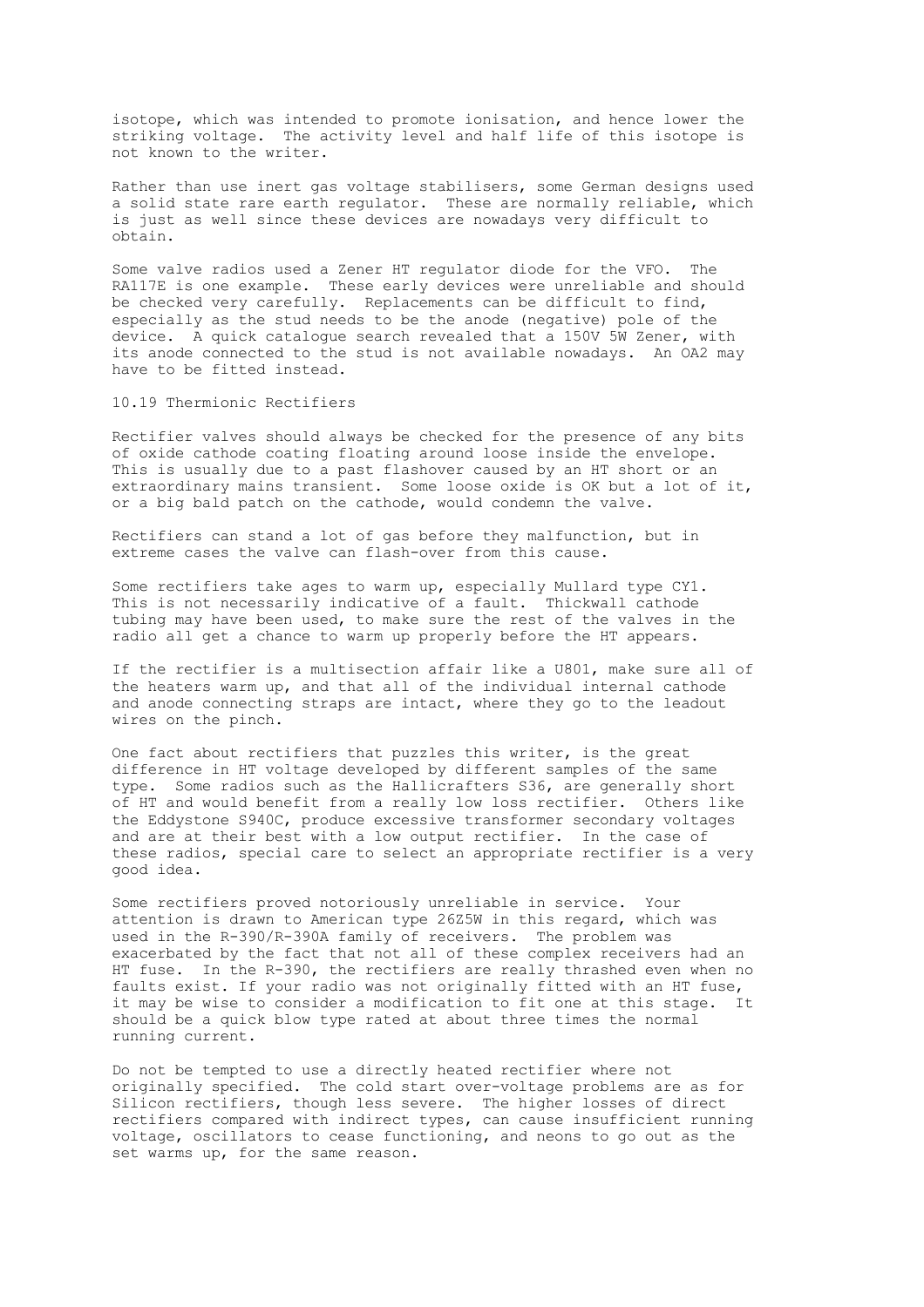isotope, which was intended to promote ionisation, and hence lower the striking voltage. The activity level and half life of this isotope is not known to the writer.

Rather than use inert gas voltage stabilisers, some German designs used a solid state rare earth regulator. These are normally reliable, which is just as well since these devices are nowadays very difficult to obtain.

Some valve radios used a Zener HT regulator diode for the VFO. The RA117E is one example. These early devices were unreliable and should be checked very carefully. Replacements can be difficult to find, especially as the stud needs to be the anode (negative) pole of the device. A quick catalogue search revealed that a 150V 5W Zener, with its anode connected to the stud is not available nowadays. An OA2 may have to be fitted instead.

## 10.19 Thermionic Rectifiers

Rectifier valves should always be checked for the presence of any bits of oxide cathode coating floating around loose inside the envelope. This is usually due to a past flashover caused by an HT short or an extraordinary mains transient. Some loose oxide is OK but a lot of it, or a big bald patch on the cathode, would condemn the valve.

Rectifiers can stand a lot of gas before they malfunction, but in extreme cases the valve can flash-over from this cause.

Some rectifiers take ages to warm up, especially Mullard type CY1. This is not necessarily indicative of a fault. Thickwall cathode tubing may have been used, to make sure the rest of the valves in the radio all get a chance to warm up properly before the HT appears.

If the rectifier is a multisection affair like a U801, make sure all of the heaters warm up, and that all of the individual internal cathode and anode connecting straps are intact, where they go to the leadout wires on the pinch.

One fact about rectifiers that puzzles this writer, is the great difference in HT voltage developed by different samples of the same type. Some radios such as the Hallicrafters S36, are generally short of HT and would benefit from a really low loss rectifier. Others like the Eddystone S940C, produce excessive transformer secondary voltages and are at their best with a low output rectifier. In the case of these radios, special care to select an appropriate rectifier is a very good idea.

Some rectifiers proved notoriously unreliable in service. Your attention is drawn to American type 26Z5W in this regard, which was used in the R-390/R-390A family of receivers. The problem was exacerbated by the fact that not all of these complex receivers had an HT fuse. In the R-390, the rectifiers are really thrashed even when no faults exist. If your radio was not originally fitted with an HT fuse, it may be wise to consider a modification to fit one at this stage. It should be a quick blow type rated at about three times the normal running current.

Do not be tempted to use a directly heated rectifier where not originally specified. The cold start over-voltage problems are as for Silicon rectifiers, though less severe. The higher losses of direct rectifiers compared with indirect types, can cause insufficient running voltage, oscillators to cease functioning, and neons to go out as the set warms up, for the same reason.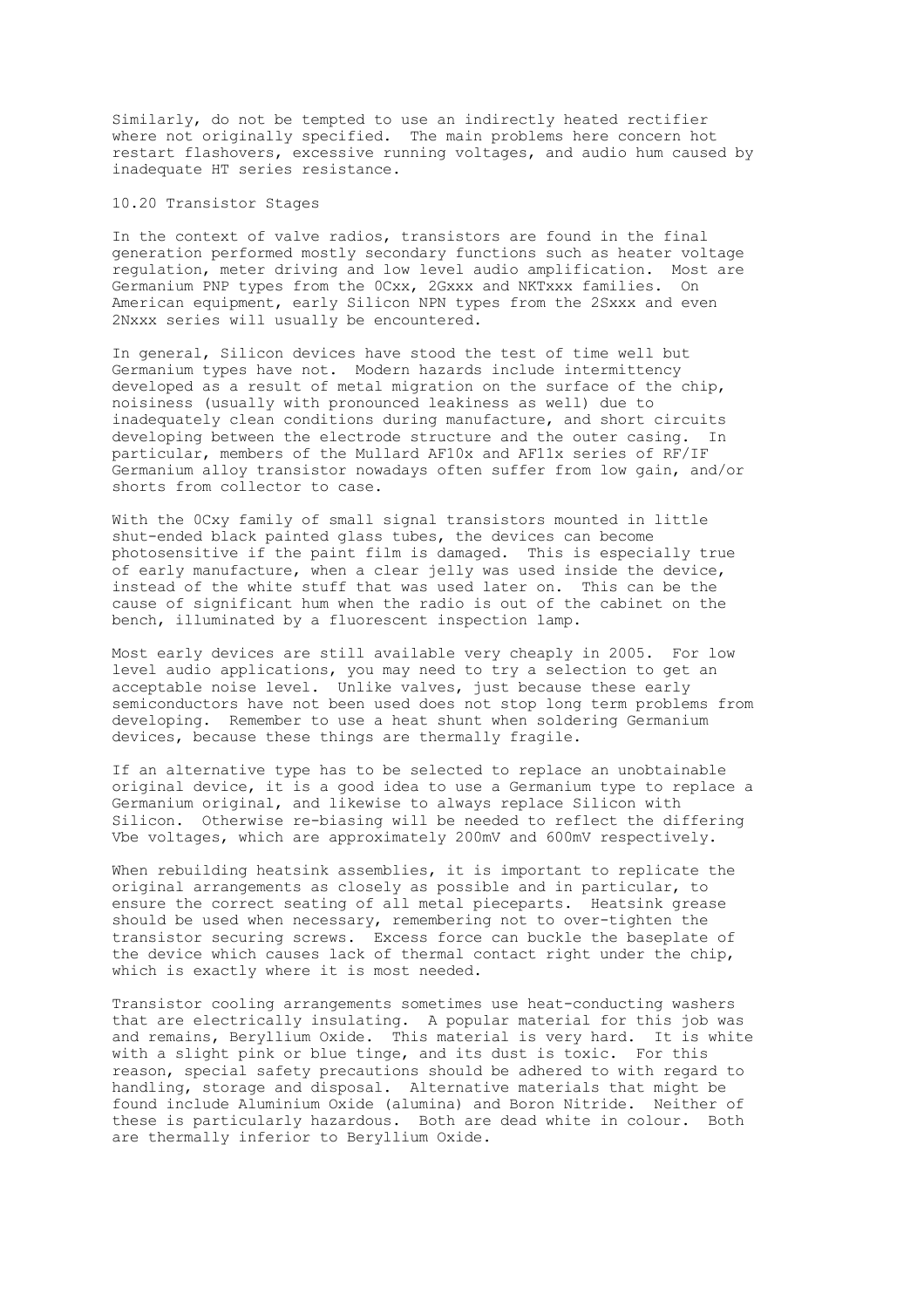Similarly, do not be tempted to use an indirectly heated rectifier where not originally specified. The main problems here concern hot restart flashovers, excessive running voltages, and audio hum caused by inadequate HT series resistance.

## 10.20 Transistor Stages

In the context of valve radios, transistors are found in the final generation performed mostly secondary functions such as heater voltage regulation, meter driving and low level audio amplification. Most are Germanium PNP types from the 0Cxx, 2Gxxx and NKTxxx families. On American equipment, early Silicon NPN types from the 2Sxxx and even 2Nxxx series will usually be encountered.

In general, Silicon devices have stood the test of time well but Germanium types have not. Modern hazards include intermittency developed as a result of metal migration on the surface of the chip, noisiness (usually with pronounced leakiness as well) due to inadequately clean conditions during manufacture, and short circuits developing between the electrode structure and the outer casing. In particular, members of the Mullard AF10x and AF11x series of RF/IF Germanium alloy transistor nowadays often suffer from low gain, and/or shorts from collector to case.

With the 0Cxy family of small signal transistors mounted in little shut-ended black painted glass tubes, the devices can become photosensitive if the paint film is damaged. This is especially true of early manufacture, when a clear jelly was used inside the device, instead of the white stuff that was used later on. This can be the cause of significant hum when the radio is out of the cabinet on the bench, illuminated by a fluorescent inspection lamp.

Most early devices are still available very cheaply in 2005. For low level audio applications, you may need to try a selection to get an acceptable noise level. Unlike valves, just because these early semiconductors have not been used does not stop long term problems from developing. Remember to use a heat shunt when soldering Germanium devices, because these things are thermally fragile.

If an alternative type has to be selected to replace an unobtainable original device, it is a good idea to use a Germanium type to replace a Germanium original, and likewise to always replace Silicon with Silicon. Otherwise re-biasing will be needed to reflect the differing Vbe voltages, which are approximately 200mV and 600mV respectively.

When rebuilding heatsink assemblies, it is important to replicate the original arrangements as closely as possible and in particular, to ensure the correct seating of all metal pieceparts. Heatsink grease should be used when necessary, remembering not to over-tighten the transistor securing screws. Excess force can buckle the baseplate of the device which causes lack of thermal contact right under the chip, which is exactly where it is most needed.

Transistor cooling arrangements sometimes use heat-conducting washers that are electrically insulating. A popular material for this job was and remains, Beryllium Oxide. This material is very hard. It is white with a slight pink or blue tinge, and its dust is toxic. For this reason, special safety precautions should be adhered to with regard to handling, storage and disposal. Alternative materials that might be found include Aluminium Oxide (alumina) and Boron Nitride. Neither of these is particularly hazardous. Both are dead white in colour. Both are thermally inferior to Beryllium Oxide.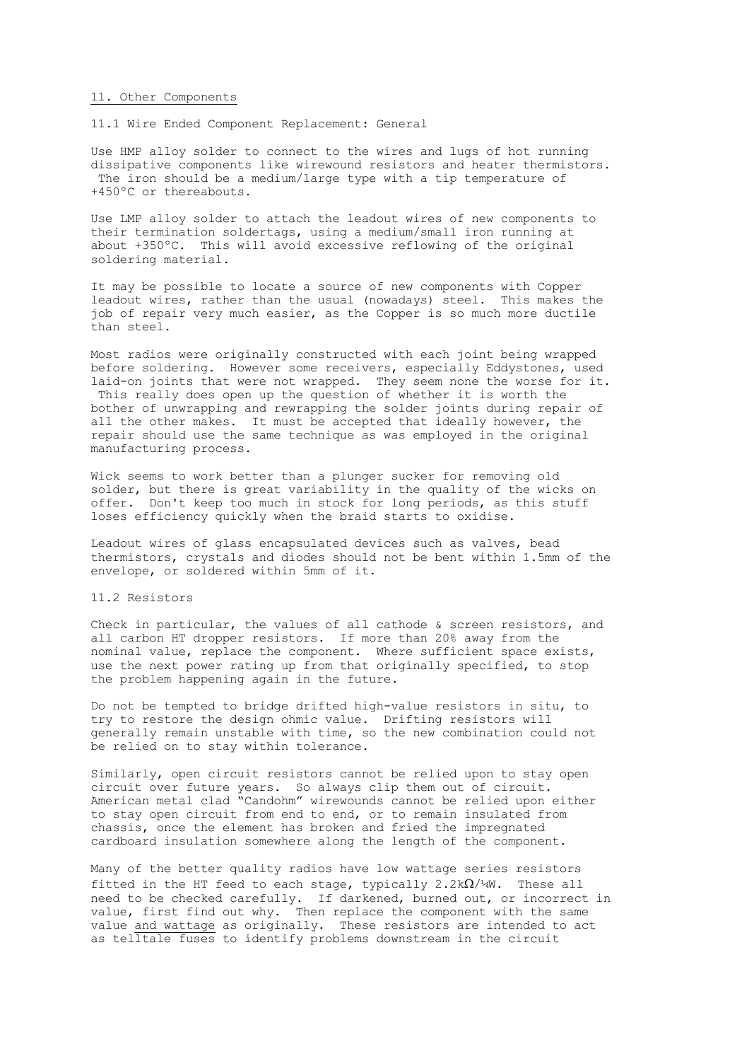## 11. Other Components

### 11.1 Wire Ended Component Replacement: General

Use HMP alloy solder to connect to the wires and lugs of hot running dissipative components like wirewound resistors and heater thermistors. The iron should be a medium/large type with a tip temperature of +450°C or thereabouts.

Use LMP alloy solder to attach the leadout wires of new components to their termination soldertags, using a medium/small iron running at about +350°C. This will avoid excessive reflowing of the original soldering material.

It may be possible to locate a source of new components with Copper leadout wires, rather than the usual (nowadays) steel. This makes the job of repair very much easier, as the Copper is so much more ductile than steel.

Most radios were originally constructed with each joint being wrapped before soldering. However some receivers, especially Eddystones, used laid-on joints that were not wrapped. They seem none the worse for it. This really does open up the question of whether it is worth the bother of unwrapping and rewrapping the solder joints during repair of all the other makes. It must be accepted that ideally however, the repair should use the same technique as was employed in the original manufacturing process.

Wick seems to work better than a plunger sucker for removing old solder, but there is great variability in the quality of the wicks on offer. Don't keep too much in stock for long periods, as this stuff loses efficiency quickly when the braid starts to oxidise.

Leadout wires of glass encapsulated devices such as valves, bead thermistors, crystals and diodes should not be bent within 1.5mm of the envelope, or soldered within 5mm of it.

### 11.2 Resistors

Check in particular, the values of all cathode & screen resistors, and all carbon HT dropper resistors. If more than 20% away from the nominal value, replace the component. Where sufficient space exists, use the next power rating up from that originally specified, to stop the problem happening again in the future.

Do not be tempted to bridge drifted high-value resistors in situ, to try to restore the design ohmic value. Drifting resistors will generally remain unstable with time, so the new combination could not be relied on to stay within tolerance.

Similarly, open circuit resistors cannot be relied upon to stay open circuit over future years. So always clip them out of circuit. American metal clad "Candohm" wirewounds cannot be relied upon either to stay open circuit from end to end, or to remain insulated from chassis, once the element has broken and fried the impregnated cardboard insulation somewhere along the length of the component.

Many of the better quality radios have low wattage series resistors fitted in the HT feed to each stage, typically 2.2kΩ/¼W. These all need to be checked carefully. If darkened, burned out, or incorrect in value, first find out why. Then replace the component with the same value <u>and wattage</u> as originally. These resistors are intended to act as telltale fuses to identify problems downstream in the circuit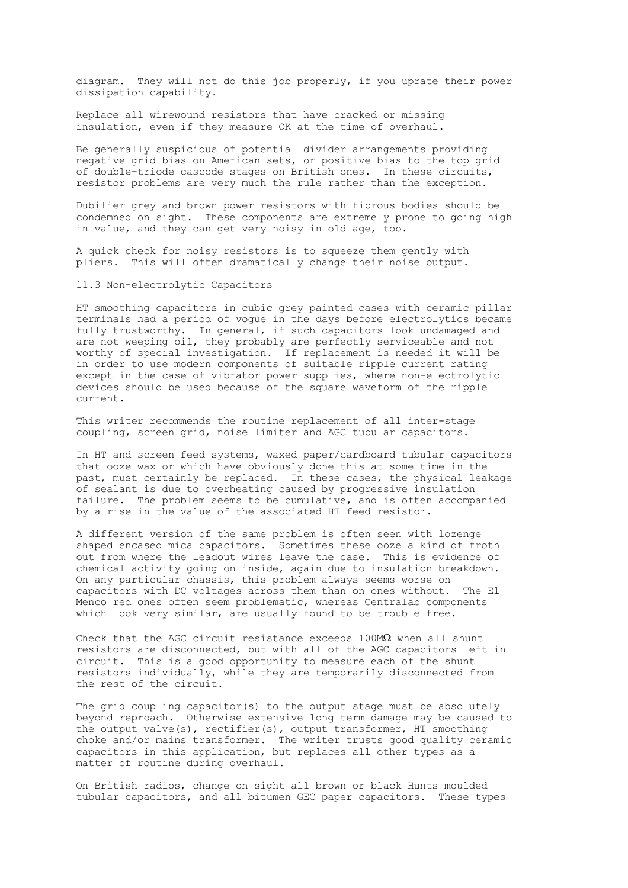diagram. They will not do this job properly, if you uprate their power dissipation capability.

Replace all wirewound resistors that have cracked or missing insulation, even if they measure OK at the time of overhaul.

Be generally suspicious of potential divider arrangements providing negative grid bias on American sets, or positive bias to the top grid of double-triode cascode stages on British ones. In these circuits, resistor problems are very much the rule rather than the exception.

Dubilier grey and brown power resistors with fibrous bodies should be condemned on sight. These components are extremely prone to going high in value, and they can get very noisy in old age, too.

A quick check for noisy resistors is to squeeze them gently with pliers. This will often dramatically change their noise output.

## 11.3 Non-electrolytic Capacitors

HT smoothing capacitors in cubic grey painted cases with ceramic pillar terminals had a period of vogue in the days before electrolytics became fully trustworthy. In general, if such capacitors look undamaged and are not weeping oil, they probably are perfectly serviceable and not worthy of special investigation. If replacement is needed it will be in order to use modern components of suitable ripple current rating except in the case of vibrator power supplies, where non-electrolytic devices should be used because of the square waveform of the ripple current.

This writer recommends the routine replacement of all inter-stage coupling, screen grid, noise limiter and AGC tubular capacitors.

In HT and screen feed systems, waxed paper/cardboard tubular capacitors that ooze wax or which have obviously done this at some time in the past, must certainly be replaced. In these cases, the physical leakage of sealant is due to overheating caused by progressive insulation failure. The problem seems to be cumulative, and is often accompanied by a rise in the value of the associated HT feed resistor.

A different version of the same problem is often seen with lozenge shaped encased mica capacitors. Sometimes these ooze a kind of froth out from where the leadout wires leave the case. This is evidence of chemical activity going on inside, again due to insulation breakdown. On any particular chassis, this problem always seems worse on capacitors with DC voltages across them than on ones without. The El Menco red ones often seem problematic, whereas Centralab components which look very similar, are usually found to be trouble free.

Check that the AGC circuit resistance exceeds 100MΩ when all shunt resistors are disconnected, but with all of the AGC capacitors left in circuit. This is a good opportunity to measure each of the shunt resistors individually, while they are temporarily disconnected from the rest of the circuit.

The grid coupling capacitor(s) to the output stage must be absolutely beyond reproach. Otherwise extensive long term damage may be caused to the output valve(s), rectifier(s), output transformer, HT smoothing choke and/or mains transformer. The writer trusts good quality ceramic capacitors in this application, but replaces all other types as a matter of routine during overhaul.

On British radios, change on sight all brown or black Hunts moulded tubular capacitors, and all bitumen GEC paper capacitors. These types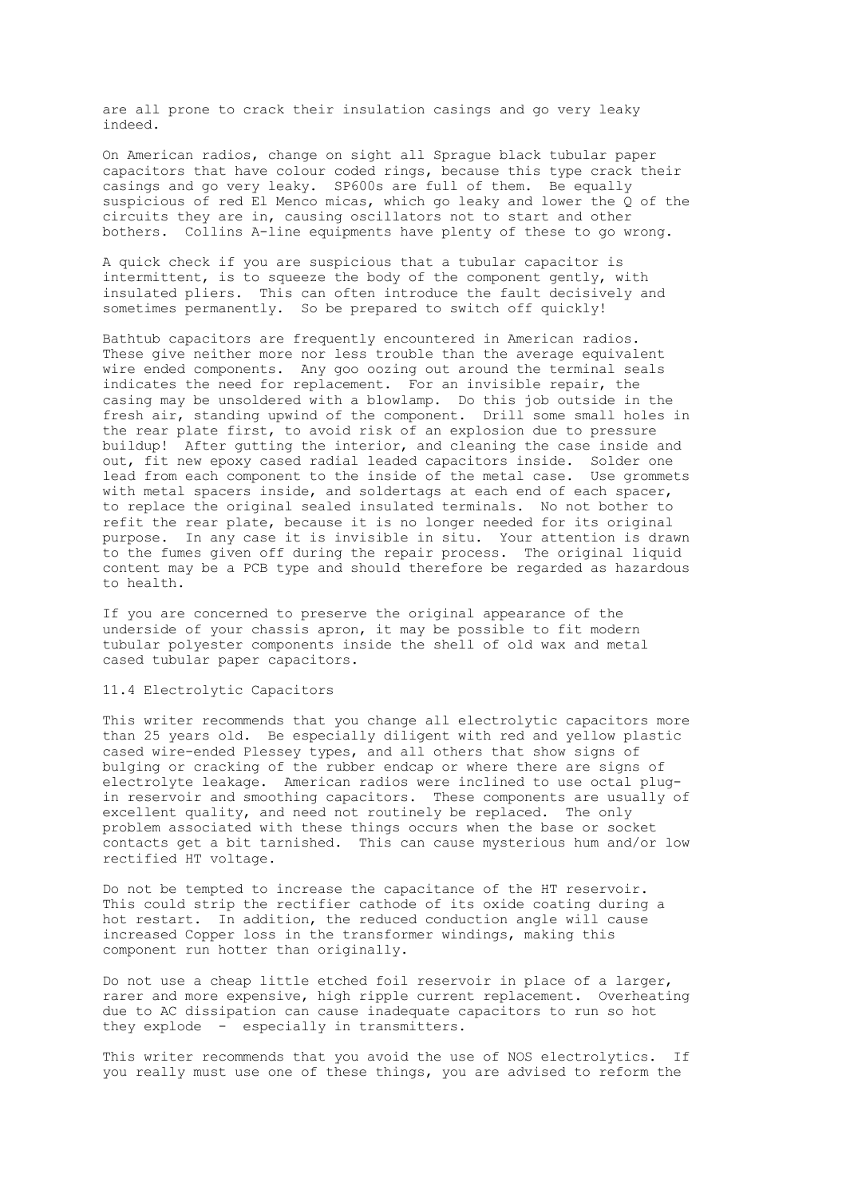are all prone to crack their insulation casings and go very leaky indeed.

On American radios, change on sight all Sprague black tubular paper capacitors that have colour coded rings, because this type crack their casings and go very leaky. SP600s are full of them. Be equally suspicious of red El Menco micas, which go leaky and lower the Q of the circuits they are in, causing oscillators not to start and other bothers. Collins A-line equipments have plenty of these to go wrong.

A quick check if you are suspicious that a tubular capacitor is intermittent, is to squeeze the body of the component gently, with insulated pliers. This can often introduce the fault decisively and sometimes permanently. So be prepared to switch off quickly!

Bathtub capacitors are frequently encountered in American radios. These give neither more nor less trouble than the average equivalent wire ended components. Any goo oozing out around the terminal seals indicates the need for replacement. For an invisible repair, the casing may be unsoldered with a blowlamp. Do this job outside in the fresh air, standing upwind of the component. Drill some small holes in the rear plate first, to avoid risk of an explosion due to pressure buildup! After gutting the interior, and cleaning the case inside and out, fit new epoxy cased radial leaded capacitors inside. Solder one lead from each component to the inside of the metal case. Use grommets with metal spacers inside, and soldertags at each end of each spacer, to replace the original sealed insulated terminals. No not bother to refit the rear plate, because it is no longer needed for its original purpose. In any case it is invisible in situ. Your attention is drawn to the fumes given off during the repair process. The original liquid content may be a PCB type and should therefore be regarded as hazardous to health.

If you are concerned to preserve the original appearance of the underside of your chassis apron, it may be possible to fit modern tubular polyester components inside the shell of old wax and metal cased tubular paper capacitors.

## 11.4 Electrolytic Capacitors

This writer recommends that you change all electrolytic capacitors more than 25 years old. Be especially diligent with red and yellow plastic cased wire-ended Plessey types, and all others that show signs of bulging or cracking of the rubber endcap or where there are signs of electrolyte leakage. American radios were inclined to use octal plug-in reservoir and smoothing capacitors. These components are usually of excellent quality, and need not routinely be replaced. The only problem associated with these things occurs when the base or socket contacts get a bit tarnished. This can cause mysterious hum and/or low rectified HT voltage.

Do not be tempted to increase the capacitance of the HT reservoir. This could strip the rectifier cathode of its oxide coating during a hot restart. In addition, the reduced conduction angle will cause increased Copper loss in the transformer windings, making this component run hotter than originally.

Do not use a cheap little etched foil reservoir in place of a larger, rarer and more expensive, high ripple current replacement. Overheating due to AC dissipation can cause inadequate capacitors to run so hot they explode - especially in transmitters.

This writer recommends that you avoid the use of NOS electrolytics. If you really must use one of these things, you are advised to reform the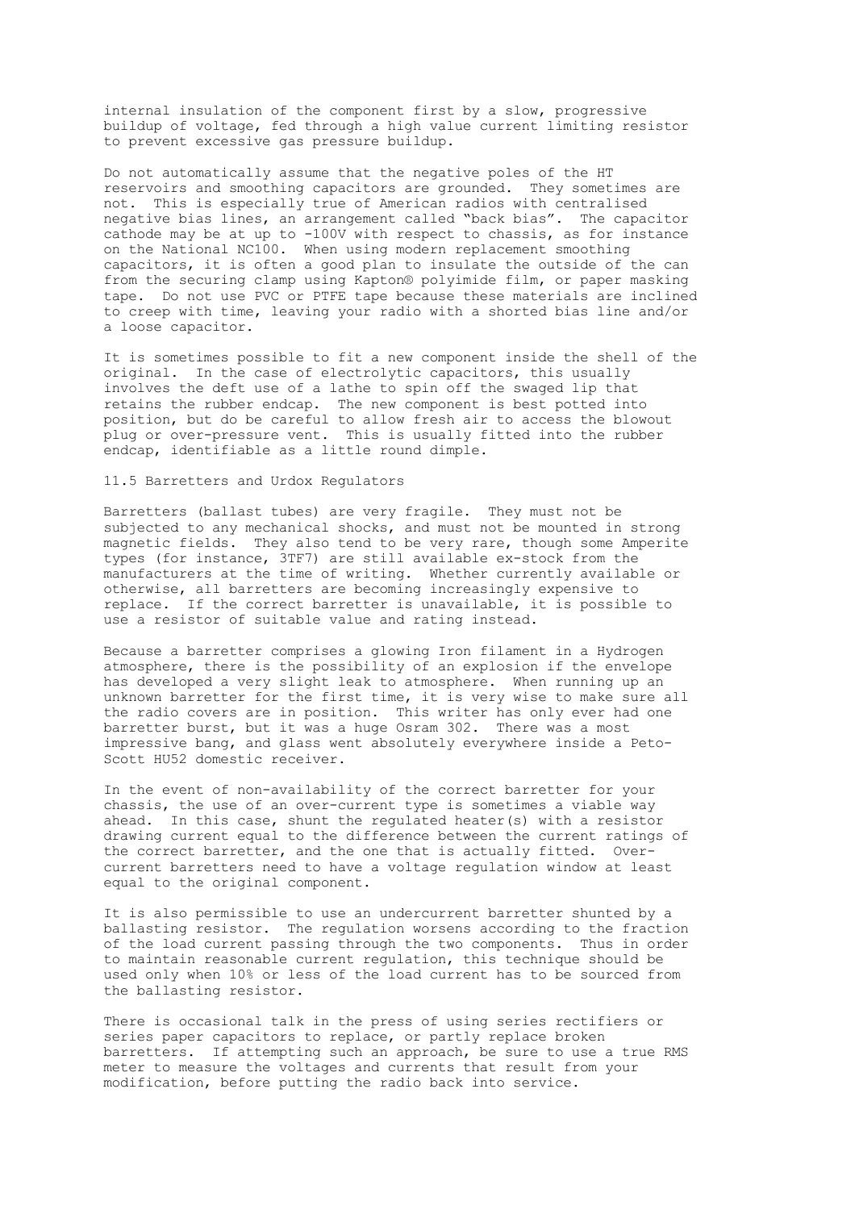internal insulation of the component first by a slow, progressive buildup of voltage, fed through a high value current limiting resistor to prevent excessive gas pressure buildup.

Do not automatically assume that the negative poles of the HT reservoirs and smoothing capacitors are grounded. They sometimes are not. This is especially true of American radios with centralised negative bias lines, an arrangement called "back bias". The capacitor cathode may be at up to -100V with respect to chassis, as for instance on the National NC100. When using modern replacement smoothing capacitors, it is often a good plan to insulate the outside of the can from the securing clamp using Kapton® polyimide film, or paper masking tape. Do not use PVC or PTFE tape because these materials are inclined to creep with time, leaving your radio with a shorted bias line and/or a loose capacitor.

It is sometimes possible to fit a new component inside the shell of the original. In the case of electrolytic capacitors, this usually involves the deft use of a lathe to spin off the swaged lip that retains the rubber endcap. The new component is best potted into position, but do be careful to allow fresh air to access the blowout plug or over-pressure vent. This is usually fitted into the rubber endcap, identifiable as a little round dimple.

## 11.5 Barretters and Urdox Regulators

Barretters (ballast tubes) are very fragile. They must not be subjected to any mechanical shocks, and must not be mounted in strong magnetic fields. They also tend to be very rare, though some Amperite types (for instance, 3TF7) are still available ex-stock from the manufacturers at the time of writing. Whether currently available or otherwise, all barretters are becoming increasingly expensive to replace. If the correct barretter is unavailable, it is possible to use a resistor of suitable value and rating instead.

Because a barretter comprises a glowing Iron filament in a Hydrogen atmosphere, there is the possibility of an explosion if the envelope has developed a very slight leak to atmosphere. When running up an unknown barretter for the first time, it is very wise to make sure all the radio covers are in position. This writer has only ever had one barretter burst, but it was a huge Osram 302. There was a most impressive bang, and glass went absolutely everywhere inside a Peto-Scott HU52 domestic receiver.

In the event of non-availability of the correct barretter for your chassis, the use of an over-current type is sometimes a viable way ahead. In this case, shunt the regulated heater(s) with a resistor drawing current equal to the difference between the current ratings of the correct barretter, and the one that is actually fitted. Over-current barretters need to have a voltage regulation window at least equal to the original component.

It is also permissible to use an undercurrent barretter shunted by a ballasting resistor. The regulation worsens according to the fraction of the load current passing through the two components. Thus in order to maintain reasonable current regulation, this technique should be used only when 10% or less of the load current has to be sourced from the ballasting resistor.

There is occasional talk in the press of using series rectifiers or series paper capacitors to replace, or partly replace broken barretters. If attempting such an approach, be sure to use a true RMS meter to measure the voltages and currents that result from your modification, before putting the radio back into service.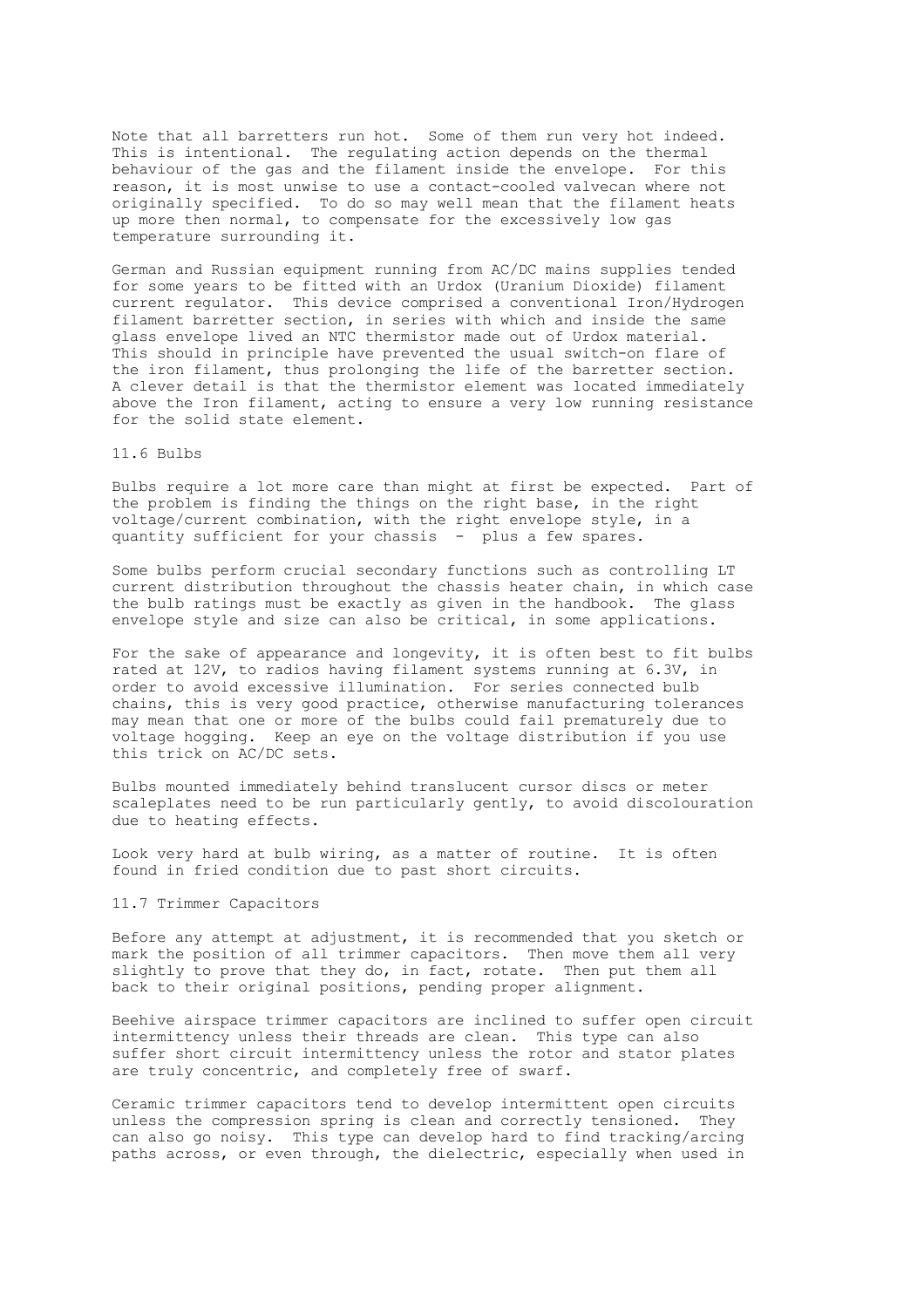Note that all barretters run hot. Some of them run very hot indeed. This is intentional. The regulating action depends on the thermal behaviour of the gas and the filament inside the envelope. For this reason, it is most unwise to use a contact-cooled valvecan where not originally specified. To do so may well mean that the filament heats up more then normal, to compensate for the excessively low gas temperature surrounding it.

German and Russian equipment running from AC/DC mains supplies tended for some years to be fitted with an Urdox (Uranium Dioxide) filament current regulator. This device comprised a conventional Iron/Hydrogen filament barretter section, in series with which and inside the same glass envelope lived an NTC thermistor made out of Urdox material. This should in principle have prevented the usual switch-on flare of the iron filament, thus prolonging the life of the barretter section. A clever detail is that the thermistor element was located immediately above the Iron filament, acting to ensure a very low running resistance for the solid state element.

## 11.6 Bulbs

Bulbs require a lot more care than might at first be expected. Part of the problem is finding the things on the right base, in the right voltage/current combination, with the right envelope style, in a quantity sufficient for your chassis - plus a few spares.

Some bulbs perform crucial secondary functions such as controlling LT current distribution throughout the chassis heater chain, in which case the bulb ratings must be exactly as given in the handbook. The glass envelope style and size can also be critical, in some applications.

For the sake of appearance and longevity, it is often best to fit bulbs rated at 12V, to radios having filament systems running at 6.3V, in order to avoid excessive illumination. For series connected bulb chains, this is very good practice, otherwise manufacturing tolerances may mean that one or more of the bulbs could fail prematurely due to voltage hogging. Keep an eye on the voltage distribution if you use this trick on AC/DC sets.

Bulbs mounted immediately behind translucent cursor discs or meter scaleplates need to be run particularly gently, to avoid discolouration due to heating effects.

Look very hard at bulb wiring, as a matter of routine. It is often found in fried condition due to past short circuits.

## 11.7 Trimmer Capacitors

Before any attempt at adjustment, it is recommended that you sketch or mark the position of all trimmer capacitors. Then move them all very slightly to prove that they do, in fact, rotate. Then put them all back to their original positions, pending proper alignment.

Beehive airspace trimmer capacitors are inclined to suffer open circuit intermittency unless their threads are clean. This type can also suffer short circuit intermittency unless the rotor and stator plates are truly concentric, and completely free of swarf.

Ceramic trimmer capacitors tend to develop intermittent open circuits unless the compression spring is clean and correctly tensioned. They can also go noisy. This type can develop hard to find tracking/arcing paths across, or even through, the dielectric, especially when used in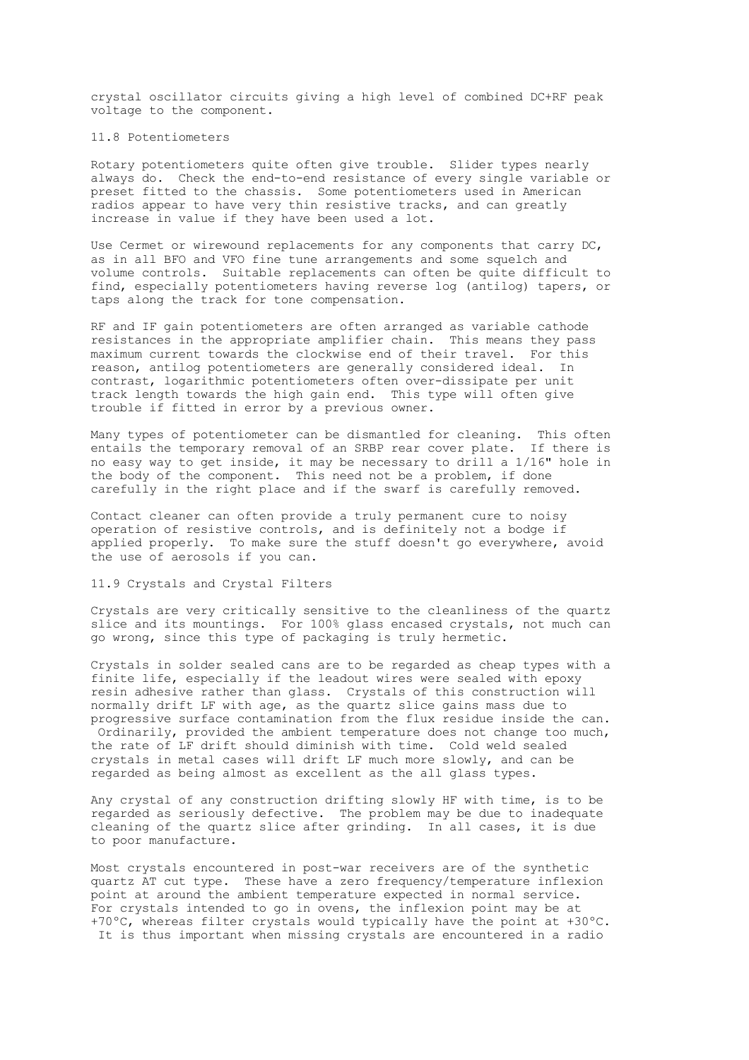crystal oscillator circuits giving a high level of combined DC+RF peak voltage to the component.

## 11.8 Potentiometers

Rotary potentiometers quite often give trouble. Slider types nearly always do. Check the end-to-end resistance of every single variable or preset fitted to the chassis. Some potentiometers used in American radios appear to have very thin resistive tracks, and can greatly increase in value if they have been used a lot.

Use Cermet or wirewound replacements for any components that carry DC, as in all BFO and VFO fine tune arrangements and some squelch and volume controls. Suitable replacements can often be quite difficult to find, especially potentiometers having reverse log (antilog) tapers, or taps along the track for tone compensation.

RF and IF gain potentiometers are often arranged as variable cathode resistances in the appropriate amplifier chain. This means they pass maximum current towards the clockwise end of their travel. For this reason, antilog potentiometers are generally considered ideal. In contrast, logarithmic potentiometers often over-dissipate per unit track length towards the high gain end. This type will often give trouble if fitted in error by a previous owner.

Many types of potentiometer can be dismantled for cleaning. This often entails the temporary removal of an SRBP rear cover plate. If there is no easy way to get inside, it may be necessary to drill a 1/16" hole in the body of the component. This need not be a problem, if done carefully in the right place and if the swarf is carefully removed.

Contact cleaner can often provide a truly permanent cure to noisy operation of resistive controls, and is definitely not a bodge if applied properly. To make sure the stuff doesn't go everywhere, avoid the use of aerosols if you can.

## 11.9 Crystals and Crystal Filters

Crystals are very critically sensitive to the cleanliness of the quartz slice and its mountings. For 100% glass encased crystals, not much can go wrong, since this type of packaging is truly hermetic.

Crystals in solder sealed cans are to be regarded as cheap types with a finite life, especially if the leadout wires were sealed with epoxy resin adhesive rather than glass. Crystals of this construction will normally drift LF with age, as the quartz slice gains mass due to progressive surface contamination from the flux residue inside the can. Ordinarily, provided the ambient temperature does not change too much, the rate of LF drift should diminish with time. Cold weld sealed crystals in metal cases will drift LF much more slowly, and can be regarded as being almost as excellent as the all glass types.

Any crystal of any construction drifting slowly HF with time, is to be regarded as seriously defective. The problem may be due to inadequate cleaning of the quartz slice after grinding. In all cases, it is due to poor manufacture.

Most crystals encountered in post-war receivers are of the synthetic quartz AT cut type. These have a zero frequency/temperature inflexion point at around the ambient temperature expected in normal service. For crystals intended to go in ovens, the inflexion point may be at +70°C, whereas filter crystals would typically have the point at +30°C. It is thus important when missing crystals are encountered in a radio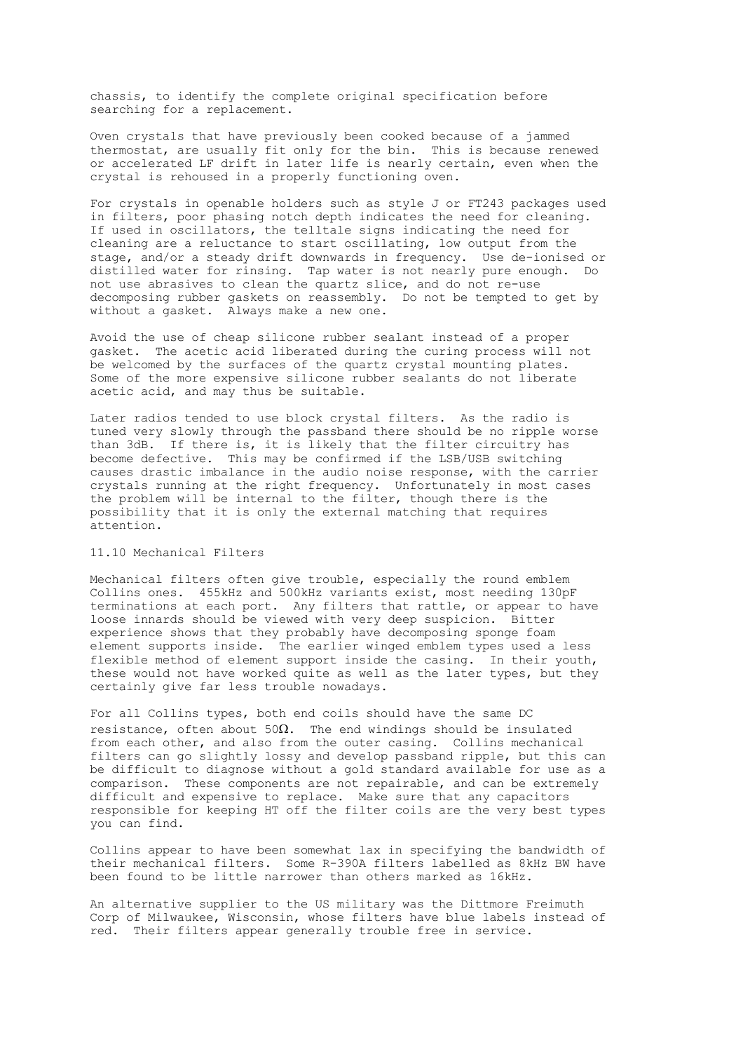chassis, to identify the complete original specification before searching for a replacement.

Oven crystals that have previously been cooked because of a jammed thermostat, are usually fit only for the bin. This is because renewed or accelerated LF drift in later life is nearly certain, even when the crystal is rehoused in a properly functioning oven.

For crystals in openable holders such as style J or FT243 packages used in filters, poor phasing notch depth indicates the need for cleaning. If used in oscillators, the telltale signs indicating the need for cleaning are a reluctance to start oscillating, low output from the stage, and/or a steady drift downwards in frequency. Use de-ionised or distilled water for rinsing. Tap water is not nearly pure enough. Do not use abrasives to clean the quartz slice, and do not re-use decomposing rubber gaskets on reassembly. Do not be tempted to get by without a gasket. Always make a new one.

Avoid the use of cheap silicone rubber sealant instead of a proper gasket. The acetic acid liberated during the curing process will not be welcomed by the surfaces of the quartz crystal mounting plates. Some of the more expensive silicone rubber sealants do not liberate acetic acid, and may thus be suitable.

Later radios tended to use block crystal filters. As the radio is tuned very slowly through the passband there should be no ripple worse than 3dB. If there is, it is likely that the filter circuitry has become defective. This may be confirmed if the LSB/USB switching causes drastic imbalance in the audio noise response, with the carrier crystals running at the right frequency. Unfortunately in most cases the problem will be internal to the filter, though there is the possibility that it is only the external matching that requires attention.

## 11.10 Mechanical Filters

Mechanical filters often give trouble, especially the round emblem Collins ones. 455kHz and 500kHz variants exist, most needing 130pF terminations at each port. Any filters that rattle, or appear to have loose innards should be viewed with very deep suspicion. Bitter experience shows that they probably have decomposing sponge foam element supports inside. The earlier winged emblem types used a less flexible method of element support inside the casing. In their youth, these would not have worked quite as well as the later types, but they certainly give far less trouble nowadays.

For all Collins types, both end coils should have the same DC resistance, often about 50Ω. The end windings should be insulated from each other, and also from the outer casing. Collins mechanical filters can go slightly lossy and develop passband ripple, but this can be difficult to diagnose without a gold standard available for use as a comparison. These components are not repairable, and can be extremely difficult and expensive to replace. Make sure that any capacitors responsible for keeping HT off the filter coils are the very best types you can find.

Collins appear to have been somewhat lax in specifying the bandwidth of their mechanical filters. Some R-390A filters labelled as 8kHz BW have been found to be little narrower than others marked as 16kHz.

An alternative supplier to the US military was the Dittmore Freimuth Corp of Milwaukee, Wisconsin, whose filters have blue labels instead of red. Their filters appear generally trouble free in service.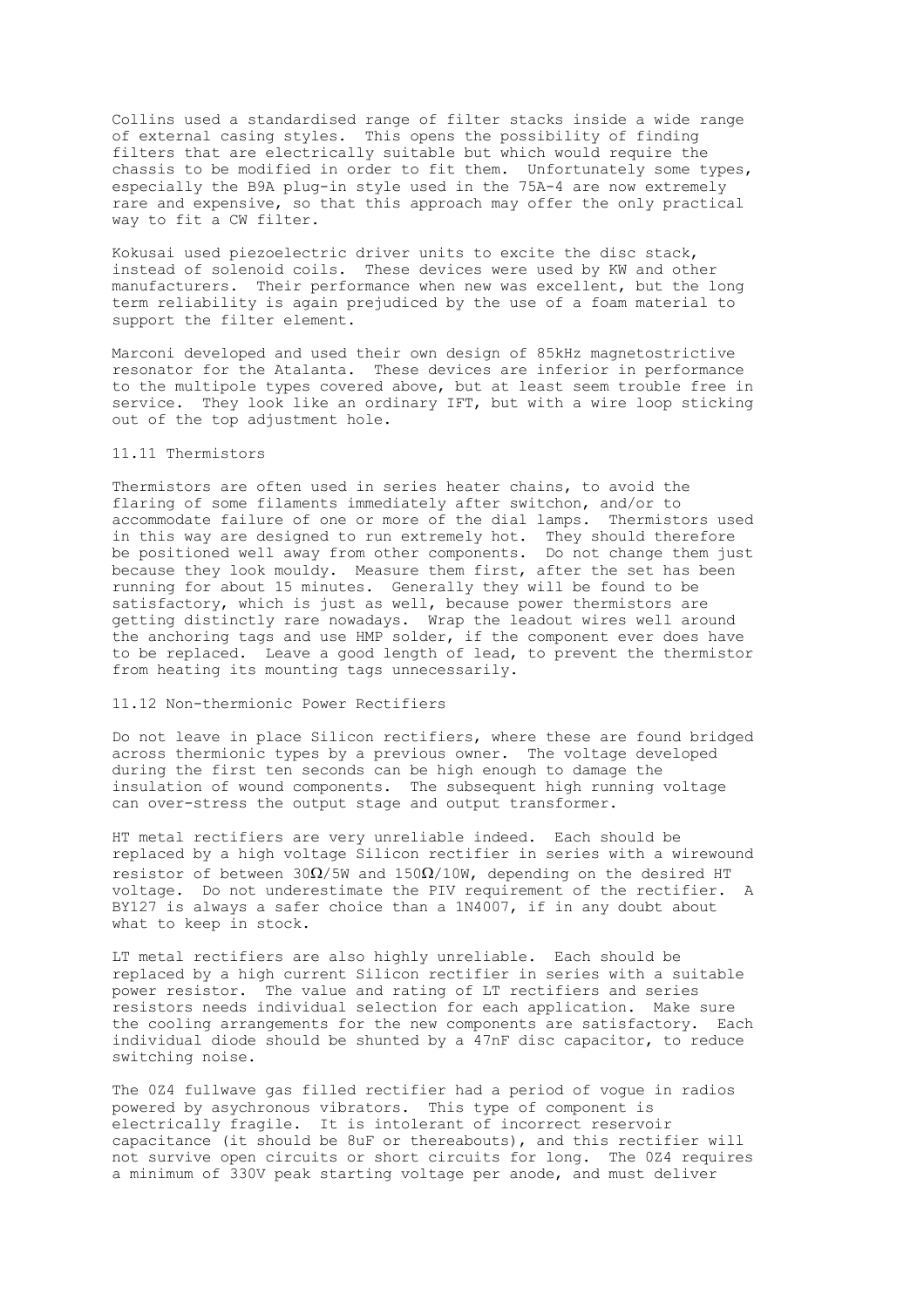Collins used a standardised range of filter stacks inside a wide range of external casing styles. This opens the possibility of finding filters that are electrically suitable but which would require the chassis to be modified in order to fit them. Unfortunately some types, especially the B9A plug-in style used in the 75A-4 are now extremely rare and expensive, so that this approach may offer the only practical way to fit a CW filter.

Kokusai used piezoelectric driver units to excite the disc stack, instead of solenoid coils. These devices were used by KW and other manufacturers. Their performance when new was excellent, but the long term reliability is again prejudiced by the use of a foam material to support the filter element.

Marconi developed and used their own design of 85kHz magnetostrictive resonator for the Atalanta. These devices are inferior in performance to the multipole types covered above, but at least seem trouble free in service. They look like an ordinary IFT, but with a wire loop sticking out of the top adjustment hole.

## 11.11 Thermistors

Thermistors are often used in series heater chains, to avoid the flaring of some filaments immediately after switchon, and/or to accommodate failure of one or more of the dial lamps. Thermistors used in this way are designed to run extremely hot. They should therefore be positioned well away from other components. Do not change them just because they look mouldy. Measure them first, after the set has been running for about 15 minutes. Generally they will be found to be satisfactory, which is just as well, because power thermistors are getting distinctly rare nowadays. Wrap the leadout wires well around the anchoring tags and use HMP solder, if the component ever does have to be replaced. Leave a good length of lead, to prevent the thermistor from heating its mounting tags unnecessarily.

## 11.12 Non-thermionic Power Rectifiers

Do not leave in place Silicon rectifiers, where these are found bridged across thermionic types by a previous owner. The voltage developed during the first ten seconds can be high enough to damage the insulation of wound components. The subsequent high running voltage can over-stress the output stage and output transformer.

HT metal rectifiers are very unreliable indeed. Each should be replaced by a high voltage Silicon rectifier in series with a wirewound resistor of between 30Ω/5W and 150Ω/10W, depending on the desired HT voltage. Do not underestimate the PIV requirement of the rectifier. A BY127 is always a safer choice than a 1N4007, if in any doubt about what to keep in stock.

LT metal rectifiers are also highly unreliable. Each should be replaced by a high current Silicon rectifier in series with a suitable power resistor. The value and rating of LT rectifiers and series resistors needs individual selection for each application. Make sure the cooling arrangements for the new components are satisfactory. Each individual diode should be shunted by a 47nF disc capacitor, to reduce switching noise.

The 0Z4 fullwave gas filled rectifier had a period of vogue in radios powered by asychronous vibrators. This type of component is electrically fragile. It is intolerant of incorrect reservoir capacitance (it should be 8uF or thereabouts), and this rectifier will not survive open circuits or short circuits for long. The 0Z4 requires a minimum of 330V peak starting voltage per anode, and must deliver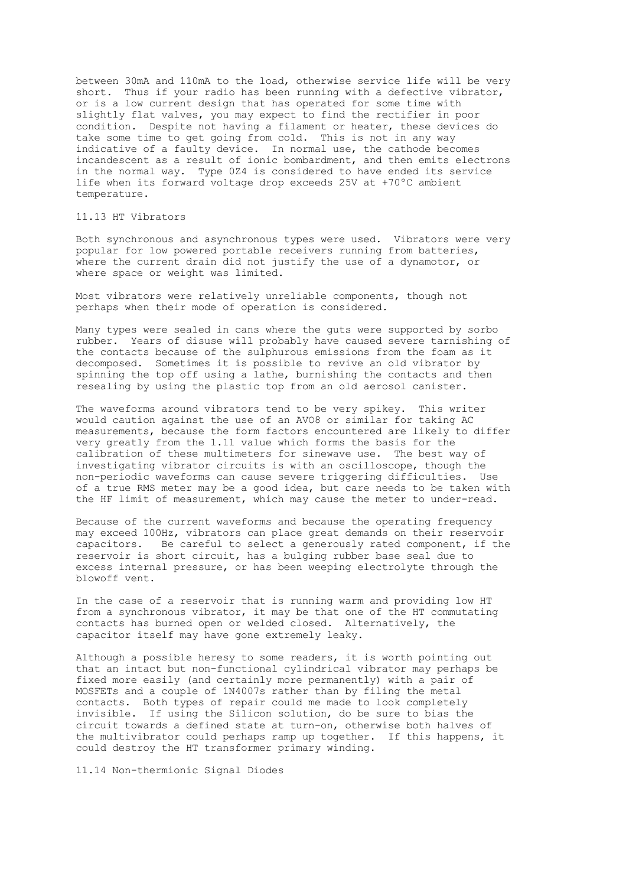between 30mA and 110mA to the load, otherwise service life will be very short. Thus if your radio has been running with a defective vibrator, or is a low current design that has operated for some time with slightly flat valves, you may expect to find the rectifier in poor condition. Despite not having a filament or heater, these devices do take some time to get going from cold. This is not in any way indicative of a faulty device. In normal use, the cathode becomes incandescent as a result of ionic bombardment, and then emits electrons in the normal way. Type 0Z4 is considered to have ended its service life when its forward voltage drop exceeds 25V at +70°C ambient temperature.

## 11.13 HT Vibrators

Both synchronous and asynchronous types were used. Vibrators were very popular for low powered portable receivers running from batteries, where the current drain did not justify the use of a dynamotor, or where space or weight was limited.

Most vibrators were relatively unreliable components, though not perhaps when their mode of operation is considered.

Many types were sealed in cans where the guts were supported by sorbo rubber. Years of disuse will probably have caused severe tarnishing of the contacts because of the sulphurous emissions from the foam as it decomposed. Sometimes it is possible to revive an old vibrator by spinning the top off using a lathe, burnishing the contacts and then resealing by using the plastic top from an old aerosol canister.

The waveforms around vibrators tend to be very spikey. This writer would caution against the use of an AVO8 or similar for taking AC measurements, because the form factors encountered are likely to differ very greatly from the 1.11 value which forms the basis for the calibration of these multimeters for sinewave use. The best way of investigating vibrator circuits is with an oscilloscope, though the non-periodic waveforms can cause severe triggering difficulties. Use of a true RMS meter may be a good idea, but care needs to be taken with the HF limit of measurement, which may cause the meter to under-read.

Because of the current waveforms and because the operating frequency may exceed 100Hz, vibrators can place great demands on their reservoir capacitors. Be careful to select a generously rated component, if the reservoir is short circuit, has a bulging rubber base seal due to excess internal pressure, or has been weeping electrolyte through the blowoff vent.

In the case of a reservoir that is running warm and providing low HT from a synchronous vibrator, it may be that one of the HT commutating contacts has burned open or welded closed. Alternatively, the capacitor itself may have gone extremely leaky.

Although a possible heresy to some readers, it is worth pointing out that an intact but non-functional cylindrical vibrator may perhaps be fixed more easily (and certainly more permanently) with a pair of MOSFETs and a couple of 1N4007s rather than by filing the metal contacts. Both types of repair could me made to look completely invisible. If using the Silicon solution, do be sure to bias the circuit towards a defined state at turn-on, otherwise both halves of the multivibrator could perhaps ramp up together. If this happens, it could destroy the HT transformer primary winding.

## 11.14 Non-thermionic Signal Diodes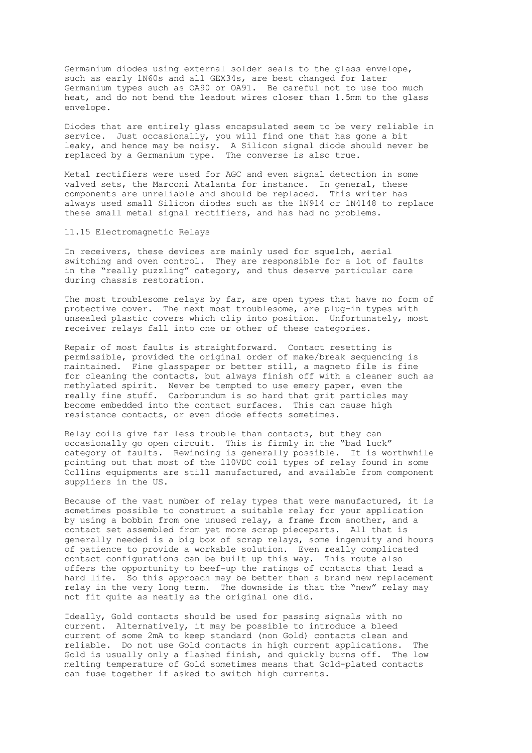Germanium diodes using external solder seals to the glass envelope, such as early 1N60s and all GEX34s, are best changed for later Germanium types such as OA90 or OA91. Be careful not to use too much heat, and do not bend the leadout wires closer than 1.5mm to the glass envelope.

Diodes that are entirely glass encapsulated seem to be very reliable in service. Just occasionally, you will find one that has gone a bit leaky, and hence may be noisy. A Silicon signal diode should never be replaced by a Germanium type. The converse is also true.

Metal rectifiers were used for AGC and even signal detection in some valved sets, the Marconi Atalanta for instance. In general, these components are unreliable and should be replaced. This writer has always used small Silicon diodes such as the 1N914 or 1N4148 to replace these small metal signal rectifiers, and has had no problems.

## 11.15 Electromagnetic Relays

In receivers, these devices are mainly used for squelch, aerial switching and oven control. They are responsible for a lot of faults in the "really puzzling" category, and thus deserve particular care during chassis restoration.

The most troublesome relays by far, are open types that have no form of protective cover. The next most troublesome, are plug-in types with unsealed plastic covers which clip into position. Unfortunately, most receiver relays fall into one or other of these categories.

Repair of most faults is straightforward. Contact resetting is permissible, provided the original order of make/break sequencing is maintained. Fine glasspaper or better still, a magneto file is fine for cleaning the contacts, but always finish off with a cleaner such as methylated spirit. Never be tempted to use emery paper, even the really fine stuff. Carborundum is so hard that grit particles may become embedded into the contact surfaces. This can cause high resistance contacts, or even diode effects sometimes.

Relay coils give far less trouble than contacts, but they can occasionally go open circuit. This is firmly in the "bad luck" category of faults. Rewinding is generally possible. It is worthwhile pointing out that most of the 110VDC coil types of relay found in some Collins equipments are still manufactured, and available from component suppliers in the US.

Because of the vast number of relay types that were manufactured, it is sometimes possible to construct a suitable relay for your application by using a bobbin from one unused relay, a frame from another, and a contact set assembled from yet more scrap pieceparts. All that is generally needed is a big box of scrap relays, some ingenuity and hours of patience to provide a workable solution. Even really complicated contact configurations can be built up this way. This route also offers the opportunity to beef-up the ratings of contacts that lead a hard life. So this approach may be better than a brand new replacement relay in the very long term. The downside is that the "new" relay may not fit quite as neatly as the original one did.

Ideally, Gold contacts should be used for passing signals with no current. Alternatively, it may be possible to introduce a bleed current of some 2mA to keep standard (non Gold) contacts clean and reliable. Do not use Gold contacts in high current applications. The Gold is usually only a flashed finish, and quickly burns off. The low melting temperature of Gold sometimes means that Gold-plated contacts can fuse together if asked to switch high currents.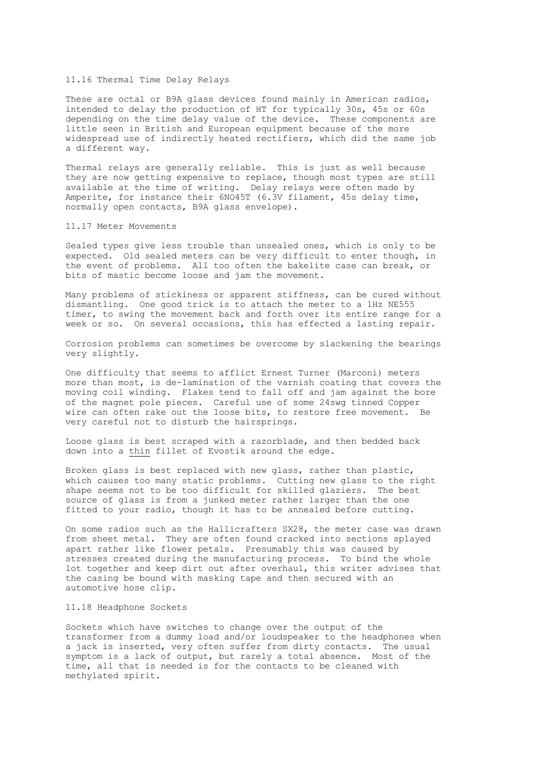## 11.16 Thermal Time Delay Relays

These are octal or B9A glass devices found mainly in American radios, intended to delay the production of HT for typically 30s, 45s or 60s depending on the time delay value of the device. These components are little seen in British and European equipment because of the more widespread use of indirectly heated rectifiers, which did the same job a different way.

Thermal relays are generally reliable. This is just as well because they are now getting expensive to replace, though most types are still available at the time of writing. Delay relays were often made by Amperite, for instance their 6NO45T (6.3V filament, 45s delay time, normally open contacts, B9A glass envelope).

## 11.17 Meter Movements

Sealed types give less trouble than unsealed ones, which is only to be expected. Old sealed meters can be very difficult to enter though, in the event of problems. All too often the bakelite case can break, or bits of mastic become loose and jam the movement.

Many problems of stickiness or apparent stiffness, can be cured without dismantling. One good trick is to attach the meter to a 1Hz NE555 timer, to swing the movement back and forth over its entire range for a week or so. On several occasions, this has effected a lasting repair.

Corrosion problems can sometimes be overcome by slackening the bearings very slightly.

One difficulty that seems to afflict Ernest Turner (Marconi) meters more than most, is de-lamination of the varnish coating that covers the moving coil winding. Flakes tend to fall off and jam against the bore of the magnet pole pieces. Careful use of some 24swg tinned Copper wire can often rake out the loose bits, to restore free movement. Be very careful not to disturb the hairsprings.

Loose glass is best scraped with a razorblade, and then bedded back down into a <u>thin</u> fillet of Evostik around the edge.

Broken glass is best replaced with new glass, rather than plastic, which causes too many static problems. Cutting new glass to the right shape seems not to be too difficult for skilled glaziers. The best source of glass is from a junked meter rather larger than the one fitted to your radio, though it has to be annealed before cutting.

On some radios such as the Hallicrafters SX28, the meter case was drawn from sheet metal. They are often found cracked into sections splayed apart rather like flower petals. Presumably this was caused by stresses created during the manufacturing process. To bind the whole lot together and keep dirt out after overhaul, this writer advises that the casing be bound with masking tape and then secured with an automotive hose clip.

## 11.18 Headphone Sockets

Sockets which have switches to change over the output of the transformer from a dummy load and/or loudspeaker to the headphones when a jack is inserted, very often suffer from dirty contacts. The usual symptom is a lack of output, but rarely a total absence. Most of the time, all that is needed is for the contacts to be cleaned with methylated spirit.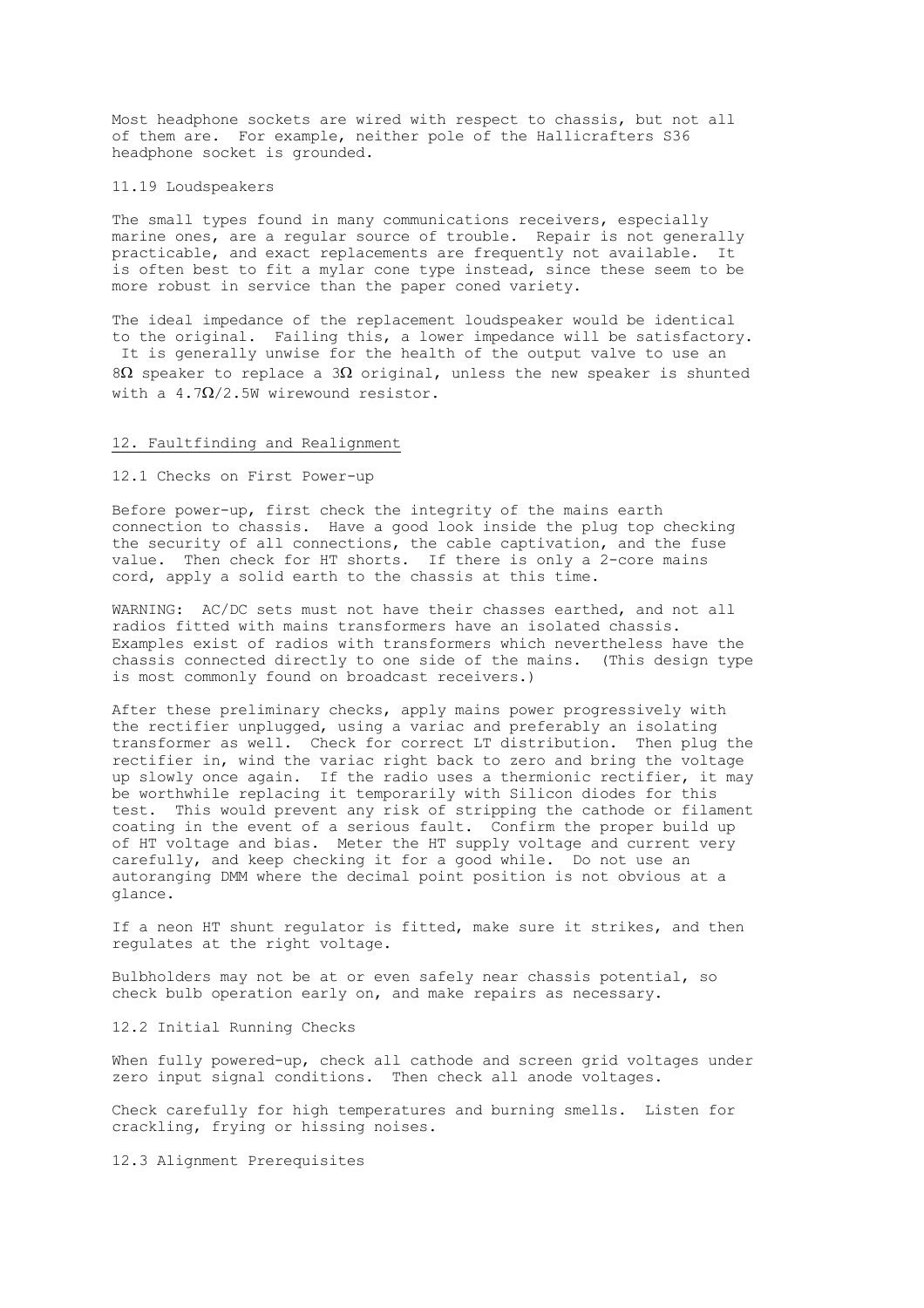Most headphone sockets are wired with respect to chassis, but not all of them are. For example, neither pole of the Hallicrafters S36 headphone socket is grounded.

### 11.19 Loudspeakers

The small types found in many communications receivers, especially marine ones, are a regular source of trouble. Repair is not generally practicable, and exact replacements are frequently not available. It is often best to fit a mylar cone type instead, since these seem to be more robust in service than the paper coned variety.

The ideal impedance of the replacement loudspeaker would be identical to the original. Failing this, a lower impedance will be satisfactory. It is generally unwise for the health of the output valve to use an 8Ω speaker to replace a 3Ω original, unless the new speaker is shunted with a 4.7Ω/2.5W wirewound resistor.

## 12. Faultfinding and Realignment

### 12.1 Checks on First Power-up

Before power-up, first check the integrity of the mains earth connection to chassis. Have a good look inside the plug top checking the security of all connections, the cable captivation, and the fuse value. Then check for HT shorts. If there is only a 2-core mains cord, apply a solid earth to the chassis at this time.

WARNING: AC/DC sets must not have their chasses earthed, and not all radios fitted with mains transformers have an isolated chassis. Examples exist of radios with transformers which nevertheless have the chassis connected directly to one side of the mains. (This design type is most commonly found on broadcast receivers.)

After these preliminary checks, apply mains power progressively with the rectifier unplugged, using a variac and preferably an isolating transformer as well. Check for correct LT distribution. Then plug the rectifier in, wind the variac right back to zero and bring the voltage up slowly once again. If the radio uses a thermionic rectifier, it may be worthwhile replacing it temporarily with Silicon diodes for this test. This would prevent any risk of stripping the cathode or filament coating in the event of a serious fault. Confirm the proper build up of HT voltage and bias. Meter the HT supply voltage and current very carefully, and keep checking it for a good while. Do not use an autoranging DMM where the decimal point position is not obvious at a glance.

If a neon HT shunt regulator is fitted, make sure it strikes, and then regulates at the right voltage.

Bulbholders may not be at or even safely near chassis potential, so check bulb operation early on, and make repairs as necessary.

### 12.2 Initial Running Checks

When fully powered-up, check all cathode and screen grid voltages under zero input signal conditions. Then check all anode voltages.

Check carefully for high temperatures and burning smells. Listen for crackling, frying or hissing noises.

### 12.3 Alignment Prerequisites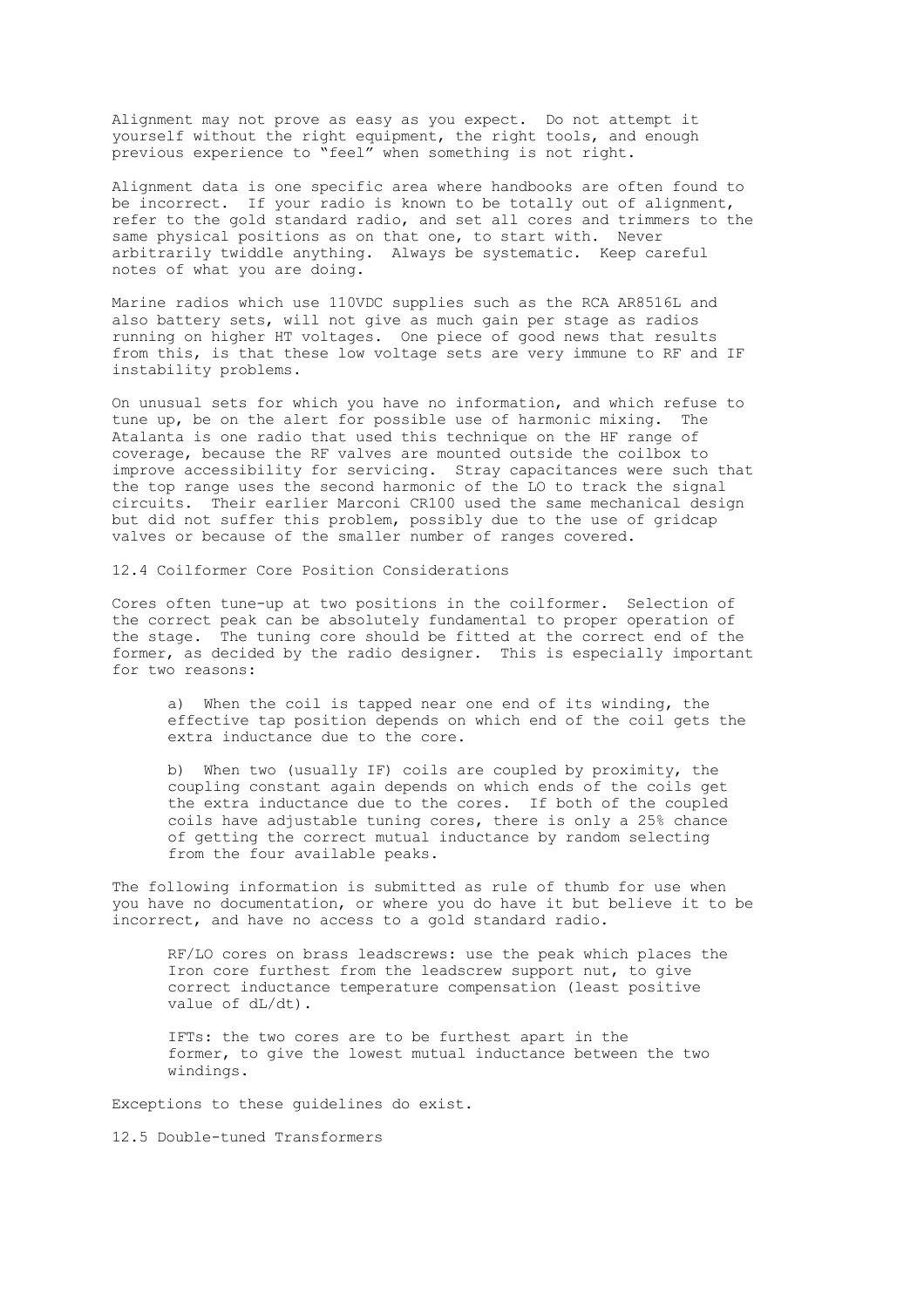Alignment may not prove as easy as you expect. Do not attempt it yourself without the right equipment, the right tools, and enough previous experience to "feel" when something is not right.

Alignment data is one specific area where handbooks are often found to be incorrect. If your radio is known to be totally out of alignment, refer to the gold standard radio, and set all cores and trimmers to the same physical positions as on that one, to start with. Never arbitrarily twiddle anything. Always be systematic. Keep careful notes of what you are doing.

Marine radios which use 110VDC supplies such as the RCA AR8516L and also battery sets, will not give as much gain per stage as radios running on higher HT voltages. One piece of good news that results from this, is that these low voltage sets are very immune to RF and IF instability problems.

On unusual sets for which you have no information, and which refuse to tune up, be on the alert for possible use of harmonic mixing. The Atalanta is one radio that used this technique on the HF range of coverage, because the RF valves are mounted outside the coilbox to improve accessibility for servicing. Stray capacitances were such that the top range uses the second harmonic of the LO to track the signal circuits. Their earlier Marconi CR100 used the same mechanical design but did not suffer this problem, possibly due to the use of gridcap valves or because of the smaller number of ranges covered.

## 12.4 Coilformer Core Position Considerations

Cores often tune-up at two positions in the coilformer. Selection of the correct peak can be absolutely fundamental to proper operation of the stage. The tuning core should be fitted at the correct end of the former, as decided by the radio designer. This is especially important for two reasons:

a) When the coil is tapped near one end of its winding, the effective tap position depends on which end of the coil gets the extra inductance due to the core.

b) When two (usually IF) coils are coupled by proximity, the coupling constant again depends on which ends of the coils get the extra inductance due to the cores. If both of the coupled coils have adjustable tuning cores, there is only a 25% chance of getting the correct mutual inductance by random selecting from the four available peaks.

The following information is submitted as rule of thumb for use when you have no documentation, or where you do have it but believe it to be incorrect, and have no access to a gold standard radio.

RF/LO cores on brass leadscrews: use the peak which places the Iron core furthest from the leadscrew support nut, to give correct inductance temperature compensation (least positive value of $dL/dt$).

IFTs: the two cores are to be furthest apart in the former, to give the lowest mutual inductance between the two windings.

Exceptions to these guidelines do exist.

## 12.5 Double-tuned Transformers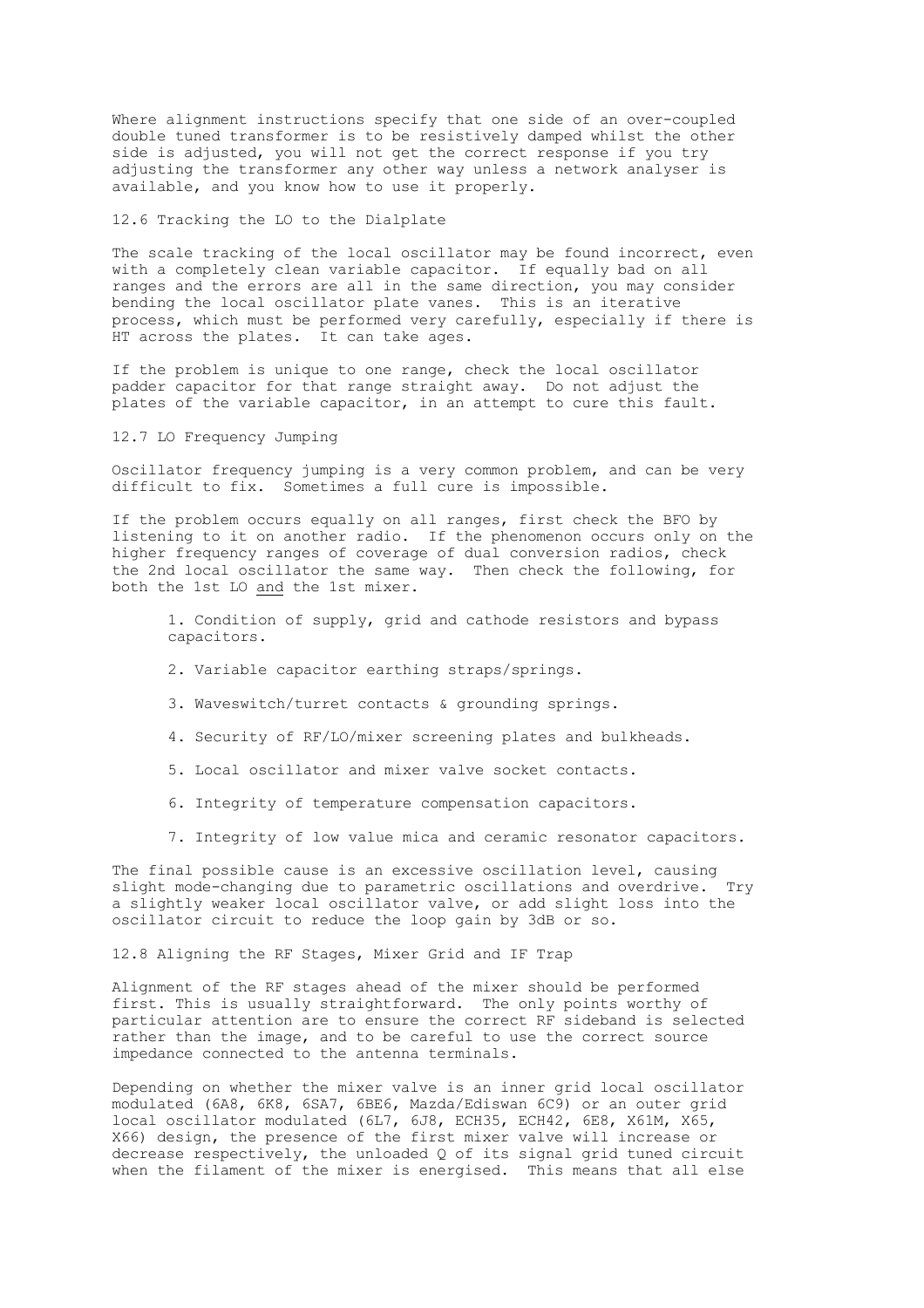Where alignment instructions specify that one side of an over-coupled double tuned transformer is to be resistively damped whilst the other side is adjusted, you will not get the correct response if you try adjusting the transformer any other way unless a network analyser is available, and you know how to use it properly.

## 12.6 Tracking the LO to the Dialplate

The scale tracking of the local oscillator may be found incorrect, even with a completely clean variable capacitor. If equally bad on all ranges and the errors are all in the same direction, you may consider bending the local oscillator plate vanes. This is an iterative process, which must be performed very carefully, especially if there is HT across the plates. It can take ages.

If the problem is unique to one range, check the local oscillator padder capacitor for that range straight away. Do not adjust the plates of the variable capacitor, in an attempt to cure this fault.

## 12.7 LO Frequency Jumping

Oscillator frequency jumping is a very common problem, and can be very difficult to fix. Sometimes a full cure is impossible.

If the problem occurs equally on all ranges, first check the BFO by listening to it on another radio. If the phenomenon occurs only on the higher frequency ranges of coverage of dual conversion radios, check the 2nd local oscillator the same way. Then check the following, for both the 1st LO <u>and</u> the 1st mixer.

1. Condition of supply, grid and cathode resistors and bypass capacitors.
2. Variable capacitor earthing straps/springs.
3. Waveswitch/turret contacts & grounding springs.
4. Security of RF/LO/mixer screening plates and bulkheads.
5. Local oscillator and mixer valve socket contacts.
6. Integrity of temperature compensation capacitors.
7. Integrity of low value mica and ceramic resonator capacitors.

The final possible cause is an excessive oscillation level, causing slight mode-changing due to parametric oscillations and overdrive. Try a slightly weaker local oscillator valve, or add slight loss into the oscillator circuit to reduce the loop gain by 3dB or so.

## 12.8 Aligning the RF Stages, Mixer Grid and IF Trap

Alignment of the RF stages ahead of the mixer should be performed first. This is usually straightforward. The only points worthy of particular attention are to ensure the correct RF sideband is selected rather than the image, and to be careful to use the correct source impedance connected to the antenna terminals.

Depending on whether the mixer valve is an inner grid local oscillator modulated (6A8, 6K8, 6SA7, 6BE6, Mazda/Ediswan 6C9) or an outer grid local oscillator modulated (6L7, 6J8, ECH35, ECH42, 6E8, X61M, X65, X66) design, the presence of the first mixer valve will increase or decrease respectively, the unloaded Q of its signal grid tuned circuit when the filament of the mixer is energised. This means that all else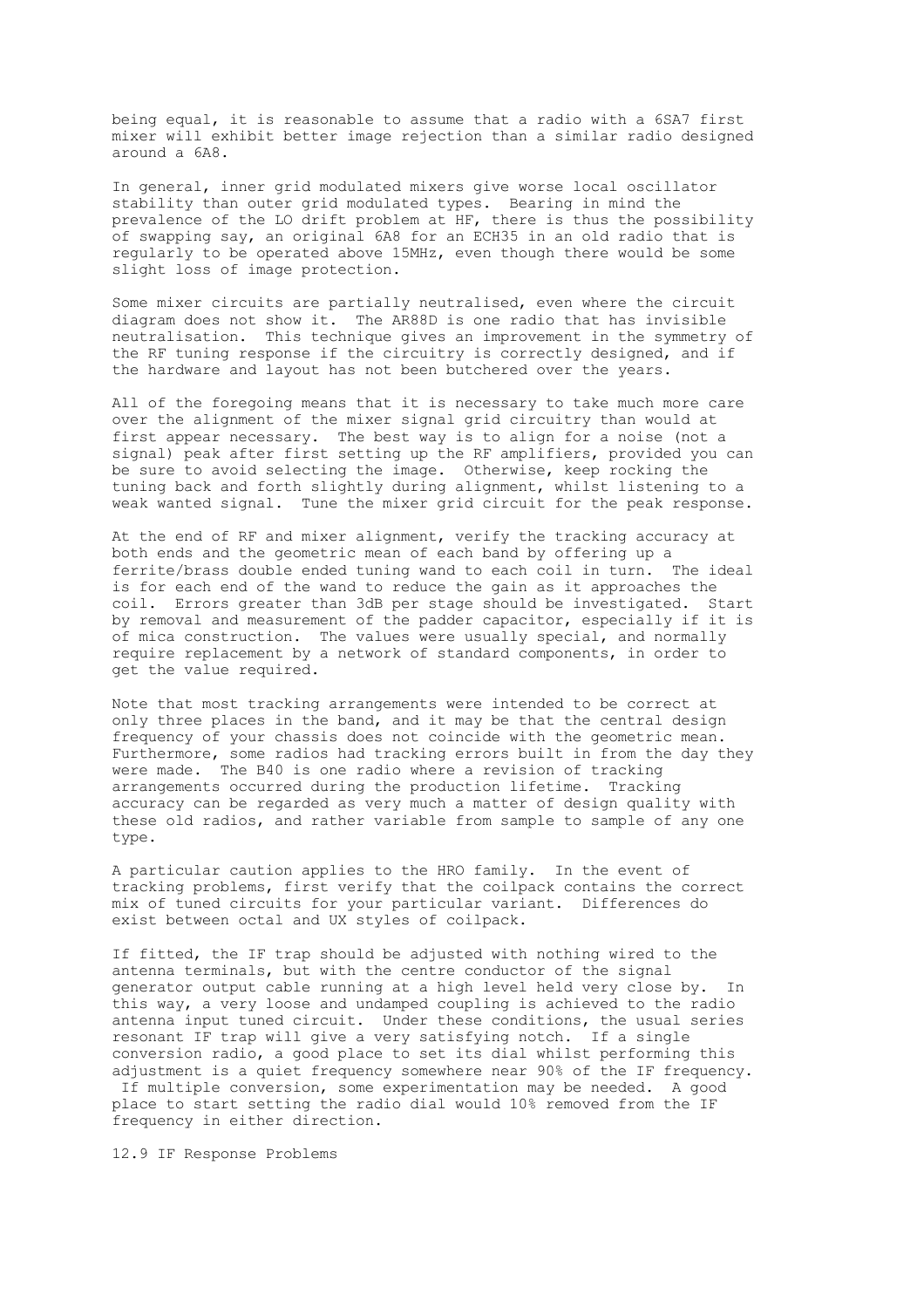being equal, it is reasonable to assume that a radio with a 6SA7 first mixer will exhibit better image rejection than a similar radio designed around a 6A8.

In general, inner grid modulated mixers give worse local oscillator stability than outer grid modulated types. Bearing in mind the prevalence of the LO drift problem at HF, there is thus the possibility of swapping say, an original 6A8 for an ECH35 in an old radio that is regularly to be operated above 15MHz, even though there would be some slight loss of image protection.

Some mixer circuits are partially neutralised, even where the circuit diagram does not show it. The AR88D is one radio that has invisible neutralisation. This technique gives an improvement in the symmetry of the RF tuning response if the circuitry is correctly designed, and if the hardware and layout has not been butchered over the years.

All of the foregoing means that it is necessary to take much more care over the alignment of the mixer signal grid circuitry than would at first appear necessary. The best way is to align for a noise (not a signal) peak after first setting up the RF amplifiers, provided you can be sure to avoid selecting the image. Otherwise, keep rocking the tuning back and forth slightly during alignment, whilst listening to a weak wanted signal. Tune the mixer grid circuit for the peak response.

At the end of RF and mixer alignment, verify the tracking accuracy at both ends and the geometric mean of each band by offering up a ferrite/brass double ended tuning wand to each coil in turn. The ideal is for each end of the wand to reduce the gain as it approaches the coil. Errors greater than 3dB per stage should be investigated. Start by removal and measurement of the padder capacitor, especially if it is of mica construction. The values were usually special, and normally require replacement by a network of standard components, in order to get the value required.

Note that most tracking arrangements were intended to be correct at only three places in the band, and it may be that the central design frequency of your chassis does not coincide with the geometric mean. Furthermore, some radios had tracking errors built in from the day they were made. The B40 is one radio where a revision of tracking arrangements occurred during the production lifetime. Tracking accuracy can be regarded as very much a matter of design quality with these old radios, and rather variable from sample to sample of any one type.

A particular caution applies to the HRO family. In the event of tracking problems, first verify that the coilpack contains the correct mix of tuned circuits for your particular variant. Differences do exist between octal and UX styles of coilpack.

If fitted, the IF trap should be adjusted with nothing wired to the antenna terminals, but with the centre conductor of the signal generator output cable running at a high level held very close by. In this way, a very loose and undamped coupling is achieved to the radio antenna input tuned circuit. Under these conditions, the usual series resonant IF trap will give a very satisfying notch. If a single conversion radio, a good place to set its dial whilst performing this adjustment is a quiet frequency somewhere near 90% of the IF frequency. If multiple conversion, some experimentation may be needed. A good place to start setting the radio dial would 10% removed from the IF frequency in either direction.

## 12.9 IF Response Problems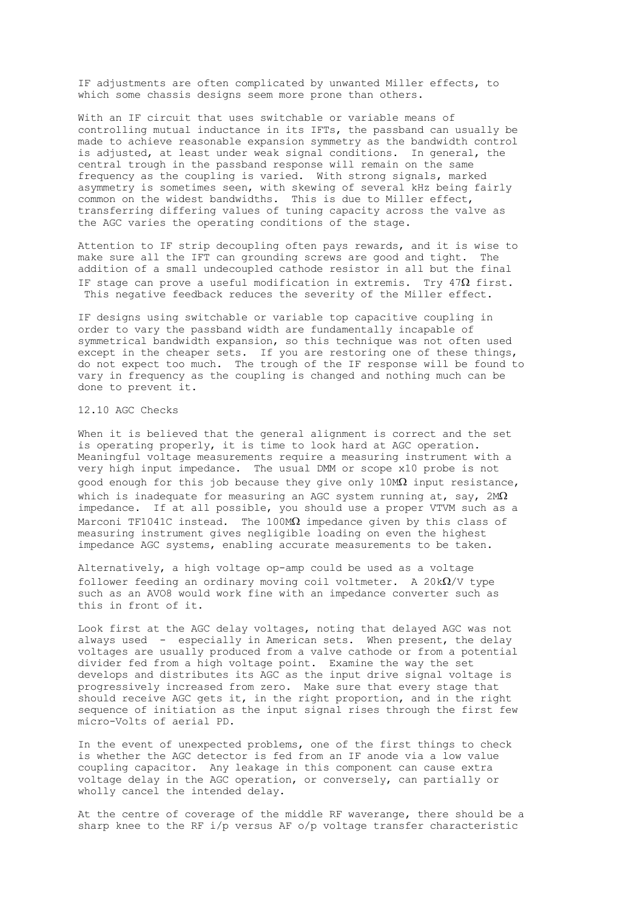IF adjustments are often complicated by unwanted Miller effects, to which some chassis designs seem more prone than others.

With an IF circuit that uses switchable or variable means of controlling mutual inductance in its IFTs, the passband can usually be made to achieve reasonable expansion symmetry as the bandwidth control is adjusted, at least under weak signal conditions. In general, the central trough in the passband response will remain on the same frequency as the coupling is varied. With strong signals, marked asymmetry is sometimes seen, with skewing of several kHz being fairly common on the widest bandwidths. This is due to Miller effect, transferring differing values of tuning capacity across the valve as the AGC varies the operating conditions of the stage.

Attention to IF strip decoupling often pays rewards, and it is wise to make sure all the IFT can grounding screws are good and tight. The addition of a small undecoupled cathode resistor in all but the final IF stage can prove a useful modification in extremis. Try 47Ω first. This negative feedback reduces the severity of the Miller effect.

IF designs using switchable or variable top capacitive coupling in order to vary the passband width are fundamentally incapable of symmetrical bandwidth expansion, so this technique was not often used except in the cheaper sets. If you are restoring one of these things, do not expect too much. The trough of the IF response will be found to vary in frequency as the coupling is changed and nothing much can be done to prevent it.

## 12.10 AGC Checks

When it is believed that the general alignment is correct and the set is operating properly, it is time to look hard at AGC operation. Meaningful voltage measurements require a measuring instrument with a very high input impedance. The usual DMM or scope x10 probe is not good enough for this job because they give only 10MΩ input resistance, which is inadequate for measuring an AGC system running at, say, 2MΩ impedance. If at all possible, you should use a proper VTVM such as a Marconi TF1041C instead. The 100MΩ impedance given by this class of measuring instrument gives negligible loading on even the highest impedance AGC systems, enabling accurate measurements to be taken.

Alternatively, a high voltage op-amp could be used as a voltage follower feeding an ordinary moving coil voltmeter. A 20kΩ/V type such as an AVO8 would work fine with an impedance converter such as this in front of it.

Look first at the AGC delay voltages, noting that delayed AGC was not always used - especially in American sets. When present, the delay voltages are usually produced from a valve cathode or from a potential divider fed from a high voltage point. Examine the way the set develops and distributes its AGC as the input drive signal voltage is progressively increased from zero. Make sure that every stage that should receive AGC gets it, in the right proportion, and in the right sequence of initiation as the input signal rises through the first few micro-Volts of aerial PD.

In the event of unexpected problems, one of the first things to check is whether the AGC detector is fed from an IF anode via a low value coupling capacitor. Any leakage in this component can cause extra voltage delay in the AGC operation, or conversely, can partially or wholly cancel the intended delay.

At the centre of coverage of the middle RF waverange, there should be a sharp knee to the RF i/p versus AF o/p voltage transfer characteristic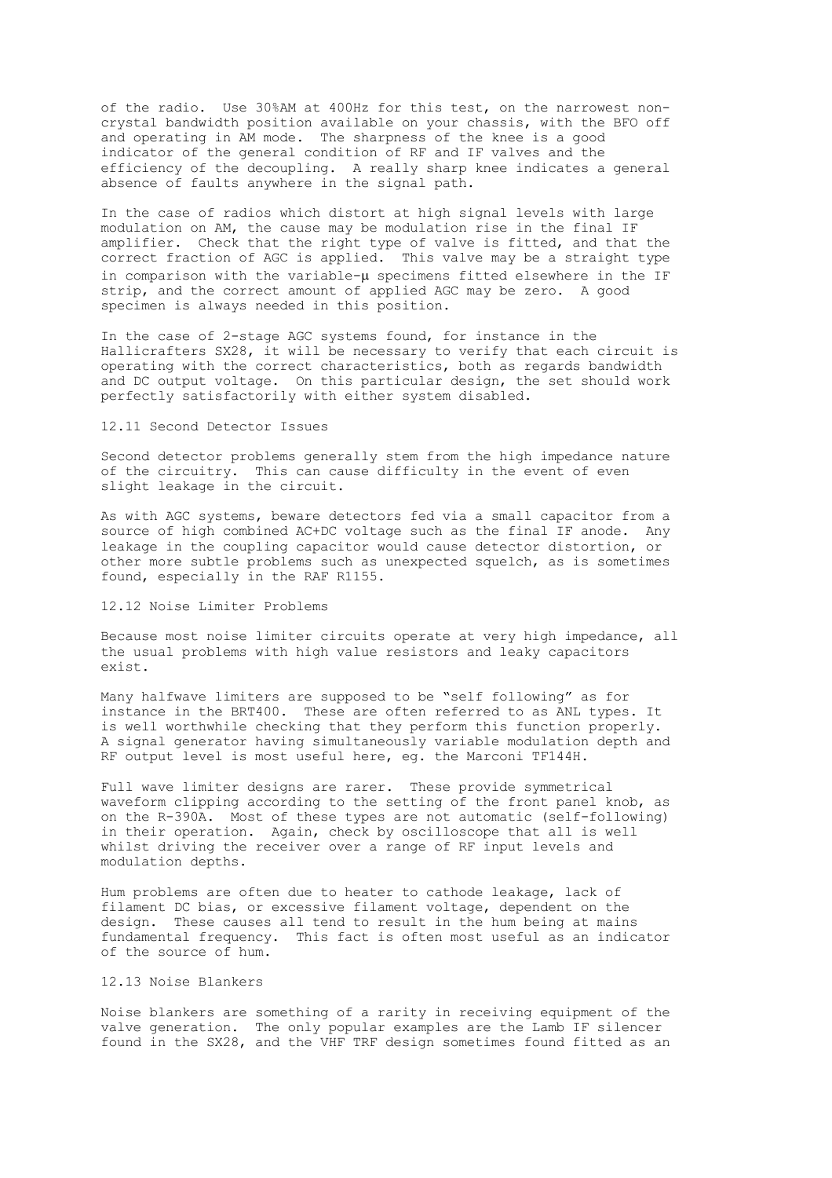of the radio. Use 30%AM at 400Hz for this test, on the narrowest non-crystal bandwidth position available on your chassis, with the BFO off and operating in AM mode. The sharpness of the knee is a good indicator of the general condition of RF and IF valves and the efficiency of the decoupling. A really sharp knee indicates a general absence of faults anywhere in the signal path.

In the case of radios which distort at high signal levels with large modulation on AM, the cause may be modulation rise in the final IF amplifier. Check that the right type of valve is fitted, and that the correct fraction of AGC is applied. This valve may be a straight type in comparison with the variable-μ specimens fitted elsewhere in the IF strip, and the correct amount of applied AGC may be zero. A good specimen is always needed in this position.

In the case of 2-stage AGC systems found, for instance in the Hallicrafters SX28, it will be necessary to verify that each circuit is operating with the correct characteristics, both as regards bandwidth and DC output voltage. On this particular design, the set should work perfectly satisfactorily with either system disabled.

## 12.11 Second Detector Issues

Second detector problems generally stem from the high impedance nature of the circuitry. This can cause difficulty in the event of even slight leakage in the circuit.

As with AGC systems, beware detectors fed via a small capacitor from a source of high combined AC+DC voltage such as the final IF anode. Any leakage in the coupling capacitor would cause detector distortion, or other more subtle problems such as unexpected squelch, as is sometimes found, especially in the RAF R1155.

## 12.12 Noise Limiter Problems

Because most noise limiter circuits operate at very high impedance, all the usual problems with high value resistors and leaky capacitors exist.

Many halfwave limiters are supposed to be “self following” as for instance in the BRT400. These are often referred to as ANL types. It is well worthwhile checking that they perform this function properly. A signal generator having simultaneously variable modulation depth and RF output level is most useful here, eg. the Marconi TF144H.

Full wave limiter designs are rarer. These provide symmetrical waveform clipping according to the setting of the front panel knob, as on the R-390A. Most of these types are not automatic (self-following) in their operation. Again, check by oscilloscope that all is well whilst driving the receiver over a range of RF input levels and modulation depths.

Hum problems are often due to heater to cathode leakage, lack of filament DC bias, or excessive filament voltage, dependent on the design. These causes all tend to result in the hum being at mains fundamental frequency. This fact is often most useful as an indicator of the source of hum.

## 12.13 Noise Blankers

Noise blankers are something of a rarity in receiving equipment of the valve generation. The only popular examples are the Lamb IF silencer found in the SX28, and the VHF TRF design sometimes found fitted as an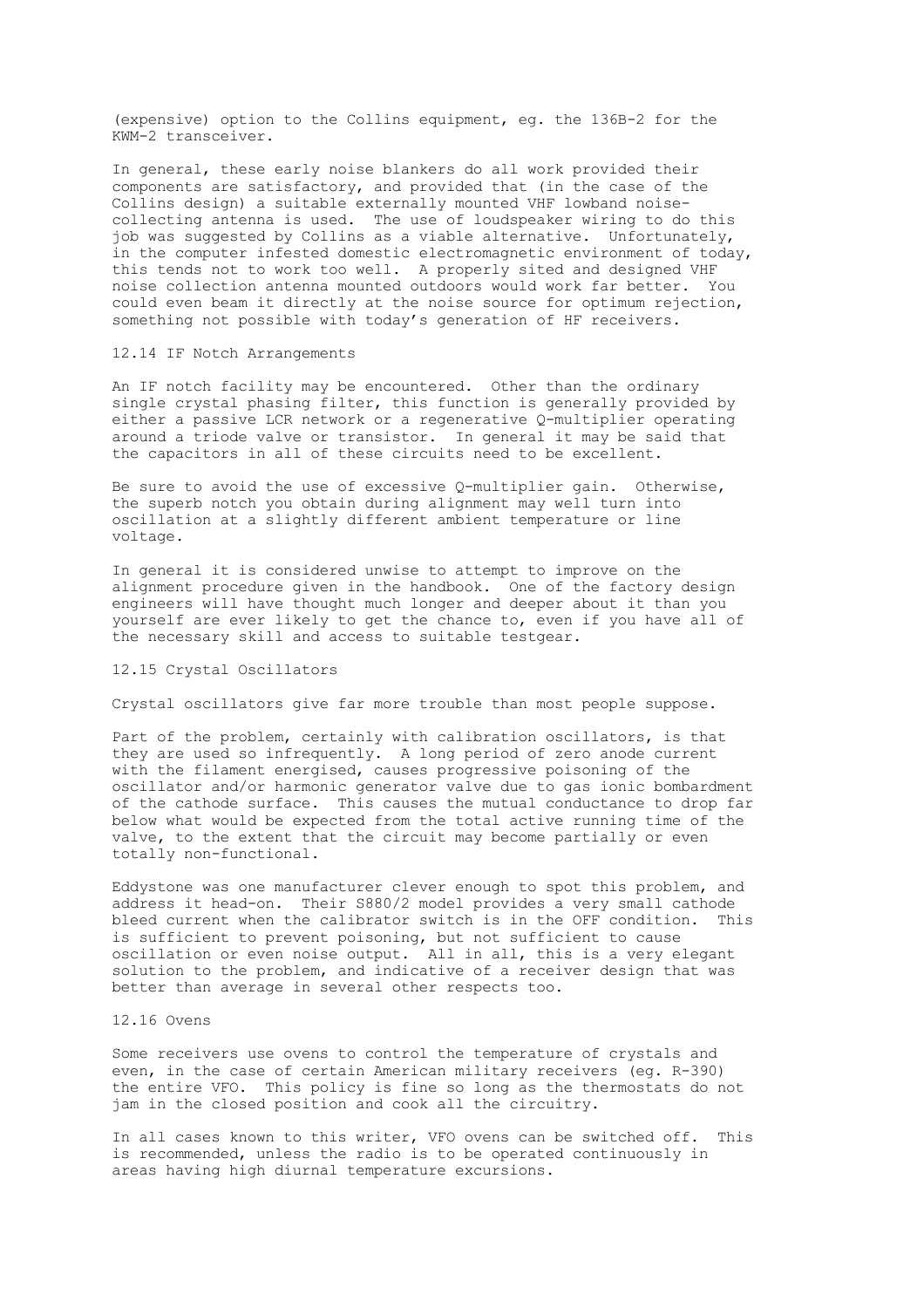(expensive) option to the Collins equipment, eg. the 136B-2 for the KWM-2 transceiver.

In general, these early noise blankers do all work provided their components are satisfactory, and provided that (in the case of the Collins design) a suitable externally mounted VHF lowband noise-collecting antenna is used. The use of loudspeaker wiring to do this job was suggested by Collins as a viable alternative. Unfortunately, in the computer infested domestic electromagnetic environment of today, this tends not to work too well. A properly sited and designed VHF noise collection antenna mounted outdoors would work far better. You could even beam it directly at the noise source for optimum rejection, something not possible with today's generation of HF receivers.

## 12.14 IF Notch Arrangements

An IF notch facility may be encountered. Other than the ordinary single crystal phasing filter, this function is generally provided by either a passive LCR network or a regenerative Q-multiplier operating around a triode valve or transistor. In general it may be said that the capacitors in all of these circuits need to be excellent.

Be sure to avoid the use of excessive Q-multiplier gain. Otherwise, the superb notch you obtain during alignment may well turn into oscillation at a slightly different ambient temperature or line voltage.

In general it is considered unwise to attempt to improve on the alignment procedure given in the handbook. One of the factory design engineers will have thought much longer and deeper about it than you yourself are ever likely to get the chance to, even if you have all of the necessary skill and access to suitable testgear.

## 12.15 Crystal Oscillators

Crystal oscillators give far more trouble than most people suppose.

Part of the problem, certainly with calibration oscillators, is that they are used so infrequently. A long period of zero anode current with the filament energised, causes progressive poisoning of the oscillator and/or harmonic generator valve due to gas ionic bombardment of the cathode surface. This causes the mutual conductance to drop far below what would be expected from the total active running time of the valve, to the extent that the circuit may become partially or even totally non-functional.

Eddystone was one manufacturer clever enough to spot this problem, and address it head-on. Their S880/2 model provides a very small cathode bleed current when the calibrator switch is in the OFF condition. This is sufficient to prevent poisoning, but not sufficient to cause oscillation or even noise output. All in all, this is a very elegant solution to the problem, and indicative of a receiver design that was better than average in several other respects too.

## 12.16 Ovens

Some receivers use ovens to control the temperature of crystals and even, in the case of certain American military receivers (eg. R-390) the entire VFO. This policy is fine so long as the thermostats do not jam in the closed position and cook all the circuitry.

In all cases known to this writer, VFO ovens can be switched off. This is recommended, unless the radio is to be operated continuously in areas having high diurnal temperature excursions.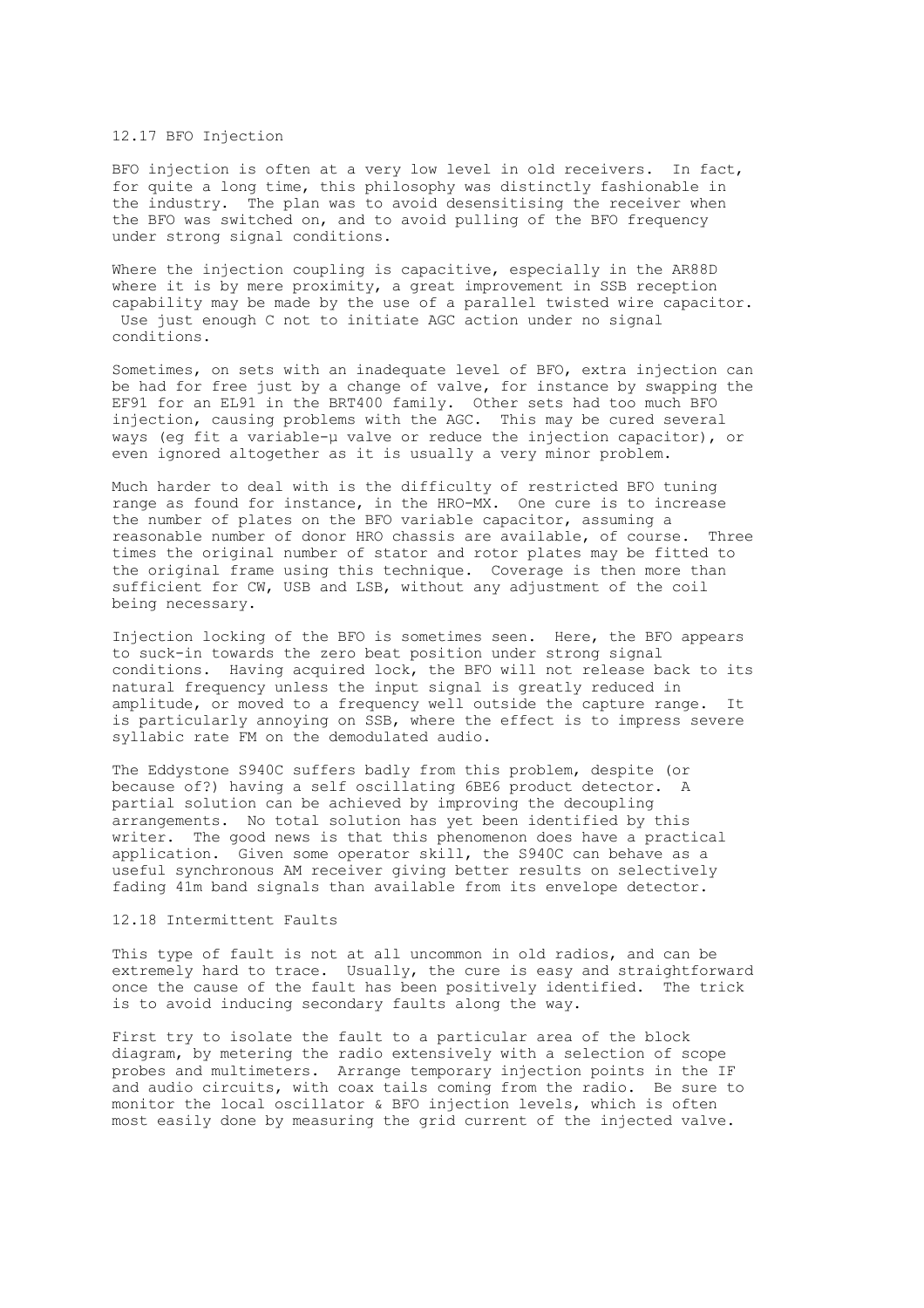## 12.17 BFO Injection

BFO injection is often at a very low level in old receivers. In fact, for quite a long time, this philosophy was distinctly fashionable in the industry. The plan was to avoid desensitising the receiver when the BFO was switched on, and to avoid pulling of the BFO frequency under strong signal conditions.

Where the injection coupling is capacitive, especially in the AR88D where it is by mere proximity, a great improvement in SSB reception capability may be made by the use of a parallel twisted wire capacitor. Use just enough C not to initiate AGC action under no signal conditions.

Sometimes, on sets with an inadequate level of BFO, extra injection can be had for free just by a change of valve, for instance by swapping the EF91 for an EL91 in the BRT400 family. Other sets had too much BFO injection, causing problems with the AGC. This may be cured several ways (eg fit a variable-µ valve or reduce the injection capacitor), or even ignored altogether as it is usually a very minor problem.

Much harder to deal with is the difficulty of restricted BFO tuning range as found for instance, in the HRO-MX. One cure is to increase the number of plates on the BFO variable capacitor, assuming a reasonable number of donor HRO chassis are available, of course. Three times the original number of stator and rotor plates may be fitted to the original frame using this technique. Coverage is then more than sufficient for CW, USB and LSB, without any adjustment of the coil being necessary.

Injection locking of the BFO is sometimes seen. Here, the BFO appears to suck-in towards the zero beat position under strong signal conditions. Having acquired lock, the BFO will not release back to its natural frequency unless the input signal is greatly reduced in amplitude, or moved to a frequency well outside the capture range. It is particularly annoying on SSB, where the effect is to impress severe syllabic rate FM on the demodulated audio.

The Eddystone S940C suffers badly from this problem, despite (or because of?) having a self oscillating 6BE6 product detector. A partial solution can be achieved by improving the decoupling arrangements. No total solution has yet been identified by this writer. The good news is that this phenomenon does have a practical application. Given some operator skill, the S940C can behave as a useful synchronous AM receiver giving better results on selectively fading 41m band signals than available from its envelope detector.

## 12.18 Intermittent Faults

This type of fault is not at all uncommon in old radios, and can be extremely hard to trace. Usually, the cure is easy and straightforward once the cause of the fault has been positively identified. The trick is to avoid inducing secondary faults along the way.

First try to isolate the fault to a particular area of the block diagram, by metering the radio extensively with a selection of scope probes and multimeters. Arrange temporary injection points in the IF and audio circuits, with coax tails coming from the radio. Be sure to monitor the local oscillator & BFO injection levels, which is often most easily done by measuring the grid current of the injected valve.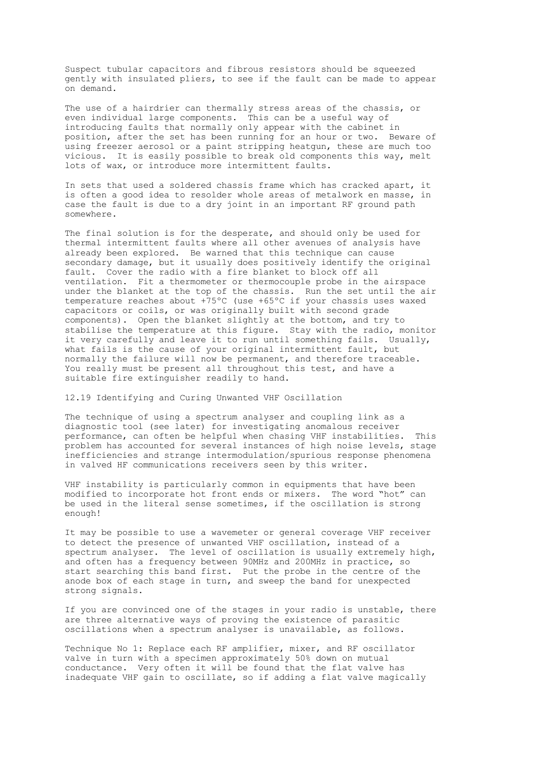Suspect tubular capacitors and fibrous resistors should be squeezed gently with insulated pliers, to see if the fault can be made to appear on demand.

The use of a hairdrier can thermally stress areas of the chassis, or even individual large components. This can be a useful way of introducing faults that normally only appear with the cabinet in position, after the set has been running for an hour or two. Beware of using freezer aerosol or a paint stripping heatgun, these are much too vicious. It is easily possible to break old components this way, melt lots of wax, or introduce more intermittent faults.

In sets that used a soldered chassis frame which has cracked apart, it is often a good idea to resolder whole areas of metalwork en masse, in case the fault is due to a dry joint in an important RF ground path somewhere.

The final solution is for the desperate, and should only be used for thermal intermittent faults where all other avenues of analysis have already been explored. Be warned that this technique can cause secondary damage, but it usually does positively identify the original fault. Cover the radio with a fire blanket to block off all ventilation. Fit a thermometer or thermocouple probe in the airspace under the blanket at the top of the chassis. Run the set until the air temperature reaches about +75°C (use +65°C if your chassis uses waxed capacitors or coils, or was originally built with second grade components). Open the blanket slightly at the bottom, and try to stabilise the temperature at this figure. Stay with the radio, monitor it very carefully and leave it to run until something fails. Usually, what fails is the cause of your original intermittent fault, but normally the failure will now be permanent, and therefore traceable. You really must be present all throughout this test, and have a suitable fire extinguisher readily to hand.

## 12.19 Identifying and Curing Unwanted VHF Oscillation

The technique of using a spectrum analyser and coupling link as a diagnostic tool (see later) for investigating anomalous receiver performance, can often be helpful when chasing VHF instabilities. This problem has accounted for several instances of high noise levels, stage inefficiencies and strange intermodulation/spurious response phenomena in valved HF communications receivers seen by this writer.

VHF instability is particularly common in equipments that have been modified to incorporate hot front ends or mixers. The word "hot" can be used in the literal sense sometimes, if the oscillation is strong enough!

It may be possible to use a wavemeter or general coverage VHF receiver to detect the presence of unwanted VHF oscillation, instead of a spectrum analyser. The level of oscillation is usually extremely high, and often has a frequency between 90MHz and 200MHz in practice, so start searching this band first. Put the probe in the centre of the anode box of each stage in turn, and sweep the band for unexpected strong signals.

If you are convinced one of the stages in your radio is unstable, there are three alternative ways of proving the existence of parasitic oscillations when a spectrum analyser is unavailable, as follows.

Technique No 1: Replace each RF amplifier, mixer, and RF oscillator valve in turn with a specimen approximately 50% down on mutual conductance. Very often it will be found that the flat valve has inadequate VHF gain to oscillate, so if adding a flat valve magically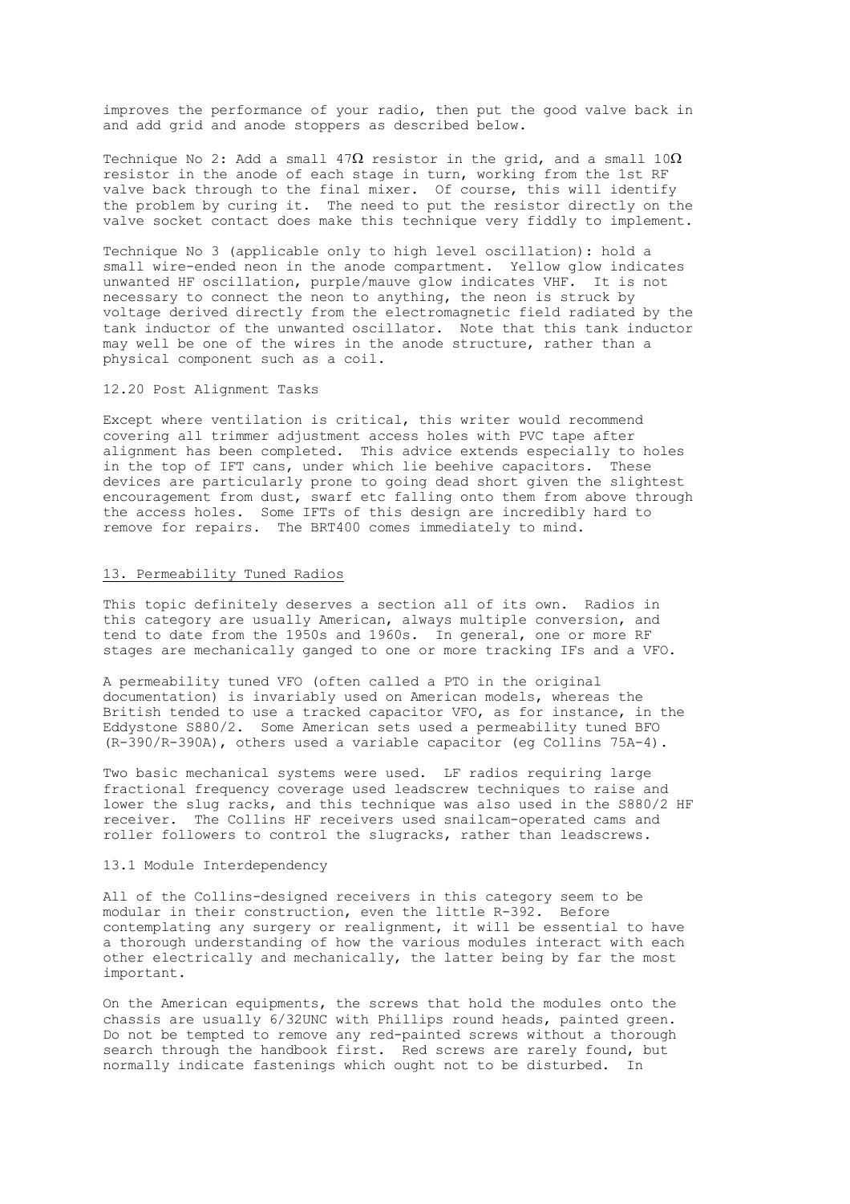improves the performance of your radio, then put the good valve back in and add grid and anode stoppers as described below.

Technique No 2: Add a small 47Ω resistor in the grid, and a small 10Ω resistor in the anode of each stage in turn, working from the 1st RF valve back through to the final mixer. Of course, this will identify the problem by curing it. The need to put the resistor directly on the valve socket contact does make this technique very fiddly to implement.

Technique No 3 (applicable only to high level oscillation): hold a small wire-ended neon in the anode compartment. Yellow glow indicates unwanted HF oscillation, purple/mauve glow indicates VHF. It is not necessary to connect the neon to anything, the neon is struck by voltage derived directly from the electromagnetic field radiated by the tank inductor of the unwanted oscillator. Note that this tank inductor may well be one of the wires in the anode structure, rather than a physical component such as a coil.

### 12.20 Post Alignment Tasks

Except where ventilation is critical, this writer would recommend covering all trimmer adjustment access holes with PVC tape after alignment has been completed. This advice extends especially to holes in the top of IFT cans, under which lie beehive capacitors. These devices are particularly prone to going dead short given the slightest encouragement from dust, swarf etc falling onto them from above through the access holes. Some IFTs of this design are incredibly hard to remove for repairs. The BRT400 comes immediately to mind.

## 13. Permeability Tuned Radios

This topic definitely deserves a section all of its own. Radios in this category are usually American, always multiple conversion, and tend to date from the 1950s and 1960s. In general, one or more RF stages are mechanically ganged to one or more tracking IFs and a VFO.

A permeability tuned VFO (often called a PTO in the original documentation) is invariably used on American models, whereas the British tended to use a tracked capacitor VFO, as for instance, in the Eddystone S880/2. Some American sets used a permeability tuned BFO (R-390/R-390A), others used a variable capacitor (eg Collins 75A-4).

Two basic mechanical systems were used. LF radios requiring large fractional frequency coverage used leadscrew techniques to raise and lower the slug racks, and this technique was also used in the S880/2 HF receiver. The Collins HF receivers used snailcam-operated cams and roller followers to control the slugracks, rather than leadscrews.

### 13.1 Module Interdependency

All of the Collins-designed receivers in this category seem to be modular in their construction, even the little R-392. Before contemplating any surgery or realignment, it will be essential to have a thorough understanding of how the various modules interact with each other electrically and mechanically, the latter being by far the most important.

On the American equipments, the screws that hold the modules onto the chassis are usually 6/32UNC with Phillips round heads, painted green. Do not be tempted to remove any red-painted screws without a thorough search through the handbook first. Red screws are rarely found, but normally indicate fastenings which ought not to be disturbed. In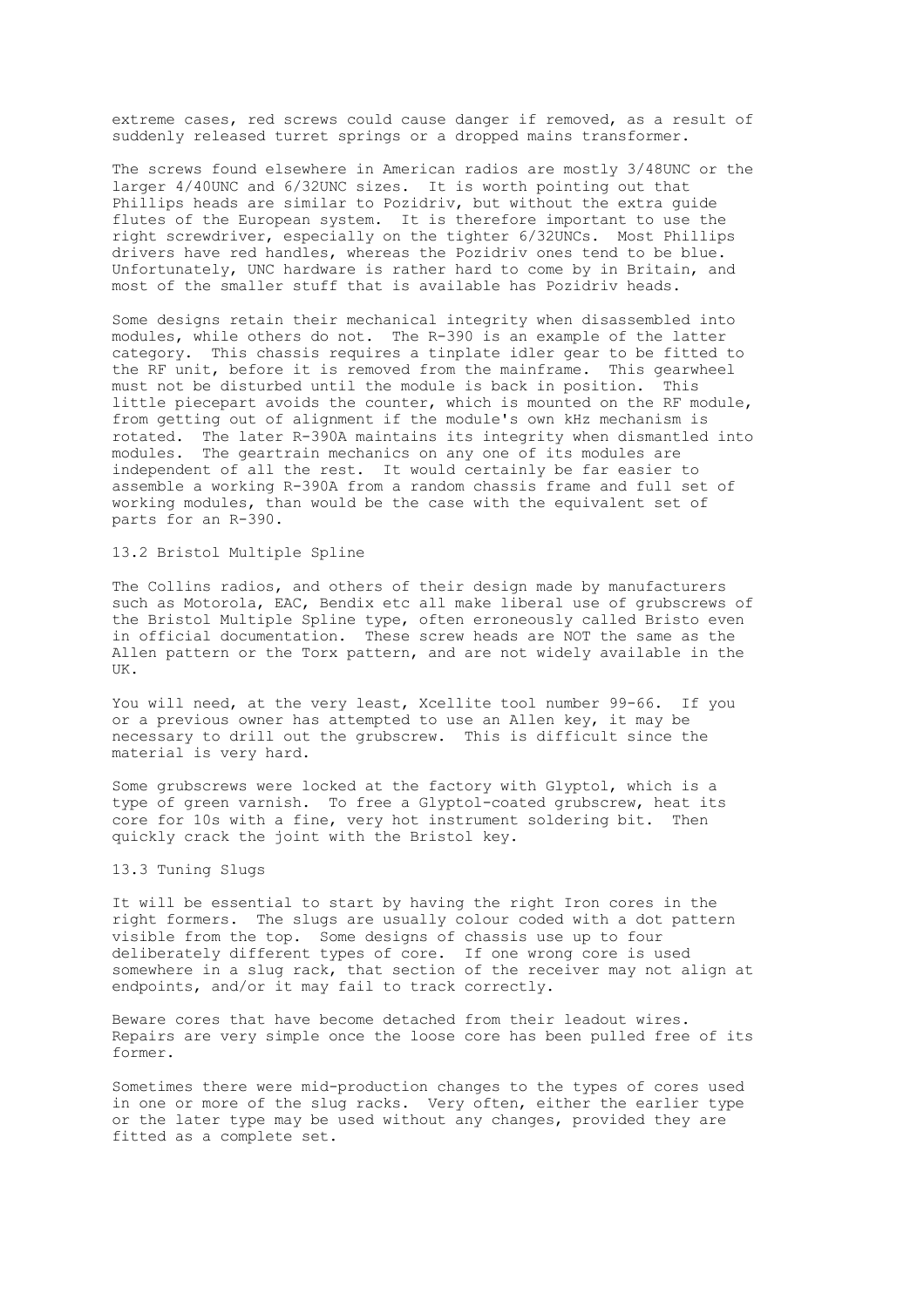extreme cases, red screws could cause danger if removed, as a result of suddenly released turret springs or a dropped mains transformer.

The screws found elsewhere in American radios are mostly 3/48UNC or the larger 4/40UNC and 6/32UNC sizes. It is worth pointing out that Phillips heads are similar to Pozidriv, but without the extra guide flutes of the European system. It is therefore important to use the right screwdriver, especially on the tighter 6/32UNCs. Most Phillips drivers have red handles, whereas the Pozidriv ones tend to be blue. Unfortunately, UNC hardware is rather hard to come by in Britain, and most of the smaller stuff that is available has Pozidriv heads.

Some designs retain their mechanical integrity when disassembled into modules, while others do not. The R-390 is an example of the latter category. This chassis requires a tinplate idler gear to be fitted to the RF unit, before it is removed from the mainframe. This gearwheel must not be disturbed until the module is back in position. This little piecepart avoids the counter, which is mounted on the RF module, from getting out of alignment if the module's own kHz mechanism is rotated. The later R-390A maintains its integrity when dismantled into modules. The geartrain mechanics on any one of its modules are independent of all the rest. It would certainly be far easier to assemble a working R-390A from a random chassis frame and full set of working modules, than would be the case with the equivalent set of parts for an R-390.

## 13.2 Bristol Multiple Spline

The Collins radios, and others of their design made by manufacturers such as Motorola, EAC, Bendix etc all make liberal use of grubscrews of the Bristol Multiple Spline type, often erroneously called Bristo even in official documentation. These screw heads are NOT the same as the Allen pattern or the Torx pattern, and are not widely available in the UK.

You will need, at the very least, Xcellite tool number 99-66. If you or a previous owner has attempted to use an Allen key, it may be necessary to drill out the grubscrew. This is difficult since the material is very hard.

Some grubscrews were locked at the factory with Glyptol, which is a type of green varnish. To free a Glyptol-coated grubscrew, heat its core for 10s with a fine, very hot instrument soldering bit. Then quickly crack the joint with the Bristol key.

## 13.3 Tuning Slugs

It will be essential to start by having the right Iron cores in the right formers. The slugs are usually colour coded with a dot pattern visible from the top. Some designs of chassis use up to four deliberately different types of core. If one wrong core is used somewhere in a slug rack, that section of the receiver may not align at endpoints, and/or it may fail to track correctly.

Beware cores that have become detached from their leadout wires. Repairs are very simple once the loose core has been pulled free of its former.

Sometimes there were mid-production changes to the types of cores used in one or more of the slug racks. Very often, either the earlier type or the later type may be used without any changes, provided they are fitted as a complete set.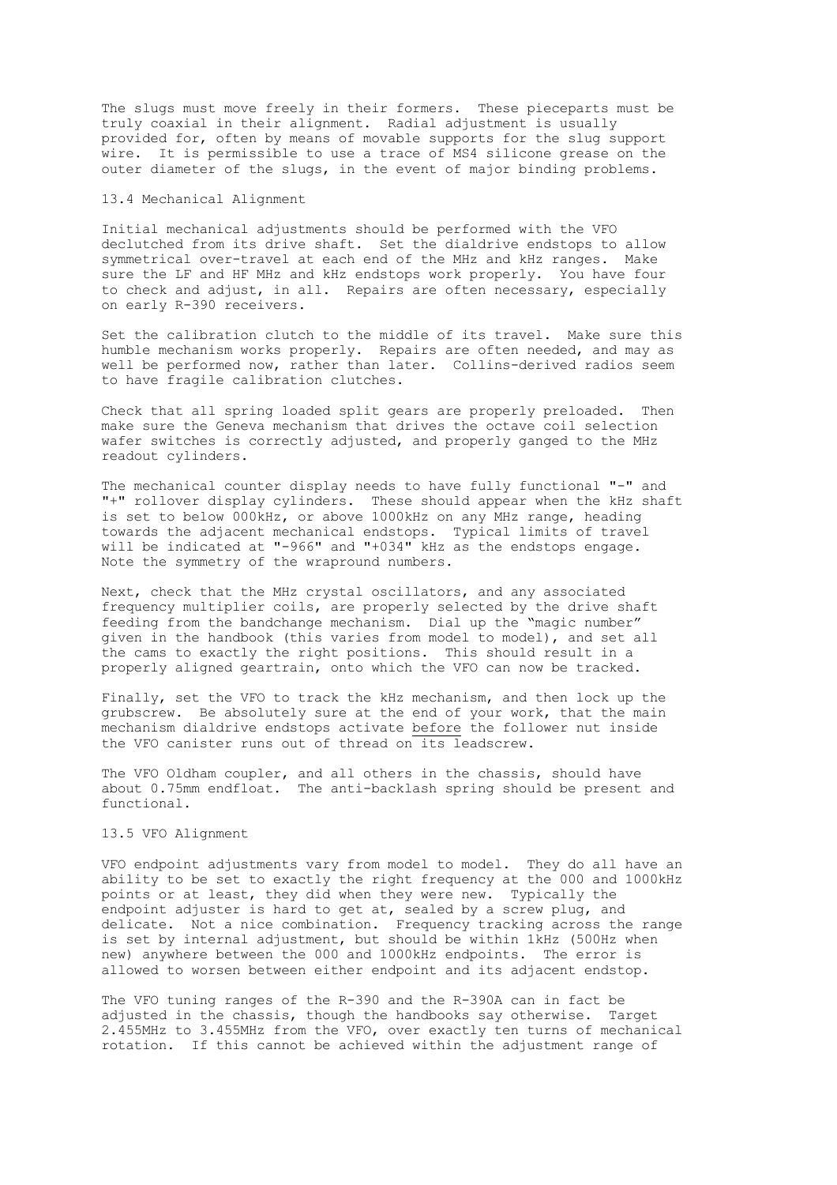The slugs must move freely in their formers. These pieceparts must be truly coaxial in their alignment. Radial adjustment is usually provided for, often by means of movable supports for the slug support wire. It is permissible to use a trace of MS4 silicone grease on the outer diameter of the slugs, in the event of major binding problems.

## 13.4 Mechanical Alignment

Initial mechanical adjustments should be performed with the VFO declutched from its drive shaft. Set the dialdrive endstops to allow symmetrical over-travel at each end of the MHz and kHz ranges. Make sure the LF and HF MHz and kHz endstops work properly. You have four to check and adjust, in all. Repairs are often necessary, especially on early R-390 receivers.

Set the calibration clutch to the middle of its travel. Make sure this humble mechanism works properly. Repairs are often needed, and may as well be performed now, rather than later. Collins-derived radios seem to have fragile calibration clutches.

Check that all spring loaded split gears are properly preloaded. Then make sure the Geneva mechanism that drives the octave coil selection wafer switches is correctly adjusted, and properly ganged to the MHz readout cylinders.

The mechanical counter display needs to have fully functional "-" and "+" rollover display cylinders. These should appear when the kHz shaft is set to below 000kHz, or above 1000kHz on any MHz range, heading towards the adjacent mechanical endstops. Typical limits of travel will be indicated at "-966" and "+034" kHz as the endstops engage. Note the symmetry of the wrapround numbers.

Next, check that the MHz crystal oscillators, and any associated frequency multiplier coils, are properly selected by the drive shaft feeding from the bandchange mechanism. Dial up the "magic number" given in the handbook (this varies from model to model), and set all the cams to exactly the right positions. This should result in a properly aligned geartrain, onto which the VFO can now be tracked.

Finally, set the VFO to track the kHz mechanism, and then lock up the grubscrew. Be absolutely sure at the end of your work, that the main mechanism dialdrive endstops activate <u>before</u> the follower nut inside the VFO canister runs out of thread on its leadscrew.

The VFO Oldham coupler, and all others in the chassis, should have about 0.75mm endfloat. The anti-backlash spring should be present and functional.

## 13.5 VFO Alignment

VFO endpoint adjustments vary from model to model. They do all have an ability to be set to exactly the right frequency at the 000 and 1000kHz points or at least, they did when they were new. Typically the endpoint adjuster is hard to get at, sealed by a screw plug, and delicate. Not a nice combination. Frequency tracking across the range is set by internal adjustment, but should be within 1kHz (500Hz when new) anywhere between the 000 and 1000kHz endpoints. The error is allowed to worsen between either endpoint and its adjacent endstop.

The VFO tuning ranges of the R-390 and the R-390A can in fact be adjusted in the chassis, though the handbooks say otherwise. Target 2.455MHz to 3.455MHz from the VFO, over exactly ten turns of mechanical rotation. If this cannot be achieved within the adjustment range of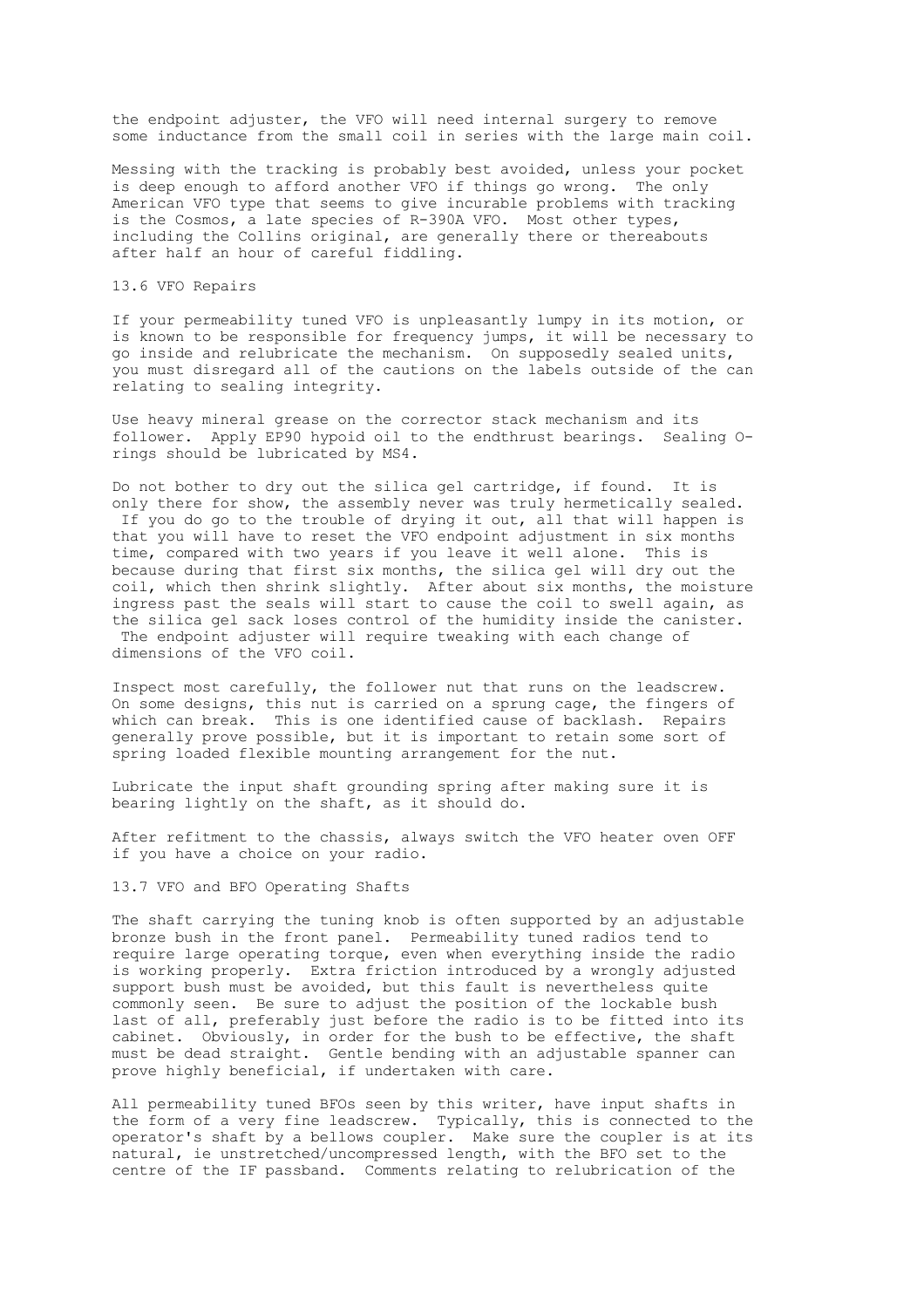the endpoint adjuster, the VFO will need internal surgery to remove some inductance from the small coil in series with the large main coil.

Messing with the tracking is probably best avoided, unless your pocket is deep enough to afford another VFO if things go wrong. The only American VFO type that seems to give incurable problems with tracking is the Cosmos, a late species of R-390A VFO. Most other types, including the Collins original, are generally there or thereabouts after half an hour of careful fiddling.

## 13.6 VFO Repairs

If your permeability tuned VFO is unpleasantly lumpy in its motion, or is known to be responsible for frequency jumps, it will be necessary to go inside and relubricate the mechanism. On supposedly sealed units, you must disregard all of the cautions on the labels outside of the can relating to sealing integrity.

Use heavy mineral grease on the corrector stack mechanism and its follower. Apply EP90 hypoid oil to the endthrust bearings. Sealing O-rings should be lubricated by MS4.

Do not bother to dry out the silica gel cartridge, if found. It is only there for show, the assembly never was truly hermetically sealed. If you do go to the trouble of drying it out, all that will happen is that you will have to reset the VFO endpoint adjustment in six months time, compared with two years if you leave it well alone. This is because during that first six months, the silica gel will dry out the coil, which then shrink slightly. After about six months, the moisture ingress past the seals will start to cause the coil to swell again, as the silica gel sack loses control of the humidity inside the canister. The endpoint adjuster will require tweaking with each change of dimensions of the VFO coil.

Inspect most carefully, the follower nut that runs on the leadscrew. On some designs, this nut is carried on a sprung cage, the fingers of which can break. This is one identified cause of backlash. Repairs generally prove possible, but it is important to retain some sort of spring loaded flexible mounting arrangement for the nut.

Lubricate the input shaft grounding spring after making sure it is bearing lightly on the shaft, as it should do.

After refitment to the chassis, always switch the VFO heater oven OFF if you have a choice on your radio.

## 13.7 VFO and BFO Operating Shafts

The shaft carrying the tuning knob is often supported by an adjustable bronze bush in the front panel. Permeability tuned radios tend to require large operating torque, even when everything inside the radio is working properly. Extra friction introduced by a wrongly adjusted support bush must be avoided, but this fault is nevertheless quite commonly seen. Be sure to adjust the position of the lockable bush last of all, preferably just before the radio is to be fitted into its cabinet. Obviously, in order for the bush to be effective, the shaft must be dead straight. Gentle bending with an adjustable spanner can prove highly beneficial, if undertaken with care.

All permeability tuned BFOs seen by this writer, have input shafts in the form of a very fine leadscrew. Typically, this is connected to the operator's shaft by a bellows coupler. Make sure the coupler is at its natural, ie unstretched/uncompressed length, with the BFO set to the centre of the IF passband. Comments relating to relubrication of the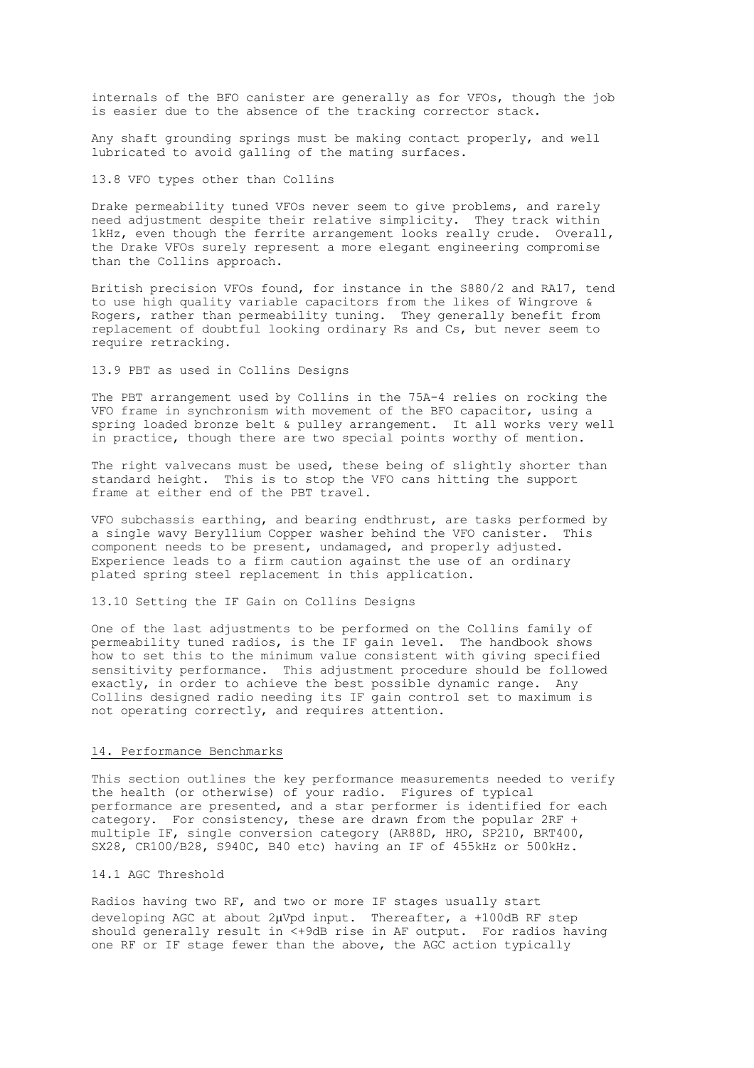internals of the BFO canister are generally as for VFOs, though the job is easier due to the absence of the tracking corrector stack.

Any shaft grounding springs must be making contact properly, and well lubricated to avoid galling of the mating surfaces.

### 13.8 VFO types other than Collins

Drake permeability tuned VFOs never seem to give problems, and rarely need adjustment despite their relative simplicity. They track within 1kHz, even though the ferrite arrangement looks really crude. Overall, the Drake VFOs surely represent a more elegant engineering compromise than the Collins approach.

British precision VFOs found, for instance in the S880/2 and RA17, tend to use high quality variable capacitors from the likes of Wingrove & Rogers, rather than permeability tuning. They generally benefit from replacement of doubtful looking ordinary Rs and Cs, but never seem to require retracking.

### 13.9 PBT as used in Collins Designs

The PBT arrangement used by Collins in the 75A-4 relies on rocking the VFO frame in synchronism with movement of the BFO capacitor, using a spring loaded bronze belt & pulley arrangement. It all works very well in practice, though there are two special points worthy of mention.

The right valvecans must be used, these being of slightly shorter than standard height. This is to stop the VFO cans hitting the support frame at either end of the PBT travel.

VFO subchassis earthing, and bearing endthrust, are tasks performed by a single wavy Beryllium Copper washer behind the VFO canister. This component needs to be present, undamaged, and properly adjusted. Experience leads to a firm caution against the use of an ordinary plated spring steel replacement in this application.

### 13.10 Setting the IF Gain on Collins Designs

One of the last adjustments to be performed on the Collins family of permeability tuned radios, is the IF gain level. The handbook shows how to set this to the minimum value consistent with giving specified sensitivity performance. This adjustment procedure should be followed exactly, in order to achieve the best possible dynamic range. Any Collins designed radio needing its IF gain control set to maximum is not operating correctly, and requires attention.

## 14. Performance Benchmarks

This section outlines the key performance measurements needed to verify the health (or otherwise) of your radio. Figures of typical performance are presented, and a star performer is identified for each category. For consistency, these are drawn from the popular 2RF + multiple IF, single conversion category (AR88D, HRO, SP210, BRT400, SX28, CR100/B28, S940C, B40 etc) having an IF of 455kHz or 500kHz.

### 14.1 AGC Threshold

Radios having two RF, and two or more IF stages usually start developing AGC at about 2μVpd input. Thereafter, a +100dB RF step should generally result in <+9dB rise in AF output. For radios having one RF or IF stage fewer than the above, the AGC action typically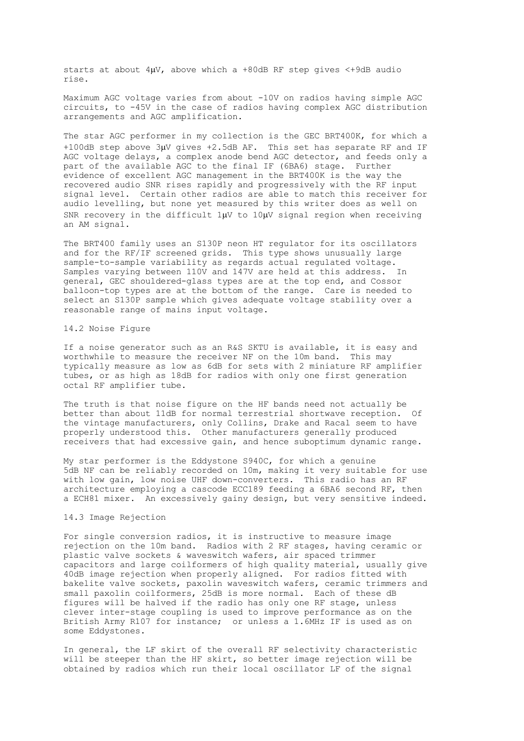starts at about 4μV, above which a +80dB RF step gives <+9dB audio rise.

Maximum AGC voltage varies from about -10V on radios having simple AGC circuits, to -45V in the case of radios having complex AGC distribution arrangements and AGC amplification.

The star AGC performer in my collection is the GEC BRT400K, for which a +100dB step above 3μV gives +2.5dB AF. This set has separate RF and IF AGC voltage delays, a complex anode bend AGC detector, and feeds only a part of the available AGC to the final IF (6BA6) stage. Further evidence of excellent AGC management in the BRT400K is the way the recovered audio SNR rises rapidly and progressively with the RF input signal level. Certain other radios are able to match this receiver for audio levelling, but none yet measured by this writer does as well on SNR recovery in the difficult 1μV to 10μV signal region when receiving an AM signal.

The BRT400 family uses an S130P neon HT regulator for its oscillators and for the RF/IF screened grids. This type shows unusually large sample-to-sample variability as regards actual regulated voltage. Samples varying between 110V and 147V are held at this address. In general, GEC shouldered-glass types are at the top end, and Cossor balloon-top types are at the bottom of the range. Care is needed to select an S130P sample which gives adequate voltage stability over a reasonable range of mains input voltage.

### 14.2 Noise Figure

If a noise generator such as an R&S SKTU is available, it is easy and worthwhile to measure the receiver NF on the 10m band. This may typically measure as low as 6dB for sets with 2 miniature RF amplifier tubes, or as high as 18dB for radios with only one first generation octal RF amplifier tube.

The truth is that noise figure on the HF bands need not actually be better than about 11dB for normal terrestrial shortwave reception. Of the vintage manufacturers, only Collins, Drake and Racal seem to have properly understood this. Other manufacturers generally produced receivers that had excessive gain, and hence suboptimum dynamic range.

My star performer is the Eddystone S940C, for which a genuine 5dB NF can be reliably recorded on 10m, making it very suitable for use with low gain, low noise UHF down-converters. This radio has an RF architecture employing a cascode ECC189 feeding a 6BA6 second RF, then a ECH81 mixer. An excessively gainy design, but very sensitive indeed.

### 14.3 Image Rejection

For single conversion radios, it is instructive to measure image rejection on the 10m band. Radios with 2 RF stages, having ceramic or plastic valve sockets & waveswitch wafers, air spaced trimmer capacitors and large coilformers of high quality material, usually give 40dB image rejection when properly aligned. For radios fitted with bakelite valve sockets, paxolin waveswitch wafers, ceramic trimmers and small paxolin coilformers, 25dB is more normal. Each of these dB figures will be halved if the radio has only one RF stage, unless clever inter-stage coupling is used to improve performance as on the British Army R107 for instance; or unless a 1.6MHz IF is used as on some Eddystones.

In general, the LF skirt of the overall RF selectivity characteristic will be steeper than the HF skirt, so better image rejection will be obtained by radios which run their local oscillator LF of the signal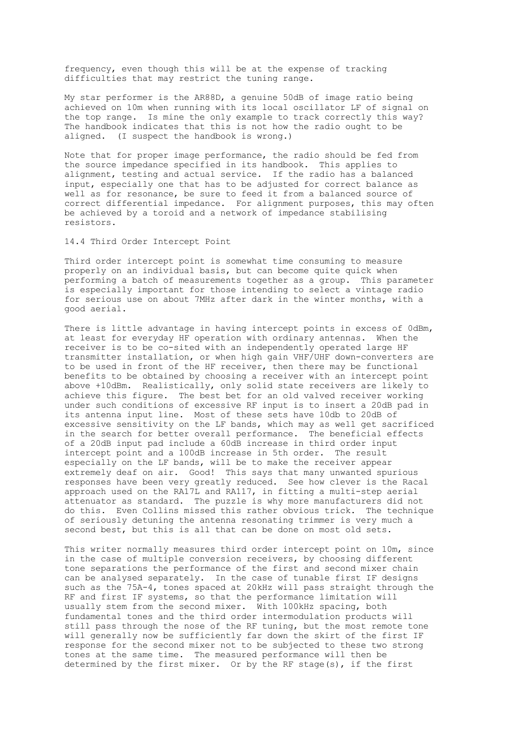frequency, even though this will be at the expense of tracking difficulties that may restrict the tuning range.

My star performer is the AR88D, a genuine 50dB of image ratio being achieved on 10m when running with its local oscillator LF of signal on the top range. Is mine the only example to track correctly this way? The handbook indicates that this is not how the radio ought to be aligned. (I suspect the handbook is wrong.)

Note that for proper image performance, the radio should be fed from the source impedance specified in its handbook. This applies to alignment, testing and actual service. If the radio has a balanced input, especially one that has to be adjusted for correct balance as well as for resonance, be sure to feed it from a balanced source of correct differential impedance. For alignment purposes, this may often be achieved by a toroid and a network of impedance stabilising resistors.

## 14.4 Third Order Intercept Point

Third order intercept point is somewhat time consuming to measure properly on an individual basis, but can become quite quick when performing a batch of measurements together as a group. This parameter is especially important for those intending to select a vintage radio for serious use on about 7MHz after dark in the winter months, with a good aerial.

There is little advantage in having intercept points in excess of 0dBm, at least for everyday HF operation with ordinary antennas. When the receiver is to be co-sited with an independently operated large HF transmitter installation, or when high gain VHF/UHF down-converters are to be used in front of the HF receiver, then there may be functional benefits to be obtained by choosing a receiver with an intercept point above +10dBm. Realistically, only solid state receivers are likely to achieve this figure. The best bet for an old valved receiver working under such conditions of excessive RF input is to insert a 20dB pad in its antenna input line. Most of these sets have 10db to 20dB of excessive sensitivity on the LF bands, which may as well get sacrificed in the search for better overall performance. The beneficial effects of a 20dB input pad include a 60dB increase in third order input intercept point and a 100dB increase in 5th order. The result especially on the LF bands, will be to make the receiver appear extremely deaf on air. Good! This says that many unwanted spurious responses have been very greatly reduced. See how clever is the Racal approach used on the RA17L and RA117, in fitting a multi-step aerial attenuator as standard. The puzzle is why more manufacturers did not do this. Even Collins missed this rather obvious trick. The technique of seriously detuning the antenna resonating trimmer is very much a second best, but this is all that can be done on most old sets.

This writer normally measures third order intercept point on 10m, since in the case of multiple conversion receivers, by choosing different tone separations the performance of the first and second mixer chain can be analysed separately. In the case of tunable first IF designs such as the 75A-4, tones spaced at 20kHz will pass straight through the RF and first IF systems, so that the performance limitation will usually stem from the second mixer. With 100kHz spacing, both fundamental tones and the third order intermodulation products will still pass through the nose of the RF tuning, but the most remote tone will generally now be sufficiently far down the skirt of the first IF response for the second mixer not to be subjected to these two strong tones at the same time. The measured performance will then be determined by the first mixer. Or by the RF stage(s), if the first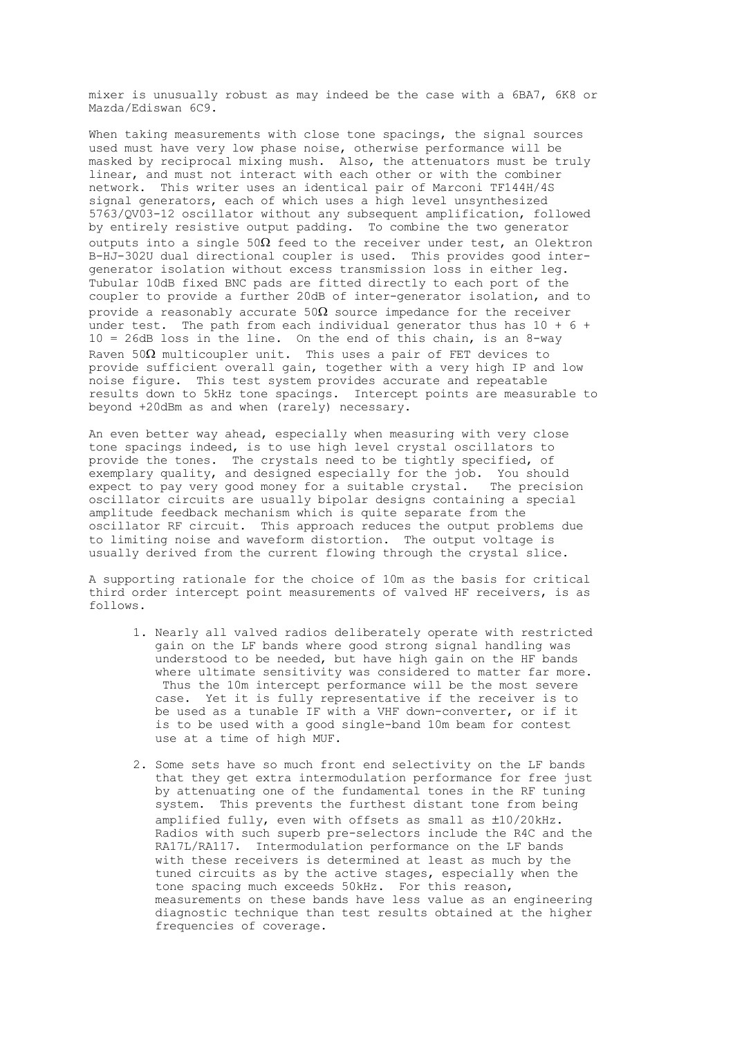mixer is unusually robust as may indeed be the case with a 6BA7, 6K8 or Mazda/Ediswan 6C9.

When taking measurements with close tone spacings, the signal sources used must have very low phase noise, otherwise performance will be masked by reciprocal mixing mush. Also, the attenuators must be truly linear, and must not interact with each other or with the combiner network. This writer uses an identical pair of Marconi TF144H/4S signal generators, each of which uses a high level unsynthesized 5763/QV03-12 oscillator without any subsequent amplification, followed by entirely resistive output padding. To combine the two generator outputs into a single 50Ω feed to the receiver under test, an Olektron B-HJ-302U dual directional coupler is used. This provides good inter-generator isolation without excess transmission loss in either leg. Tubular 10dB fixed BNC pads are fitted directly to each port of the coupler to provide a further 20dB of inter-generator isolation, and to provide a reasonably accurate 50Ω source impedance for the receiver under test. The path from each individual generator thus has 10 + 6 + 10 = 26dB loss in the line. On the end of this chain, is an 8-way Raven 50Ω multicoupler unit. This uses a pair of FET devices to provide sufficient overall gain, together with a very high IP and low noise figure. This test system provides accurate and repeatable results down to 5kHz tone spacings. Intercept points are measurable to beyond +20dBm as and when (rarely) necessary.

An even better way ahead, especially when measuring with very close tone spacings indeed, is to use high level crystal oscillators to provide the tones. The crystals need to be tightly specified, of exemplary quality, and designed especially for the job. You should expect to pay very good money for a suitable crystal. The precision oscillator circuits are usually bipolar designs containing a special amplitude feedback mechanism which is quite separate from the oscillator RF circuit. This approach reduces the output problems due to limiting noise and waveform distortion. The output voltage is usually derived from the current flowing through the crystal slice.

A supporting rationale for the choice of 10m as the basis for critical third order intercept point measurements of valved HF receivers, is as follows.

1. Nearly all valved radios deliberately operate with restricted gain on the LF bands where good strong signal handling was understood to be needed, but have high gain on the HF bands where ultimate sensitivity was considered to matter far more. Thus the 10m intercept performance will be the most severe case. Yet it is fully representative if the receiver is to be used as a tunable IF with a VHF down-converter, or if it is to be used with a good single-band 10m beam for contest use at a time of high MUF.

2. Some sets have so much front end selectivity on the LF bands that they get extra intermodulation performance for free just by attenuating one of the fundamental tones in the RF tuning system. This prevents the furthest distant tone from being amplified fully, even with offsets as small as ±10/20kHz. Radios with such superb pre-selectors include the R4C and the RA17L/RA117. Intermodulation performance on the LF bands with these receivers is determined at least as much by the tuned circuits as by the active stages, especially when the tone spacing much exceeds 50kHz. For this reason, measurements on these bands have less value as an engineering diagnostic technique than test results obtained at the higher frequencies of coverage.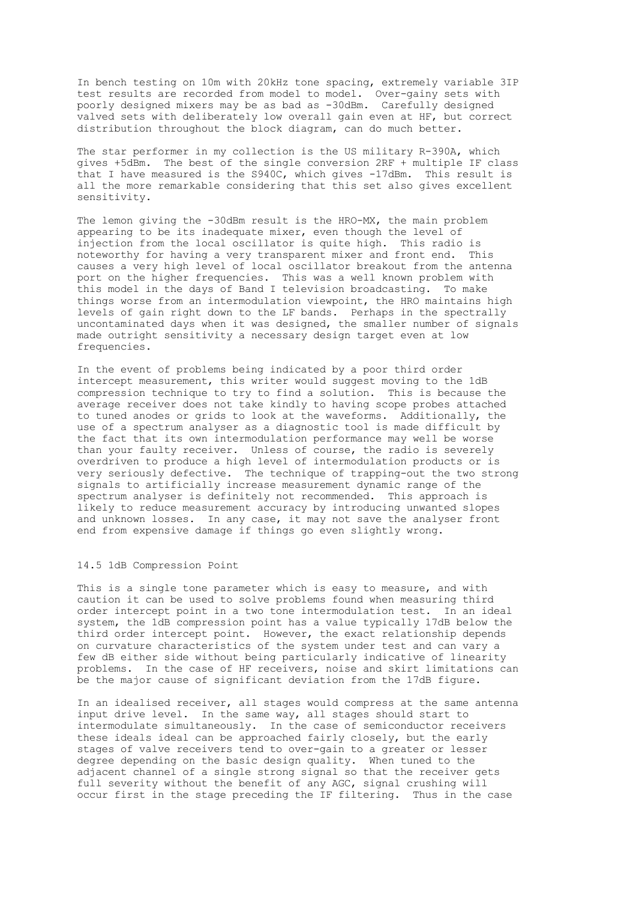In bench testing on 10m with 20kHz tone spacing, extremely variable 3IP test results are recorded from model to model. Over-gainy sets with poorly designed mixers may be as bad as -30dBm. Carefully designed valved sets with deliberately low overall gain even at HF, but correct distribution throughout the block diagram, can do much better.

The star performer in my collection is the US military R-390A, which gives +5dBm. The best of the single conversion 2RF + multiple IF class that I have measured is the S940C, which gives -17dBm. This result is all the more remarkable considering that this set also gives excellent sensitivity.

The lemon giving the -30dBm result is the HRO-MX, the main problem appearing to be its inadequate mixer, even though the level of injection from the local oscillator is quite high. This radio is noteworthy for having a very transparent mixer and front end. This causes a very high level of local oscillator breakout from the antenna port on the higher frequencies. This was a well known problem with this model in the days of Band I television broadcasting. To make things worse from an intermodulation viewpoint, the HRO maintains high levels of gain right down to the LF bands. Perhaps in the spectrally uncontaminated days when it was designed, the smaller number of signals made outright sensitivity a necessary design target even at low frequencies.

In the event of problems being indicated by a poor third order intercept measurement, this writer would suggest moving to the 1dB compression technique to try to find a solution. This is because the average receiver does not take kindly to having scope probes attached to tuned anodes or grids to look at the waveforms. Additionally, the use of a spectrum analyser as a diagnostic tool is made difficult by the fact that its own intermodulation performance may well be worse than your faulty receiver. Unless of course, the radio is severely overdriven to produce a high level of intermodulation products or is very seriously defective. The technique of trapping-out the two strong signals to artificially increase measurement dynamic range of the spectrum analyser is definitely not recommended. This approach is likely to reduce measurement accuracy by introducing unwanted slopes and unknown losses. In any case, it may not save the analyser front end from expensive damage if things go even slightly wrong.

## 14.5 1dB Compression Point

This is a single tone parameter which is easy to measure, and with caution it can be used to solve problems found when measuring third order intercept point in a two tone intermodulation test. In an ideal system, the 1dB compression point has a value typically 17dB below the third order intercept point. However, the exact relationship depends on curvature characteristics of the system under test and can vary a few dB either side without being particularly indicative of linearity problems. In the case of HF receivers, noise and skirt limitations can be the major cause of significant deviation from the 17dB figure.

In an idealised receiver, all stages would compress at the same antenna input drive level. In the same way, all stages should start to intermodulate simultaneously. In the case of semiconductor receivers these ideals ideal can be approached fairly closely, but the early stages of valve receivers tend to over-gain to a greater or lesser degree depending on the basic design quality. When tuned to the adjacent channel of a single strong signal so that the receiver gets full severity without the benefit of any AGC, signal crushing will occur first in the stage preceding the IF filtering. Thus in the case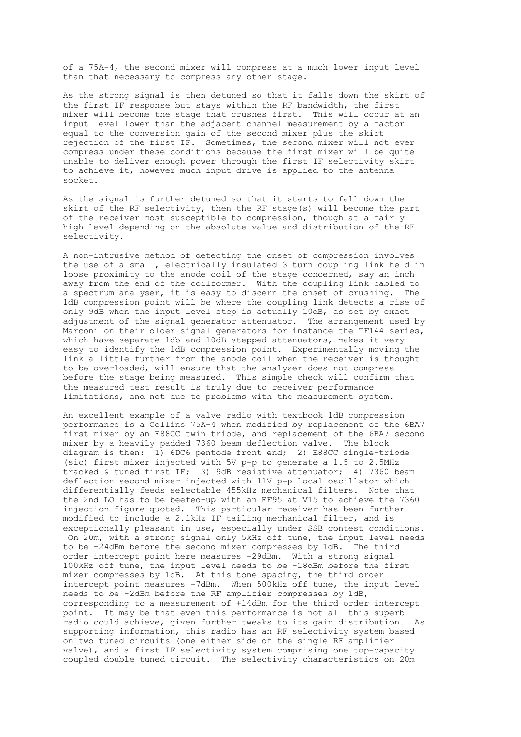of a 75A-4, the second mixer will compress at a much lower input level than that necessary to compress any other stage.

As the strong signal is then detuned so that it falls down the skirt of the first IF response but stays within the RF bandwidth, the first mixer will become the stage that crushes first. This will occur at an input level lower than the adjacent channel measurement by a factor equal to the conversion gain of the second mixer plus the skirt rejection of the first IF. Sometimes, the second mixer will not ever compress under these conditions because the first mixer will be quite unable to deliver enough power through the first IF selectivity skirt to achieve it, however much input drive is applied to the antenna socket.

As the signal is further detuned so that it starts to fall down the skirt of the RF selectivity, then the RF stage(s) will become the part of the receiver most susceptible to compression, though at a fairly high level depending on the absolute value and distribution of the RF selectivity.

A non-intrusive method of detecting the onset of compression involves the use of a small, electrically insulated 3 turn coupling link held in loose proximity to the anode coil of the stage concerned, say an inch away from the end of the coilformer. With the coupling link cabled to a spectrum analyser, it is easy to discern the onset of crushing. The 1dB compression point will be where the coupling link detects a rise of only 9dB when the input level step is actually 10dB, as set by exact adjustment of the signal generator attenuator. The arrangement used by Marconi on their older signal generators for instance the TF144 series, which have separate 1db and 10dB stepped attenuators, makes it very easy to identify the 1dB compression point. Experimentally moving the link a little further from the anode coil when the receiver is thought to be overloaded, will ensure that the analyser does not compress before the stage being measured. This simple check will confirm that the measured test result is truly due to receiver performance limitations, and not due to problems with the measurement system.

An excellent example of a valve radio with textbook 1dB compression performance is a Collins 75A-4 when modified by replacement of the 6BA7 first mixer by an E88CC twin triode, and replacement of the 6BA7 second mixer by a heavily padded 7360 beam deflection valve. The block diagram is then: 1) 6DC6 pentode front end; 2) E88CC single-triode (sic) first mixer injected with 5V p-p to generate a 1.5 to 2.5MHz tracked & tuned first IF; 3) 9dB resistive attenuator; 4) 7360 beam deflection second mixer injected with 11V p-p local oscillator which differentially feeds selectable 455kHz mechanical filters. Note that the 2nd LO has to be beefed-up with an EF95 at V15 to achieve the 7360 injection figure quoted. This particular receiver has been further modified to include a 2.1kHz IF tailing mechanical filter, and is exceptionally pleasant in use, especially under SSB contest conditions. On 20m, with a strong signal only 5kHz off tune, the input level needs to be -24dBm before the second mixer compresses by 1dB. The third order intercept point here measures -29dBm. With a strong signal 100kHz off tune, the input level needs to be -18dBm before the first mixer compresses by 1dB. At this tone spacing, the third order intercept point measures -7dBm. When 500kHz off tune, the input level needs to be -2dBm before the RF amplifier compresses by 1dB, corresponding to a measurement of +14dBm for the third order intercept point. It may be that even this performance is not all this superb radio could achieve, given further tweaks to its gain distribution. As supporting information, this radio has an RF selectivity system based on two tuned circuits (one either side of the single RF amplifier valve), and a first IF selectivity system comprising one top-capacity coupled double tuned circuit. The selectivity characteristics on 20m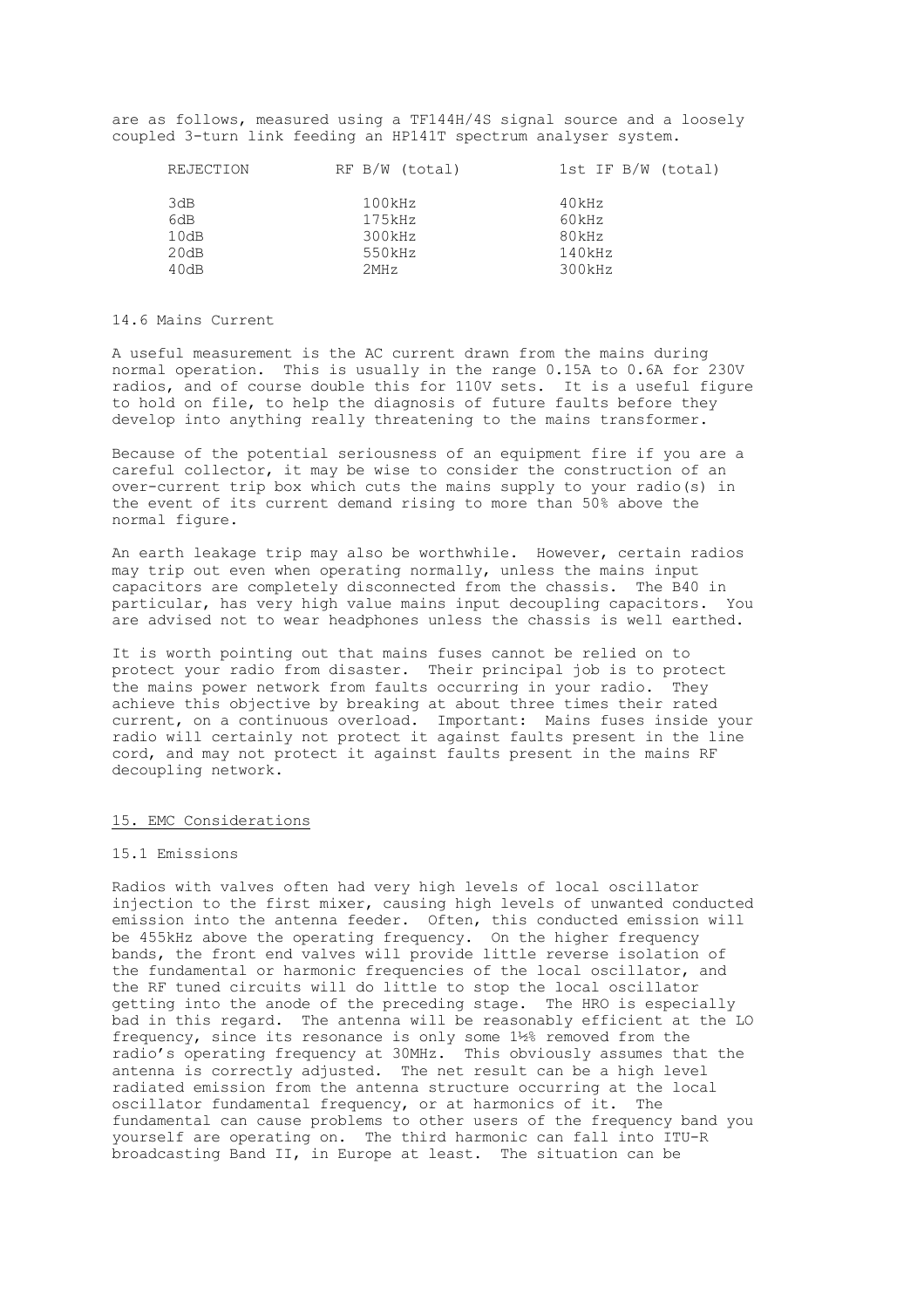are as follows, measured using a TF144H/4S signal source and a loosely coupled 3-turn link feeding an HP141T spectrum analyser system.

| REJECTION | RF B/W (total) | 1st IF B/W (total) |
|---|---|---|
| 3dB | 100kHz | 40kHz |
| 6dB | 175kHz | 60kHz |
| 10dB | 300kHz | 80kHz |
| 20dB | 550kHz | 140kHz |
| 40dB | 2MHz | 300kHz |

### 14.6 Mains Current

A useful measurement is the AC current drawn from the mains during normal operation. This is usually in the range 0.15A to 0.6A for 230V radios, and of course double this for 110V sets. It is a useful figure to hold on file, to help the diagnosis of future faults before they develop into anything really threatening to the mains transformer.

Because of the potential seriousness of an equipment fire if you are a careful collector, it may be wise to consider the construction of an over-current trip box which cuts the mains supply to your radio(s) in the event of its current demand rising to more than 50% above the normal figure.

An earth leakage trip may also be worthwhile. However, certain radios may trip out even when operating normally, unless the mains input capacitors are completely disconnected from the chassis. The B40 in particular, has very high value mains input decoupling capacitors. You are advised not to wear headphones unless the chassis is well earthed.

It is worth pointing out that mains fuses cannot be relied on to protect your radio from disaster. Their principal job is to protect the mains power network from faults occurring in your radio. They achieve this objective by breaking at about three times their rated current, on a continuous overload. Important: Mains fuses inside your radio will certainly not protect it against faults present in the line cord, and may not protect it against faults present in the mains RF decoupling network.

## 15. EMC Considerations

### 15.1 Emissions

Radios with valves often had very high levels of local oscillator injection to the first mixer, causing high levels of unwanted conducted emission into the antenna feeder. Often, this conducted emission will be 455kHz above the operating frequency. On the higher frequency bands, the front end valves will provide little reverse isolation of the fundamental or harmonic frequencies of the local oscillator, and the RF tuned circuits will do little to stop the local oscillator getting into the anode of the preceding stage. The HRO is especially bad in this regard. The antenna will be reasonably efficient at the LO frequency, since its resonance is only some 1½% removed from the radio's operating frequency at 30MHz. This obviously assumes that the antenna is correctly adjusted. The net result can be a high level radiated emission from the antenna structure occurring at the local oscillator fundamental frequency, or at harmonics of it. The fundamental can cause problems to other users of the frequency band you yourself are operating on. The third harmonic can fall into ITU-R broadcasting Band II, in Europe at least. The situation can be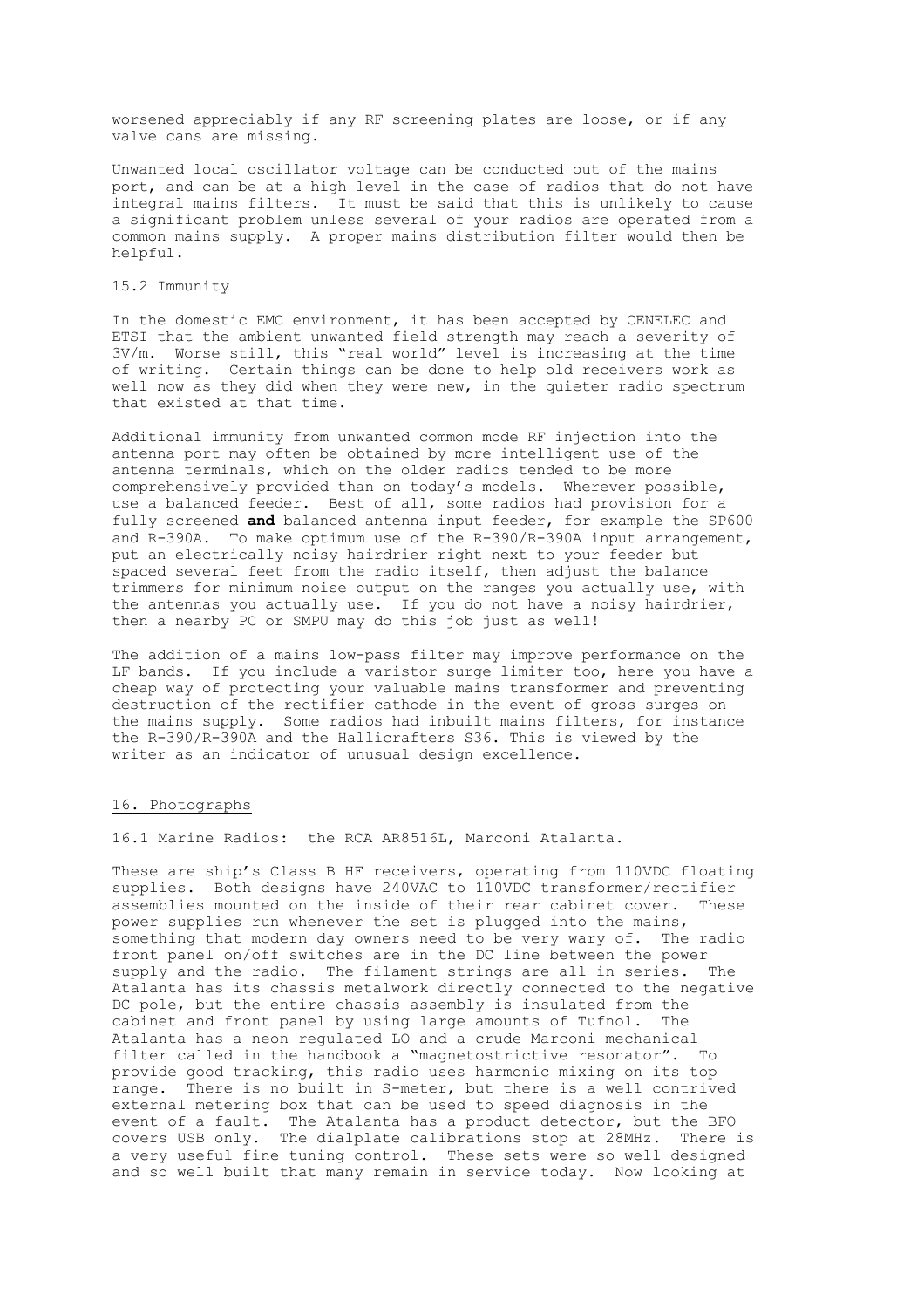worsened appreciably if any RF screening plates are loose, or if any valve cans are missing.

Unwanted local oscillator voltage can be conducted out of the mains port, and can be at a high level in the case of radios that do not have integral mains filters. It must be said that this is unlikely to cause a significant problem unless several of your radios are operated from a common mains supply. A proper mains distribution filter would then be helpful.

### 15.2 Immunity

In the domestic EMC environment, it has been accepted by CENELEC and ETSI that the ambient unwanted field strength may reach a severity of 3V/m. Worse still, this "real world" level is increasing at the time of writing. Certain things can be done to help old receivers work as well now as they did when they were new, in the quieter radio spectrum that existed at that time.

Additional immunity from unwanted common mode RF injection into the antenna port may often be obtained by more intelligent use of the antenna terminals, which on the older radios tended to be more comprehensively provided than on today's models. Wherever possible, use a balanced feeder. Best of all, some radios had provision for a fully screened **and** balanced antenna input feeder, for example the SP600 and R-390A. To make optimum use of the R-390/R-390A input arrangement, put an electrically noisy hairdrier right next to your feeder but spaced several feet from the radio itself, then adjust the balance trimmers for minimum noise output on the ranges you actually use, with the antennas you actually use. If you do not have a noisy hairdrier, then a nearby PC or SMPU may do this job just as well!

The addition of a mains low-pass filter may improve performance on the LF bands. If you include a varistor surge limiter too, here you have a cheap way of protecting your valuable mains transformer and preventing destruction of the rectifier cathode in the event of gross surges on the mains supply. Some radios had inbuilt mains filters, for instance the R-390/R-390A and the Hallicrafters S36. This is viewed by the writer as an indicator of unusual design excellence.

## 16. Photographs

### 16.1 Marine Radios: the RCA AR8516L, Marconi Atalanta.

These are ship's Class B HF receivers, operating from 110VDC floating supplies. Both designs have 240VAC to 110VDC transformer/rectifier assemblies mounted on the inside of their rear cabinet cover. These power supplies run whenever the set is plugged into the mains, something that modern day owners need to be very wary of. The radio front panel on/off switches are in the DC line between the power supply and the radio. The filament strings are all in series. The Atalanta has its chassis metalwork directly connected to the negative DC pole, but the entire chassis assembly is insulated from the cabinet and front panel by using large amounts of Tufnol. The Atalanta has a neon regulated LO and a crude Marconi mechanical filter called in the handbook a "magnetostrictive resonator". To provide good tracking, this radio uses harmonic mixing on its top range. There is no built in S-meter, but there is a well contrived external metering box that can be used to speed diagnosis in the event of a fault. The Atalanta has a product detector, but the BFO covers USB only. The dialplate calibrations stop at 28MHz. There is a very useful fine tuning control. These sets were so well designed and so well built that many remain in service today. Now looking at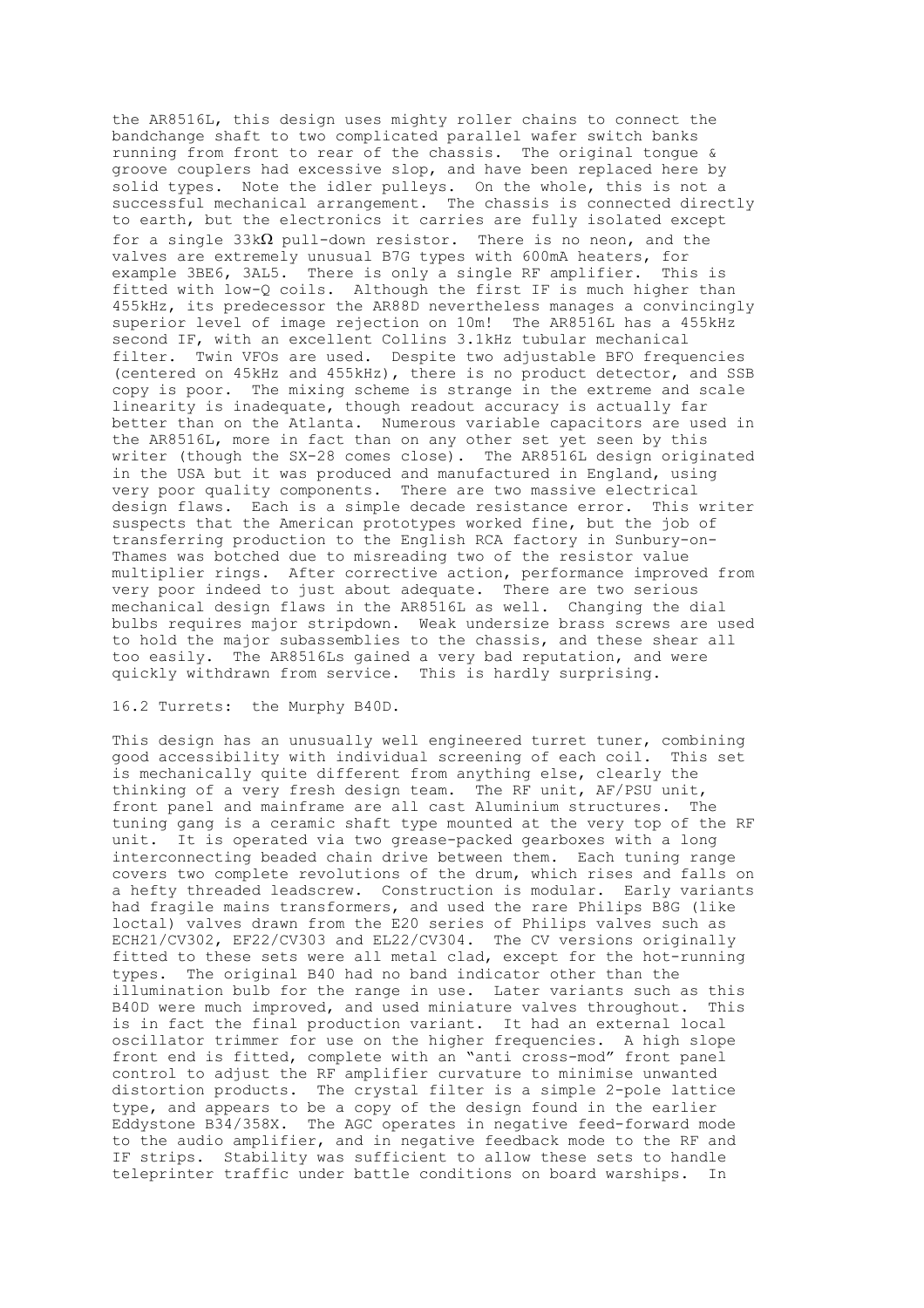the AR8516L, this design uses mighty roller chains to connect the bandchange shaft to two complicated parallel wafer switch banks running from front to rear of the chassis. The original tongue & groove couplers had excessive slop, and have been replaced here by solid types. Note the idler pulleys. On the whole, this is not a successful mechanical arrangement. The chassis is connected directly to earth, but the electronics it carries are fully isolated except for a single 33kΩ pull-down resistor. There is no neon, and the valves are extremely unusual B7G types with 600mA heaters, for example 3BE6, 3AL5. There is only a single RF amplifier. This is fitted with low-Q coils. Although the first IF is much higher than 455kHz, its predecessor the AR88D nevertheless manages a convincingly superior level of image rejection on 10m! The AR8516L has a 455kHz second IF, with an excellent Collins 3.1kHz tubular mechanical filter. Twin VFOs are used. Despite two adjustable BFO frequencies (centered on 45kHz and 455kHz), there is no product detector, and SSB copy is poor. The mixing scheme is strange in the extreme and scale linearity is inadequate, though readout accuracy is actually far better than on the Atlanta. Numerous variable capacitors are used in the AR8516L, more in fact than on any other set yet seen by this writer (though the SX-28 comes close). The AR8516L design originated in the USA but it was produced and manufactured in England, using very poor quality components. There are two massive electrical design flaws. Each is a simple decade resistance error. This writer suspects that the American prototypes worked fine, but the job of transferring production to the English RCA factory in Sunbury-on-Thames was botched due to misreading two of the resistor value multiplier rings. After corrective action, performance improved from very poor indeed to just about adequate. There are two serious mechanical design flaws in the AR8516L as well. Changing the dial bulbs requires major stripdown. Weak undersize brass screws are used to hold the major subassemblies to the chassis, and these shear all too easily. The AR8516Ls gained a very bad reputation, and were quickly withdrawn from service. This is hardly surprising.

## 16.2 Turrets: the Murphy B40D.

This design has an unusually well engineered turret tuner, combining good accessibility with individual screening of each coil. This set is mechanically quite different from anything else, clearly the thinking of a very fresh design team. The RF unit, AF/PSU unit, front panel and mainframe are all cast Aluminium structures. The tuning gang is a ceramic shaft type mounted at the very top of the RF unit. It is operated via two grease-packed gearboxes with a long interconnecting beaded chain drive between them. Each tuning range covers two complete revolutions of the drum, which rises and falls on a hefty threaded leadscrew. Construction is modular. Early variants had fragile mains transformers, and used the rare Philips B8G (like loctal) valves drawn from the E20 series of Philips valves such as ECH21/CV302, EF22/CV303 and EL22/CV304. The CV versions originally fitted to these sets were all metal clad, except for the hot-running types. The original B40 had no band indicator other than the illumination bulb for the range in use. Later variants such as this B40D were much improved, and used miniature valves throughout. This is in fact the final production variant. It had an external local oscillator trimmer for use on the higher frequencies. A high slope front end is fitted, complete with an "anti cross-mod" front panel control to adjust the RF amplifier curvature to minimise unwanted distortion products. The crystal filter is a simple 2-pole lattice type, and appears to be a copy of the design found in the earlier Eddystone B34/358X. The AGC operates in negative feed-forward mode to the audio amplifier, and in negative feedback mode to the RF and IF strips. Stability was sufficient to allow these sets to handle teleprinter traffic under battle conditions on board warships. In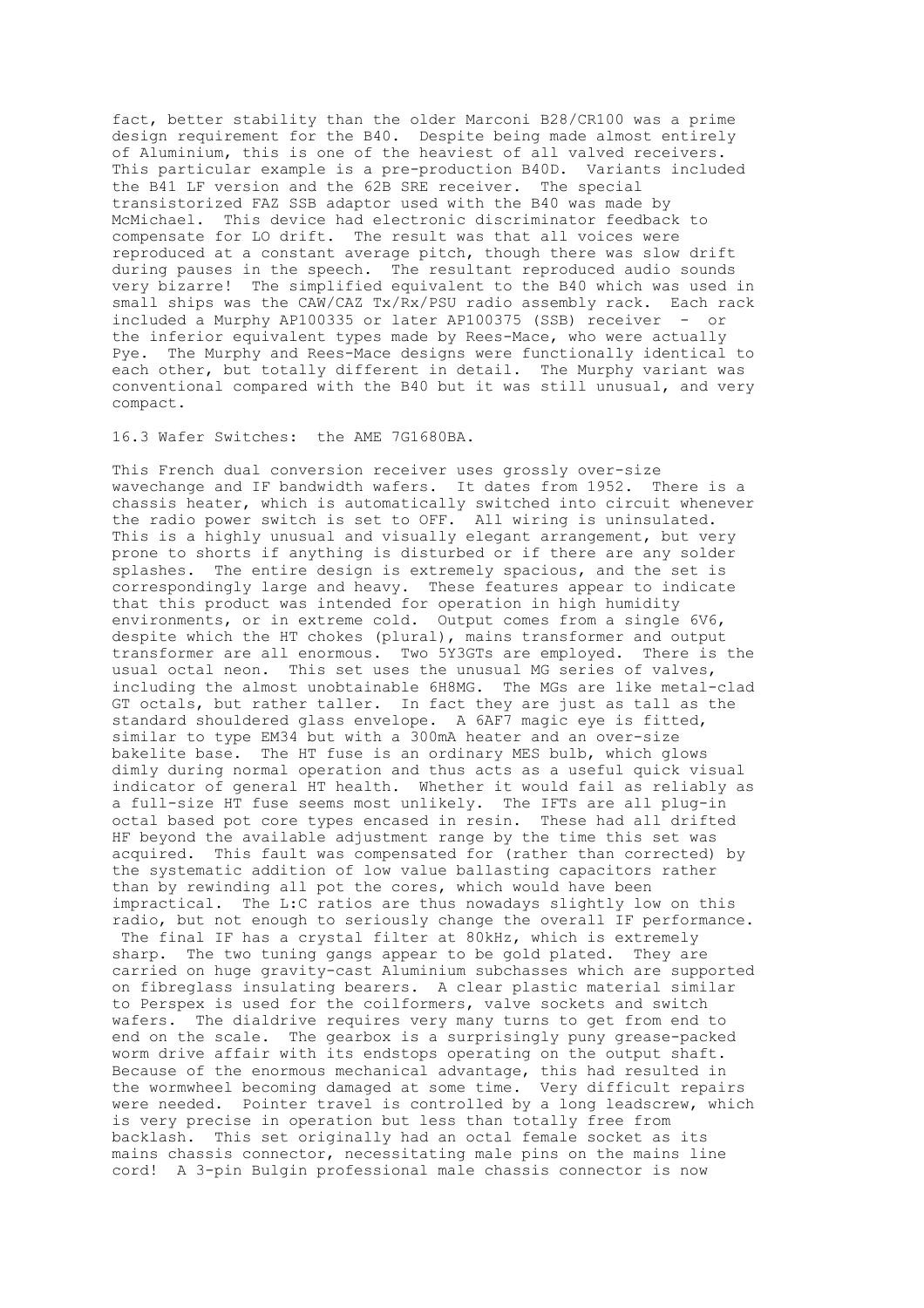fact, better stability than the older Marconi B28/CR100 was a prime design requirement for the B40. Despite being made almost entirely of Aluminium, this is one of the heaviest of all valved receivers. This particular example is a pre-production B40D. Variants included the B41 LF version and the 62B SRE receiver. The special transistorized FAZ SSB adaptor used with the B40 was made by McMichael. This device had electronic discriminator feedback to compensate for LO drift. The result was that all voices were reproduced at a constant average pitch, though there was slow drift during pauses in the speech. The resultant reproduced audio sounds very bizarre! The simplified equivalent to the B40 which was used in small ships was the CAW/CAZ Tx/Rx/PSU radio assembly rack. Each rack included a Murphy AP100335 or later AP100375 (SSB) receiver - or the inferior equivalent types made by Rees-Mace, who were actually Pye. The Murphy and Rees-Mace designs were functionally identical to each other, but totally different in detail. The Murphy variant was conventional compared with the B40 but it was still unusual, and very compact.

### 16.3 Wafer Switches: the AME 7G1680BA.

This French dual conversion receiver uses grossly over-size wavechange and IF bandwidth wafers. It dates from 1952. There is a chassis heater, which is automatically switched into circuit whenever the radio power switch is set to OFF. All wiring is uninsulated. This is a highly unusual and visually elegant arrangement, but very prone to shorts if anything is disturbed or if there are any solder splashes. The entire design is extremely spacious, and the set is correspondingly large and heavy. These features appear to indicate that this product was intended for operation in high humidity environments, or in extreme cold. Output comes from a single 6V6, despite which the HT chokes (plural), mains transformer and output transformer are all enormous. Two 5Y3GTs are employed. There is the usual octal neon. This set uses the unusual MG series of valves, including the almost unobtainable 6H8MG. The MGs are like metal-clad GT octals, but rather taller. In fact they are just as tall as the standard shouldered glass envelope. A 6AF7 magic eye is fitted, similar to type EM34 but with a 300mA heater and an over-size bakelite base. The HT fuse is an ordinary MES bulb, which glows dimly during normal operation and thus acts as a useful quick visual indicator of general HT health. Whether it would fail as reliably as a full-size HT fuse seems most unlikely. The IFTs are all plug-in octal based pot core types encased in resin. These had all drifted HF beyond the available adjustment range by the time this set was acquired. This fault was compensated for (rather than corrected) by the systematic addition of low value ballasting capacitors rather than by rewinding all pot the cores, which would have been impractical. The L:C ratios are thus nowadays slightly low on this radio, but not enough to seriously change the overall IF performance. The final IF has a crystal filter at 80kHz, which is extremely sharp. The two tuning gangs appear to be gold plated. They are carried on huge gravity-cast Aluminium subchasses which are supported on fibreglass insulating bearers. A clear plastic material similar to Perspex is used for the coilformers, valve sockets and switch wafers. The dialdrive requires very many turns to get from end to end on the scale. The gearbox is a surprisingly puny grease-packed worm drive affair with its endstops operating on the output shaft. Because of the enormous mechanical advantage, this had resulted in the wormwheel becoming damaged at some time. Very difficult repairs were needed. Pointer travel is controlled by a long leadscrew, which is very precise in operation but less than totally free from backlash. This set originally had an octal female socket as its mains chassis connector, necessitating male pins on the mains line cord! A 3-pin Bulgin professional male chassis connector is now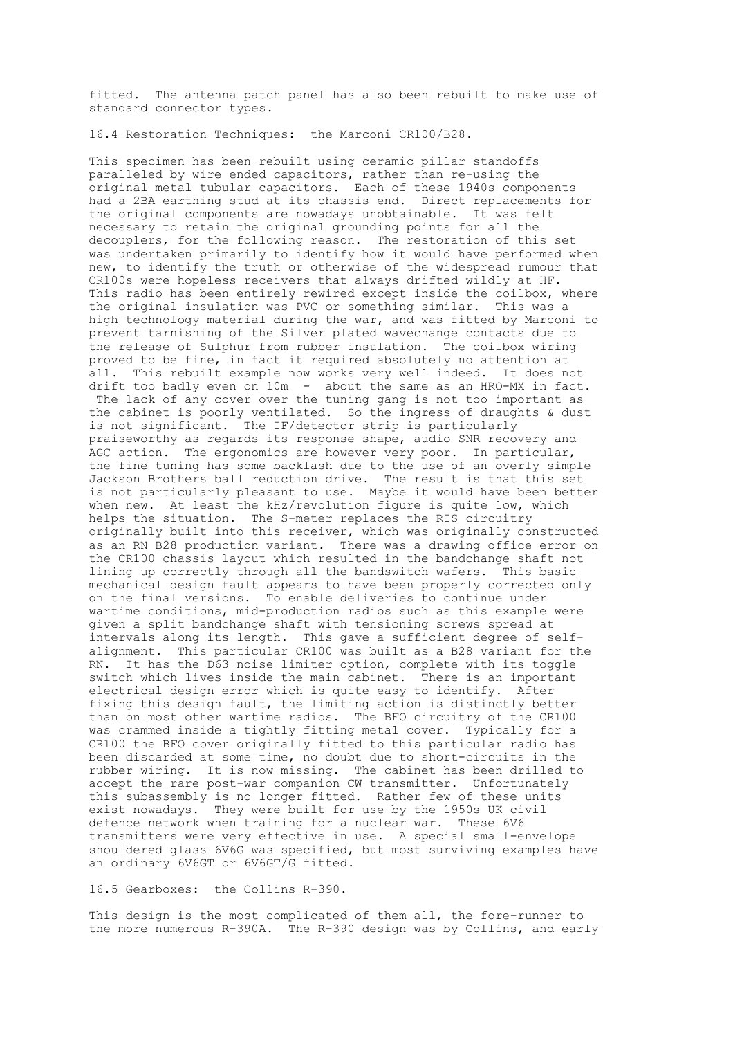fitted. The antenna patch panel has also been rebuilt to make use of standard connector types.

## 16.4 Restoration Techniques: the Marconi CR100/B28.

This specimen has been rebuilt using ceramic pillar standoffs paralleled by wire ended capacitors, rather than re-using the original metal tubular capacitors. Each of these 1940s components had a 2BA earthing stud at its chassis end. Direct replacements for the original components are nowadays unobtainable. It was felt necessary to retain the original grounding points for all the decouplers, for the following reason. The restoration of this set was undertaken primarily to identify how it would have performed when new, to identify the truth or otherwise of the widespread rumour that CR100s were hopeless receivers that always drifted wildly at HF. This radio has been entirely rewired except inside the coilbox, where the original insulation was PVC or something similar. This was a high technology material during the war, and was fitted by Marconi to prevent tarnishing of the Silver plated wavechange contacts due to the release of Sulphur from rubber insulation. The coilbox wiring proved to be fine, in fact it required absolutely no attention at all. This rebuilt example now works very well indeed. It does not drift too badly even on 10m - about the same as an HRO-MX in fact. The lack of any cover over the tuning gang is not too important as the cabinet is poorly ventilated. So the ingress of draughts & dust is not significant. The IF/detector strip is particularly praiseworthy as regards its response shape, audio SNR recovery and AGC action. The ergonomics are however very poor. In particular, the fine tuning has some backlash due to the use of an overly simple Jackson Brothers ball reduction drive. The result is that this set is not particularly pleasant to use. Maybe it would have been better when new. At least the kHz/revolution figure is quite low, which helps the situation. The S-meter replaces the RIS circuitry originally built into this receiver, which was originally constructed as an RN B28 production variant. There was a drawing office error on the CR100 chassis layout which resulted in the bandchange shaft not lining up correctly through all the bandswitch wafers. This basic mechanical design fault appears to have been properly corrected only on the final versions. To enable deliveries to continue under wartime conditions, mid-production radios such as this example were given a split bandchange shaft with tensioning screws spread at intervals along its length. This gave a sufficient degree of self-alignment. This particular CR100 was built as a B28 variant for the RN. It has the D63 noise limiter option, complete with its toggle switch which lives inside the main cabinet. There is an important electrical design error which is quite easy to identify. After fixing this design fault, the limiting action is distinctly better than on most other wartime radios. The BFO circuitry of the CR100 was crammed inside a tightly fitting metal cover. Typically for a CR100 the BFO cover originally fitted to this particular radio has been discarded at some time, no doubt due to short-circuits in the rubber wiring. It is now missing. The cabinet has been drilled to accept the rare post-war companion CW transmitter. Unfortunately this subassembly is no longer fitted. Rather few of these units exist nowadays. They were built for use by the 1950s UK civil defence network when training for a nuclear war. These 6V6 transmitters were very effective in use. A special small-envelope shouldered glass 6V6G was specified, but most surviving examples have an ordinary 6V6GT or 6V6GT/G fitted.

## 16.5 Gearboxes: the Collins R-390.

This design is the most complicated of them all, the fore-runner to the more numerous R-390A. The R-390 design was by Collins, and early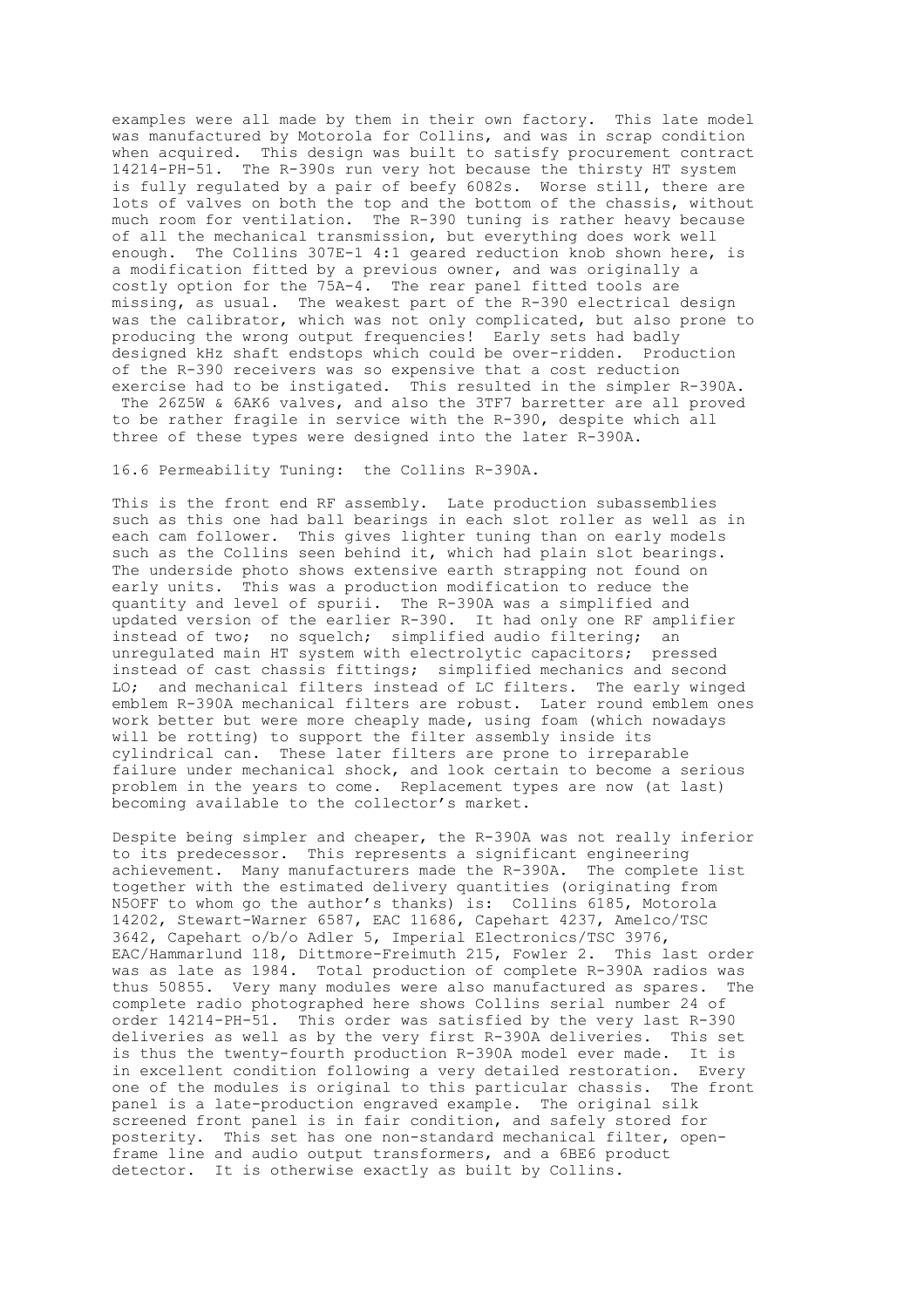examples were all made by them in their own factory. This late model was manufactured by Motorola for Collins, and was in scrap condition when acquired. This design was built to satisfy procurement contract 14214-PH-51. The R-390s run very hot because the thirsty HT system is fully regulated by a pair of beefy 6082s. Worse still, there are lots of valves on both the top and the bottom of the chassis, without much room for ventilation. The R-390 tuning is rather heavy because of all the mechanical transmission, but everything does work well enough. The Collins 307E-1 4:1 geared reduction knob shown here, is a modification fitted by a previous owner, and was originally a costly option for the 75A-4. The rear panel fitted tools are missing, as usual. The weakest part of the R-390 electrical design was the calibrator, which was not only complicated, but also prone to producing the wrong output frequencies! Early sets had badly designed kHz shaft endstops which could be over-ridden. Production of the R-390 receivers was so expensive that a cost reduction exercise had to be instigated. This resulted in the simpler R-390A. The 26Z5W & 6AK6 valves, and also the 3TF7 barretter are all proved to be rather fragile in service with the R-390, despite which all three of these types were designed into the later R-390A.

## 16.6 Permeability Tuning: the Collins R-390A.

This is the front end RF assembly. Late production subassemblies such as this one had ball bearings in each slot roller as well as in each cam follower. This gives lighter tuning than on early models such as the Collins seen behind it, which had plain slot bearings. The underside photo shows extensive earth strapping not found on early units. This was a production modification to reduce the quantity and level of spurii. The R-390A was a simplified and updated version of the earlier R-390. It had only one RF amplifier instead of two; no squelch; simplified audio filtering; an unregulated main HT system with electrolytic capacitors; pressed instead of cast chassis fittings; simplified mechanics and second LO; and mechanical filters instead of LC filters. The early winged emblem R-390A mechanical filters are robust. Later round emblem ones work better but were more cheaply made, using foam (which nowadays will be rotting) to support the filter assembly inside its cylindrical can. These later filters are prone to irreparable failure under mechanical shock, and look certain to become a serious problem in the years to come. Replacement types are now (at last) becoming available to the collector's market.

Despite being simpler and cheaper, the R-390A was not really inferior to its predecessor. This represents a significant engineering achievement. Many manufacturers made the R-390A. The complete list together with the estimated delivery quantities (originating from N5OFF to whom go the author's thanks) is: Collins 6185, Motorola 14202, Stewart-Warner 6587, EAC 11686, Capehart 4237, Amelco/TSC 3642, Capehart o/b/o Adler 5, Imperial Electronics/TSC 3976, EAC/Hammarlund 118, Dittmore-Freimuth 215, Fowler 2. This last order was as late as 1984. Total production of complete R-390A radios was thus 50855. Very many modules were also manufactured as spares. The complete radio photographed here shows Collins serial number 24 of order 14214-PH-51. This order was satisfied by the very last R-390 deliveries as well as by the very first R-390A deliveries. This set is thus the twenty-fourth production R-390A model ever made. It is in excellent condition following a very detailed restoration. Every one of the modules is original to this particular chassis. The front panel is a late-production engraved example. The original silk screened front panel is in fair condition, and safely stored for posterity. This set has one non-standard mechanical filter, open-frame line and audio output transformers, and a 6BE6 product detector. It is otherwise exactly as built by Collins.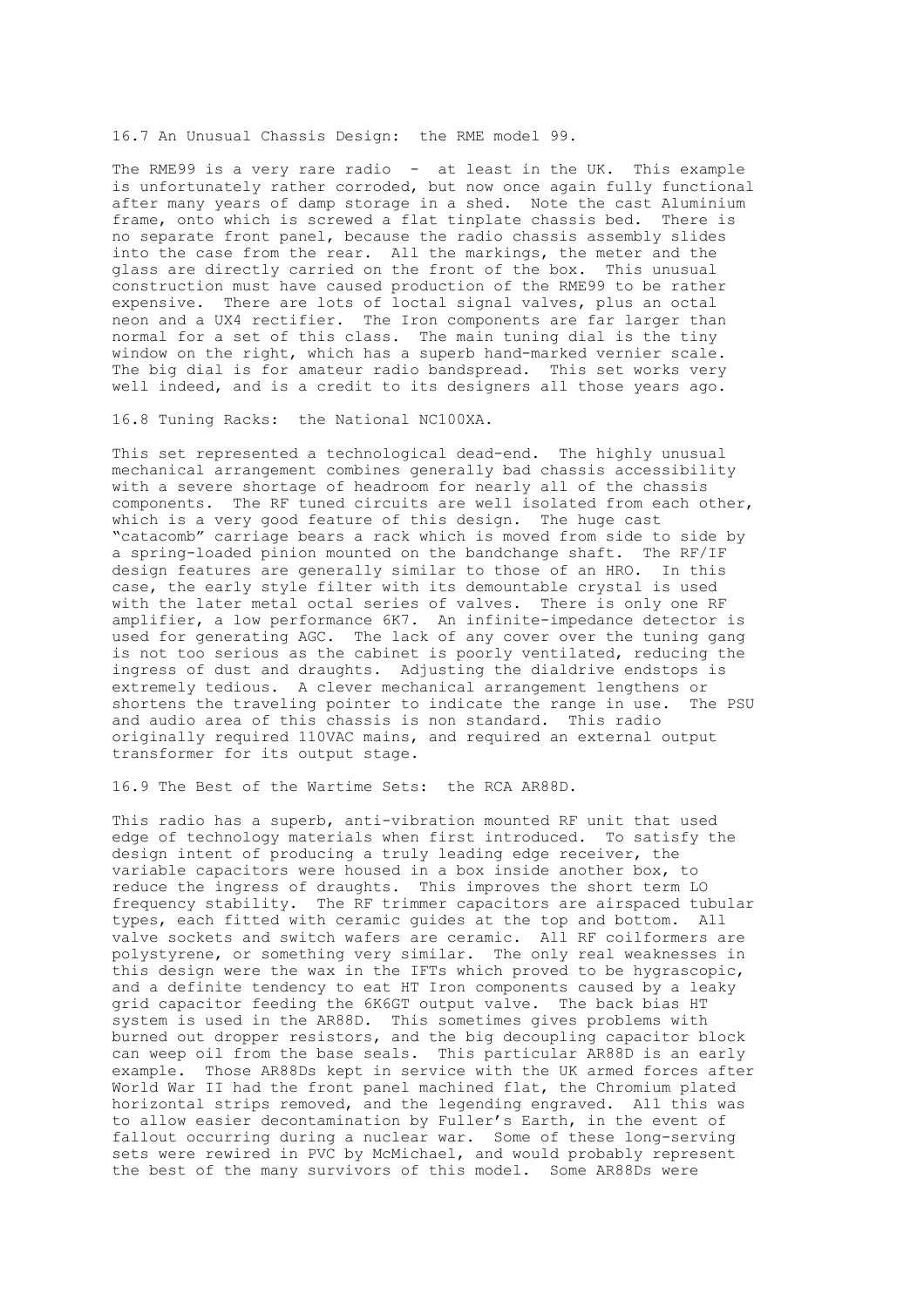## 16.7 An Unusual Chassis Design: the RME model 99.

The RME99 is a very rare radio - at least in the UK. This example is unfortunately rather corroded, but now once again fully functional after many years of damp storage in a shed. Note the cast Aluminium frame, onto which is screwed a flat tinplate chassis bed. There is no separate front panel, because the radio chassis assembly slides into the case from the rear. All the markings, the meter and the glass are directly carried on the front of the box. This unusual construction must have caused production of the RME99 to be rather expensive. There are lots of loctal signal valves, plus an octal neon and a UX4 rectifier. The Iron components are far larger than normal for a set of this class. The main tuning dial is the tiny window on the right, which has a superb hand-marked vernier scale. The big dial is for amateur radio bandspread. This set works very well indeed, and is a credit to its designers all those years ago.

## 16.8 Tuning Racks: the National NC100XA.

This set represented a technological dead-end. The highly unusual mechanical arrangement combines generally bad chassis accessibility with a severe shortage of headroom for nearly all of the chassis components. The RF tuned circuits are well isolated from each other, which is a very good feature of this design. The huge cast "catacomb" carriage bears a rack which is moved from side to side by a spring-loaded pinion mounted on the bandchange shaft. The RF/IF design features are generally similar to those of an HRO. In this case, the early style filter with its demountable crystal is used with the later metal octal series of valves. There is only one RF amplifier, a low performance 6K7. An infinite-impedance detector is used for generating AGC. The lack of any cover over the tuning gang is not too serious as the cabinet is poorly ventilated, reducing the ingress of dust and draughts. Adjusting the dialdrive endstops is extremely tedious. A clever mechanical arrangement lengthens or shortens the traveling pointer to indicate the range in use. The PSU and audio area of this chassis is non standard. This radio originally required 110VAC mains, and required an external output transformer for its output stage.

## 16.9 The Best of the Wartime Sets: the RCA AR88D.

This radio has a superb, anti-vibration mounted RF unit that used edge of technology materials when first introduced. To satisfy the design intent of producing a truly leading edge receiver, the variable capacitors were housed in a box inside another box, to reduce the ingress of draughts. This improves the short term LO frequency stability. The RF trimmer capacitors are airspaced tubular types, each fitted with ceramic guides at the top and bottom. All valve sockets and switch wafers are ceramic. All RF coilformers are polystyrene, or something very similar. The only real weaknesses in this design were the wax in the IFTs which proved to be hygrascopic, and a definite tendency to eat HT Iron components caused by a leaky grid capacitor feeding the 6K6GT output valve. The back bias HT system is used in the AR88D. This sometimes gives problems with burned out dropper resistors, and the big decoupling capacitor block can weep oil from the base seals. This particular AR88D is an early example. Those AR88Ds kept in service with the UK armed forces after World War II had the front panel machined flat, the Chromium plated horizontal strips removed, and the legending engraved. All this was to allow easier decontamination by Fuller's Earth, in the event of fallout occurring during a nuclear war. Some of these long-serving sets were rewired in PVC by McMichael, and would probably represent the best of the many survivors of this model. Some AR88Ds were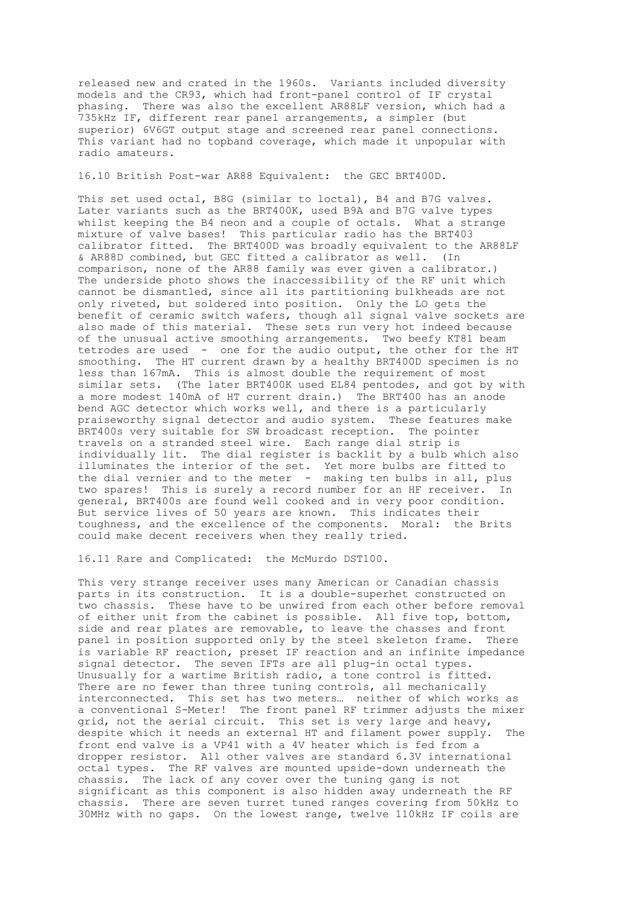released new and crated in the 1960s. Variants included diversity models and the CR93, which had front-panel control of IF crystal phasing. There was also the excellent AR88LF version, which had a 735kHz IF, different rear panel arrangements, a simpler (but superior) 6V6GT output stage and screened rear panel connections. This variant had no topband coverage, which made it unpopular with radio amateurs.

## 16.10 British Post-war AR88 Equivalent: the GEC BRT400D.

This set used octal, B8G (similar to loctal), B4 and B7G valves. Later variants such as the BRT400K, used B9A and B7G valve types whilst keeping the B4 neon and a couple of octals. What a strange mixture of valve bases! This particular radio has the BRT403 calibrator fitted. The BRT400D was broadly equivalent to the AR88LF & AR88D combined, but GEC fitted a calibrator as well. (In comparison, none of the AR88 family was ever given a calibrator.) The underside photo shows the inaccessibility of the RF unit which cannot be dismantled, since all its partitioning bulkheads are not only riveted, but soldered into position. Only the LO gets the benefit of ceramic switch wafers, though all signal valve sockets are also made of this material. These sets run very hot indeed because of the unusual active smoothing arrangements. Two beefy KT81 beam tetrodes are used - one for the audio output, the other for the HT smoothing. The HT current drawn by a healthy BRT400D specimen is no less than 167mA. This is almost double the requirement of most similar sets. (The later BRT400K used EL84 pentodes, and got by with a more modest 140mA of HT current drain.) The BRT400 has an anode bend AGC detector which works well, and there is a particularly praiseworthy signal detector and audio system. These features make BRT400s very suitable for SW broadcast reception. The pointer travels on a stranded steel wire. Each range dial strip is individually lit. The dial register is backlit by a bulb which also illuminates the interior of the set. Yet more bulbs are fitted to the dial vernier and to the meter - making ten bulbs in all, plus two spares! This is surely a record number for an HF receiver. In general, BRT400s are found well cooked and in very poor condition. But service lives of 50 years are known. This indicates their toughness, and the excellence of the components. Moral: the Brits could make decent receivers when they really tried.

## 16.11 Rare and Complicated: the McMurdo DST100.

This very strange receiver uses many American or Canadian chassis parts in its construction. It is a double-superhet constructed on two chassis. These have to be unwired from each other before removal of either unit from the cabinet is possible. All five top, bottom, side and rear plates are removable, to leave the chasses and front panel in position supported only by the steel skeleton frame. There is variable RF reaction, preset IF reaction and an infinite impedance signal detector. The seven IFTs are all plug-in octal types. Unusually for a wartime British radio, a tone control is fitted. There are no fewer than three tuning controls, all mechanically interconnected. This set has two meters… neither of which works as a conventional S-Meter! The front panel RF trimmer adjusts the mixer grid, not the aerial circuit. This set is very large and heavy, despite which it needs an external HT and filament power supply. The front end valve is a VP41 with a 4V heater which is fed from a dropper resistor. All other valves are standard 6.3V international octal types. The RF valves are mounted upside-down underneath the chassis. The lack of any cover over the tuning gang is not significant as this component is also hidden away underneath the RF chassis. There are seven turret tuned ranges covering from 50kHz to 30MHz with no gaps. On the lowest range, twelve 110kHz IF coils are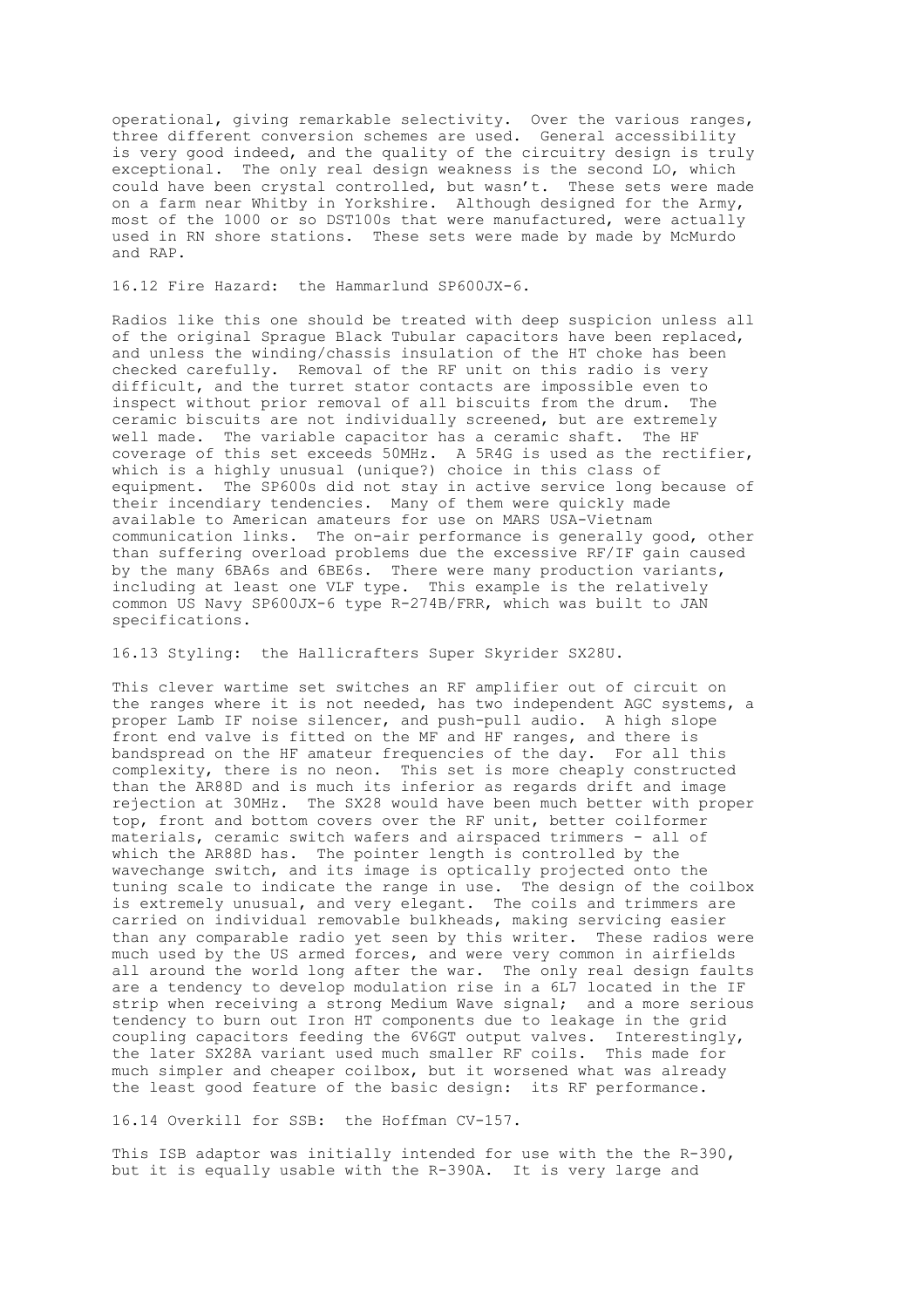operational, giving remarkable selectivity. Over the various ranges, three different conversion schemes are used. General accessibility is very good indeed, and the quality of the circuitry design is truly exceptional. The only real design weakness is the second LO, which could have been crystal controlled, but wasn't. These sets were made on a farm near Whitby in Yorkshire. Although designed for the Army, most of the 1000 or so DST100s that were manufactured, were actually used in RN shore stations. These sets were made by made by McMurdo and RAP.

## 16.12 Fire Hazard: the Hammarlund SP600JX-6.

Radios like this one should be treated with deep suspicion unless all of the original Sprague Black Tubular capacitors have been replaced, and unless the winding/chassis insulation of the HT choke has been checked carefully. Removal of the RF unit on this radio is very difficult, and the turret stator contacts are impossible even to inspect without prior removal of all biscuits from the drum. The ceramic biscuits are not individually screened, but are extremely well made. The variable capacitor has a ceramic shaft. The HF coverage of this set exceeds 50MHz. A 5R4G is used as the rectifier, which is a highly unusual (unique?) choice in this class of equipment. The SP600s did not stay in active service long because of their incendiary tendencies. Many of them were quickly made available to American amateurs for use on MARS USA-Vietnam communication links. The on-air performance is generally good, other than suffering overload problems due the excessive RF/IF gain caused by the many 6BA6s and 6BE6s. There were many production variants, including at least one VLF type. This example is the relatively common US Navy SP600JX-6 type R-274B/FRR, which was built to JAN specifications.

## 16.13 Styling: the Hallicrafters Super Skyrider SX28U.

This clever wartime set switches an RF amplifier out of circuit on the ranges where it is not needed, has two independent AGC systems, a proper Lamb IF noise silencer, and push-pull audio. A high slope front end valve is fitted on the MF and HF ranges, and there is bandspread on the HF amateur frequencies of the day. For all this complexity, there is no neon. This set is more cheaply constructed than the AR88D and is much its inferior as regards drift and image rejection at 30MHz. The SX28 would have been much better with proper top, front and bottom covers over the RF unit, better coilformer materials, ceramic switch wafers and airspaced trimmers - all of which the AR88D has. The pointer length is controlled by the wavechange switch, and its image is optically projected onto the tuning scale to indicate the range in use. The design of the coilbox is extremely unusual, and very elegant. The coils and trimmers are carried on individual removable bulkheads, making servicing easier than any comparable radio yet seen by this writer. These radios were much used by the US armed forces, and were very common in airfields all around the world long after the war. The only real design faults are a tendency to develop modulation rise in a 6L7 located in the IF strip when receiving a strong Medium Wave signal; and a more serious tendency to burn out Iron HT components due to leakage in the grid coupling capacitors feeding the 6V6GT output valves. Interestingly, the later SX28A variant used much smaller RF coils. This made for much simpler and cheaper coilbox, but it worsened what was already the least good feature of the basic design: its RF performance.

## 16.14 Overkill for SSB: the Hoffman CV-157.

This ISB adaptor was initially intended for use with the the R-390, but it is equally usable with the R-390A. It is very large and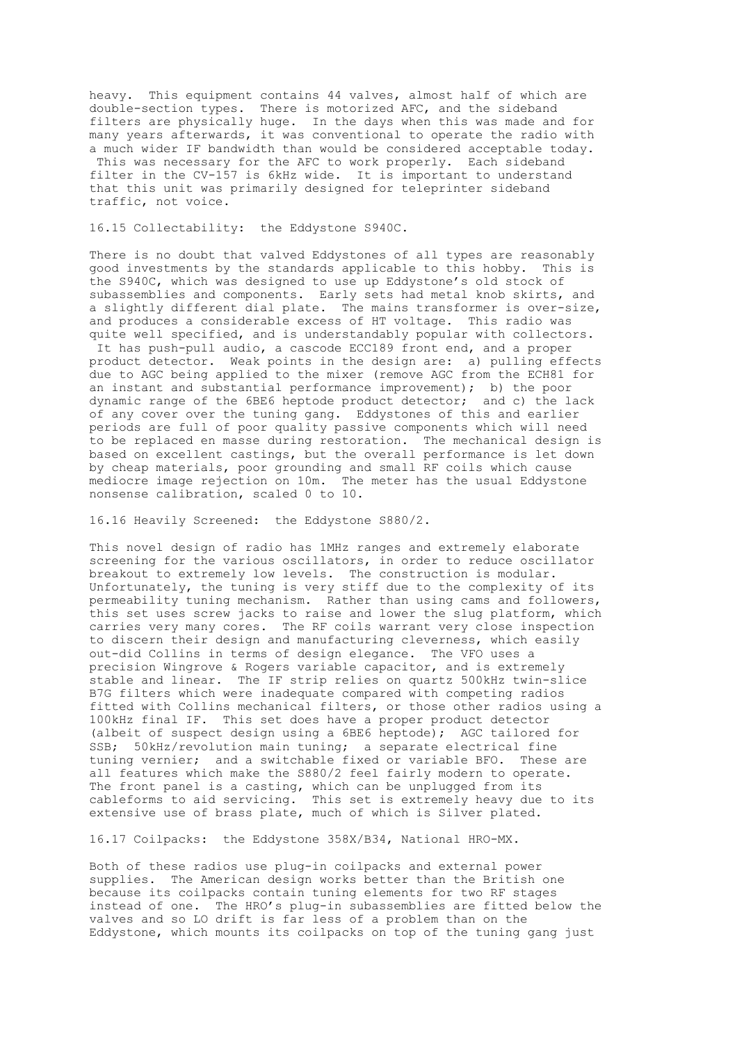heavy. This equipment contains 44 valves, almost half of which are double-section types. There is motorized AFC, and the sideband filters are physically huge. In the days when this was made and for many years afterwards, it was conventional to operate the radio with a much wider IF bandwidth than would be considered acceptable today. This was necessary for the AFC to work properly. Each sideband filter in the CV-157 is 6kHz wide. It is important to understand that this unit was primarily designed for teleprinter sideband traffic, not voice.

### 16.15 Collectability: the Eddystone S940C.

There is no doubt that valved Eddystones of all types are reasonably good investments by the standards applicable to this hobby. This is the S940C, which was designed to use up Eddystone's old stock of subassemblies and components. Early sets had metal knob skirts, and a slightly different dial plate. The mains transformer is over-size, and produces a considerable excess of HT voltage. This radio was quite well specified, and is understandably popular with collectors. It has push-pull audio, a cascode ECC189 front end, and a proper product detector. Weak points in the design are: a) pulling effects due to AGC being applied to the mixer (remove AGC from the ECH81 for an instant and substantial performance improvement); b) the poor dynamic range of the 6BE6 heptode product detector; and c) the lack of any cover over the tuning gang. Eddystones of this and earlier periods are full of poor quality passive components which will need to be replaced en masse during restoration. The mechanical design is based on excellent castings, but the overall performance is let down by cheap materials, poor grounding and small RF coils which cause mediocre image rejection on 10m. The meter has the usual Eddystone nonsense calibration, scaled 0 to 10.

### 16.16 Heavily Screened: the Eddystone S880/2.

This novel design of radio has 1MHz ranges and extremely elaborate screening for the various oscillators, in order to reduce oscillator breakout to extremely low levels. The construction is modular. Unfortunately, the tuning is very stiff due to the complexity of its permeability tuning mechanism. Rather than using cams and followers, this set uses screw jacks to raise and lower the slug platform, which carries very many cores. The RF coils warrant very close inspection to discern their design and manufacturing cleverness, which easily out-did Collins in terms of design elegance. The VFO uses a precision Wingrove & Rogers variable capacitor, and is extremely stable and linear. The IF strip relies on quartz 500kHz twin-slice B7G filters which were inadequate compared with competing radios fitted with Collins mechanical filters, or those other radios using a 100kHz final IF. This set does have a proper product detector (albeit of suspect design using a 6BE6 heptode); AGC tailored for SSB; 50kHz/revolution main tuning; a separate electrical fine tuning vernier; and a switchable fixed or variable BFO. These are all features which make the S880/2 feel fairly modern to operate. The front panel is a casting, which can be unplugged from its cableforms to aid servicing. This set is extremely heavy due to its extensive use of brass plate, much of which is Silver plated.

### 16.17 Coilpacks: the Eddystone 358X/B34, National HRO-MX.

Both of these radios use plug-in coilpacks and external power supplies. The American design works better than the British one because its coilpacks contain tuning elements for two RF stages instead of one. The HRO's plug-in subassemblies are fitted below the valves and so LO drift is far less of a problem than on the Eddystone, which mounts its coilpacks on top of the tuning gang just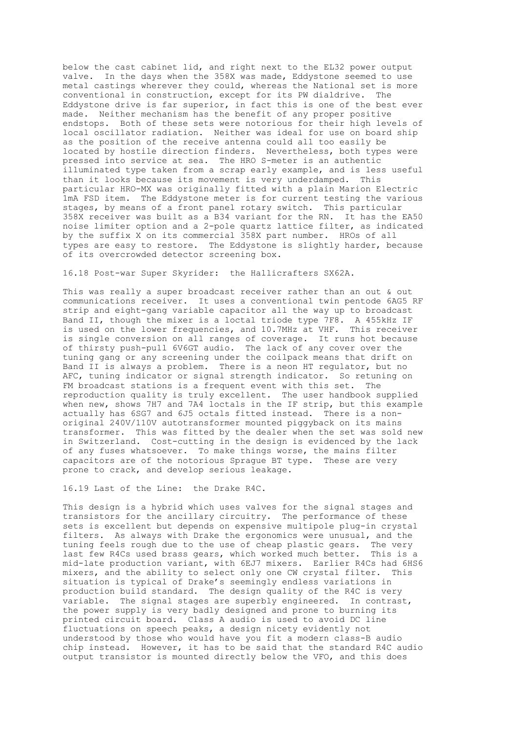below the cast cabinet lid, and right next to the EL32 power output valve. In the days when the 358X was made, Eddystone seemed to use metal castings wherever they could, whereas the National set is more conventional in construction, except for its PW dialdrive. The Eddystone drive is far superior, in fact this is one of the best ever made. Neither mechanism has the benefit of any proper positive endstops. Both of these sets were notorious for their high levels of local oscillator radiation. Neither was ideal for use on board ship as the position of the receive antenna could all too easily be located by hostile direction finders. Nevertheless, both types were pressed into service at sea. The HRO S-meter is an authentic illuminated type taken from a scrap early example, and is less useful than it looks because its movement is very underdamped. This particular HRO-MX was originally fitted with a plain Marion Electric 1mA FSD item. The Eddystone meter is for current testing the various stages, by means of a front panel rotary switch. This particular 358X receiver was built as a B34 variant for the RN. It has the EA50 noise limiter option and a 2-pole quartz lattice filter, as indicated by the suffix X on its commercial 358X part number. HROs of all types are easy to restore. The Eddystone is slightly harder, because of its overcrowded detector screening box.

### 16.18 Post-war Super Skyrider: the Hallicrafters SX62A.

This was really a super broadcast receiver rather than an out & out communications receiver. It uses a conventional twin pentode 6AG5 RF strip and eight-gang variable capacitor all the way up to broadcast Band II, though the mixer is a loctal triode type 7F8. A 455kHz IF is used on the lower frequencies, and 10.7MHz at VHF. This receiver is single conversion on all ranges of coverage. It runs hot because of thirsty push-pull 6V6GT audio. The lack of any cover over the tuning gang or any screening under the coilpack means that drift on Band II is always a problem. There is a neon HT regulator, but no AFC, tuning indicator or signal strength indicator. So retuning on FM broadcast stations is a frequent event with this set. The reproduction quality is truly excellent. The user handbook supplied when new, shows 7H7 and 7A4 loctals in the IF strip, but this example actually has 6SG7 and 6J5 octals fitted instead. There is a non-original 240V/110V autotransformer mounted piggyback on its mains transformer. This was fitted by the dealer when the set was sold new in Switzerland. Cost-cutting in the design is evidenced by the lack of any fuses whatsoever. To make things worse, the mains filter capacitors are of the notorious Sprague BT type. These are very prone to crack, and develop serious leakage.

### 16.19 Last of the Line: the Drake R4C.

This design is a hybrid which uses valves for the signal stages and transistors for the ancillary circuitry. The performance of these sets is excellent but depends on expensive multipole plug-in crystal filters. As always with Drake the ergonomics were unusual, and the tuning feels rough due to the use of cheap plastic gears. The very last few R4Cs used brass gears, which worked much better. This is a mid-late production variant, with 6EJ7 mixers. Earlier R4Cs had 6HS6 mixers, and the ability to select only one CW crystal filter. This situation is typical of Drake's seemingly endless variations in production build standard. The design quality of the R4C is very variable. The signal stages are superbly engineered. In contrast, the power supply is very badly designed and prone to burning its printed circuit board. Class A audio is used to avoid DC line fluctuations on speech peaks, a design nicety evidently not understood by those who would have you fit a modern class-B audio chip instead. However, it has to be said that the standard R4C audio output transistor is mounted directly below the VFO, and this does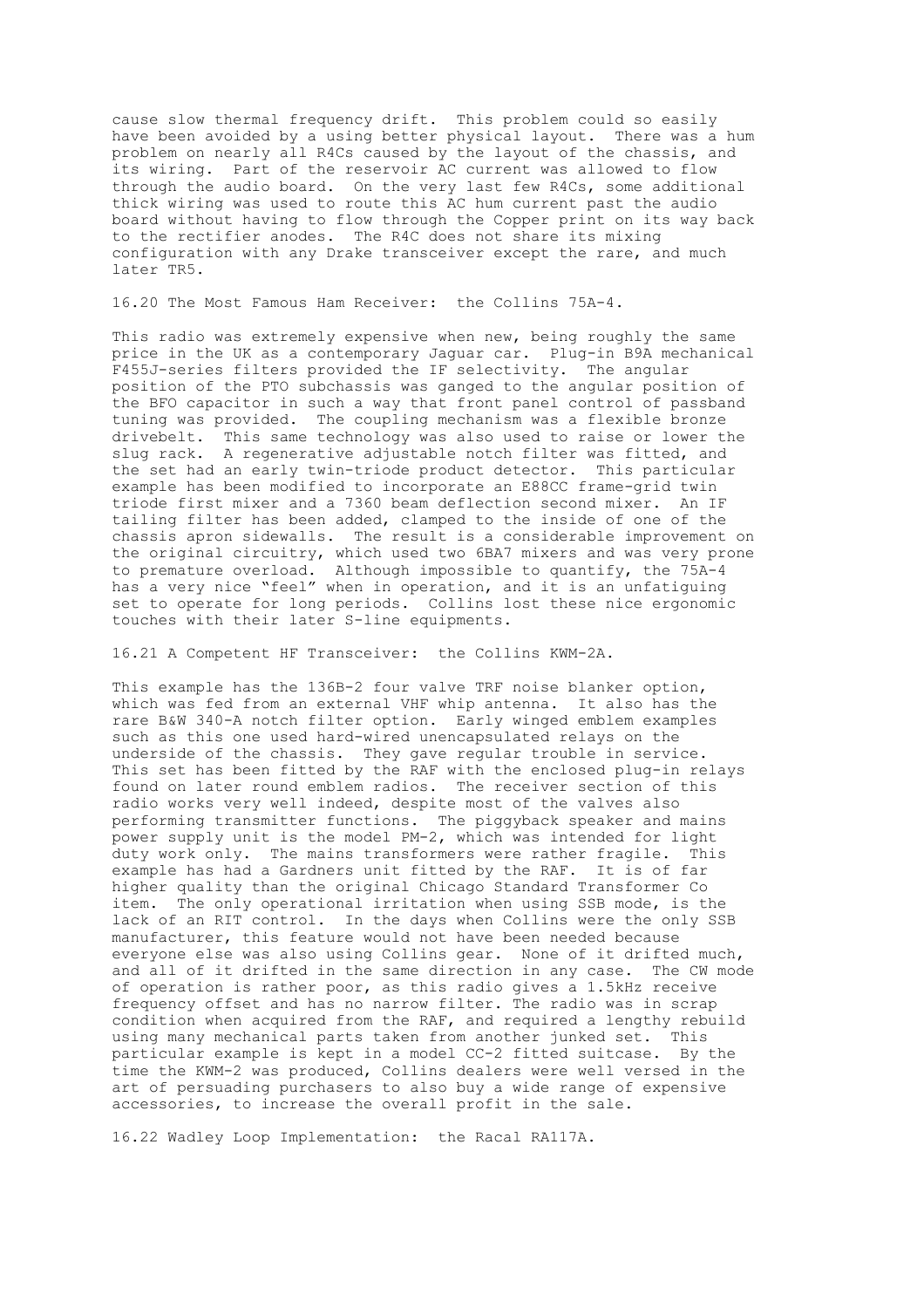cause slow thermal frequency drift. This problem could so easily have been avoided by a using better physical layout. There was a hum problem on nearly all R4Cs caused by the layout of the chassis, and its wiring. Part of the reservoir AC current was allowed to flow through the audio board. On the very last few R4Cs, some additional thick wiring was used to route this AC hum current past the audio board without having to flow through the Copper print on its way back to the rectifier anodes. The R4C does not share its mixing configuration with any Drake transceiver except the rare, and much later TR5.

### 16.20 The Most Famous Ham Receiver: the Collins 75A-4.

This radio was extremely expensive when new, being roughly the same price in the UK as a contemporary Jaguar car. Plug-in B9A mechanical F455J-series filters provided the IF selectivity. The angular position of the PTO subchassis was ganged to the angular position of the BFO capacitor in such a way that front panel control of passband tuning was provided. The coupling mechanism was a flexible bronze drivebelt. This same technology was also used to raise or lower the slug rack. A regenerative adjustable notch filter was fitted, and the set had an early twin-triode product detector. This particular example has been modified to incorporate an E88CC frame-grid twin triode first mixer and a 7360 beam deflection second mixer. An IF tailing filter has been added, clamped to the inside of one of the chassis apron sidewalls. The result is a considerable improvement on the original circuitry, which used two 6BA7 mixers and was very prone to premature overload. Although impossible to quantify, the 75A-4 has a very nice "feel" when in operation, and it is an unfatiguing set to operate for long periods. Collins lost these nice ergonomic touches with their later S-line equipments.

### 16.21 A Competent HF Transceiver: the Collins KWM-2A.

This example has the 136B-2 four valve TRF noise blanker option, which was fed from an external VHF whip antenna. It also has the rare B&W 340-A notch filter option. Early winged emblem examples such as this one used hard-wired unencapsulated relays on the underside of the chassis. They gave regular trouble in service. This set has been fitted by the RAF with the enclosed plug-in relays found on later round emblem radios. The receiver section of this radio works very well indeed, despite most of the valves also performing transmitter functions. The piggyback speaker and mains power supply unit is the model PM-2, which was intended for light duty work only. The mains transformers were rather fragile. This example has had a Gardners unit fitted by the RAF. It is of far higher quality than the original Chicago Standard Transformer Co item. The only operational irritation when using SSB mode, is the lack of an RIT control. In the days when Collins were the only SSB manufacturer, this feature would not have been needed because everyone else was also using Collins gear. None of it drifted much, and all of it drifted in the same direction in any case. The CW mode of operation is rather poor, as this radio gives a 1.5kHz receive frequency offset and has no narrow filter. The radio was in scrap condition when acquired from the RAF, and required a lengthy rebuild using many mechanical parts taken from another junked set. This particular example is kept in a model CC-2 fitted suitcase. By the time the KWM-2 was produced, Collins dealers were well versed in the art of persuading purchasers to also buy a wide range of expensive accessories, to increase the overall profit in the sale.

### 16.22 Wadley Loop Implementation: the Racal RA117A.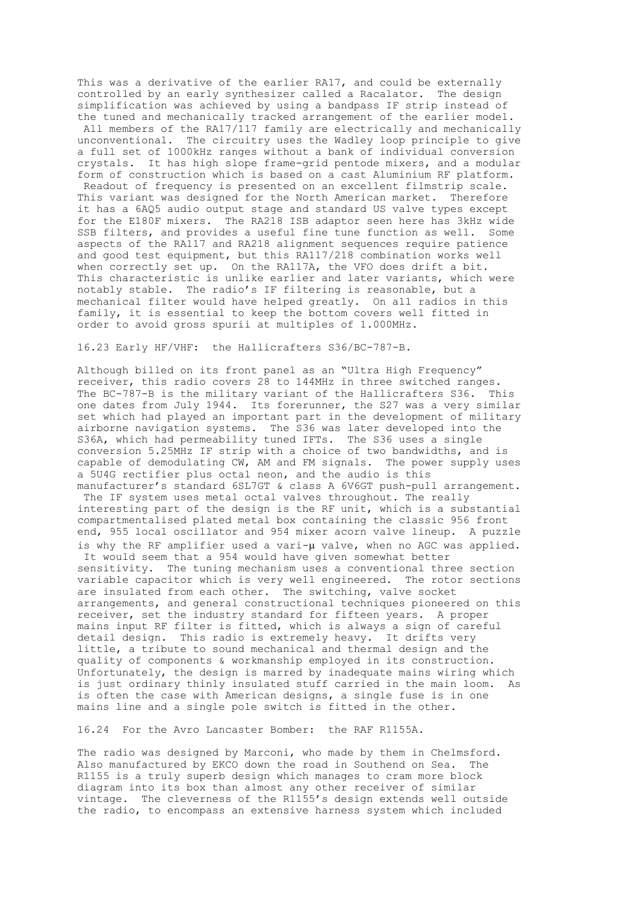This was a derivative of the earlier RA17, and could be externally controlled by an early synthesizer called a Racalator. The design simplification was achieved by using a bandpass IF strip instead of the tuned and mechanically tracked arrangement of the earlier model. All members of the RA17/117 family are electrically and mechanically unconventional. The circuitry uses the Wadley loop principle to give a full set of 1000kHz ranges without a bank of individual conversion crystals. It has high slope frame-grid pentode mixers, and a modular form of construction which is based on a cast Aluminium RF platform. Readout of frequency is presented on an excellent filmstrip scale. This variant was designed for the North American market. Therefore it has a 6AQ5 audio output stage and standard US valve types except for the E180F mixers. The RA218 ISB adaptor seen here has 3kHz wide SSB filters, and provides a useful fine tune function as well. Some aspects of the RA117 and RA218 alignment sequences require patience and good test equipment, but this RA117/218 combination works well when correctly set up. On the RA117A, the VFO does drift a bit. This characteristic is unlike earlier and later variants, which were notably stable. The radio's IF filtering is reasonable, but a mechanical filter would have helped greatly. On all radios in this family, it is essential to keep the bottom covers well fitted in order to avoid gross spurii at multiples of 1.000MHz.

## 16.23 Early HF/VHF: the Hallicrafters S36/BC-787-B.

Although billed on its front panel as an "Ultra High Frequency" receiver, this radio covers 28 to 144MHz in three switched ranges. The BC-787-B is the military variant of the Hallicrafters S36. This one dates from July 1944. Its forerunner, the S27 was a very similar set which had played an important part in the development of military airborne navigation systems. The S36 was later developed into the S36A, which had permeability tuned IFTs. The S36 uses a single conversion 5.25MHz IF strip with a choice of two bandwidths, and is capable of demodulating CW, AM and FM signals. The power supply uses a 5U4G rectifier plus octal neon, and the audio is this manufacturer's standard 6SL7GT & class A 6V6GT push-pull arrangement. The IF system uses metal octal valves throughout. The really interesting part of the design is the RF unit, which is a substantial compartmentalised plated metal box containing the classic 956 front end, 955 local oscillator and 954 mixer acorn valve lineup. A puzzle is why the RF amplifier used a vari-μ valve, when no AGC was applied. It would seem that a 954 would have given somewhat better sensitivity. The tuning mechanism uses a conventional three section variable capacitor which is very well engineered. The rotor sections are insulated from each other. The switching, valve socket arrangements, and general constructional techniques pioneered on this receiver, set the industry standard for fifteen years. A proper mains input RF filter is fitted, which is always a sign of careful detail design. This radio is extremely heavy. It drifts very little, a tribute to sound mechanical and thermal design and the quality of components & workmanship employed in its construction. Unfortunately, the design is marred by inadequate mains wiring which is just ordinary thinly insulated stuff carried in the main loom. As is often the case with American designs, a single fuse is in one mains line and a single pole switch is fitted in the other.

## 16.24 For the Avro Lancaster Bomber: the RAF R1155A.

The radio was designed by Marconi, who made by them in Chelmsford. Also manufactured by EKCO down the road in Southend on Sea. The R1155 is a truly superb design which manages to cram more block diagram into its box than almost any other receiver of similar vintage. The cleverness of the R1155's design extends well outside the radio, to encompass an extensive harness system which included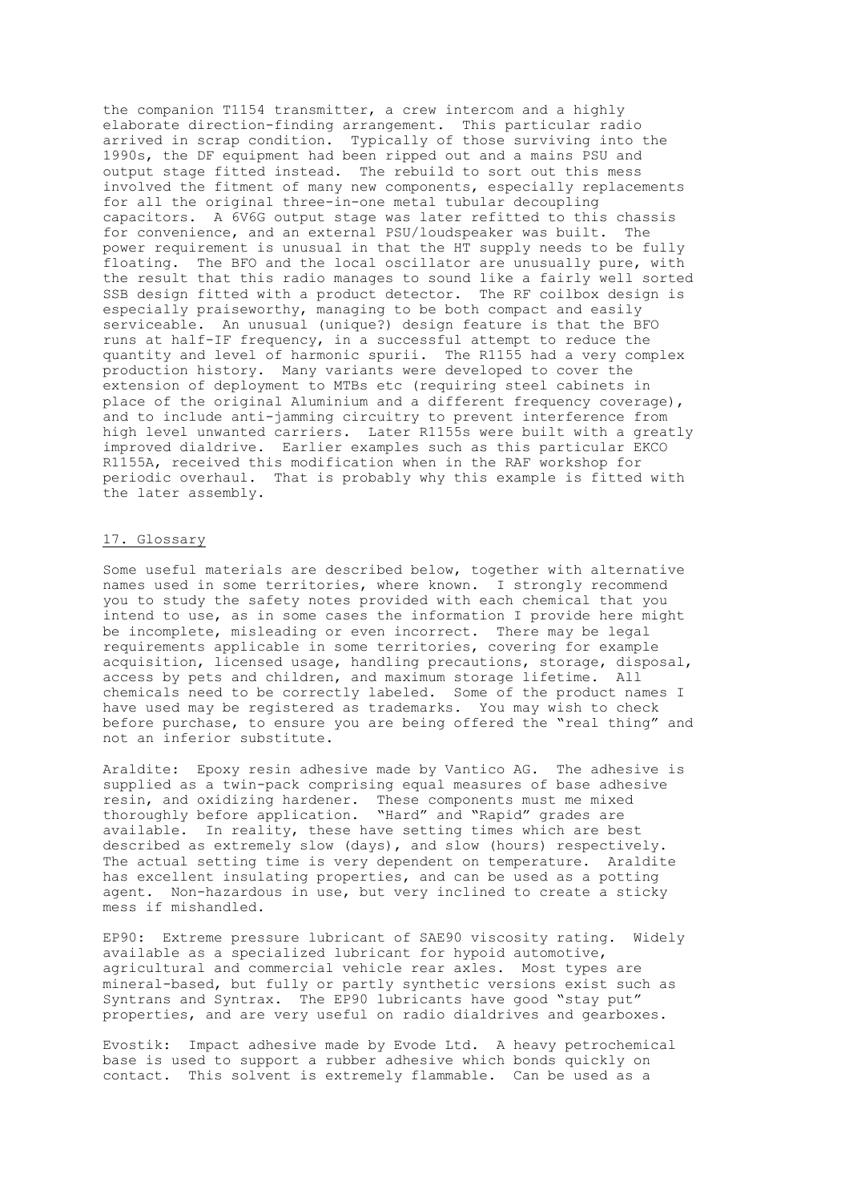the companion T1154 transmitter, a crew intercom and a highly elaborate direction-finding arrangement. This particular radio arrived in scrap condition. Typically of those surviving into the 1990s, the DF equipment had been ripped out and a mains PSU and output stage fitted instead. The rebuild to sort out this mess involved the fitment of many new components, especially replacements for all the original three-in-one metal tubular decoupling capacitors. A 6V6G output stage was later refitted to this chassis for convenience, and an external PSU/loudspeaker was built. The power requirement is unusual in that the HT supply needs to be fully floating. The BFO and the local oscillator are unusually pure, with the result that this radio manages to sound like a fairly well sorted SSB design fitted with a product detector. The RF coilbox design is especially praiseworthy, managing to be both compact and easily serviceable. An unusual (unique?) design feature is that the BFO runs at half-IF frequency, in a successful attempt to reduce the quantity and level of harmonic spurii. The R1155 had a very complex production history. Many variants were developed to cover the extension of deployment to MTBs etc (requiring steel cabinets in place of the original Aluminium and a different frequency coverage), and to include anti-jamming circuitry to prevent interference from high level unwanted carriers. Later R1155s were built with a greatly improved dialdrive. Earlier examples such as this particular EKCO R1155A, received this modification when in the RAF workshop for periodic overhaul. That is probably why this example is fitted with the later assembly.

## 17. Glossary

Some useful materials are described below, together with alternative names used in some territories, where known. I strongly recommend you to study the safety notes provided with each chemical that you intend to use, as in some cases the information I provide here might be incomplete, misleading or even incorrect. There may be legal requirements applicable in some territories, covering for example acquisition, licensed usage, handling precautions, storage, disposal, access by pets and children, and maximum storage lifetime. All chemicals need to be correctly labeled. Some of the product names I have used may be registered as trademarks. You may wish to check before purchase, to ensure you are being offered the "real thing" and not an inferior substitute.

Araldite: Epoxy resin adhesive made by Vantico AG. The adhesive is supplied as a twin-pack comprising equal measures of base adhesive resin, and oxidizing hardener. These components must me mixed thoroughly before application. "Hard" and "Rapid" grades are available. In reality, these have setting times which are best described as extremely slow (days), and slow (hours) respectively. The actual setting time is very dependent on temperature. Araldite has excellent insulating properties, and can be used as a potting agent. Non-hazardous in use, but very inclined to create a sticky mess if mishandled.

EP90: Extreme pressure lubricant of SAE90 viscosity rating. Widely available as a specialized lubricant for hypoid automotive, agricultural and commercial vehicle rear axles. Most types are mineral-based, but fully or partly synthetic versions exist such as Syntrans and Syntrax. The EP90 lubricants have good "stay put" properties, and are very useful on radio dialdrives and gearboxes.

Evostik: Impact adhesive made by Evode Ltd. A heavy petrochemical base is used to support a rubber adhesive which bonds quickly on contact. This solvent is extremely flammable. Can be used as a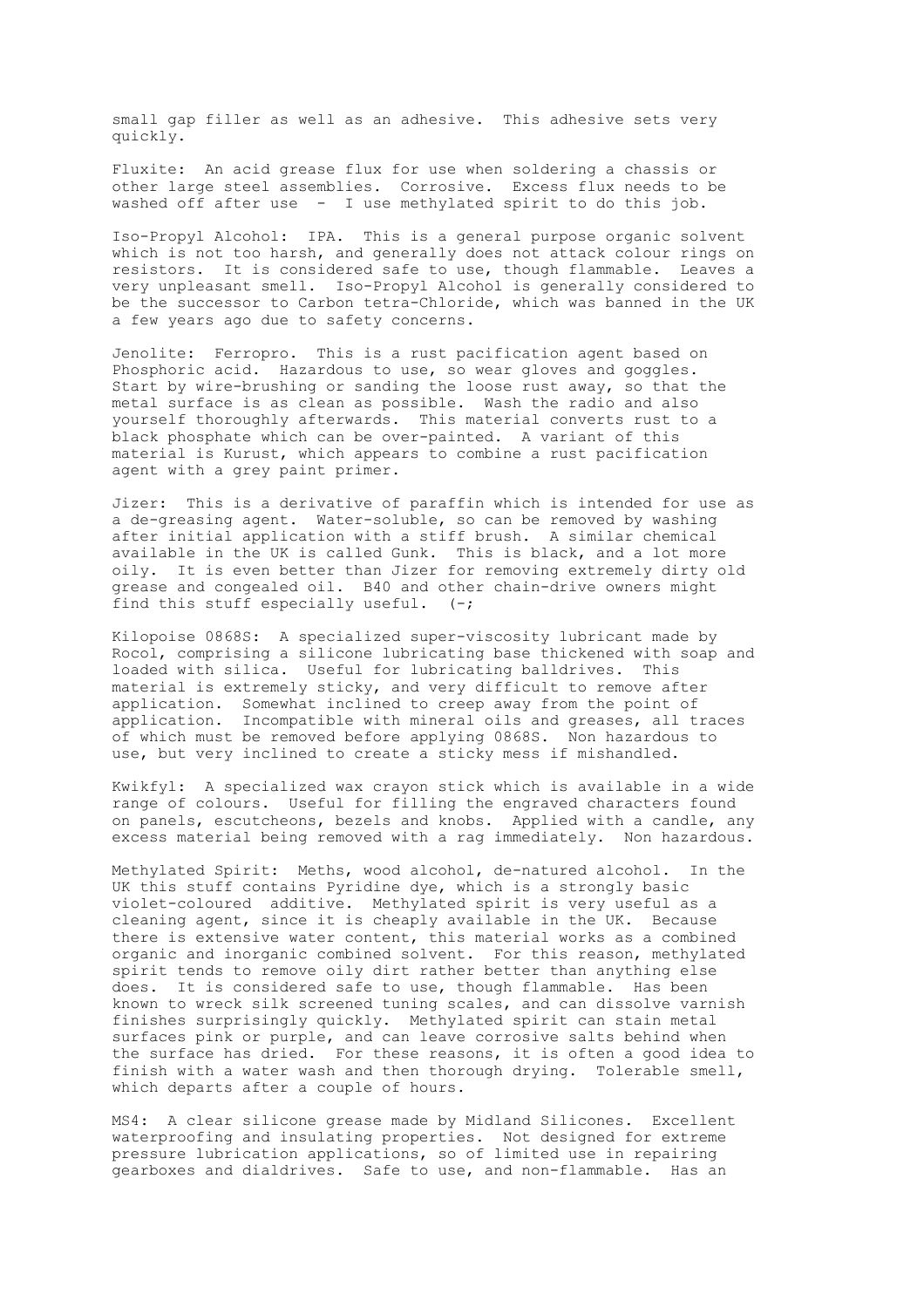small gap filler as well as an adhesive.  This adhesive sets very quickly.

Fluxite:  An acid grease flux for use when soldering a chassis or other large steel assemblies.  Corrosive.  Excess flux needs to be washed off after use  -  I use methylated spirit to do this job.

Iso-Propyl Alcohol:  IPA.  This is a general purpose organic solvent which is not too harsh, and generally does not attack colour rings on resistors.  It is considered safe to use, though flammable.  Leaves a very unpleasant smell.  Iso-Propyl Alcohol is generally considered to be the successor to Carbon tetra-Chloride, which was banned in the UK a few years ago due to safety concerns.

Jenolite:  Ferropro.  This is a rust pacification agent based on Phosphoric acid.  Hazardous to use, so wear gloves and goggles.  Start by wire-brushing or sanding the loose rust away, so that the metal surface is as clean as possible.  Wash the radio and also yourself thoroughly afterwards.  This material converts rust to a black phosphate which can be over-painted.  A variant of this material is Kurust, which appears to combine a rust pacification agent with a grey paint primer.

Jizer:  This is a derivative of paraffin which is intended for use as a de-greasing agent.  Water-soluble, so can be removed by washing after initial application with a stiff brush.  A similar chemical available in the UK is called Gunk.  This is black, and a lot more oily.  It is even better than Jizer for removing extremely dirty old grease and congealed oil.  B40 and other chain-drive owners might find this stuff especially useful.  (-;

Kilopoise 0868S:  A specialized super-viscosity lubricant made by Rocol, comprising a silicone lubricating base thickened with soap and loaded with silica.  Useful for lubricating balldrives.  This material is extremely sticky, and very difficult to remove after application.  Somewhat inclined to creep away from the point of application.  Incompatible with mineral oils and greases, all traces of which must be removed before applying 0868S.  Non hazardous to use, but very inclined to create a sticky mess if mishandled.

Kwikfyl:  A specialized wax crayon stick which is available in a wide range of colours.  Useful for filling the engraved characters found on panels, escutcheons, bezels and knobs.  Applied with a candle, any excess material being removed with a rag immediately.  Non hazardous.

Methylated Spirit:  Meths, wood alcohol, de-natured alcohol.  In the UK this stuff contains Pyridine dye, which is a strongly basic violet-coloured  additive.  Methylated spirit is very useful as a cleaning agent, since it is cheaply available in the UK.  Because there is extensive water content, this material works as a combined organic and inorganic combined solvent.  For this reason, methylated spirit tends to remove oily dirt rather better than anything else does.  It is considered safe to use, though flammable.  Has been known to wreck silk screened tuning scales, and can dissolve varnish finishes surprisingly quickly.  Methylated spirit can stain metal surfaces pink or purple, and can leave corrosive salts behind when the surface has dried.  For these reasons, it is often a good idea to finish with a water wash and then thorough drying.  Tolerable smell, which departs after a couple of hours.

MS4:  A clear silicone grease made by Midland Silicones.  Excellent waterproofing and insulating properties.  Not designed for extreme pressure lubrication applications, so of limited use in repairing gearboxes and dialdrives.  Safe to use, and non-flammable.  Has an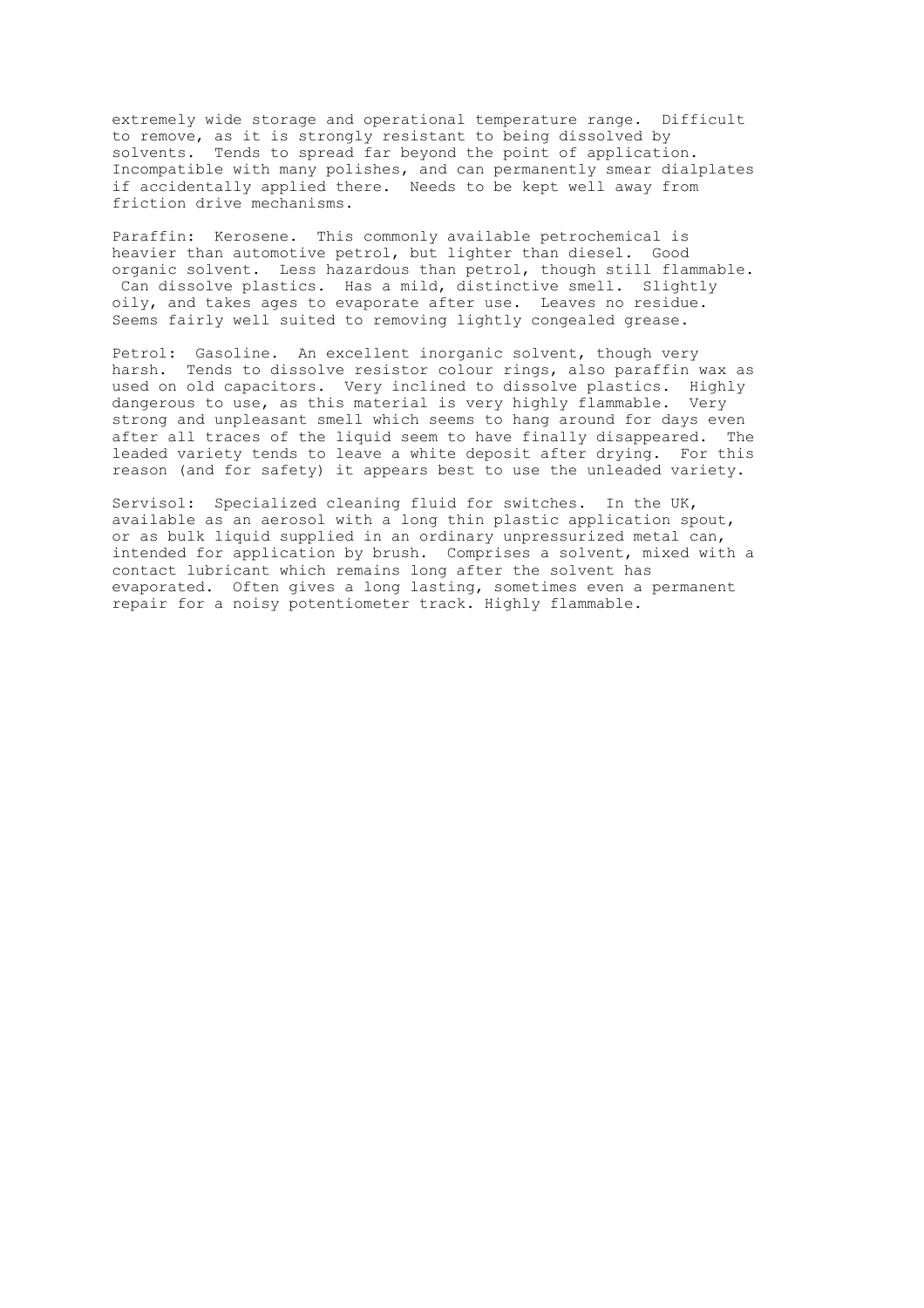extremely wide storage and operational temperature range. Difficult to remove, as it is strongly resistant to being dissolved by solvents. Tends to spread far beyond the point of application. Incompatible with many polishes, and can permanently smear dialplates if accidentally applied there. Needs to be kept well away from friction drive mechanisms.

Paraffin: Kerosene. This commonly available petrochemical is heavier than automotive petrol, but lighter than diesel. Good organic solvent. Less hazardous than petrol, though still flammable. Can dissolve plastics. Has a mild, distinctive smell. Slightly oily, and takes ages to evaporate after use. Leaves no residue. Seems fairly well suited to removing lightly congealed grease.

Petrol: Gasoline. An excellent inorganic solvent, though very harsh. Tends to dissolve resistor colour rings, also paraffin wax as used on old capacitors. Very inclined to dissolve plastics. Highly dangerous to use, as this material is very highly flammable. Very strong and unpleasant smell which seems to hang around for days even after all traces of the liquid seem to have finally disappeared. The leaded variety tends to leave a white deposit after drying. For this reason (and for safety) it appears best to use the unleaded variety.

Servisol: Specialized cleaning fluid for switches. In the UK, available as an aerosol with a long thin plastic application spout, or as bulk liquid supplied in an ordinary unpressurized metal can, intended for application by brush. Comprises a solvent, mixed with a contact lubricant which remains long after the solvent has evaporated. Often gives a long lasting, sometimes even a permanent repair for a noisy potentiometer track. Highly flammable.